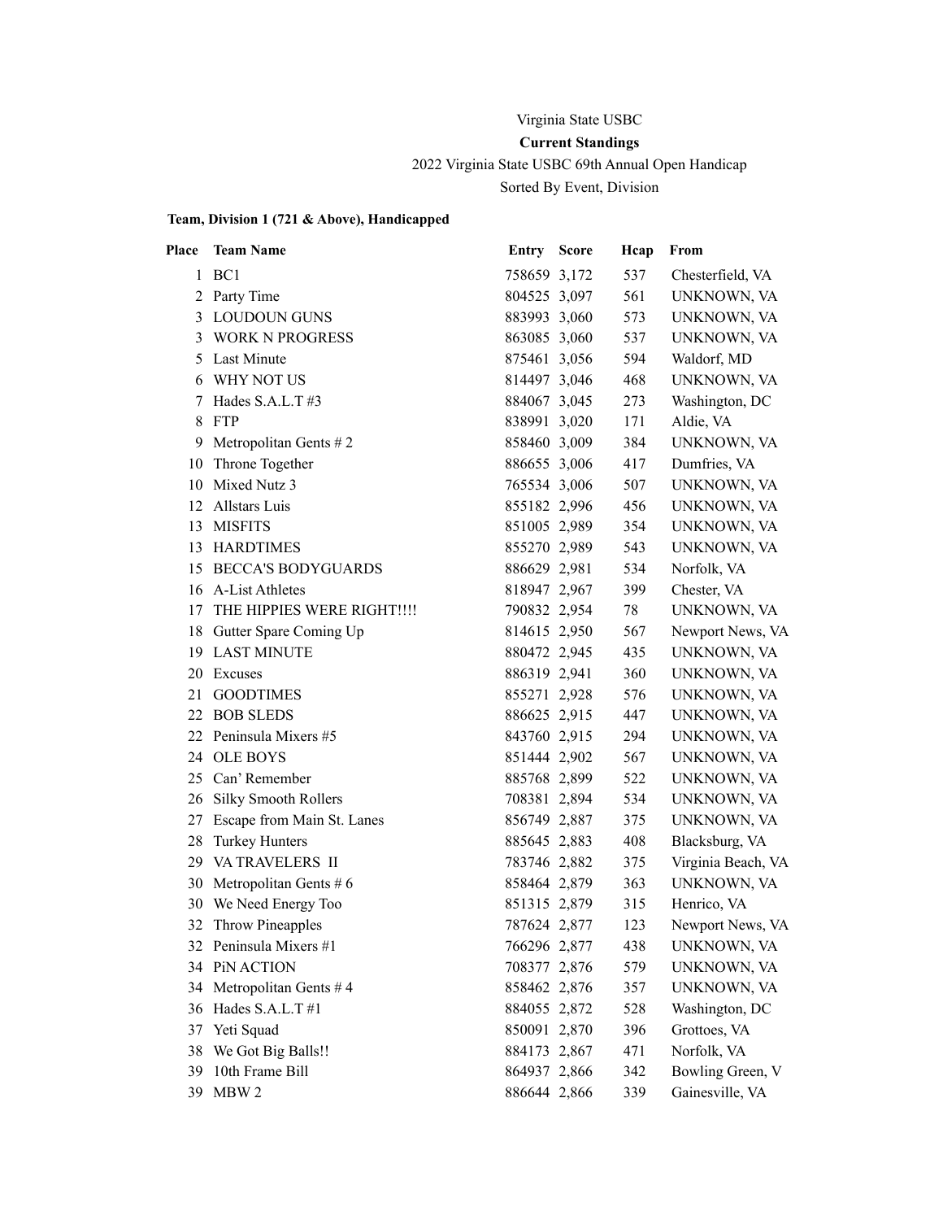Virginia State USBC

**Current Standings**

2022 Virginia State USBC 69th Annual Open Handicap

Sorted By Event, Division

**Team, Division 1 (721 & Above), Handicapped**

| Place | Team Name | Entry | Score | Hcap | From |
|---|---|---|---|---|---|
| 1 | BC1 | 758659 | 3,172 | 537 | Chesterfield, VA |
| 2 | Party Time | 804525 | 3,097 | 561 | UNKNOWN, VA |
| 3 | LOUDOUN GUNS | 883993 | 3,060 | 573 | UNKNOWN, VA |
| 3 | WORK N PROGRESS | 863085 | 3,060 | 537 | UNKNOWN, VA |
| 5 | Last Minute | 875461 | 3,056 | 594 | Waldorf, MD |
| 6 | WHY NOT US | 814497 | 3,046 | 468 | UNKNOWN, VA |
| 7 | Hades S.A.L.T #3 | 884067 | 3,045 | 273 | Washington, DC |
| 8 | FTP | 838991 | 3,020 | 171 | Aldie, VA |
| 9 | Metropolitan Gents # 2 | 858460 | 3,009 | 384 | UNKNOWN, VA |
| 10 | Throne Together | 886655 | 3,006 | 417 | Dumfries, VA |
| 10 | Mixed Nutz 3 | 765534 | 3,006 | 507 | UNKNOWN, VA |
| 12 | Allstars Luis | 855182 | 2,996 | 456 | UNKNOWN, VA |
| 13 | MISFITS | 851005 | 2,989 | 354 | UNKNOWN, VA |
| 13 | HARDTIMES | 855270 | 2,989 | 543 | UNKNOWN, VA |
| 15 | BECCA'S BODYGUARDS | 886629 | 2,981 | 534 | Norfolk, VA |
| 16 | A-List Athletes | 818947 | 2,967 | 399 | Chester, VA |
| 17 | THE HIPPIES WERE RIGHT!!!! | 790832 | 2,954 | 78 | UNKNOWN, VA |
| 18 | Gutter Spare Coming Up | 814615 | 2,950 | 567 | Newport News, VA |
| 19 | LAST MINUTE | 880472 | 2,945 | 435 | UNKNOWN, VA |
| 20 | Excuses | 886319 | 2,941 | 360 | UNKNOWN, VA |
| 21 | GOODTIMES | 855271 | 2,928 | 576 | UNKNOWN, VA |
| 22 | BOB SLEDS | 886625 | 2,915 | 447 | UNKNOWN, VA |
| 22 | Peninsula Mixers #5 | 843760 | 2,915 | 294 | UNKNOWN, VA |
| 24 | OLE BOYS | 851444 | 2,902 | 567 | UNKNOWN, VA |
| 25 | Can' Remember | 885768 | 2,899 | 522 | UNKNOWN, VA |
| 26 | Silky Smooth Rollers | 708381 | 2,894 | 534 | UNKNOWN, VA |
| 27 | Escape from Main St. Lanes | 856749 | 2,887 | 375 | UNKNOWN, VA |
| 28 | Turkey Hunters | 885645 | 2,883 | 408 | Blacksburg, VA |
| 29 | VA TRAVELERS II | 783746 | 2,882 | 375 | Virginia Beach, VA |
| 30 | Metropolitan Gents # 6 | 858464 | 2,879 | 363 | UNKNOWN, VA |
| 30 | We Need Energy Too | 851315 | 2,879 | 315 | Henrico, VA |
| 32 | Throw Pineapples | 787624 | 2,877 | 123 | Newport News, VA |
| 32 | Peninsula Mixers #1 | 766296 | 2,877 | 438 | UNKNOWN, VA |
| 34 | PiN ACTION | 708377 | 2,876 | 579 | UNKNOWN, VA |
| 34 | Metropolitan Gents # 4 | 858462 | 2,876 | 357 | UNKNOWN, VA |
| 36 | Hades S.A.L.T #1 | 884055 | 2,872 | 528 | Washington, DC |
| 37 | Yeti Squad | 850091 | 2,870 | 396 | Grottoes, VA |
| 38 | We Got Big Balls!! | 884173 | 2,867 | 471 | Norfolk, VA |
| 39 | 10th Frame Bill | 864937 | 2,866 | 342 | Bowling Green, V |
| 39 | MBW 2 | 886644 | 2,866 | 339 | Gainesville, VA |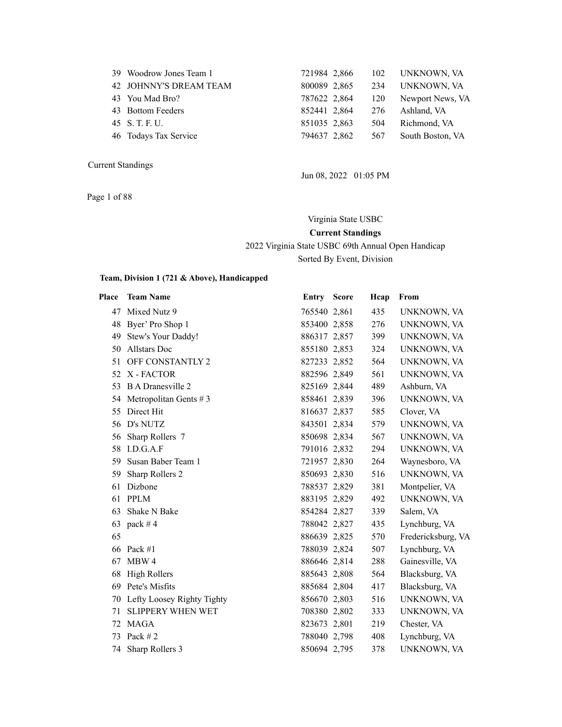| | | | | |
|---|---|---|---|---|
| 39 | Woodrow Jones Team 1 | 721984 2,866 | 102 | UNKNOWN, VA |
| 42 | JOHNNY'S DREAM TEAM | 800089 2,865 | 234 | UNKNOWN, VA |
| 43 | You Mad Bro? | 787622 2,864 | 120 | Newport News, VA |
| 43 | Bottom Feeders | 852441 2,864 | 276 | Ashland, VA |
| 45 | S. T. F. U. | 851035 2,863 | 504 | Richmond, VA |
| 46 | Todays Tax Service | 794637 2,862 | 567 | South Boston, VA |

Current Standings

Jun 08, 2022 01:05 PM

Virginia State USBC

**Current Standings**

2022 Virginia State USBC 69th Annual Open Handicap

Sorted By Event, Division

**Team, Division 1 (721 & Above), Handicapped**

| Place | Team Name | Entry | Score | Hcap | From |
|---|---|---|---|---|---|
| 47 | Mixed Nutz 9 | 765540 | 2,861 | 435 | UNKNOWN, VA |
| 48 | Byer' Pro Shop 1 | 853400 | 2,858 | 276 | UNKNOWN, VA |
| 49 | Stew's Your Daddy! | 886317 | 2,857 | 399 | UNKNOWN, VA |
| 50 | Allstars Doc | 855180 | 2,853 | 324 | UNKNOWN, VA |
| 51 | OFF CONSTANTLY 2 | 827233 | 2,852 | 564 | UNKNOWN, VA |
| 52 | X - FACTOR | 882596 | 2,849 | 561 | UNKNOWN, VA |
| 53 | B A Dranesville 2 | 825169 | 2,844 | 489 | Ashburn, VA |
| 54 | Metropolitan Gents # 3 | 858461 | 2,839 | 396 | UNKNOWN, VA |
| 55 | Direct Hit | 816637 | 2,837 | 585 | Clover, VA |
| 56 | D's NUTZ | 843501 | 2,834 | 579 | UNKNOWN, VA |
| 56 | Sharp Rollers 7 | 850698 | 2,834 | 567 | UNKNOWN, VA |
| 58 | I.D.G.A.F | 791016 | 2,832 | 294 | UNKNOWN, VA |
| 59 | Susan Baber Team 1 | 721957 | 2,830 | 264 | Waynesboro, VA |
| 59 | Sharp Rollers 2 | 850693 | 2,830 | 516 | UNKNOWN, VA |
| 61 | Dizbone | 788537 | 2,829 | 381 | Montpelier, VA |
| 61 | PPLM | 883195 | 2,829 | 492 | UNKNOWN, VA |
| 63 | Shake N Bake | 854284 | 2,827 | 339 | Salem, VA |
| 63 | pack # 4 | 788042 | 2,827 | 435 | Lynchburg, VA |
| 65 | | 886639 | 2,825 | 570 | Fredericksburg, VA |
| 66 | Pack #1 | 788039 | 2,824 | 507 | Lynchburg, VA |
| 67 | MBW 4 | 886646 | 2,814 | 288 | Gainesville, VA |
| 68 | High Rollers | 885643 | 2,808 | 564 | Blacksburg, VA |
| 69 | Pete's Misfits | 885684 | 2,804 | 417 | Blacksburg, VA |
| 70 | Lefty Loosey Righty Tighty | 856670 | 2,803 | 516 | UNKNOWN, VA |
| 71 | SLIPPERY WHEN WET | 708380 | 2,802 | 333 | UNKNOWN, VA |
| 72 | MAGA | 823673 | 2,801 | 219 | Chester, VA |
| 73 | Pack # 2 | 788040 | 2,798 | 408 | Lynchburg, VA |
| 74 | Sharp Rollers 3 | 850694 | 2,795 | 378 | UNKNOWN, VA |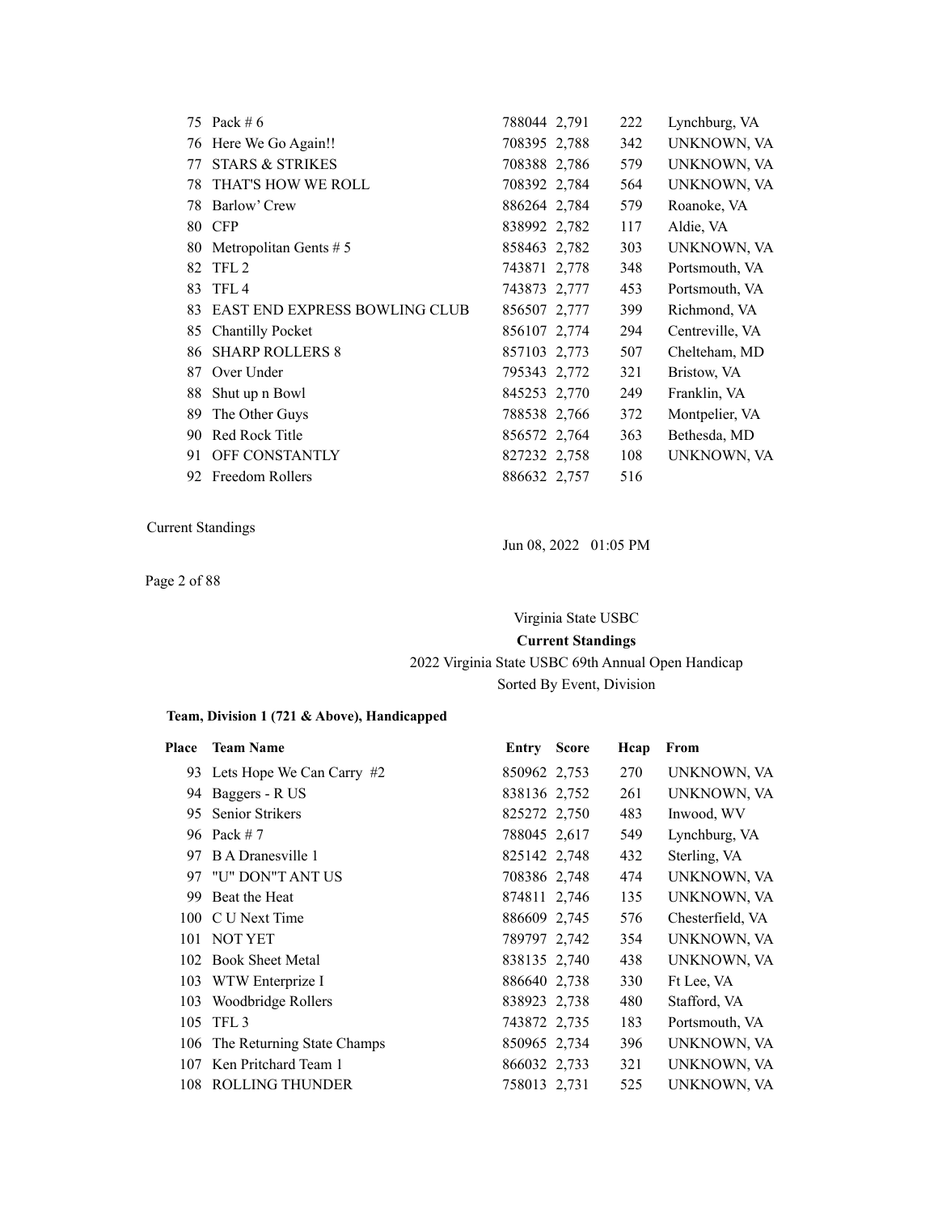| Place | Team Name | Entry | Score | Hcap | From |
|---|---|---|---|---|---|
| 75 | Pack # 6 | 788044 | 2,791 | 222 | Lynchburg, VA |
| 76 | Here We Go Again!! | 708395 | 2,788 | 342 | UNKNOWN, VA |
| 77 | STARS & STRIKES | 708388 | 2,786 | 579 | UNKNOWN, VA |
| 78 | THAT'S HOW WE ROLL | 708392 | 2,784 | 564 | UNKNOWN, VA |
| 78 | Barlow' Crew | 886264 | 2,784 | 579 | Roanoke, VA |
| 80 | CFP | 838992 | 2,782 | 117 | Aldie, VA |
| 80 | Metropolitan Gents # 5 | 858463 | 2,782 | 303 | UNKNOWN, VA |
| 82 | TFL 2 | 743871 | 2,778 | 348 | Portsmouth, VA |
| 83 | TFL 4 | 743873 | 2,777 | 453 | Portsmouth, VA |
| 83 | EAST END EXPRESS BOWLING CLUB | 856507 | 2,777 | 399 | Richmond, VA |
| 85 | Chantilly Pocket | 856107 | 2,774 | 294 | Centreville, VA |
| 86 | SHARP ROLLERS 8 | 857103 | 2,773 | 507 | Chelteham, MD |
| 87 | Over Under | 795343 | 2,772 | 321 | Bristow, VA |
| 88 | Shut up n Bowl | 845253 | 2,770 | 249 | Franklin, VA |
| 89 | The Other Guys | 788538 | 2,766 | 372 | Montpelier, VA |
| 90 | Red Rock Title | 856572 | 2,764 | 363 | Bethesda, MD |
| 91 | OFF CONSTANTLY | 827232 | 2,758 | 108 | UNKNOWN, VA |
| 92 | Freedom Rollers | 886632 | 2,757 | 516 | |

Virginia State USBC

**Current Standings**

2022 Virginia State USBC 69th Annual Open Handicap

Sorted By Event, Division

**Team, Division 1 (721 & Above), Handicapped**

| Place | Team Name | Entry | Score | Hcap | From |
|---|---|---|---|---|---|
| 93 | Lets Hope We Can Carry #2 | 850962 | 2,753 | 270 | UNKNOWN, VA |
| 94 | Baggers - R US | 838136 | 2,752 | 261 | UNKNOWN, VA |
| 95 | Senior Strikers | 825272 | 2,750 | 483 | Inwood, WV |
| 96 | Pack # 7 | 788045 | 2,617 | 549 | Lynchburg, VA |
| 97 | B A Dranesville 1 | 825142 | 2,748 | 432 | Sterling, VA |
| 97 | "U" DON"T ANT US | 708386 | 2,748 | 474 | UNKNOWN, VA |
| 99 | Beat the Heat | 874811 | 2,746 | 135 | UNKNOWN, VA |
| 100 | C U Next Time | 886609 | 2,745 | 576 | Chesterfield, VA |
| 101 | NOT YET | 789797 | 2,742 | 354 | UNKNOWN, VA |
| 102 | Book Sheet Metal | 838135 | 2,740 | 438 | UNKNOWN, VA |
| 103 | WTW Enterprize I | 886640 | 2,738 | 330 | Ft Lee, VA |
| 103 | Woodbridge Rollers | 838923 | 2,738 | 480 | Stafford, VA |
| 105 | TFL 3 | 743872 | 2,735 | 183 | Portsmouth, VA |
| 106 | The Returning State Champs | 850965 | 2,734 | 396 | UNKNOWN, VA |
| 107 | Ken Pritchard Team 1 | 866032 | 2,733 | 321 | UNKNOWN, VA |
| 108 | ROLLING THUNDER | 758013 | 2,731 | 525 | UNKNOWN, VA |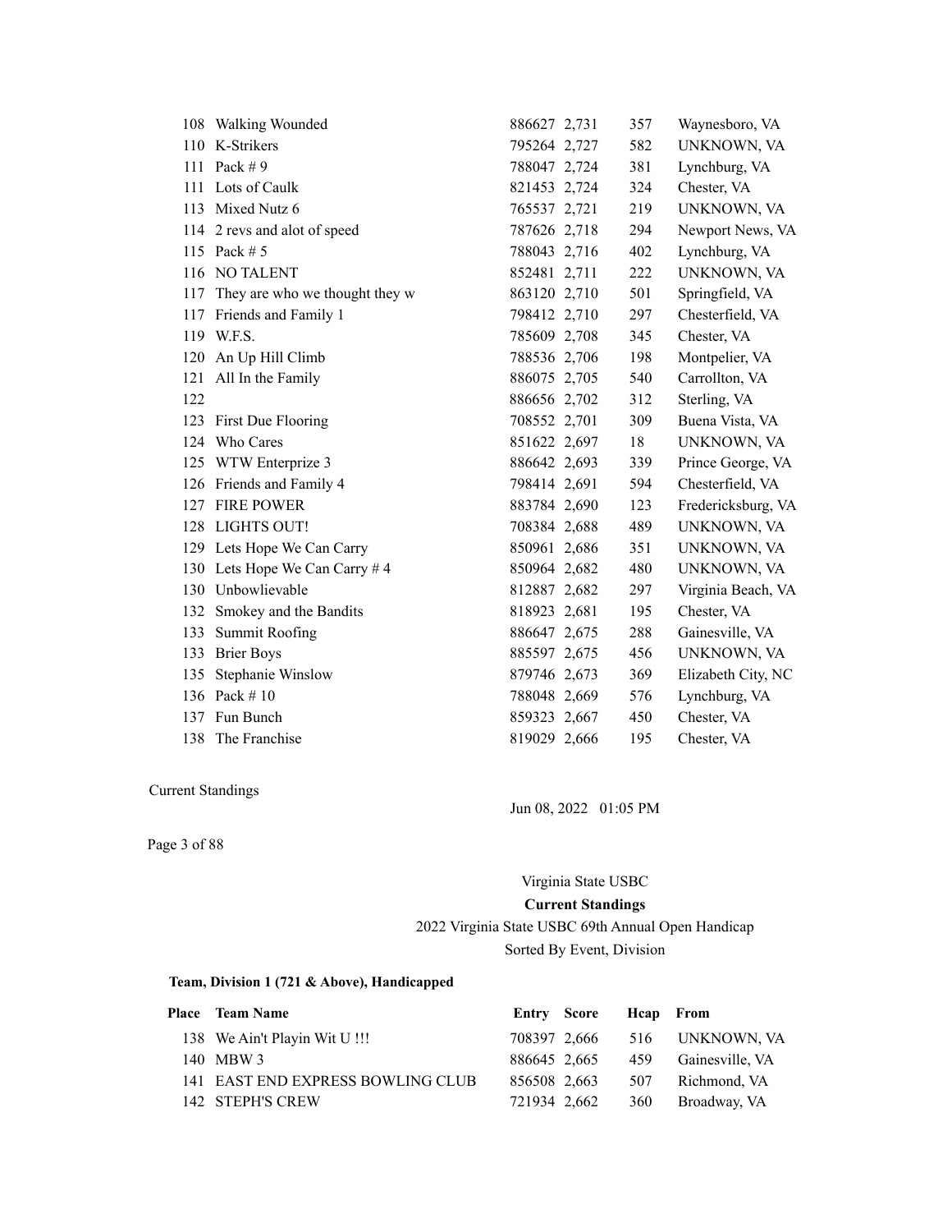| Place | Team Name | Entry | Score | Hcap | From |
|---|---|---|---|---|---|
| 108 | Walking Wounded | 886627 | 2,731 | 357 | Waynesboro, VA |
| 110 | K-Strikers | 795264 | 2,727 | 582 | UNKNOWN, VA |
| 111 | Pack # 9 | 788047 | 2,724 | 381 | Lynchburg, VA |
| 111 | Lots of Caulk | 821453 | 2,724 | 324 | Chester, VA |
| 113 | Mixed Nutz 6 | 765537 | 2,721 | 219 | UNKNOWN, VA |
| 114 | 2 revs and alot of speed | 787626 | 2,718 | 294 | Newport News, VA |
| 115 | Pack # 5 | 788043 | 2,716 | 402 | Lynchburg, VA |
| 116 | NO TALENT | 852481 | 2,711 | 222 | UNKNOWN, VA |
| 117 | They are who we thought they w | 863120 | 2,710 | 501 | Springfield, VA |
| 117 | Friends and Family 1 | 798412 | 2,710 | 297 | Chesterfield, VA |
| 119 | W.F.S. | 785609 | 2,708 | 345 | Chester, VA |
| 120 | An Up Hill Climb | 788536 | 2,706 | 198 | Montpelier, VA |
| 121 | All In the Family | 886075 | 2,705 | 540 | Carrollton, VA |
| 122 | | 886656 | 2,702 | 312 | Sterling, VA |
| 123 | First Due Flooring | 708552 | 2,701 | 309 | Buena Vista, VA |
| 124 | Who Cares | 851622 | 2,697 | 18 | UNKNOWN, VA |
| 125 | WTW Enterprize 3 | 886642 | 2,693 | 339 | Prince George, VA |
| 126 | Friends and Family 4 | 798414 | 2,691 | 594 | Chesterfield, VA |
| 127 | FIRE POWER | 883784 | 2,690 | 123 | Fredericksburg, VA |
| 128 | LIGHTS OUT! | 708384 | 2,688 | 489 | UNKNOWN, VA |
| 129 | Lets Hope We Can Carry | 850961 | 2,686 | 351 | UNKNOWN, VA |
| 130 | Lets Hope We Can Carry # 4 | 850964 | 2,682 | 480 | UNKNOWN, VA |
| 130 | Unbowlievable | 812887 | 2,682 | 297 | Virginia Beach, VA |
| 132 | Smokey and the Bandits | 818923 | 2,681 | 195 | Chester, VA |
| 133 | Summit Roofing | 886647 | 2,675 | 288 | Gainesville, VA |
| 133 | Brier Boys | 885597 | 2,675 | 456 | UNKNOWN, VA |
| 135 | Stephanie Winslow | 879746 | 2,673 | 369 | Elizabeth City, NC |
| 136 | Pack # 10 | 788048 | 2,669 | 576 | Lynchburg, VA |
| 137 | Fun Bunch | 859323 | 2,667 | 450 | Chester, VA |
| 138 | The Franchise | 819029 | 2,666 | 195 | Chester, VA |

Current Standings

Jun 08, 2022 01:05 PM

Virginia State USBC

**Current Standings**

2022 Virginia State USBC 69th Annual Open Handicap

Sorted By Event, Division

**Team, Division 1 (721 & Above), Handicapped**

| Place | Team Name | Entry | Score | Hcap | From |
|---|---|---|---|---|---|
| 138 | We Ain't Playin Wit U !!! | 708397 | 2,666 | 516 | UNKNOWN, VA |
| 140 | MBW 3 | 886645 | 2,665 | 459 | Gainesville, VA |
| 141 | EAST END EXPRESS BOWLING CLUB | 856508 | 2,663 | 507 | Richmond, VA |
| 142 | STEPH'S CREW | 721934 | 2,662 | 360 | Broadway, VA |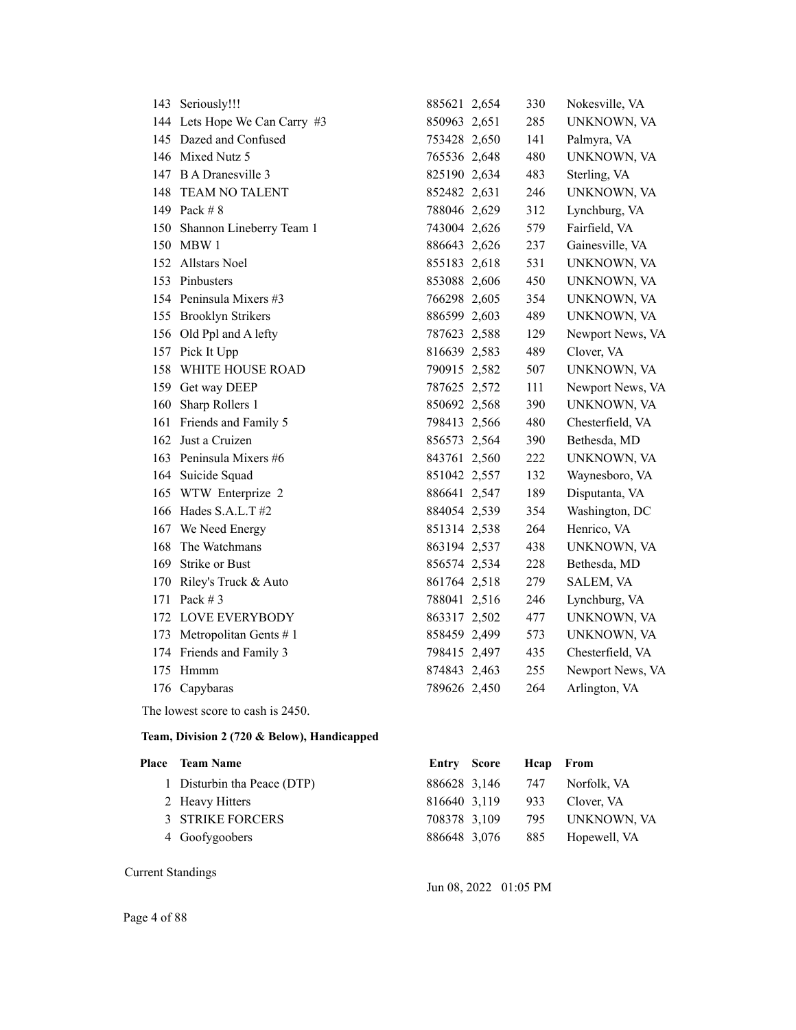| | | | | | |
|---|---|---|---|---|---|
| 143 | Seriously!!! | 885621 | 2,654 | 330 | Nokesville, VA |
| 144 | Lets Hope We Can Carry #3 | 850963 | 2,651 | 285 | UNKNOWN, VA |
| 145 | Dazed and Confused | 753428 | 2,650 | 141 | Palmyra, VA |
| 146 | Mixed Nutz 5 | 765536 | 2,648 | 480 | UNKNOWN, VA |
| 147 | B A Dranesville 3 | 825190 | 2,634 | 483 | Sterling, VA |
| 148 | TEAM NO TALENT | 852482 | 2,631 | 246 | UNKNOWN, VA |
| 149 | Pack # 8 | 788046 | 2,629 | 312 | Lynchburg, VA |
| 150 | Shannon Lineberry Team 1 | 743004 | 2,626 | 579 | Fairfield, VA |
| 150 | MBW 1 | 886643 | 2,626 | 237 | Gainesville, VA |
| 152 | Allstars Noel | 855183 | 2,618 | 531 | UNKNOWN, VA |
| 153 | Pinbusters | 853088 | 2,606 | 450 | UNKNOWN, VA |
| 154 | Peninsula Mixers #3 | 766298 | 2,605 | 354 | UNKNOWN, VA |
| 155 | Brooklyn Strikers | 886599 | 2,603 | 489 | UNKNOWN, VA |
| 156 | Old Ppl and A lefty | 787623 | 2,588 | 129 | Newport News, VA |
| 157 | Pick It Upp | 816639 | 2,583 | 489 | Clover, VA |
| 158 | WHITE HOUSE ROAD | 790915 | 2,582 | 507 | UNKNOWN, VA |
| 159 | Get way DEEP | 787625 | 2,572 | 111 | Newport News, VA |
| 160 | Sharp Rollers 1 | 850692 | 2,568 | 390 | UNKNOWN, VA |
| 161 | Friends and Family 5 | 798413 | 2,566 | 480 | Chesterfield, VA |
| 162 | Just a Cruizen | 856573 | 2,564 | 390 | Bethesda, MD |
| 163 | Peninsula Mixers #6 | 843761 | 2,560 | 222 | UNKNOWN, VA |
| 164 | Suicide Squad | 851042 | 2,557 | 132 | Waynesboro, VA |
| 165 | WTW Enterprize 2 | 886641 | 2,547 | 189 | Disputanta, VA |
| 166 | Hades S.A.L.T #2 | 884054 | 2,539 | 354 | Washington, DC |
| 167 | We Need Energy | 851314 | 2,538 | 264 | Henrico, VA |
| 168 | The Watchmans | 863194 | 2,537 | 438 | UNKNOWN, VA |
| 169 | Strike or Bust | 856574 | 2,534 | 228 | Bethesda, MD |
| 170 | Riley's Truck & Auto | 861764 | 2,518 | 279 | SALEM, VA |
| 171 | Pack # 3 | 788041 | 2,516 | 246 | Lynchburg, VA |
| 172 | LOVE EVERYBODY | 863317 | 2,502 | 477 | UNKNOWN, VA |
| 173 | Metropolitan Gents # 1 | 858459 | 2,499 | 573 | UNKNOWN, VA |
| 174 | Friends and Family 3 | 798415 | 2,497 | 435 | Chesterfield, VA |
| 175 | Hmmm | 874843 | 2,463 | 255 | Newport News, VA |
| 176 | Capybaras | 789626 | 2,450 | 264 | Arlington, VA |

The lowest score to cash is 2450.

**Team, Division 2 (720 & Below), Handicapped**

| Place | Team Name | Entry | Score | Hcap | From |
|---|---|---|---|---|---|
| 1 | Disturbin tha Peace (DTP) | 886628 | 3,146 | 747 | Norfolk, VA |
| 2 | Heavy Hitters | 816640 | 3,119 | 933 | Clover, VA |
| 3 | STRIKE FORCERS | 708378 | 3,109 | 795 | UNKNOWN, VA |
| 4 | Goofygoobers | 886648 | 3,076 | 885 | Hopewell, VA |

Current Standings

Jun 08, 2022 01:05 PM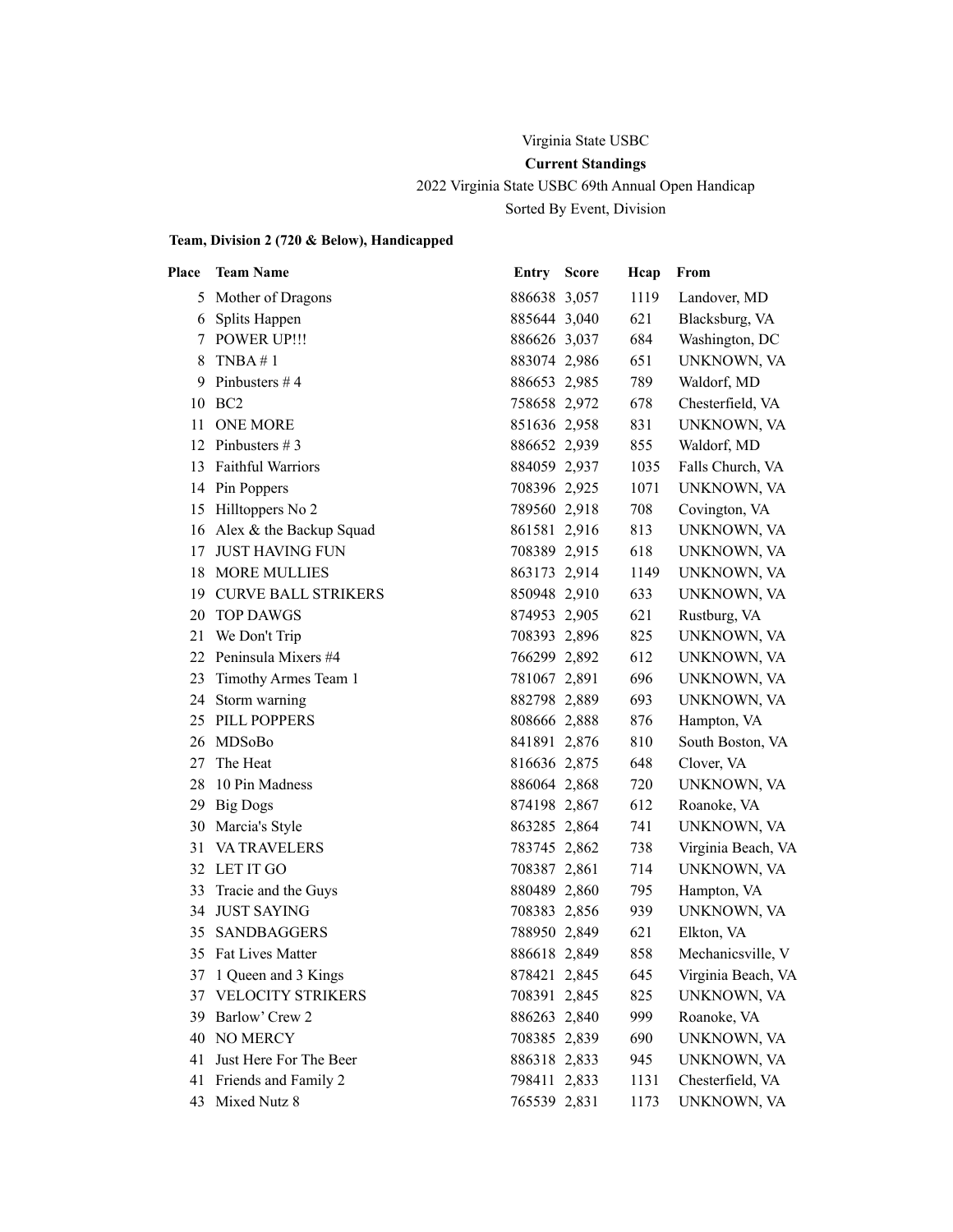Virginia State USBC

**Current Standings**

2022 Virginia State USBC 69th Annual Open Handicap

Sorted By Event, Division

**Team, Division 2 (720 & Below), Handicapped**

| Place | Team Name | Entry | Score | Hcap | From |
|---|---|---|---|---|---|
| 5 | Mother of Dragons | 886638 | 3,057 | 1119 | Landover, MD |
| 6 | Splits Happen | 885644 | 3,040 | 621 | Blacksburg, VA |
| 7 | POWER UP!!! | 886626 | 3,037 | 684 | Washington, DC |
| 8 | TNBA # 1 | 883074 | 2,986 | 651 | UNKNOWN, VA |
| 9 | Pinbusters # 4 | 886653 | 2,985 | 789 | Waldorf, MD |
| 10 | BC2 | 758658 | 2,972 | 678 | Chesterfield, VA |
| 11 | ONE MORE | 851636 | 2,958 | 831 | UNKNOWN, VA |
| 12 | Pinbusters # 3 | 886652 | 2,939 | 855 | Waldorf, MD |
| 13 | Faithful Warriors | 884059 | 2,937 | 1035 | Falls Church, VA |
| 14 | Pin Poppers | 708396 | 2,925 | 1071 | UNKNOWN, VA |
| 15 | Hilltoppers No 2 | 789560 | 2,918 | 708 | Covington, VA |
| 16 | Alex & the Backup Squad | 861581 | 2,916 | 813 | UNKNOWN, VA |
| 17 | JUST HAVING FUN | 708389 | 2,915 | 618 | UNKNOWN, VA |
| 18 | MORE MULLIES | 863173 | 2,914 | 1149 | UNKNOWN, VA |
| 19 | CURVE BALL STRIKERS | 850948 | 2,910 | 633 | UNKNOWN, VA |
| 20 | TOP DAWGS | 874953 | 2,905 | 621 | Rustburg, VA |
| 21 | We Don't Trip | 708393 | 2,896 | 825 | UNKNOWN, VA |
| 22 | Peninsula Mixers #4 | 766299 | 2,892 | 612 | UNKNOWN, VA |
| 23 | Timothy Armes Team 1 | 781067 | 2,891 | 696 | UNKNOWN, VA |
| 24 | Storm warning | 882798 | 2,889 | 693 | UNKNOWN, VA |
| 25 | PILL POPPERS | 808666 | 2,888 | 876 | Hampton, VA |
| 26 | MDSoBo | 841891 | 2,876 | 810 | South Boston, VA |
| 27 | The Heat | 816636 | 2,875 | 648 | Clover, VA |
| 28 | 10 Pin Madness | 886064 | 2,868 | 720 | UNKNOWN, VA |
| 29 | Big Dogs | 874198 | 2,867 | 612 | Roanoke, VA |
| 30 | Marcia's Style | 863285 | 2,864 | 741 | UNKNOWN, VA |
| 31 | VA TRAVELERS | 783745 | 2,862 | 738 | Virginia Beach, VA |
| 32 | LET IT GO | 708387 | 2,861 | 714 | UNKNOWN, VA |
| 33 | Tracie and the Guys | 880489 | 2,860 | 795 | Hampton, VA |
| 34 | JUST SAYING | 708383 | 2,856 | 939 | UNKNOWN, VA |
| 35 | SANDBAGGERS | 788950 | 2,849 | 621 | Elkton, VA |
| 35 | Fat Lives Matter | 886618 | 2,849 | 858 | Mechanicsville, V |
| 37 | 1 Queen and 3 Kings | 878421 | 2,845 | 645 | Virginia Beach, VA |
| 37 | VELOCITY STRIKERS | 708391 | 2,845 | 825 | UNKNOWN, VA |
| 39 | Barlow' Crew 2 | 886263 | 2,840 | 999 | Roanoke, VA |
| 40 | NO MERCY | 708385 | 2,839 | 690 | UNKNOWN, VA |
| 41 | Just Here For The Beer | 886318 | 2,833 | 945 | UNKNOWN, VA |
| 41 | Friends and Family 2 | 798411 | 2,833 | 1131 | Chesterfield, VA |
| 43 | Mixed Nutz 8 | 765539 | 2,831 | 1173 | UNKNOWN, VA |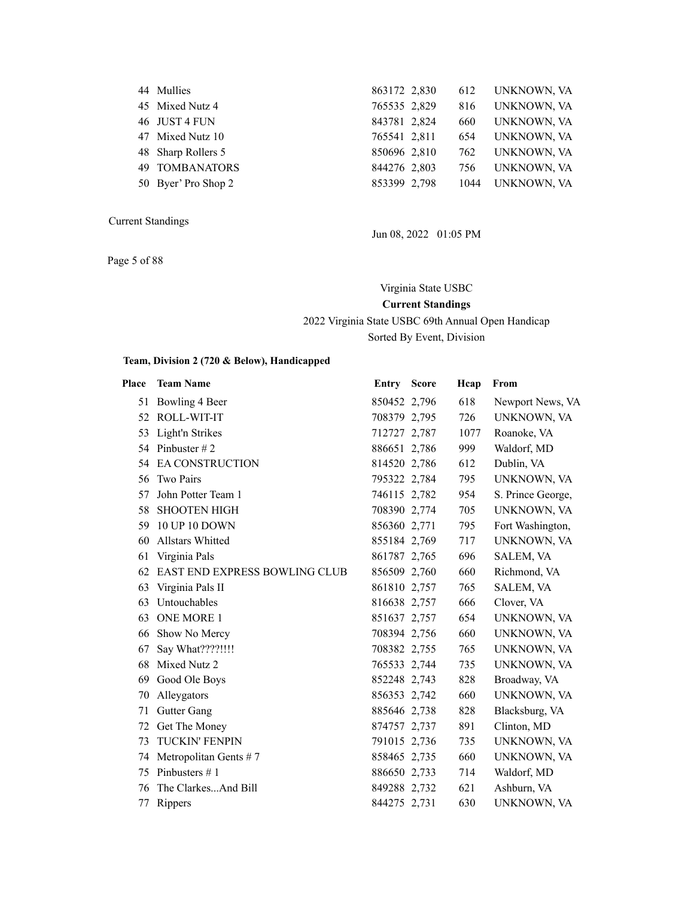| Place | Team Name | Entry | Score | Hcap | From |
|---|---|---|---|---|---|
| 44 | Mullies | 863172 | 2,830 | 612 | UNKNOWN, VA |
| 45 | Mixed Nutz 4 | 765535 | 2,829 | 816 | UNKNOWN, VA |
| 46 | JUST 4 FUN | 843781 | 2,824 | 660 | UNKNOWN, VA |
| 47 | Mixed Nutz 10 | 765541 | 2,811 | 654 | UNKNOWN, VA |
| 48 | Sharp Rollers 5 | 850696 | 2,810 | 762 | UNKNOWN, VA |
| 49 | TOMBANATORS | 844276 | 2,803 | 756 | UNKNOWN, VA |
| 50 | Byer' Pro Shop 2 | 853399 | 2,798 | 1044 | UNKNOWN, VA |

Current Standings

Jun 08, 2022 01:05 PM

Virginia State USBC

**Current Standings**

2022 Virginia State USBC 69th Annual Open Handicap

Sorted By Event, Division

### Team, Division 2 (720 & Below), Handicapped

| Place | Team Name | Entry | Score | Hcap | From |
|---|---|---|---|---|---|
| 51 | Bowling 4 Beer | 850452 | 2,796 | 618 | Newport News, VA |
| 52 | ROLL-WIT-IT | 708379 | 2,795 | 726 | UNKNOWN, VA |
| 53 | Light'n Strikes | 712727 | 2,787 | 1077 | Roanoke, VA |
| 54 | Pinbuster # 2 | 886651 | 2,786 | 999 | Waldorf, MD |
| 54 | EA CONSTRUCTION | 814520 | 2,786 | 612 | Dublin, VA |
| 56 | Two Pairs | 795322 | 2,784 | 795 | UNKNOWN, VA |
| 57 | John Potter Team 1 | 746115 | 2,782 | 954 | S. Prince George, |
| 58 | SHOOTEN HIGH | 708390 | 2,774 | 705 | UNKNOWN, VA |
| 59 | 10 UP 10 DOWN | 856360 | 2,771 | 795 | Fort Washington, |
| 60 | Allstars Whitted | 855184 | 2,769 | 717 | UNKNOWN, VA |
| 61 | Virginia Pals | 861787 | 2,765 | 696 | SALEM, VA |
| 62 | EAST END EXPRESS BOWLING CLUB | 856509 | 2,760 | 660 | Richmond, VA |
| 63 | Virginia Pals II | 861810 | 2,757 | 765 | SALEM, VA |
| 63 | Untouchables | 816638 | 2,757 | 666 | Clover, VA |
| 63 | ONE MORE 1 | 851637 | 2,757 | 654 | UNKNOWN, VA |
| 66 | Show No Mercy | 708394 | 2,756 | 660 | UNKNOWN, VA |
| 67 | Say What????!!!! | 708382 | 2,755 | 765 | UNKNOWN, VA |
| 68 | Mixed Nutz 2 | 765533 | 2,744 | 735 | UNKNOWN, VA |
| 69 | Good Ole Boys | 852248 | 2,743 | 828 | Broadway, VA |
| 70 | Alleygators | 856353 | 2,742 | 660 | UNKNOWN, VA |
| 71 | Gutter Gang | 885646 | 2,738 | 828 | Blacksburg, VA |
| 72 | Get The Money | 874757 | 2,737 | 891 | Clinton, MD |
| 73 | TUCKIN' FENPIN | 791015 | 2,736 | 735 | UNKNOWN, VA |
| 74 | Metropolitan Gents # 7 | 858465 | 2,735 | 660 | UNKNOWN, VA |
| 75 | Pinbusters # 1 | 886650 | 2,733 | 714 | Waldorf, MD |
| 76 | The Clarkes...And Bill | 849288 | 2,732 | 621 | Ashburn, VA |
| 77 | Rippers | 844275 | 2,731 | 630 | UNKNOWN, VA |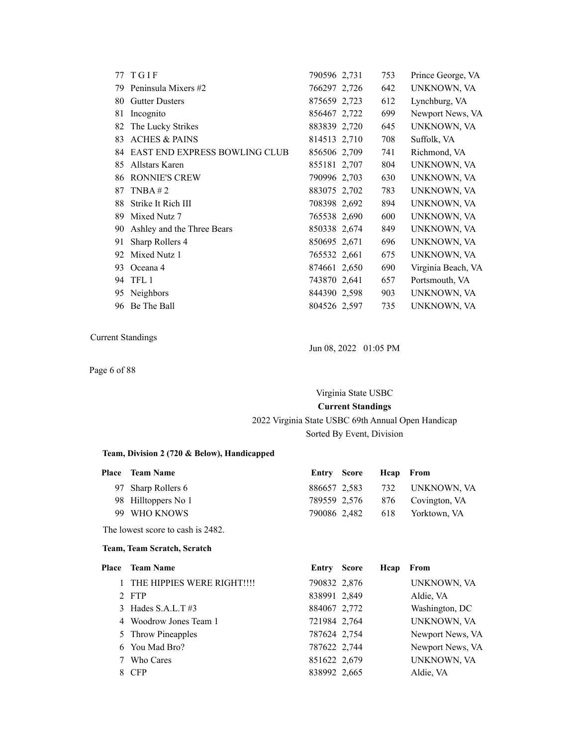| Place | Team Name | Entry | Score | Hcap | From |
|---|---|---|---|---|---|
| 77 | T G I F | 790596 | 2,731 | 753 | Prince George, VA |
| 79 | Peninsula Mixers #2 | 766297 | 2,726 | 642 | UNKNOWN, VA |
| 80 | Gutter Dusters | 875659 | 2,723 | 612 | Lynchburg, VA |
| 81 | Incognito | 856467 | 2,722 | 699 | Newport News, VA |
| 82 | The Lucky Strikes | 883839 | 2,720 | 645 | UNKNOWN, VA |
| 83 | ACHES & PAINS | 814513 | 2,710 | 708 | Suffolk, VA |
| 84 | EAST END EXPRESS BOWLING CLUB | 856506 | 2,709 | 741 | Richmond, VA |
| 85 | Allstars Karen | 855181 | 2,707 | 804 | UNKNOWN, VA |
| 86 | RONNIE'S CREW | 790996 | 2,703 | 630 | UNKNOWN, VA |
| 87 | TNBA # 2 | 883075 | 2,702 | 783 | UNKNOWN, VA |
| 88 | Strike It Rich III | 708398 | 2,692 | 894 | UNKNOWN, VA |
| 89 | Mixed Nutz 7 | 765538 | 2,690 | 600 | UNKNOWN, VA |
| 90 | Ashley and the Three Bears | 850338 | 2,674 | 849 | UNKNOWN, VA |
| 91 | Sharp Rollers 4 | 850695 | 2,671 | 696 | UNKNOWN, VA |
| 92 | Mixed Nutz 1 | 765532 | 2,661 | 675 | UNKNOWN, VA |
| 93 | Oceana 4 | 874661 | 2,650 | 690 | Virginia Beach, VA |
| 94 | TFL 1 | 743870 | 2,641 | 657 | Portsmouth, VA |
| 95 | Neighbors | 844390 | 2,598 | 903 | UNKNOWN, VA |
| 96 | Be The Ball | 804526 | 2,597 | 735 | UNKNOWN, VA |

Current Standings

Jun 08, 2022 01:05 PM

Virginia State USBC

**Current Standings**

2022 Virginia State USBC 69th Annual Open Handicap

Sorted By Event, Division

**Team, Division 2 (720 & Below), Handicapped**

| Place | Team Name | Entry | Score | Hcap | From |
|---|---|---|---|---|---|
| 97 | Sharp Rollers 6 | 886657 | 2,583 | 732 | UNKNOWN, VA |
| 98 | Hilltoppers No 1 | 789559 | 2,576 | 876 | Covington, VA |
| 99 | WHO KNOWS | 790086 | 2,482 | 618 | Yorktown, VA |

The lowest score to cash is 2482.

**Team, Team Scratch, Scratch**

| Place | Team Name | Entry | Score | Hcap | From |
|---|---|---|---|---|---|
| 1 | THE HIPPIES WERE RIGHT!!!! | 790832 | 2,876 | | UNKNOWN, VA |
| 2 | FTP | 838991 | 2,849 | | Aldie, VA |
| 3 | Hades S.A.L.T #3 | 884067 | 2,772 | | Washington, DC |
| 4 | Woodrow Jones Team 1 | 721984 | 2,764 | | UNKNOWN, VA |
| 5 | Throw Pineapples | 787624 | 2,754 | | Newport News, VA |
| 6 | You Mad Bro? | 787622 | 2,744 | | Newport News, VA |
| 7 | Who Cares | 851622 | 2,679 | | UNKNOWN, VA |
| 8 | CFP | 838992 | 2,665 | | Aldie, VA |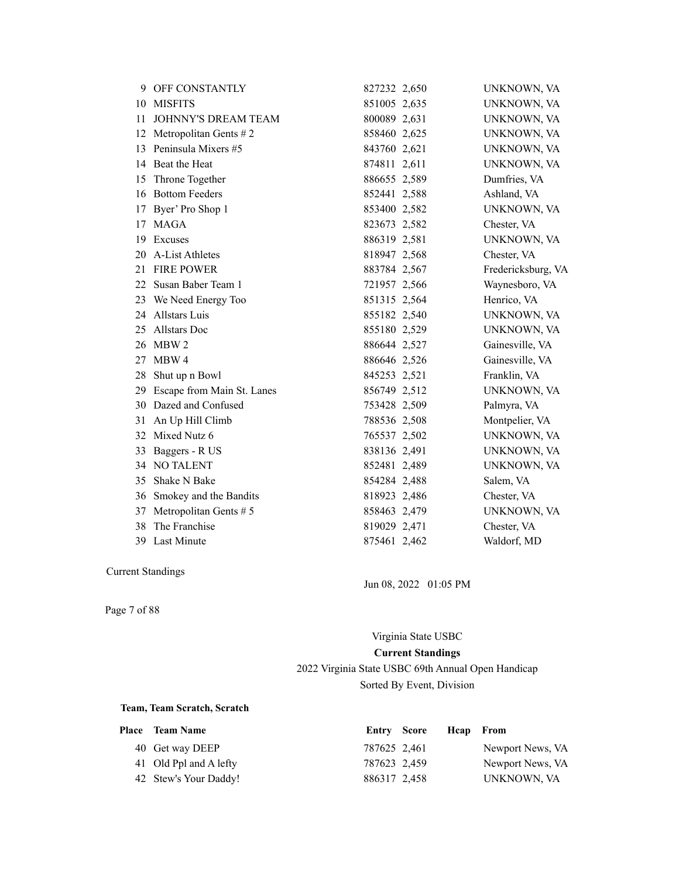| Place | Team Name | Entry | Score | Hcap | From |
|---|---|---|---|---|---|
| 9 | OFF CONSTANTLY | 827232 | 2,650 | | UNKNOWN, VA |
| 10 | MISFITS | 851005 | 2,635 | | UNKNOWN, VA |
| 11 | JOHNNY'S DREAM TEAM | 800089 | 2,631 | | UNKNOWN, VA |
| 12 | Metropolitan Gents # 2 | 858460 | 2,625 | | UNKNOWN, VA |
| 13 | Peninsula Mixers #5 | 843760 | 2,621 | | UNKNOWN, VA |
| 14 | Beat the Heat | 874811 | 2,611 | | UNKNOWN, VA |
| 15 | Throne Together | 886655 | 2,589 | | Dumfries, VA |
| 16 | Bottom Feeders | 852441 | 2,588 | | Ashland, VA |
| 17 | Byer' Pro Shop 1 | 853400 | 2,582 | | UNKNOWN, VA |
| 17 | MAGA | 823673 | 2,582 | | Chester, VA |
| 19 | Excuses | 886319 | 2,581 | | UNKNOWN, VA |
| 20 | A-List Athletes | 818947 | 2,568 | | Chester, VA |
| 21 | FIRE POWER | 883784 | 2,567 | | Fredericksburg, VA |
| 22 | Susan Baber Team 1 | 721957 | 2,566 | | Waynesboro, VA |
| 23 | We Need Energy Too | 851315 | 2,564 | | Henrico, VA |
| 24 | Allstars Luis | 855182 | 2,540 | | UNKNOWN, VA |
| 25 | Allstars Doc | 855180 | 2,529 | | UNKNOWN, VA |
| 26 | MBW 2 | 886644 | 2,527 | | Gainesville, VA |
| 27 | MBW 4 | 886646 | 2,526 | | Gainesville, VA |
| 28 | Shut up n Bowl | 845253 | 2,521 | | Franklin, VA |
| 29 | Escape from Main St. Lanes | 856749 | 2,512 | | UNKNOWN, VA |
| 30 | Dazed and Confused | 753428 | 2,509 | | Palmyra, VA |
| 31 | An Up Hill Climb | 788536 | 2,508 | | Montpelier, VA |
| 32 | Mixed Nutz 6 | 765537 | 2,502 | | UNKNOWN, VA |
| 33 | Baggers - R US | 838136 | 2,491 | | UNKNOWN, VA |
| 34 | NO TALENT | 852481 | 2,489 | | UNKNOWN, VA |
| 35 | Shake N Bake | 854284 | 2,488 | | Salem, VA |
| 36 | Smokey and the Bandits | 818923 | 2,486 | | Chester, VA |
| 37 | Metropolitan Gents # 5 | 858463 | 2,479 | | UNKNOWN, VA |
| 38 | The Franchise | 819029 | 2,471 | | Chester, VA |
| 39 | Last Minute | 875461 | 2,462 | | Waldorf, MD |

Virginia State USBC

**Current Standings**

2022 Virginia State USBC 69th Annual Open Handicap

Sorted By Event, Division

**Team, Team Scratch, Scratch**

| Place | Team Name | Entry | Score | Hcap | From |
|---|---|---|---|---|---|
| 40 | Get way DEEP | 787625 | 2,461 | | Newport News, VA |
| 41 | Old Ppl and A lefty | 787623 | 2,459 | | Newport News, VA |
| 42 | Stew's Your Daddy! | 886317 | 2,458 | | UNKNOWN, VA |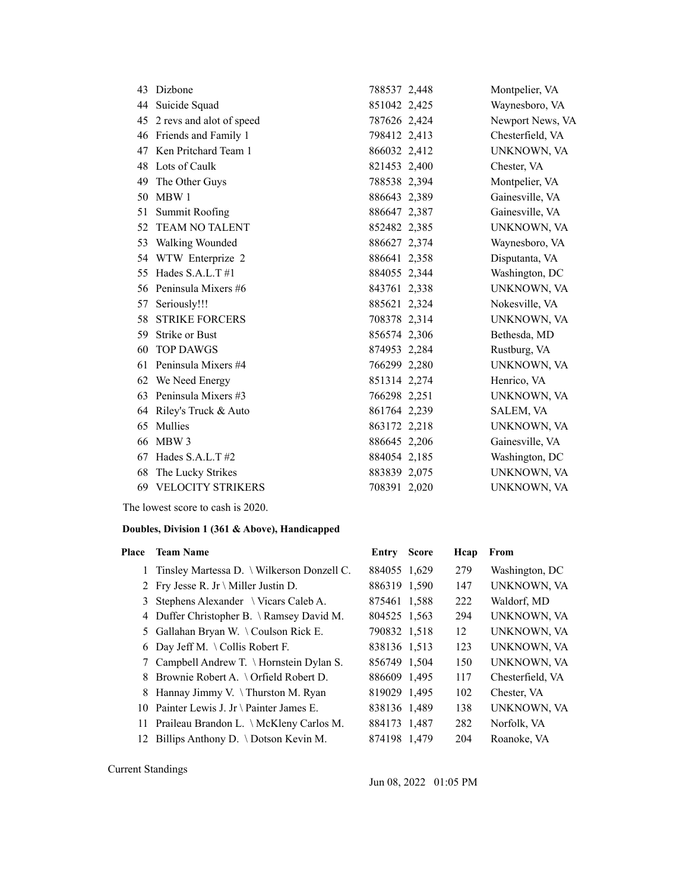| | | | | |
|---|---|---|---|---|
| 43 | Dizbone | 788537 | 2,448 | Montpelier, VA |
| 44 | Suicide Squad | 851042 | 2,425 | Waynesboro, VA |
| 45 | 2 revs and alot of speed | 787626 | 2,424 | Newport News, VA |
| 46 | Friends and Family 1 | 798412 | 2,413 | Chesterfield, VA |
| 47 | Ken Pritchard Team 1 | 866032 | 2,412 | UNKNOWN, VA |
| 48 | Lots of Caulk | 821453 | 2,400 | Chester, VA |
| 49 | The Other Guys | 788538 | 2,394 | Montpelier, VA |
| 50 | MBW 1 | 886643 | 2,389 | Gainesville, VA |
| 51 | Summit Roofing | 886647 | 2,387 | Gainesville, VA |
| 52 | TEAM NO TALENT | 852482 | 2,385 | UNKNOWN, VA |
| 53 | Walking Wounded | 886627 | 2,374 | Waynesboro, VA |
| 54 | WTW Enterprize 2 | 886641 | 2,358 | Disputanta, VA |
| 55 | Hades S.A.L.T #1 | 884055 | 2,344 | Washington, DC |
| 56 | Peninsula Mixers #6 | 843761 | 2,338 | UNKNOWN, VA |
| 57 | Seriously!!! | 885621 | 2,324 | Nokesville, VA |
| 58 | STRIKE FORCERS | 708378 | 2,314 | UNKNOWN, VA |
| 59 | Strike or Bust | 856574 | 2,306 | Bethesda, MD |
| 60 | TOP DAWGS | 874953 | 2,284 | Rustburg, VA |
| 61 | Peninsula Mixers #4 | 766299 | 2,280 | UNKNOWN, VA |
| 62 | We Need Energy | 851314 | 2,274 | Henrico, VA |
| 63 | Peninsula Mixers #3 | 766298 | 2,251 | UNKNOWN, VA |
| 64 | Riley's Truck & Auto | 861764 | 2,239 | SALEM, VA |
| 65 | Mullies | 863172 | 2,218 | UNKNOWN, VA |
| 66 | MBW 3 | 886645 | 2,206 | Gainesville, VA |
| 67 | Hades S.A.L.T #2 | 884054 | 2,185 | Washington, DC |
| 68 | The Lucky Strikes | 883839 | 2,075 | UNKNOWN, VA |
| 69 | VELOCITY STRIKERS | 708391 | 2,020 | UNKNOWN, VA |

The lowest score to cash is 2020.

**Doubles, Division 1 (361 & Above), Handicapped**

| Place | Team Name | Entry | Score | Hcap | From |
|---|---|---|---|---|---|
| 1 | Tinsley Martessa D. \ Wilkerson Donzell C. | 884055 | 1,629 | 279 | Washington, DC |
| 2 | Fry Jesse R. Jr \ Miller Justin D. | 886319 | 1,590 | 147 | UNKNOWN, VA |
| 3 | Stephens Alexander \ Vicars Caleb A. | 875461 | 1,588 | 222 | Waldorf, MD |
| 4 | Duffer Christopher B. \ Ramsey David M. | 804525 | 1,563 | 294 | UNKNOWN, VA |
| 5 | Gallahan Bryan W. \ Coulson Rick E. | 790832 | 1,518 | 12 | UNKNOWN, VA |
| 6 | Day Jeff M. \ Collis Robert F. | 838136 | 1,513 | 123 | UNKNOWN, VA |
| 7 | Campbell Andrew T. \ Hornstein Dylan S. | 856749 | 1,504 | 150 | UNKNOWN, VA |
| 8 | Brownie Robert A. \ Orfield Robert D. | 886609 | 1,495 | 117 | Chesterfield, VA |
| 8 | Hannay Jimmy V. \ Thurston M. Ryan | 819029 | 1,495 | 102 | Chester, VA |
| 10 | Painter Lewis J. Jr \ Painter James E. | 838136 | 1,489 | 138 | UNKNOWN, VA |
| 11 | Praileau Brandon L. \ McKleny Carlos M. | 884173 | 1,487 | 282 | Norfolk, VA |
| 12 | Billips Anthony D. \ Dotson Kevin M. | 874198 | 1,479 | 204 | Roanoke, VA |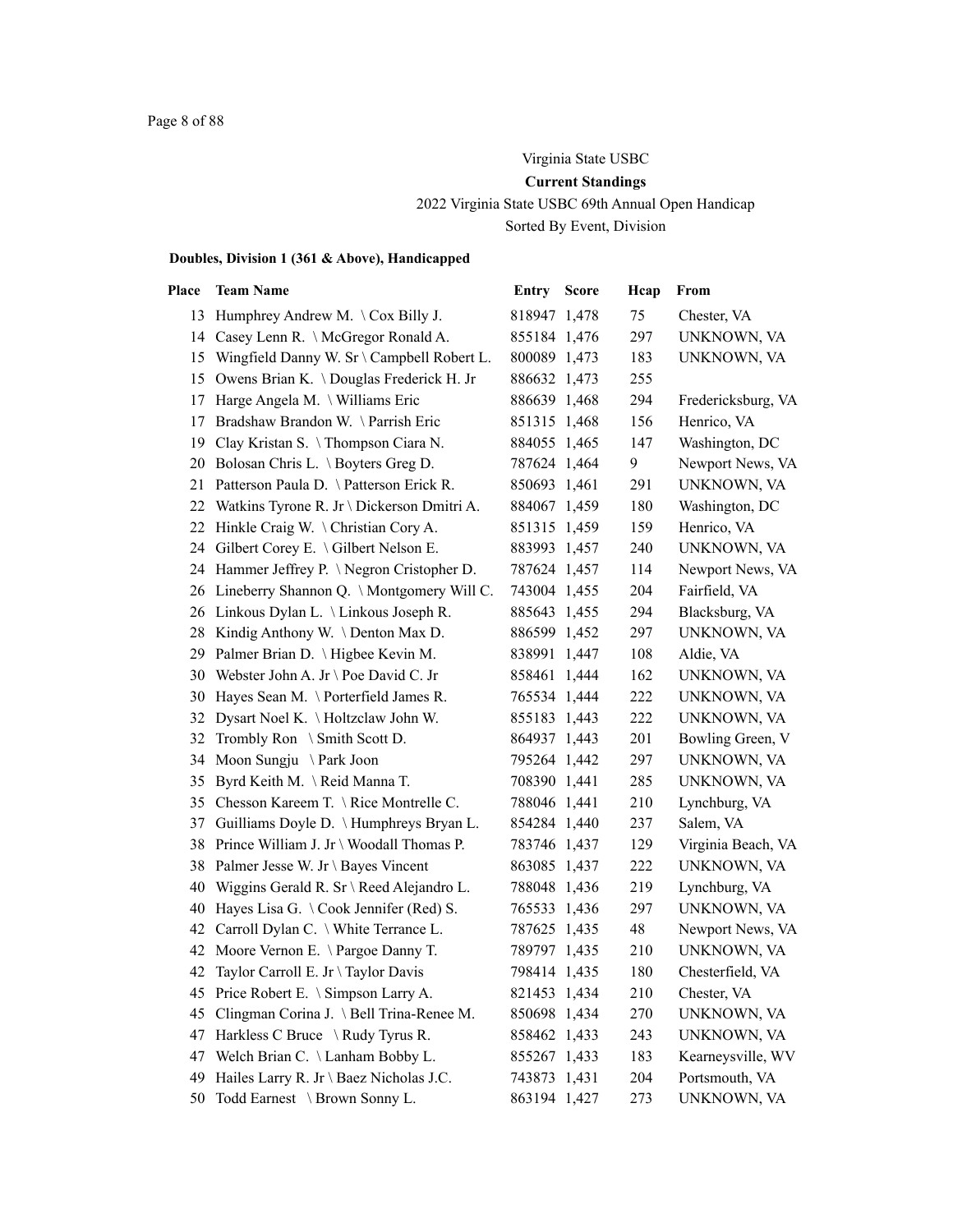Virginia State USBC

**Current Standings**

2022 Virginia State USBC 69th Annual Open Handicap

Sorted By Event, Division

**Doubles, Division 1 (361 & Above), Handicapped**

| Place | Team Name | Entry | Score | Hcap | From |
|---|---|---|---|---|---|
| 13 | Humphrey Andrew M. \ Cox Billy J. | 818947 | 1,478 | 75 | Chester, VA |
| 14 | Casey Lenn R. \ McGregor Ronald A. | 855184 | 1,476 | 297 | UNKNOWN, VA |
| 15 | Wingfield Danny W. Sr \ Campbell Robert L. | 800089 | 1,473 | 183 | UNKNOWN, VA |
| 15 | Owens Brian K. \ Douglas Frederick H. Jr | 886632 | 1,473 | 255 | |
| 17 | Harge Angela M. \ Williams Eric | 886639 | 1,468 | 294 | Fredericksburg, VA |
| 17 | Bradshaw Brandon W. \ Parrish Eric | 851315 | 1,468 | 156 | Henrico, VA |
| 19 | Clay Kristan S. \ Thompson Ciara N. | 884055 | 1,465 | 147 | Washington, DC |
| 20 | Bolosan Chris L. \ Boyters Greg D. | 787624 | 1,464 | 9 | Newport News, VA |
| 21 | Patterson Paula D. \ Patterson Erick R. | 850693 | 1,461 | 291 | UNKNOWN, VA |
| 22 | Watkins Tyrone R. Jr \ Dickerson Dmitri A. | 884067 | 1,459 | 180 | Washington, DC |
| 22 | Hinkle Craig W. \ Christian Cory A. | 851315 | 1,459 | 159 | Henrico, VA |
| 24 | Gilbert Corey E. \ Gilbert Nelson E. | 883993 | 1,457 | 240 | UNKNOWN, VA |
| 24 | Hammer Jeffrey P. \ Negron Cristopher D. | 787624 | 1,457 | 114 | Newport News, VA |
| 26 | Lineberry Shannon Q. \ Montgomery Will C. | 743004 | 1,455 | 204 | Fairfield, VA |
| 26 | Linkous Dylan L. \ Linkous Joseph R. | 885643 | 1,455 | 294 | Blacksburg, VA |
| 28 | Kindig Anthony W. \ Denton Max D. | 886599 | 1,452 | 297 | UNKNOWN, VA |
| 29 | Palmer Brian D. \ Higbee Kevin M. | 838991 | 1,447 | 108 | Aldie, VA |
| 30 | Webster John A. Jr \ Poe David C. Jr | 858461 | 1,444 | 162 | UNKNOWN, VA |
| 30 | Hayes Sean M. \ Porterfield James R. | 765534 | 1,444 | 222 | UNKNOWN, VA |
| 32 | Dysart Noel K. \ Holtzclaw John W. | 855183 | 1,443 | 222 | UNKNOWN, VA |
| 32 | Trombly Ron \ Smith Scott D. | 864937 | 1,443 | 201 | Bowling Green, V |
| 34 | Moon Sungju \ Park Joon | 795264 | 1,442 | 297 | UNKNOWN, VA |
| 35 | Byrd Keith M. \ Reid Manna T. | 708390 | 1,441 | 285 | UNKNOWN, VA |
| 35 | Chesson Kareem T. \ Rice Montrelle C. | 788046 | 1,441 | 210 | Lynchburg, VA |
| 37 | Guilliams Doyle D. \ Humphreys Bryan L. | 854284 | 1,440 | 237 | Salem, VA |
| 38 | Prince William J. Jr \ Woodall Thomas P. | 783746 | 1,437 | 129 | Virginia Beach, VA |
| 38 | Palmer Jesse W. Jr \ Bayes Vincent | 863085 | 1,437 | 222 | UNKNOWN, VA |
| 40 | Wiggins Gerald R. Sr \ Reed Alejandro L. | 788048 | 1,436 | 219 | Lynchburg, VA |
| 40 | Hayes Lisa G. \ Cook Jennifer (Red) S. | 765533 | 1,436 | 297 | UNKNOWN, VA |
| 42 | Carroll Dylan C. \ White Terrance L. | 787625 | 1,435 | 48 | Newport News, VA |
| 42 | Moore Vernon E. \ Pargoe Danny T. | 789797 | 1,435 | 210 | UNKNOWN, VA |
| 42 | Taylor Carroll E. Jr \ Taylor Davis | 798414 | 1,435 | 180 | Chesterfield, VA |
| 45 | Price Robert E. \ Simpson Larry A. | 821453 | 1,434 | 210 | Chester, VA |
| 45 | Clingman Corina J. \ Bell Trina-Renee M. | 850698 | 1,434 | 270 | UNKNOWN, VA |
| 47 | Harkless C Bruce \ Rudy Tyrus R. | 858462 | 1,433 | 243 | UNKNOWN, VA |
| 47 | Welch Brian C. \ Lanham Bobby L. | 855267 | 1,433 | 183 | Kearneysville, WV |
| 49 | Hailes Larry R. Jr \ Baez Nicholas J.C. | 743873 | 1,431 | 204 | Portsmouth, VA |
| 50 | Todd Earnest \ Brown Sonny L. | 863194 | 1,427 | 273 | UNKNOWN, VA |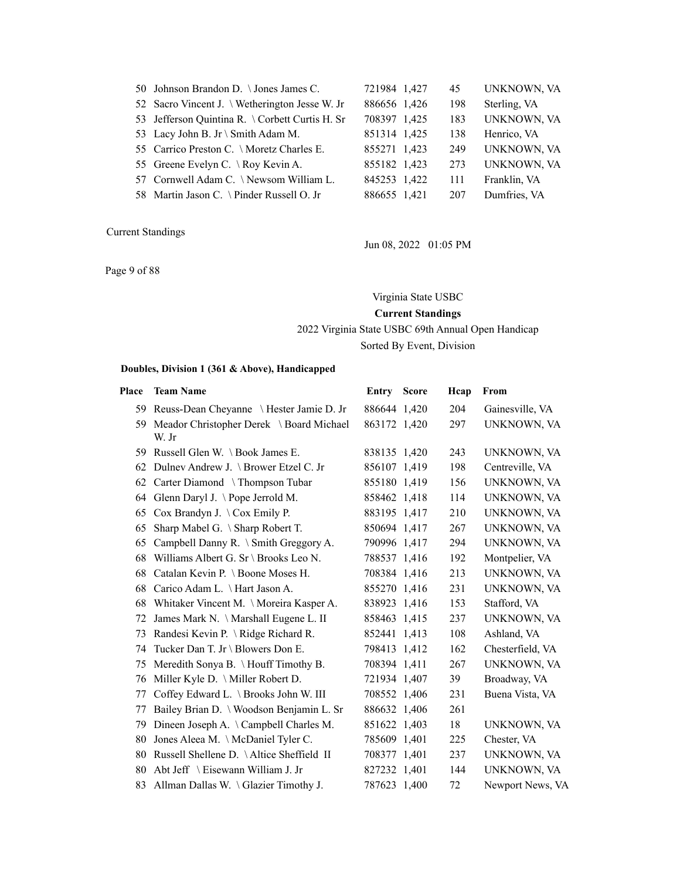| Place | Team Name | Entry | Score | Hcap | From |
|---|---|---|---|---|---|
| 50 | Johnson Brandon D. \ Jones James C. | 721984 | 1,427 | 45 | UNKNOWN, VA |
| 52 | Sacro Vincent J. \ Wetherington Jesse W. Jr | 886656 | 1,426 | 198 | Sterling, VA |
| 53 | Jefferson Quintina R. \ Corbett Curtis H. Sr | 708397 | 1,425 | 183 | UNKNOWN, VA |
| 53 | Lacy John B. Jr \ Smith Adam M. | 851314 | 1,425 | 138 | Henrico, VA |
| 55 | Carrico Preston C. \ Moretz Charles E. | 855271 | 1,423 | 249 | UNKNOWN, VA |
| 55 | Greene Evelyn C. \ Roy Kevin A. | 855182 | 1,423 | 273 | UNKNOWN, VA |
| 57 | Cornwell Adam C. \ Newsom William L. | 845253 | 1,422 | 111 | Franklin, VA |
| 58 | Martin Jason C. \ Pinder Russell O. Jr | 886655 | 1,421 | 207 | Dumfries, VA |

Current Standings

Jun 08, 2022 01:05 PM

Page 9 of 88

Virginia State USBC

**Current Standings**

2022 Virginia State USBC 69th Annual Open Handicap

Sorted By Event, Division

**Doubles, Division 1 (361 & Above), Handicapped**

| Place | Team Name | Entry | Score | Hcap | From |
|---|---|---|---|---|---|
| 59 | Reuss-Dean Cheyanne \ Hester Jamie D. Jr | 886644 | 1,420 | 204 | Gainesville, VA |
| 59 | Meador Christopher Derek \ Board Michael W. Jr | 863172 | 1,420 | 297 | UNKNOWN, VA |
| 59 | Russell Glen W. \ Book James E. | 838135 | 1,420 | 243 | UNKNOWN, VA |
| 62 | Dulnev Andrew J. \ Brower Etzel C. Jr | 856107 | 1,419 | 198 | Centreville, VA |
| 62 | Carter Diamond \ Thompson Tubar | 855180 | 1,419 | 156 | UNKNOWN, VA |
| 64 | Glenn Daryl J. \ Pope Jerrold M. | 858462 | 1,418 | 114 | UNKNOWN, VA |
| 65 | Cox Brandyn J. \ Cox Emily P. | 883195 | 1,417 | 210 | UNKNOWN, VA |
| 65 | Sharp Mabel G. \ Sharp Robert T. | 850694 | 1,417 | 267 | UNKNOWN, VA |
| 65 | Campbell Danny R. \ Smith Greggory A. | 790996 | 1,417 | 294 | UNKNOWN, VA |
| 68 | Williams Albert G. Sr \ Brooks Leo N. | 788537 | 1,416 | 192 | Montpelier, VA |
| 68 | Catalan Kevin P. \ Boone Moses H. | 708384 | 1,416 | 213 | UNKNOWN, VA |
| 68 | Carico Adam L. \ Hart Jason A. | 855270 | 1,416 | 231 | UNKNOWN, VA |
| 68 | Whitaker Vincent M. \ Moreira Kasper A. | 838923 | 1,416 | 153 | Stafford, VA |
| 72 | James Mark N. \ Marshall Eugene L. II | 858463 | 1,415 | 237 | UNKNOWN, VA |
| 73 | Randesi Kevin P. \ Ridge Richard R. | 852441 | 1,413 | 108 | Ashland, VA |
| 74 | Tucker Dan T. Jr \ Blowers Don E. | 798413 | 1,412 | 162 | Chesterfield, VA |
| 75 | Meredith Sonya B. \ Houff Timothy B. | 708394 | 1,411 | 267 | UNKNOWN, VA |
| 76 | Miller Kyle D. \ Miller Robert D. | 721934 | 1,407 | 39 | Broadway, VA |
| 77 | Coffey Edward L. \ Brooks John W. III | 708552 | 1,406 | 231 | Buena Vista, VA |
| 77 | Bailey Brian D. \ Woodson Benjamin L. Sr | 886632 | 1,406 | 261 | |
| 79 | Dineen Joseph A. \ Campbell Charles M. | 851622 | 1,403 | 18 | UNKNOWN, VA |
| 80 | Jones Aleea M. \ McDaniel Tyler C. | 785609 | 1,401 | 225 | Chester, VA |
| 80 | Russell Shellene D. \ Altice Sheffield II | 708377 | 1,401 | 237 | UNKNOWN, VA |
| 80 | Abt Jeff \ Eisewann William J. Jr | 827232 | 1,401 | 144 | UNKNOWN, VA |
| 83 | Allman Dallas W. \ Glazier Timothy J. | 787623 | 1,400 | 72 | Newport News, VA |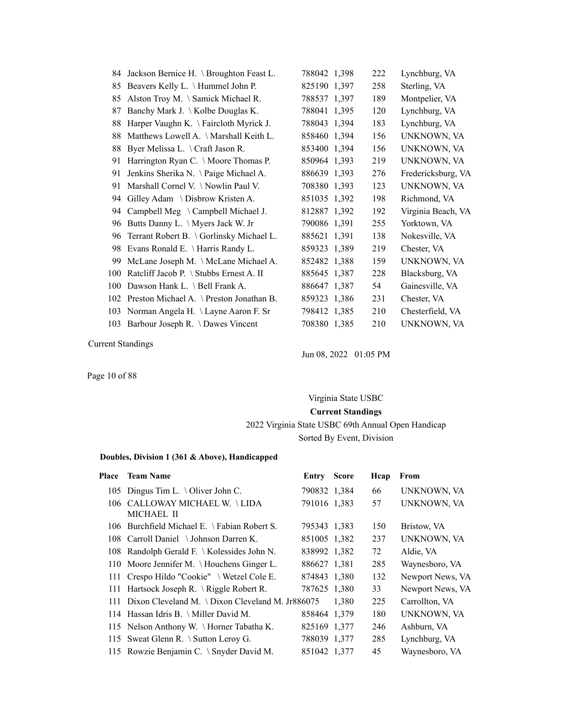| Place | Team Name | Entry | Score | Hcap | From |
|---|---|---|---|---|---|
| 84 | Jackson Bernice H. \ Broughton Feast L. | 788042 | 1,398 | 222 | Lynchburg, VA |
| 85 | Beavers Kelly L. \ Hummel John P. | 825190 | 1,397 | 258 | Sterling, VA |
| 85 | Alston Troy M. \ Samick Michael R. | 788537 | 1,397 | 189 | Montpelier, VA |
| 87 | Banchy Mark J. \ Kolbe Douglas K. | 788041 | 1,395 | 120 | Lynchburg, VA |
| 88 | Harper Vaughn K. \ Faircloth Myrick J. | 788043 | 1,394 | 183 | Lynchburg, VA |
| 88 | Matthews Lowell A. \ Marshall Keith L. | 858460 | 1,394 | 156 | UNKNOWN, VA |
| 88 | Byer Melissa L. \ Craft Jason R. | 853400 | 1,394 | 156 | UNKNOWN, VA |
| 91 | Harrington Ryan C. \ Moore Thomas P. | 850964 | 1,393 | 219 | UNKNOWN, VA |
| 91 | Jenkins Sherika N. \ Paige Michael A. | 886639 | 1,393 | 276 | Fredericksburg, VA |
| 91 | Marshall Cornel V. \ Nowlin Paul V. | 708380 | 1,393 | 123 | UNKNOWN, VA |
| 94 | Gilley Adam \ Disbrow Kristen A. | 851035 | 1,392 | 198 | Richmond, VA |
| 94 | Campbell Meg \ Campbell Michael J. | 812887 | 1,392 | 192 | Virginia Beach, VA |
| 96 | Butts Danny L. \ Myers Jack W. Jr | 790086 | 1,391 | 255 | Yorktown, VA |
| 96 | Terrant Robert B. \ Gorlinsky Michael L. | 885621 | 1,391 | 138 | Nokesville, VA |
| 98 | Evans Ronald E. \ Harris Randy L. | 859323 | 1,389 | 219 | Chester, VA |
| 99 | McLane Joseph M. \ McLane Michael A. | 852482 | 1,388 | 159 | UNKNOWN, VA |
| 100 | Ratcliff Jacob P. \ Stubbs Ernest A. II | 885645 | 1,387 | 228 | Blacksburg, VA |
| 100 | Dawson Hank L. \ Bell Frank A. | 886647 | 1,387 | 54 | Gainesville, VA |
| 102 | Preston Michael A. \ Preston Jonathan B. | 859323 | 1,386 | 231 | Chester, VA |
| 103 | Norman Angela H. \ Layne Aaron F. Sr | 798412 | 1,385 | 210 | Chesterfield, VA |
| 103 | Barbour Joseph R. \ Dawes Vincent | 708380 | 1,385 | 210 | UNKNOWN, VA |

Current Standings

Jun 08, 2022 01:05 PM

Virginia State USBC

**Current Standings**

2022 Virginia State USBC 69th Annual Open Handicap

Sorted By Event, Division

**Doubles, Division 1 (361 & Above), Handicapped**

| Place | Team Name | Entry | Score | Hcap | From |
|---|---|---|---|---|---|
| 105 | Dingus Tim L. \ Oliver John C. | 790832 | 1,384 | 66 | UNKNOWN, VA |
| 106 | CALLOWAY MICHAEL W. \ LIDA MICHAEL II | 791016 | 1,383 | 57 | UNKNOWN, VA |
| 106 | Burchfield Michael E. \ Fabian Robert S. | 795343 | 1,383 | 150 | Bristow, VA |
| 108 | Carroll Daniel \ Johnson Darren K. | 851005 | 1,382 | 237 | UNKNOWN, VA |
| 108 | Randolph Gerald F. \ Kolessides John N. | 838992 | 1,382 | 72 | Aldie, VA |
| 110 | Moore Jennifer M. \ Houchens Ginger L. | 886627 | 1,381 | 285 | Waynesboro, VA |
| 111 | Crespo Hildo "Cookie" \ Wetzel Cole E. | 874843 | 1,380 | 132 | Newport News, VA |
| 111 | Hartsock Joseph R. \ Riggle Robert R. | 787625 | 1,380 | 33 | Newport News, VA |
| 111 | Dixon Cleveland M. \ Dixon Cleveland M. Jr | 886075 | 1,380 | 225 | Carrollton, VA |
| 114 | Hassan Idris B. \ Miller David M. | 858464 | 1,379 | 180 | UNKNOWN, VA |
| 115 | Nelson Anthony W. \ Horner Tabatha K. | 825169 | 1,377 | 246 | Ashburn, VA |
| 115 | Sweat Glenn R. \ Sutton Leroy G. | 788039 | 1,377 | 285 | Lynchburg, VA |
| 115 | Rowzie Benjamin C. \ Snyder David M. | 851042 | 1,377 | 45 | Waynesboro, VA |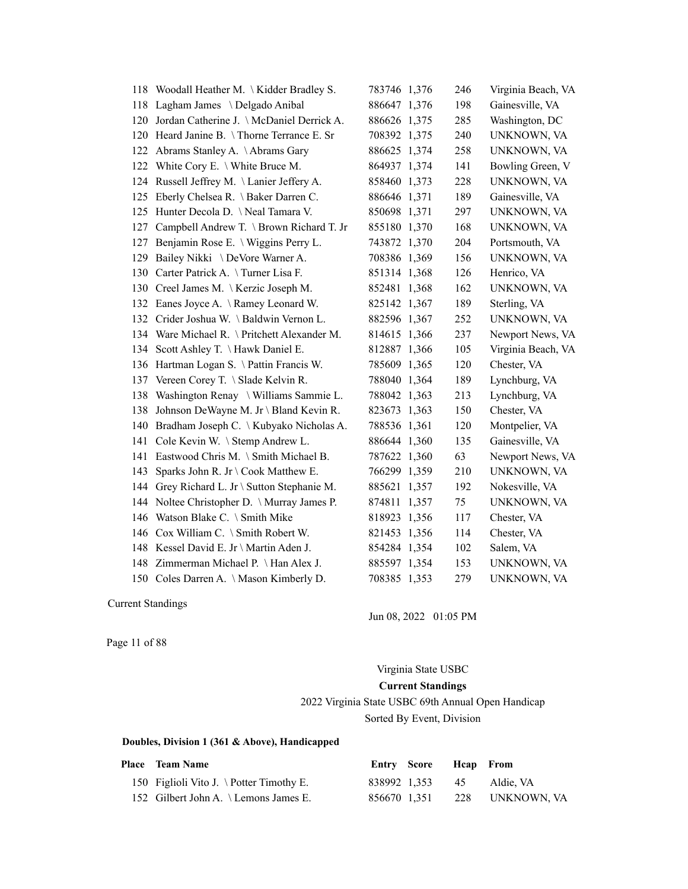| Place | Team Name | Entry | Score | Hcap | From |
|---|---|---|---|---|---|
| 118 | Woodall Heather M. \ Kidder Bradley S. | 783746 | 1,376 | 246 | Virginia Beach, VA |
| 118 | Lagham James \ Delgado Anibal | 886647 | 1,376 | 198 | Gainesville, VA |
| 120 | Jordan Catherine J. \ McDaniel Derrick A. | 886626 | 1,375 | 285 | Washington, DC |
| 120 | Heard Janine B. \ Thorne Terrance E. Sr | 708392 | 1,375 | 240 | UNKNOWN, VA |
| 122 | Abrams Stanley A. \ Abrams Gary | 886625 | 1,374 | 258 | UNKNOWN, VA |
| 122 | White Cory E. \ White Bruce M. | 864937 | 1,374 | 141 | Bowling Green, V |
| 124 | Russell Jeffrey M. \ Lanier Jeffery A. | 858460 | 1,373 | 228 | UNKNOWN, VA |
| 125 | Eberly Chelsea R. \ Baker Darren C. | 886646 | 1,371 | 189 | Gainesville, VA |
| 125 | Hunter Decola D. \ Neal Tamara V. | 850698 | 1,371 | 297 | UNKNOWN, VA |
| 127 | Campbell Andrew T. \ Brown Richard T. Jr | 855180 | 1,370 | 168 | UNKNOWN, VA |
| 127 | Benjamin Rose E. \ Wiggins Perry L. | 743872 | 1,370 | 204 | Portsmouth, VA |
| 129 | Bailey Nikki \ DeVore Warner A. | 708386 | 1,369 | 156 | UNKNOWN, VA |
| 130 | Carter Patrick A. \ Turner Lisa F. | 851314 | 1,368 | 126 | Henrico, VA |
| 130 | Creel James M. \ Kerzic Joseph M. | 852481 | 1,368 | 162 | UNKNOWN, VA |
| 132 | Eanes Joyce A. \ Ramey Leonard W. | 825142 | 1,367 | 189 | Sterling, VA |
| 132 | Crider Joshua W. \ Baldwin Vernon L. | 882596 | 1,367 | 252 | UNKNOWN, VA |
| 134 | Ware Michael R. \ Pritchett Alexander M. | 814615 | 1,366 | 237 | Newport News, VA |
| 134 | Scott Ashley T. \ Hawk Daniel E. | 812887 | 1,366 | 105 | Virginia Beach, VA |
| 136 | Hartman Logan S. \ Pattin Francis W. | 785609 | 1,365 | 120 | Chester, VA |
| 137 | Vereen Corey T. \ Slade Kelvin R. | 788040 | 1,364 | 189 | Lynchburg, VA |
| 138 | Washington Renay \ Williams Sammie L. | 788042 | 1,363 | 213 | Lynchburg, VA |
| 138 | Johnson DeWayne M. Jr \ Bland Kevin R. | 823673 | 1,363 | 150 | Chester, VA |
| 140 | Bradham Joseph C. \ Kubyako Nicholas A. | 788536 | 1,361 | 120 | Montpelier, VA |
| 141 | Cole Kevin W. \ Stemp Andrew L. | 886644 | 1,360 | 135 | Gainesville, VA |
| 141 | Eastwood Chris M. \ Smith Michael B. | 787622 | 1,360 | 63 | Newport News, VA |
| 143 | Sparks John R. Jr \ Cook Matthew E. | 766299 | 1,359 | 210 | UNKNOWN, VA |
| 144 | Grey Richard L. Jr \ Sutton Stephanie M. | 885621 | 1,357 | 192 | Nokesville, VA |
| 144 | Noltee Christopher D. \ Murray James P. | 874811 | 1,357 | 75 | UNKNOWN, VA |
| 146 | Watson Blake C. \ Smith Mike | 818923 | 1,356 | 117 | Chester, VA |
| 146 | Cox William C. \ Smith Robert W. | 821453 | 1,356 | 114 | Chester, VA |
| 148 | Kessel David E. Jr \ Martin Aden J. | 854284 | 1,354 | 102 | Salem, VA |
| 148 | Zimmerman Michael P. \ Han Alex J. | 885597 | 1,354 | 153 | UNKNOWN, VA |
| 150 | Coles Darren A. \ Mason Kimberly D. | 708385 | 1,353 | 279 | UNKNOWN, VA |

Current Standings

Jun 08, 2022 01:05 PM

Virginia State USBC

**Current Standings**

2022 Virginia State USBC 69th Annual Open Handicap

Sorted By Event, Division

**Doubles, Division 1 (361 & Above), Handicapped**

| Place | Team Name | Entry | Score | Hcap | From |
|---|---|---|---|---|---|
| 150 | Figlioli Vito J. \ Potter Timothy E. | 838992 | 1,353 | 45 | Aldie, VA |
| 152 | Gilbert John A. \ Lemons James E. | 856670 | 1,351 | 228 | UNKNOWN, VA |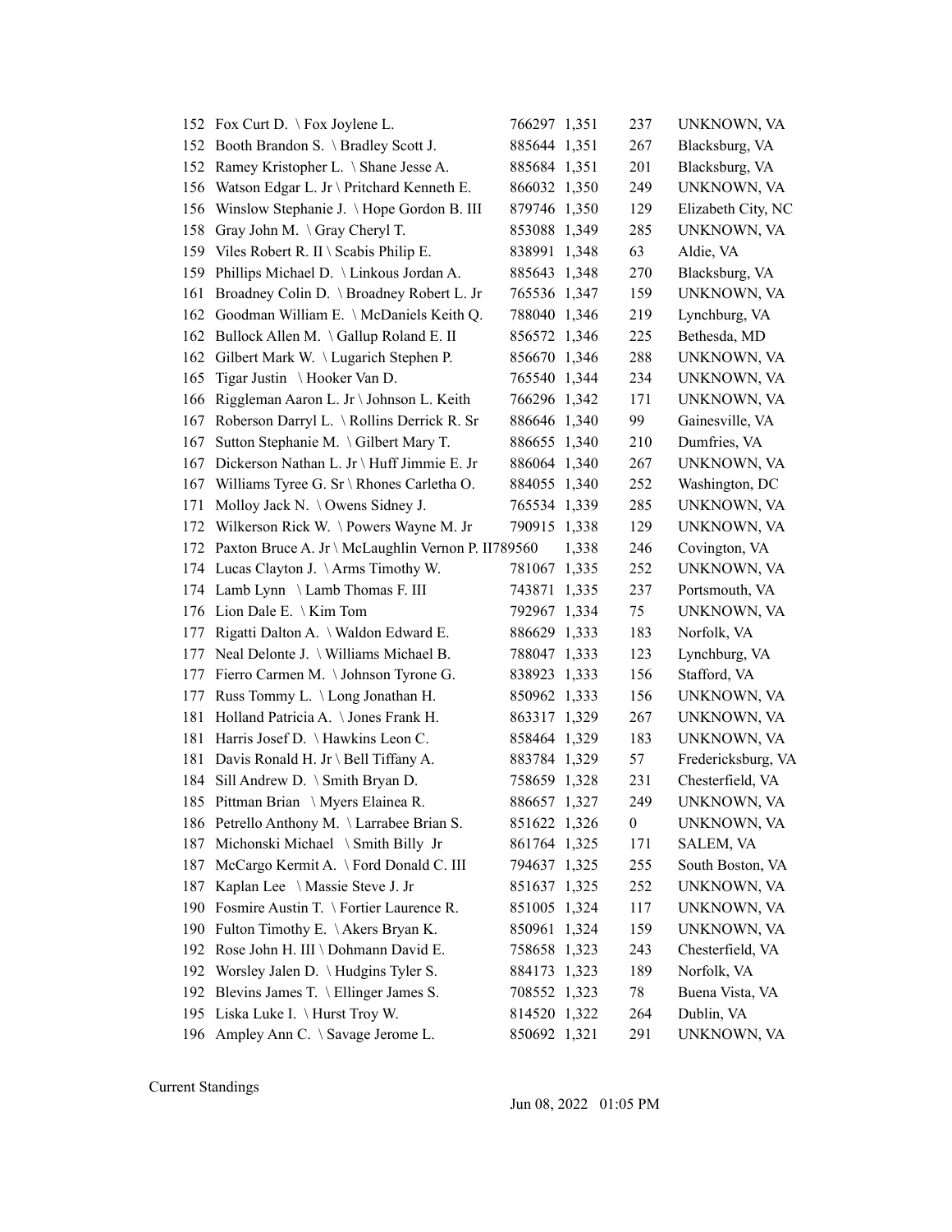| | | | | | |
|---|---|---|---|---|---|
| 152 | Fox Curt D. \ Fox Joylene L. | 766297 | 1,351 | 237 | UNKNOWN, VA |
| 152 | Booth Brandon S. \ Bradley Scott J. | 885644 | 1,351 | 267 | Blacksburg, VA |
| 152 | Ramey Kristopher L. \ Shane Jesse A. | 885684 | 1,351 | 201 | Blacksburg, VA |
| 156 | Watson Edgar L. Jr \ Pritchard Kenneth E. | 866032 | 1,350 | 249 | UNKNOWN, VA |
| 156 | Winslow Stephanie J. \ Hope Gordon B. III | 879746 | 1,350 | 129 | Elizabeth City, NC |
| 158 | Gray John M. \ Gray Cheryl T. | 853088 | 1,349 | 285 | UNKNOWN, VA |
| 159 | Viles Robert R. II \ Scabis Philip E. | 838991 | 1,348 | 63 | Aldie, VA |
| 159 | Phillips Michael D. \ Linkous Jordan A. | 885643 | 1,348 | 270 | Blacksburg, VA |
| 161 | Broadney Colin D. \ Broadney Robert L. Jr | 765536 | 1,347 | 159 | UNKNOWN, VA |
| 162 | Goodman William E. \ McDaniels Keith Q. | 788040 | 1,346 | 219 | Lynchburg, VA |
| 162 | Bullock Allen M. \ Gallup Roland E. II | 856572 | 1,346 | 225 | Bethesda, MD |
| 162 | Gilbert Mark W. \ Lugarich Stephen P. | 856670 | 1,346 | 288 | UNKNOWN, VA |
| 165 | Tigar Justin \ Hooker Van D. | 765540 | 1,344 | 234 | UNKNOWN, VA |
| 166 | Riggleman Aaron L. Jr \ Johnson L. Keith | 766296 | 1,342 | 171 | UNKNOWN, VA |
| 167 | Roberson Darryl L. \ Rollins Derrick R. Sr | 886646 | 1,340 | 99 | Gainesville, VA |
| 167 | Sutton Stephanie M. \ Gilbert Mary T. | 886655 | 1,340 | 210 | Dumfries, VA |
| 167 | Dickerson Nathan L. Jr \ Huff Jimmie E. Jr | 886064 | 1,340 | 267 | UNKNOWN, VA |
| 167 | Williams Tyree G. Sr \ Rhones Carletha O. | 884055 | 1,340 | 252 | Washington, DC |
| 171 | Molloy Jack N. \ Owens Sidney J. | 765534 | 1,339 | 285 | UNKNOWN, VA |
| 172 | Wilkerson Rick W. \ Powers Wayne M. Jr | 790915 | 1,338 | 129 | UNKNOWN, VA |
| 172 | Paxton Bruce A. Jr \ McLaughlin Vernon P. II | 789560 | 1,338 | 246 | Covington, VA |
| 174 | Lucas Clayton J. \ Arms Timothy W. | 781067 | 1,335 | 252 | UNKNOWN, VA |
| 174 | Lamb Lynn \ Lamb Thomas F. III | 743871 | 1,335 | 237 | Portsmouth, VA |
| 176 | Lion Dale E. \ Kim Tom | 792967 | 1,334 | 75 | UNKNOWN, VA |
| 177 | Rigatti Dalton A. \ Waldon Edward E. | 886629 | 1,333 | 183 | Norfolk, VA |
| 177 | Neal Delonte J. \ Williams Michael B. | 788047 | 1,333 | 123 | Lynchburg, VA |
| 177 | Fierro Carmen M. \ Johnson Tyrone G. | 838923 | 1,333 | 156 | Stafford, VA |
| 177 | Russ Tommy L. \ Long Jonathan H. | 850962 | 1,333 | 156 | UNKNOWN, VA |
| 181 | Holland Patricia A. \ Jones Frank H. | 863317 | 1,329 | 267 | UNKNOWN, VA |
| 181 | Harris Josef D. \ Hawkins Leon C. | 858464 | 1,329 | 183 | UNKNOWN, VA |
| 181 | Davis Ronald H. Jr \ Bell Tiffany A. | 883784 | 1,329 | 57 | Fredericksburg, VA |
| 184 | Sill Andrew D. \ Smith Bryan D. | 758659 | 1,328 | 231 | Chesterfield, VA |
| 185 | Pittman Brian \ Myers Elainea R. | 886657 | 1,327 | 249 | UNKNOWN, VA |
| 186 | Petrello Anthony M. \ Larrabee Brian S. | 851622 | 1,326 | 0 | UNKNOWN, VA |
| 187 | Michonski Michael \ Smith Billy Jr | 861764 | 1,325 | 171 | SALEM, VA |
| 187 | McCargo Kermit A. \ Ford Donald C. III | 794637 | 1,325 | 255 | South Boston, VA |
| 187 | Kaplan Lee \ Massie Steve J. Jr | 851637 | 1,325 | 252 | UNKNOWN, VA |
| 190 | Fosmire Austin T. \ Fortier Laurence R. | 851005 | 1,324 | 117 | UNKNOWN, VA |
| 190 | Fulton Timothy E. \ Akers Bryan K. | 850961 | 1,324 | 159 | UNKNOWN, VA |
| 192 | Rose John H. III \ Dohmann David E. | 758658 | 1,323 | 243 | Chesterfield, VA |
| 192 | Worsley Jalen D. \ Hudgins Tyler S. | 884173 | 1,323 | 189 | Norfolk, VA |
| 192 | Blevins James T. \ Ellinger James S. | 708552 | 1,323 | 78 | Buena Vista, VA |
| 195 | Liska Luke I. \ Hurst Troy W. | 814520 | 1,322 | 264 | Dublin, VA |
| 196 | Ampley Ann C. \ Savage Jerome L. | 850692 | 1,321 | 291 | UNKNOWN, VA |

Current Standings

Jun 08, 2022 01:05 PM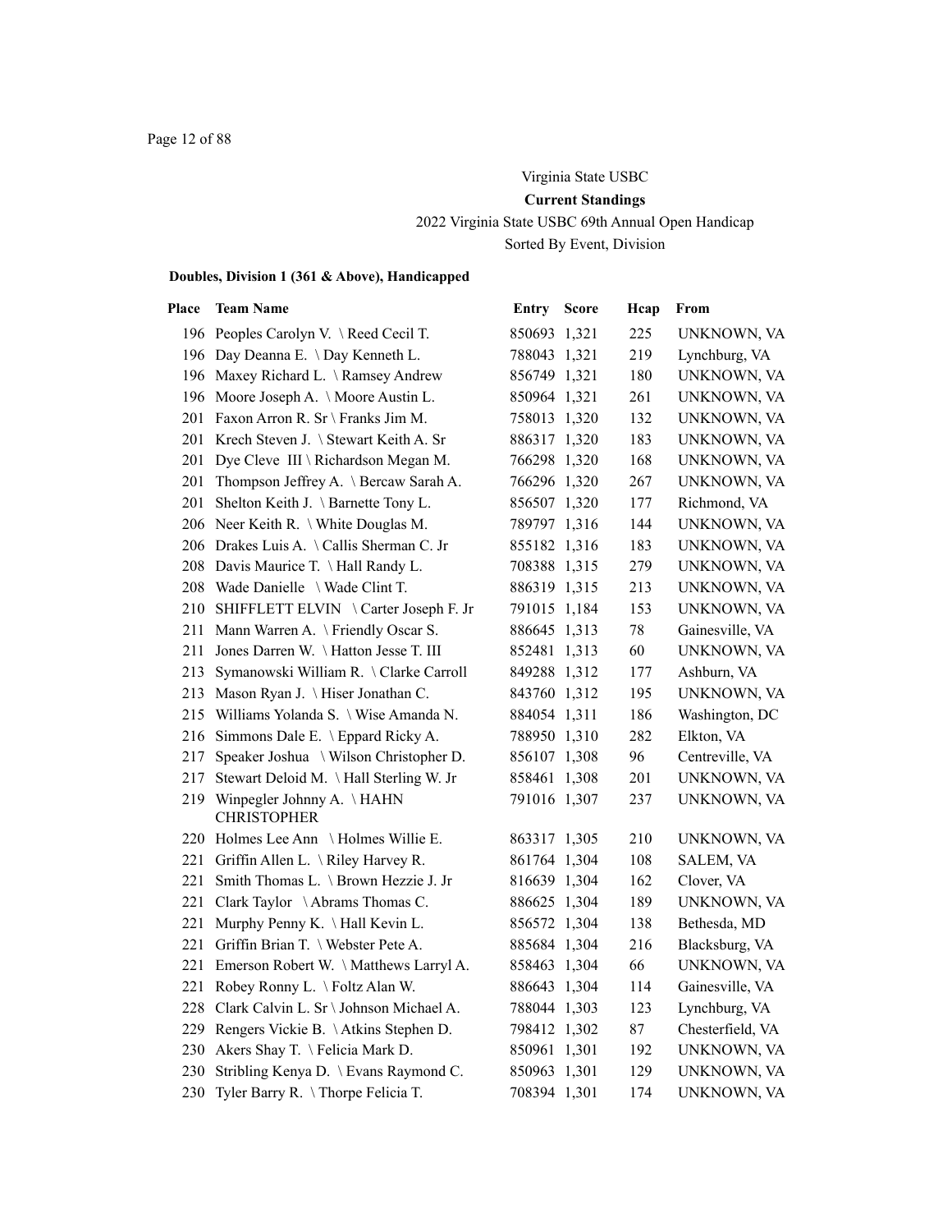Virginia State USBC

**Current Standings**

2022 Virginia State USBC 69th Annual Open Handicap

Sorted By Event, Division

**Doubles, Division 1 (361 & Above), Handicapped**

| Place | Team Name | Entry | Score | Hcap | From |
|---|---|---|---|---|---|
| 196 | Peoples Carolyn V. \ Reed Cecil T. | 850693 | 1,321 | 225 | UNKNOWN, VA |
| 196 | Day Deanna E. \ Day Kenneth L. | 788043 | 1,321 | 219 | Lynchburg, VA |
| 196 | Maxey Richard L. \ Ramsey Andrew | 856749 | 1,321 | 180 | UNKNOWN, VA |
| 196 | Moore Joseph A. \ Moore Austin L. | 850964 | 1,321 | 261 | UNKNOWN, VA |
| 201 | Faxon Arron R. Sr \ Franks Jim M. | 758013 | 1,320 | 132 | UNKNOWN, VA |
| 201 | Krech Steven J. \ Stewart Keith A. Sr | 886317 | 1,320 | 183 | UNKNOWN, VA |
| 201 | Dye Cleve III \ Richardson Megan M. | 766298 | 1,320 | 168 | UNKNOWN, VA |
| 201 | Thompson Jeffrey A. \ Bercaw Sarah A. | 766296 | 1,320 | 267 | UNKNOWN, VA |
| 201 | Shelton Keith J. \ Barnette Tony L. | 856507 | 1,320 | 177 | Richmond, VA |
| 206 | Neer Keith R. \ White Douglas M. | 789797 | 1,316 | 144 | UNKNOWN, VA |
| 206 | Drakes Luis A. \ Callis Sherman C. Jr | 855182 | 1,316 | 183 | UNKNOWN, VA |
| 208 | Davis Maurice T. \ Hall Randy L. | 708388 | 1,315 | 279 | UNKNOWN, VA |
| 208 | Wade Danielle \ Wade Clint T. | 886319 | 1,315 | 213 | UNKNOWN, VA |
| 210 | SHIFFLETT ELVIN \ Carter Joseph F. Jr | 791015 | 1,184 | 153 | UNKNOWN, VA |
| 211 | Mann Warren A. \ Friendly Oscar S. | 886645 | 1,313 | 78 | Gainesville, VA |
| 211 | Jones Darren W. \ Hatton Jesse T. III | 852481 | 1,313 | 60 | UNKNOWN, VA |
| 213 | Symanowski William R. \ Clarke Carroll | 849288 | 1,312 | 177 | Ashburn, VA |
| 213 | Mason Ryan J. \ Hiser Jonathan C. | 843760 | 1,312 | 195 | UNKNOWN, VA |
| 215 | Williams Yolanda S. \ Wise Amanda N. | 884054 | 1,311 | 186 | Washington, DC |
| 216 | Simmons Dale E. \ Eppard Ricky A. | 788950 | 1,310 | 282 | Elkton, VA |
| 217 | Speaker Joshua \ Wilson Christopher D. | 856107 | 1,308 | 96 | Centreville, VA |
| 217 | Stewart Deloid M. \ Hall Sterling W. Jr | 858461 | 1,308 | 201 | UNKNOWN, VA |
| 219 | Winpegler Johnny A. \ HAHN CHRISTOPHER | 791016 | 1,307 | 237 | UNKNOWN, VA |
| 220 | Holmes Lee Ann \ Holmes Willie E. | 863317 | 1,305 | 210 | UNKNOWN, VA |
| 221 | Griffin Allen L. \ Riley Harvey R. | 861764 | 1,304 | 108 | SALEM, VA |
| 221 | Smith Thomas L. \ Brown Hezzie J. Jr | 816639 | 1,304 | 162 | Clover, VA |
| 221 | Clark Taylor \ Abrams Thomas C. | 886625 | 1,304 | 189 | UNKNOWN, VA |
| 221 | Murphy Penny K. \ Hall Kevin L. | 856572 | 1,304 | 138 | Bethesda, MD |
| 221 | Griffin Brian T. \ Webster Pete A. | 885684 | 1,304 | 216 | Blacksburg, VA |
| 221 | Emerson Robert W. \ Matthews Larryl A. | 858463 | 1,304 | 66 | UNKNOWN, VA |
| 221 | Robey Ronny L. \ Foltz Alan W. | 886643 | 1,304 | 114 | Gainesville, VA |
| 228 | Clark Calvin L. Sr \ Johnson Michael A. | 788044 | 1,303 | 123 | Lynchburg, VA |
| 229 | Rengers Vickie B. \ Atkins Stephen D. | 798412 | 1,302 | 87 | Chesterfield, VA |
| 230 | Akers Shay T. \ Felicia Mark D. | 850961 | 1,301 | 192 | UNKNOWN, VA |
| 230 | Stribling Kenya D. \ Evans Raymond C. | 850963 | 1,301 | 129 | UNKNOWN, VA |
| 230 | Tyler Barry R. \ Thorpe Felicia T. | 708394 | 1,301 | 174 | UNKNOWN, VA |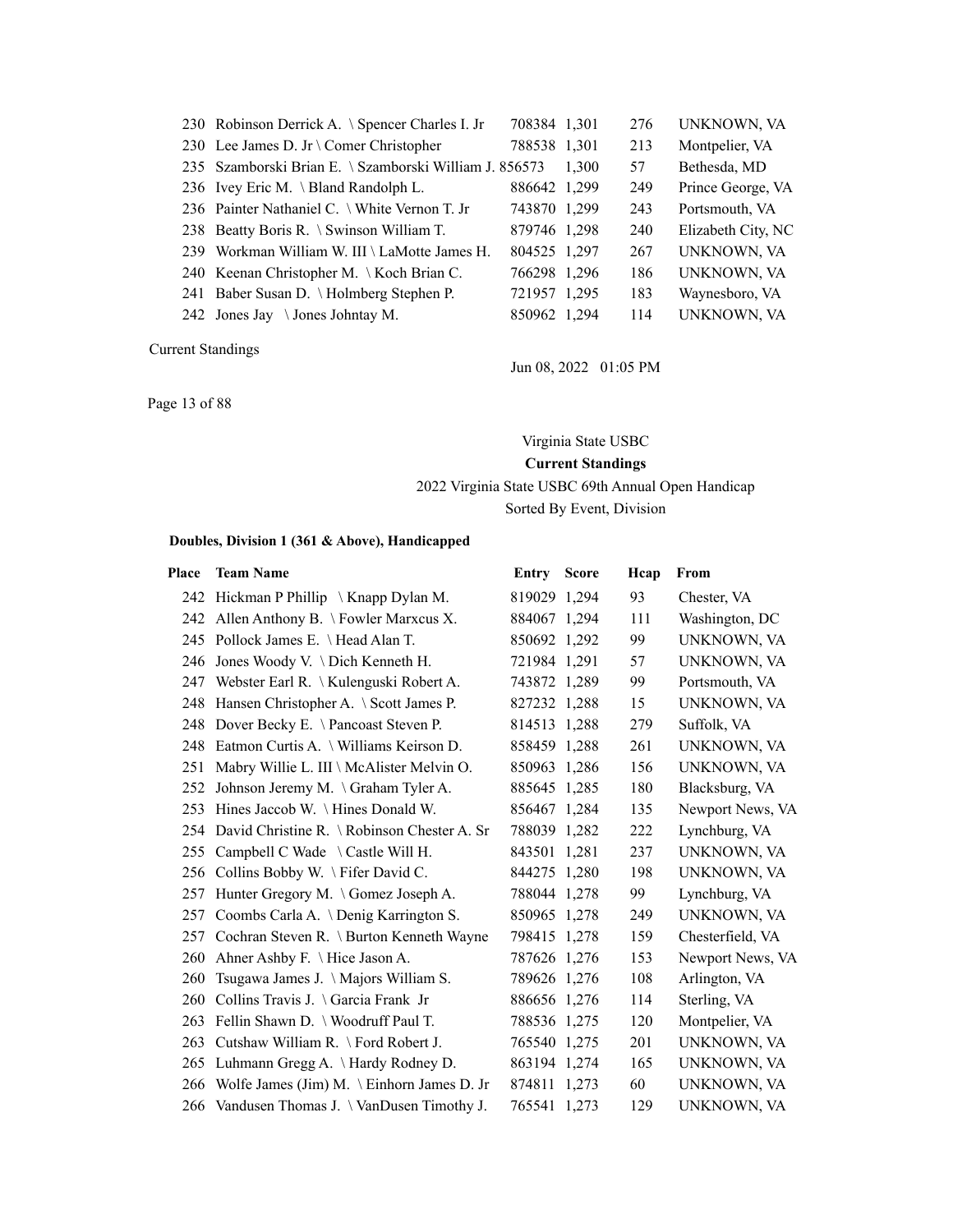| Place | Team Name | Entry | Score | Hcap | From |
|---|---|---|---|---|---|
| 230 | Robinson Derrick A. \ Spencer Charles I. Jr | 708384 | 1,301 | 276 | UNKNOWN, VA |
| 230 | Lee James D. Jr \ Comer Christopher | 788538 | 1,301 | 213 | Montpelier, VA |
| 235 | Szamborski Brian E. \ Szamborski William J. | 856573 | 1,300 | 57 | Bethesda, MD |
| 236 | Ivey Eric M. \ Bland Randolph L. | 886642 | 1,299 | 249 | Prince George, VA |
| 236 | Painter Nathaniel C. \ White Vernon T. Jr | 743870 | 1,299 | 243 | Portsmouth, VA |
| 238 | Beatty Boris R. \ Swinson William T. | 879746 | 1,298 | 240 | Elizabeth City, NC |
| 239 | Workman William W. III \ LaMotte James H. | 804525 | 1,297 | 267 | UNKNOWN, VA |
| 240 | Keenan Christopher M. \ Koch Brian C. | 766298 | 1,296 | 186 | UNKNOWN, VA |
| 241 | Baber Susan D. \ Holmberg Stephen P. | 721957 | 1,295 | 183 | Waynesboro, VA |
| 242 | Jones Jay \ Jones Johntay M. | 850962 | 1,294 | 114 | UNKNOWN, VA |

Current Standings

Jun 08, 2022 01:05 PM

Virginia State USBC

**Current Standings**

2022 Virginia State USBC 69th Annual Open Handicap

Sorted By Event, Division

**Doubles, Division 1 (361 & Above), Handicapped**

| Place | Team Name | Entry | Score | Hcap | From |
|---|---|---|---|---|---|
| 242 | Hickman P Phillip \ Knapp Dylan M. | 819029 | 1,294 | 93 | Chester, VA |
| 242 | Allen Anthony B. \ Fowler Marxcus X. | 884067 | 1,294 | 111 | Washington, DC |
| 245 | Pollock James E. \ Head Alan T. | 850692 | 1,292 | 99 | UNKNOWN, VA |
| 246 | Jones Woody V. \ Dich Kenneth H. | 721984 | 1,291 | 57 | UNKNOWN, VA |
| 247 | Webster Earl R. \ Kulenguski Robert A. | 743872 | 1,289 | 99 | Portsmouth, VA |
| 248 | Hansen Christopher A. \ Scott James P. | 827232 | 1,288 | 15 | UNKNOWN, VA |
| 248 | Dover Becky E. \ Pancoast Steven P. | 814513 | 1,288 | 279 | Suffolk, VA |
| 248 | Eatmon Curtis A. \ Williams Keirson D. | 858459 | 1,288 | 261 | UNKNOWN, VA |
| 251 | Mabry Willie L. III \ McAlister Melvin O. | 850963 | 1,286 | 156 | UNKNOWN, VA |
| 252 | Johnson Jeremy M. \ Graham Tyler A. | 885645 | 1,285 | 180 | Blacksburg, VA |
| 253 | Hines Jaccob W. \ Hines Donald W. | 856467 | 1,284 | 135 | Newport News, VA |
| 254 | David Christine R. \ Robinson Chester A. Sr | 788039 | 1,282 | 222 | Lynchburg, VA |
| 255 | Campbell C Wade \ Castle Will H. | 843501 | 1,281 | 237 | UNKNOWN, VA |
| 256 | Collins Bobby W. \ Fifer David C. | 844275 | 1,280 | 198 | UNKNOWN, VA |
| 257 | Hunter Gregory M. \ Gomez Joseph A. | 788044 | 1,278 | 99 | Lynchburg, VA |
| 257 | Coombs Carla A. \ Denig Karrington S. | 850965 | 1,278 | 249 | UNKNOWN, VA |
| 257 | Cochran Steven R. \ Burton Kenneth Wayne | 798415 | 1,278 | 159 | Chesterfield, VA |
| 260 | Ahner Ashby F. \ Hice Jason A. | 787626 | 1,276 | 153 | Newport News, VA |
| 260 | Tsugawa James J. \ Majors William S. | 789626 | 1,276 | 108 | Arlington, VA |
| 260 | Collins Travis J. \ Garcia Frank Jr | 886656 | 1,276 | 114 | Sterling, VA |
| 263 | Fellin Shawn D. \ Woodruff Paul T. | 788536 | 1,275 | 120 | Montpelier, VA |
| 263 | Cutshaw William R. \ Ford Robert J. | 765540 | 1,275 | 201 | UNKNOWN, VA |
| 265 | Luhmann Gregg A. \ Hardy Rodney D. | 863194 | 1,274 | 165 | UNKNOWN, VA |
| 266 | Wolfe James (Jim) M. \ Einhorn James D. Jr | 874811 | 1,273 | 60 | UNKNOWN, VA |
| 266 | Vandusen Thomas J. \ VanDusen Timothy J. | 765541 | 1,273 | 129 | UNKNOWN, VA |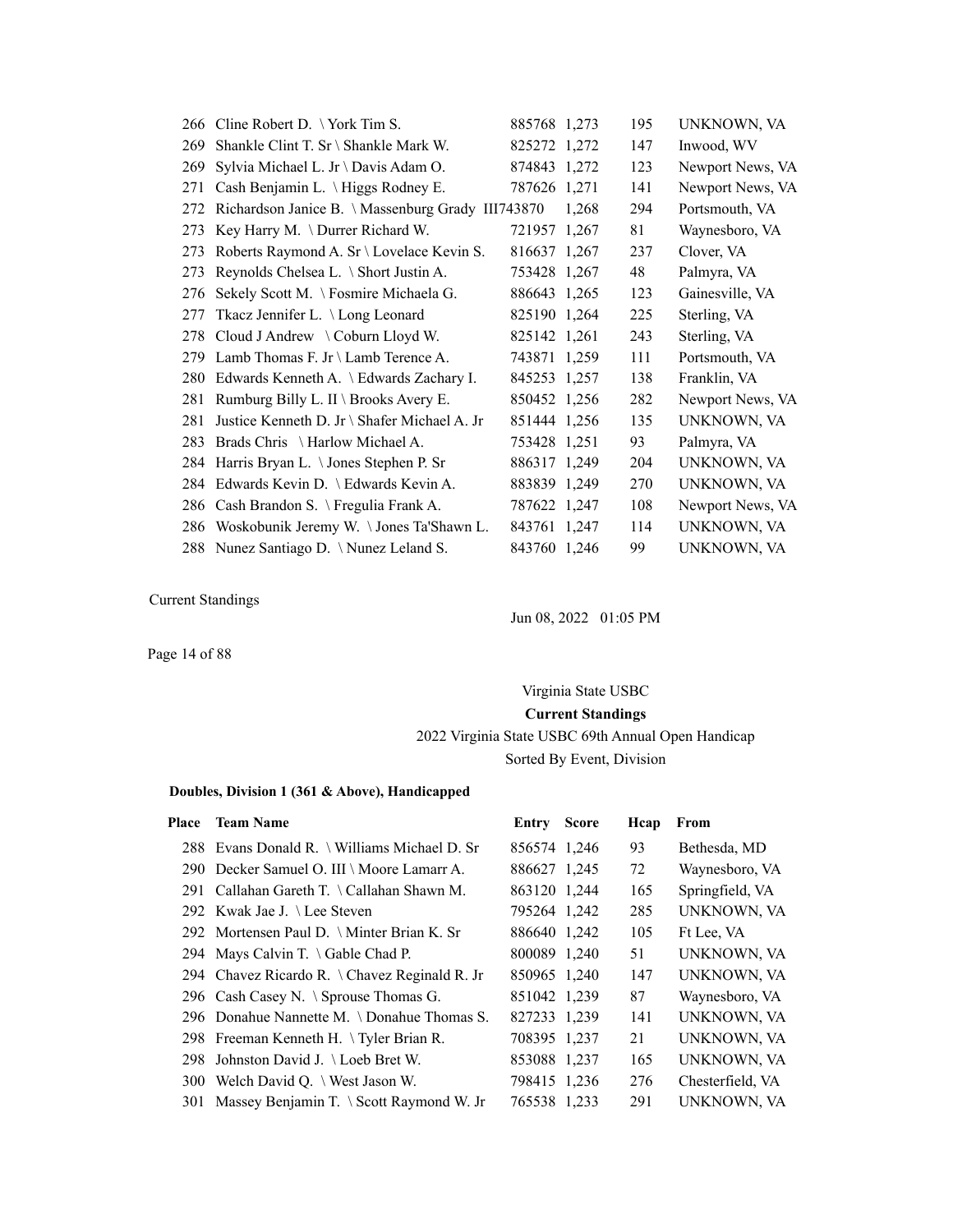| Place | Team Name | Entry | Score | Hcap | From |
|---|---|---|---|---|---|
| 266 | Cline Robert D. \ York Tim S. | 885768 | 1,273 | 195 | UNKNOWN, VA |
| 269 | Shankle Clint T. Sr \ Shankle Mark W. | 825272 | 1,272 | 147 | Inwood, WV |
| 269 | Sylvia Michael L. Jr \ Davis Adam O. | 874843 | 1,272 | 123 | Newport News, VA |
| 271 | Cash Benjamin L. \ Higgs Rodney E. | 787626 | 1,271 | 141 | Newport News, VA |
| 272 | Richardson Janice B. \ Massenburg Grady III | 743870 | 1,268 | 294 | Portsmouth, VA |
| 273 | Key Harry M. \ Durrer Richard W. | 721957 | 1,267 | 81 | Waynesboro, VA |
| 273 | Roberts Raymond A. Sr \ Lovelace Kevin S. | 816637 | 1,267 | 237 | Clover, VA |
| 273 | Reynolds Chelsea L. \ Short Justin A. | 753428 | 1,267 | 48 | Palmyra, VA |
| 276 | Sekely Scott M. \ Fosmire Michaela G. | 886643 | 1,265 | 123 | Gainesville, VA |
| 277 | Tkacz Jennifer L. \ Long Leonard | 825190 | 1,264 | 225 | Sterling, VA |
| 278 | Cloud J Andrew \ Coburn Lloyd W. | 825142 | 1,261 | 243 | Sterling, VA |
| 279 | Lamb Thomas F. Jr \ Lamb Terence A. | 743871 | 1,259 | 111 | Portsmouth, VA |
| 280 | Edwards Kenneth A. \ Edwards Zachary I. | 845253 | 1,257 | 138 | Franklin, VA |
| 281 | Rumburg Billy L. II \ Brooks Avery E. | 850452 | 1,256 | 282 | Newport News, VA |
| 281 | Justice Kenneth D. Jr \ Shafer Michael A. Jr | 851444 | 1,256 | 135 | UNKNOWN, VA |
| 283 | Brads Chris \ Harlow Michael A. | 753428 | 1,251 | 93 | Palmyra, VA |
| 284 | Harris Bryan L. \ Jones Stephen P. Sr | 886317 | 1,249 | 204 | UNKNOWN, VA |
| 284 | Edwards Kevin D. \ Edwards Kevin A. | 883839 | 1,249 | 270 | UNKNOWN, VA |
| 286 | Cash Brandon S. \ Fregulia Frank A. | 787622 | 1,247 | 108 | Newport News, VA |
| 286 | Woskobunik Jeremy W. \ Jones Ta'Shawn L. | 843761 | 1,247 | 114 | UNKNOWN, VA |
| 288 | Nunez Santiago D. \ Nunez Leland S. | 843760 | 1,246 | 99 | UNKNOWN, VA |

Current Standings

Jun 08, 2022 01:05 PM

Virginia State USBC

**Current Standings**

2022 Virginia State USBC 69th Annual Open Handicap

Sorted By Event, Division

**Doubles, Division 1 (361 & Above), Handicapped**

| Place | Team Name | Entry | Score | Hcap | From |
|---|---|---|---|---|---|
| 288 | Evans Donald R. \ Williams Michael D. Sr | 856574 | 1,246 | 93 | Bethesda, MD |
| 290 | Decker Samuel O. III \ Moore Lamarr A. | 886627 | 1,245 | 72 | Waynesboro, VA |
| 291 | Callahan Gareth T. \ Callahan Shawn M. | 863120 | 1,244 | 165 | Springfield, VA |
| 292 | Kwak Jae J. \ Lee Steven | 795264 | 1,242 | 285 | UNKNOWN, VA |
| 292 | Mortensen Paul D. \ Minter Brian K. Sr | 886640 | 1,242 | 105 | Ft Lee, VA |
| 294 | Mays Calvin T. \ Gable Chad P. | 800089 | 1,240 | 51 | UNKNOWN, VA |
| 294 | Chavez Ricardo R. \ Chavez Reginald R. Jr | 850965 | 1,240 | 147 | UNKNOWN, VA |
| 296 | Cash Casey N. \ Sprouse Thomas G. | 851042 | 1,239 | 87 | Waynesboro, VA |
| 296 | Donahue Nannette M. \ Donahue Thomas S. | 827233 | 1,239 | 141 | UNKNOWN, VA |
| 298 | Freeman Kenneth H. \ Tyler Brian R. | 708395 | 1,237 | 21 | UNKNOWN, VA |
| 298 | Johnston David J. \ Loeb Bret W. | 853088 | 1,237 | 165 | UNKNOWN, VA |
| 300 | Welch David Q. \ West Jason W. | 798415 | 1,236 | 276 | Chesterfield, VA |
| 301 | Massey Benjamin T. \ Scott Raymond W. Jr | 765538 | 1,233 | 291 | UNKNOWN, VA |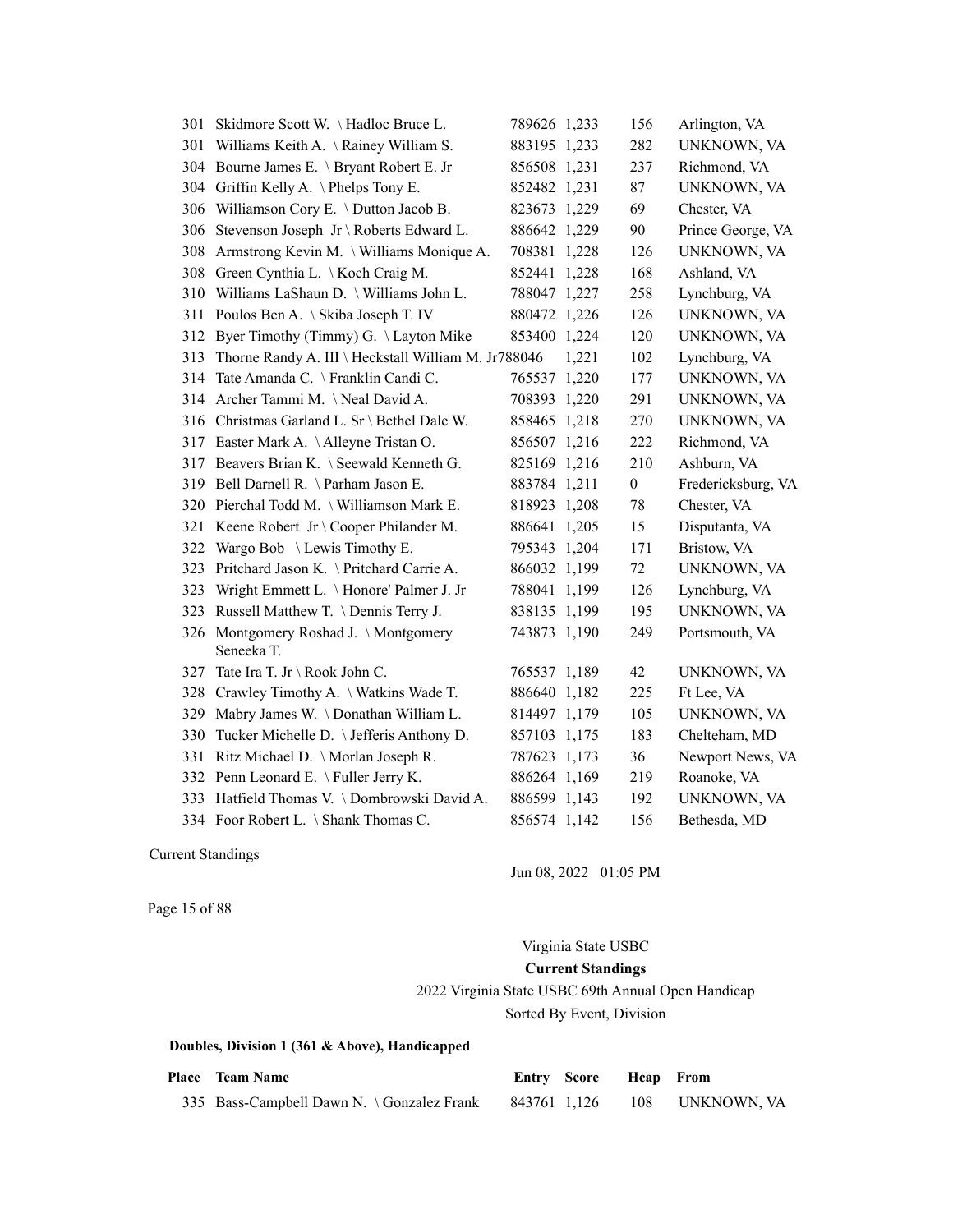| Place | Team Name | Entry | Score | Hcap | From |
|---|---|---|---|---|---|
| 301 | Skidmore Scott W. \ Hadloc Bruce L. | 789626 | 1,233 | 156 | Arlington, VA |
| 301 | Williams Keith A. \ Rainey William S. | 883195 | 1,233 | 282 | UNKNOWN, VA |
| 304 | Bourne James E. \ Bryant Robert E. Jr | 856508 | 1,231 | 237 | Richmond, VA |
| 304 | Griffin Kelly A. \ Phelps Tony E. | 852482 | 1,231 | 87 | UNKNOWN, VA |
| 306 | Williamson Cory E. \ Dutton Jacob B. | 823673 | 1,229 | 69 | Chester, VA |
| 306 | Stevenson Joseph Jr \ Roberts Edward L. | 886642 | 1,229 | 90 | Prince George, VA |
| 308 | Armstrong Kevin M. \ Williams Monique A. | 708381 | 1,228 | 126 | UNKNOWN, VA |
| 308 | Green Cynthia L. \ Koch Craig M. | 852441 | 1,228 | 168 | Ashland, VA |
| 310 | Williams LaShaun D. \ Williams John L. | 788047 | 1,227 | 258 | Lynchburg, VA |
| 311 | Poulos Ben A. \ Skiba Joseph T. IV | 880472 | 1,226 | 126 | UNKNOWN, VA |
| 312 | Byer Timothy (Timmy) G. \ Layton Mike | 853400 | 1,224 | 120 | UNKNOWN, VA |
| 313 | Thorne Randy A. III \ Heckstall William M. Jr | 788046 | 1,221 | 102 | Lynchburg, VA |
| 314 | Tate Amanda C. \ Franklin Candi C. | 765537 | 1,220 | 177 | UNKNOWN, VA |
| 314 | Archer Tammi M. \ Neal David A. | 708393 | 1,220 | 291 | UNKNOWN, VA |
| 316 | Christmas Garland L. Sr \ Bethel Dale W. | 858465 | 1,218 | 270 | UNKNOWN, VA |
| 317 | Easter Mark A. \ Alleyne Tristan O. | 856507 | 1,216 | 222 | Richmond, VA |
| 317 | Beavers Brian K. \ Seewald Kenneth G. | 825169 | 1,216 | 210 | Ashburn, VA |
| 319 | Bell Darnell R. \ Parham Jason E. | 883784 | 1,211 | 0 | Fredericksburg, VA |
| 320 | Pierchal Todd M. \ Williamson Mark E. | 818923 | 1,208 | 78 | Chester, VA |
| 321 | Keene Robert Jr \ Cooper Philander M. | 886641 | 1,205 | 15 | Disputanta, VA |
| 322 | Wargo Bob \ Lewis Timothy E. | 795343 | 1,204 | 171 | Bristow, VA |
| 323 | Pritchard Jason K. \ Pritchard Carrie A. | 866032 | 1,199 | 72 | UNKNOWN, VA |
| 323 | Wright Emmett L. \ Honore' Palmer J. Jr | 788041 | 1,199 | 126 | Lynchburg, VA |
| 323 | Russell Matthew T. \ Dennis Terry J. | 838135 | 1,199 | 195 | UNKNOWN, VA |
| 326 | Montgomery Roshad J. \ Montgomery Seneeka T. | 743873 | 1,190 | 249 | Portsmouth, VA |
| 327 | Tate Ira T. Jr \ Rook John C. | 765537 | 1,189 | 42 | UNKNOWN, VA |
| 328 | Crawley Timothy A. \ Watkins Wade T. | 886640 | 1,182 | 225 | Ft Lee, VA |
| 329 | Mabry James W. \ Donathan William L. | 814497 | 1,179 | 105 | UNKNOWN, VA |
| 330 | Tucker Michelle D. \ Jefferis Anthony D. | 857103 | 1,175 | 183 | Chelteham, MD |
| 331 | Ritz Michael D. \ Morlan Joseph R. | 787623 | 1,173 | 36 | Newport News, VA |
| 332 | Penn Leonard E. \ Fuller Jerry K. | 886264 | 1,169 | 219 | Roanoke, VA |
| 333 | Hatfield Thomas V. \ Dombrowski David A. | 886599 | 1,143 | 192 | UNKNOWN, VA |
| 334 | Foor Robert L. \ Shank Thomas C. | 856574 | 1,142 | 156 | Bethesda, MD |

Virginia State USBC

**Current Standings**

2022 Virginia State USBC 69th Annual Open Handicap

Sorted By Event, Division

**Doubles, Division 1 (361 & Above), Handicapped**

| Place | Team Name | Entry | Score | Hcap | From |
|---|---|---|---|---|---|
| 335 | Bass-Campbell Dawn N. \ Gonzalez Frank | 843761 | 1,126 | 108 | UNKNOWN, VA |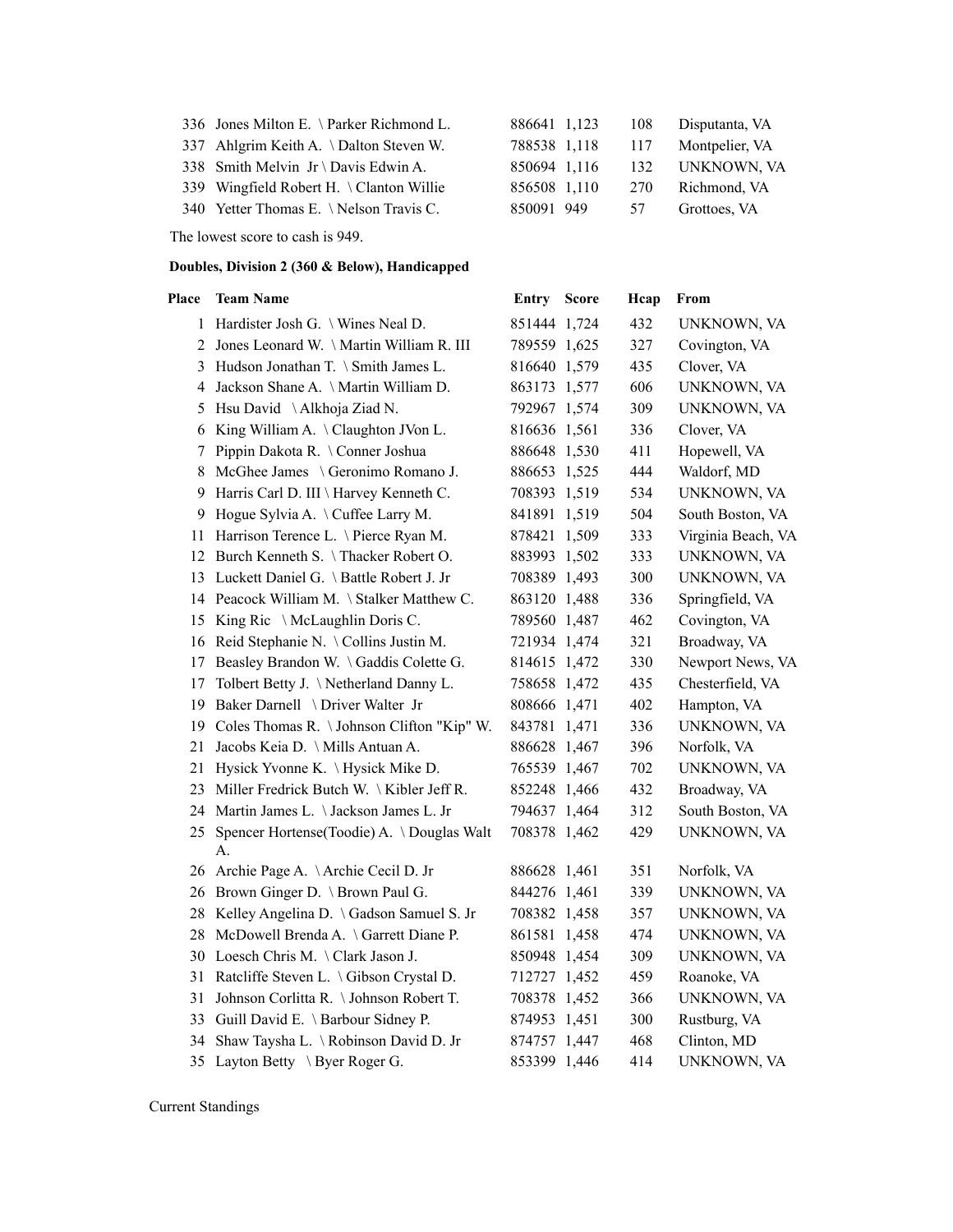| Place | Team Name | Entry | Score | Hcap | From |
|---|---|---|---|---|---|
| 336 | Jones Milton E. \ Parker Richmond L. | 886641 | 1,123 | 108 | Disputanta, VA |
| 337 | Ahlgrim Keith A. \ Dalton Steven W. | 788538 | 1,118 | 117 | Montpelier, VA |
| 338 | Smith Melvin Jr \ Davis Edwin A. | 850694 | 1,116 | 132 | UNKNOWN, VA |
| 339 | Wingfield Robert H. \ Clanton Willie | 856508 | 1,110 | 270 | Richmond, VA |
| 340 | Yetter Thomas E. \ Nelson Travis C. | 850091 | 949 | 57 | Grottoes, VA |

The lowest score to cash is 949.

**Doubles, Division 2 (360 & Below), Handicapped**

| Place | Team Name | Entry | Score | Hcap | From |
|---|---|---|---|---|---|
| 1 | Hardister Josh G. \ Wines Neal D. | 851444 | 1,724 | 432 | UNKNOWN, VA |
| 2 | Jones Leonard W. \ Martin William R. III | 789559 | 1,625 | 327 | Covington, VA |
| 3 | Hudson Jonathan T. \ Smith James L. | 816640 | 1,579 | 435 | Clover, VA |
| 4 | Jackson Shane A. \ Martin William D. | 863173 | 1,577 | 606 | UNKNOWN, VA |
| 5 | Hsu David \ Alkhoja Ziad N. | 792967 | 1,574 | 309 | UNKNOWN, VA |
| 6 | King William A. \ Claughton JVon L. | 816636 | 1,561 | 336 | Clover, VA |
| 7 | Pippin Dakota R. \ Conner Joshua | 886648 | 1,530 | 411 | Hopewell, VA |
| 8 | McGhee James \ Geronimo Romano J. | 886653 | 1,525 | 444 | Waldorf, MD |
| 9 | Harris Carl D. III \ Harvey Kenneth C. | 708393 | 1,519 | 534 | UNKNOWN, VA |
| 9 | Hogue Sylvia A. \ Cuffee Larry M. | 841891 | 1,519 | 504 | South Boston, VA |
| 11 | Harrison Terence L. \ Pierce Ryan M. | 878421 | 1,509 | 333 | Virginia Beach, VA |
| 12 | Burch Kenneth S. \ Thacker Robert O. | 883993 | 1,502 | 333 | UNKNOWN, VA |
| 13 | Luckett Daniel G. \ Battle Robert J. Jr | 708389 | 1,493 | 300 | UNKNOWN, VA |
| 14 | Peacock William M. \ Stalker Matthew C. | 863120 | 1,488 | 336 | Springfield, VA |
| 15 | King Ric \ McLaughlin Doris C. | 789560 | 1,487 | 462 | Covington, VA |
| 16 | Reid Stephanie N. \ Collins Justin M. | 721934 | 1,474 | 321 | Broadway, VA |
| 17 | Beasley Brandon W. \ Gaddis Colette G. | 814615 | 1,472 | 330 | Newport News, VA |
| 17 | Tolbert Betty J. \ Netherland Danny L. | 758658 | 1,472 | 435 | Chesterfield, VA |
| 19 | Baker Darnell \ Driver Walter Jr | 808666 | 1,471 | 402 | Hampton, VA |
| 19 | Coles Thomas R. \ Johnson Clifton "Kip" W. | 843781 | 1,471 | 336 | UNKNOWN, VA |
| 21 | Jacobs Keia D. \ Mills Antuan A. | 886628 | 1,467 | 396 | Norfolk, VA |
| 21 | Hysick Yvonne K. \ Hysick Mike D. | 765539 | 1,467 | 702 | UNKNOWN, VA |
| 23 | Miller Fredrick Butch W. \ Kibler Jeff R. | 852248 | 1,466 | 432 | Broadway, VA |
| 24 | Martin James L. \ Jackson James L. Jr | 794637 | 1,464 | 312 | South Boston, VA |
| 25 | Spencer Hortense(Toodie) A. \ Douglas Walt A. | 708378 | 1,462 | 429 | UNKNOWN, VA |
| 26 | Archie Page A. \ Archie Cecil D. Jr | 886628 | 1,461 | 351 | Norfolk, VA |
| 26 | Brown Ginger D. \ Brown Paul G. | 844276 | 1,461 | 339 | UNKNOWN, VA |
| 28 | Kelley Angelina D. \ Gadson Samuel S. Jr | 708382 | 1,458 | 357 | UNKNOWN, VA |
| 28 | McDowell Brenda A. \ Garrett Diane P. | 861581 | 1,458 | 474 | UNKNOWN, VA |
| 30 | Loesch Chris M. \ Clark Jason J. | 850948 | 1,454 | 309 | UNKNOWN, VA |
| 31 | Ratcliffe Steven L. \ Gibson Crystal D. | 712727 | 1,452 | 459 | Roanoke, VA |
| 31 | Johnson Corlitta R. \ Johnson Robert T. | 708378 | 1,452 | 366 | UNKNOWN, VA |
| 33 | Guill David E. \ Barbour Sidney P. | 874953 | 1,451 | 300 | Rustburg, VA |
| 34 | Shaw Taysha L. \ Robinson David D. Jr | 874757 | 1,447 | 468 | Clinton, MD |
| 35 | Layton Betty \ Byer Roger G. | 853399 | 1,446 | 414 | UNKNOWN, VA |

Current Standings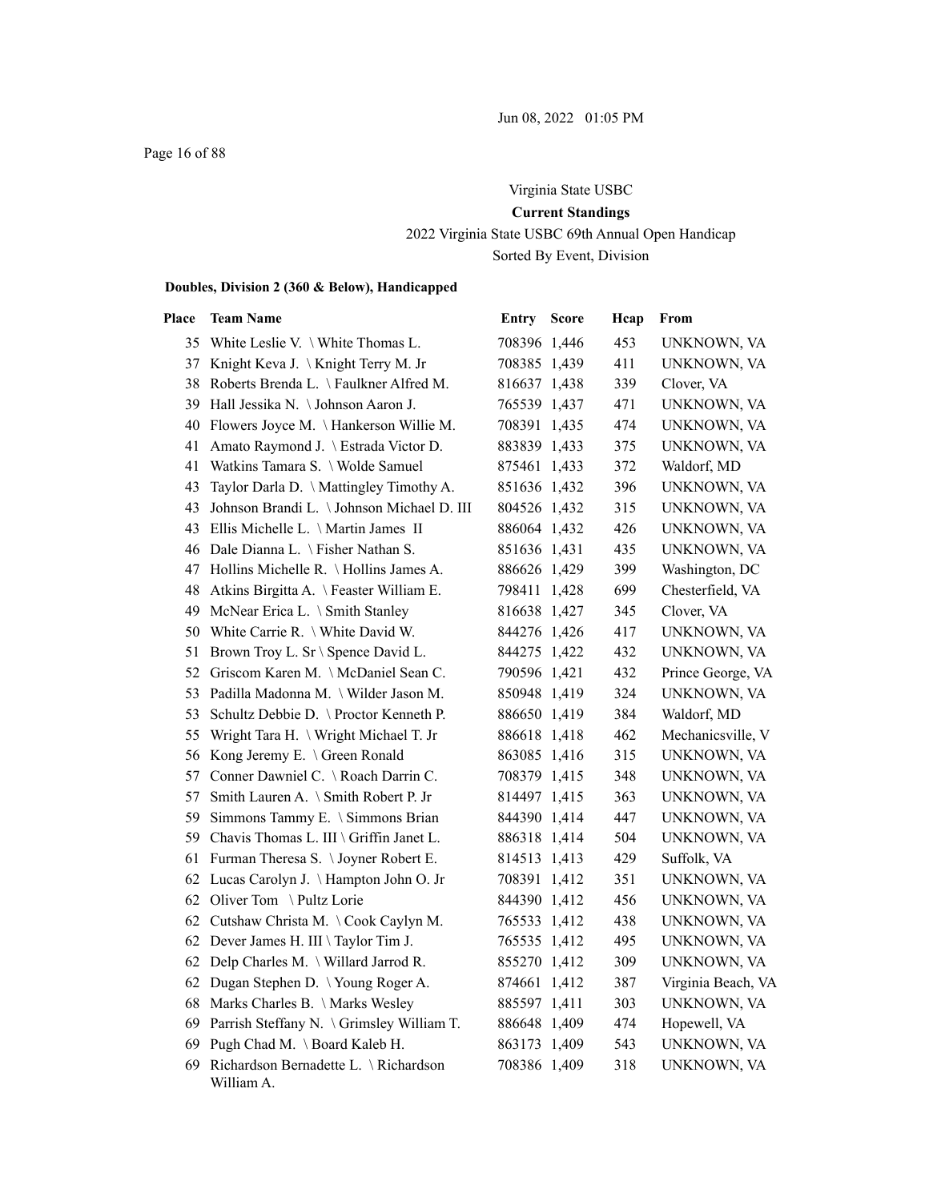Jun 08, 2022 01:05 PM

Virginia State USBC

**Current Standings**

2022 Virginia State USBC 69th Annual Open Handicap

Sorted By Event, Division

### Doubles, Division 2 (360 & Below), Handicapped

| Place | Team Name | Entry | Score | Hcap | From |
|---|---|---|---|---|---|
| 35 | White Leslie V. \ White Thomas L. | 708396 | 1,446 | 453 | UNKNOWN, VA |
| 37 | Knight Keva J. \ Knight Terry M. Jr | 708385 | 1,439 | 411 | UNKNOWN, VA |
| 38 | Roberts Brenda L. \ Faulkner Alfred M. | 816637 | 1,438 | 339 | Clover, VA |
| 39 | Hall Jessika N. \ Johnson Aaron J. | 765539 | 1,437 | 471 | UNKNOWN, VA |
| 40 | Flowers Joyce M. \ Hankerson Willie M. | 708391 | 1,435 | 474 | UNKNOWN, VA |
| 41 | Amato Raymond J. \ Estrada Victor D. | 883839 | 1,433 | 375 | UNKNOWN, VA |
| 41 | Watkins Tamara S. \ Wolde Samuel | 875461 | 1,433 | 372 | Waldorf, MD |
| 43 | Taylor Darla D. \ Mattingley Timothy A. | 851636 | 1,432 | 396 | UNKNOWN, VA |
| 43 | Johnson Brandi L. \ Johnson Michael D. III | 804526 | 1,432 | 315 | UNKNOWN, VA |
| 43 | Ellis Michelle L. \ Martin James II | 886064 | 1,432 | 426 | UNKNOWN, VA |
| 46 | Dale Dianna L. \ Fisher Nathan S. | 851636 | 1,431 | 435 | UNKNOWN, VA |
| 47 | Hollins Michelle R. \ Hollins James A. | 886626 | 1,429 | 399 | Washington, DC |
| 48 | Atkins Birgitta A. \ Feaster William E. | 798411 | 1,428 | 699 | Chesterfield, VA |
| 49 | McNear Erica L. \ Smith Stanley | 816638 | 1,427 | 345 | Clover, VA |
| 50 | White Carrie R. \ White David W. | 844276 | 1,426 | 417 | UNKNOWN, VA |
| 51 | Brown Troy L. Sr \ Spence David L. | 844275 | 1,422 | 432 | UNKNOWN, VA |
| 52 | Griscom Karen M. \ McDaniel Sean C. | 790596 | 1,421 | 432 | Prince George, VA |
| 53 | Padilla Madonna M. \ Wilder Jason M. | 850948 | 1,419 | 324 | UNKNOWN, VA |
| 53 | Schultz Debbie D. \ Proctor Kenneth P. | 886650 | 1,419 | 384 | Waldorf, MD |
| 55 | Wright Tara H. \ Wright Michael T. Jr | 886618 | 1,418 | 462 | Mechanicsville, V |
| 56 | Kong Jeremy E. \ Green Ronald | 863085 | 1,416 | 315 | UNKNOWN, VA |
| 57 | Conner Dawniel C. \ Roach Darrin C. | 708379 | 1,415 | 348 | UNKNOWN, VA |
| 57 | Smith Lauren A. \ Smith Robert P. Jr | 814497 | 1,415 | 363 | UNKNOWN, VA |
| 59 | Simmons Tammy E. \ Simmons Brian | 844390 | 1,414 | 447 | UNKNOWN, VA |
| 59 | Chavis Thomas L. III \ Griffin Janet L. | 886318 | 1,414 | 504 | UNKNOWN, VA |
| 61 | Furman Theresa S. \ Joyner Robert E. | 814513 | 1,413 | 429 | Suffolk, VA |
| 62 | Lucas Carolyn J. \ Hampton John O. Jr | 708391 | 1,412 | 351 | UNKNOWN, VA |
| 62 | Oliver Tom \ Pultz Lorie | 844390 | 1,412 | 456 | UNKNOWN, VA |
| 62 | Cutshaw Christa M. \ Cook Caylyn M. | 765533 | 1,412 | 438 | UNKNOWN, VA |
| 62 | Dever James H. III \ Taylor Tim J. | 765535 | 1,412 | 495 | UNKNOWN, VA |
| 62 | Delp Charles M. \ Willard Jarrod R. | 855270 | 1,412 | 309 | UNKNOWN, VA |
| 62 | Dugan Stephen D. \ Young Roger A. | 874661 | 1,412 | 387 | Virginia Beach, VA |
| 68 | Marks Charles B. \ Marks Wesley | 885597 | 1,411 | 303 | UNKNOWN, VA |
| 69 | Parrish Steffany N. \ Grimsley William T. | 886648 | 1,409 | 474 | Hopewell, VA |
| 69 | Pugh Chad M. \ Board Kaleb H. | 863173 | 1,409 | 543 | UNKNOWN, VA |
| 69 | Richardson Bernadette L. \ Richardson William A. | 708386 | 1,409 | 318 | UNKNOWN, VA |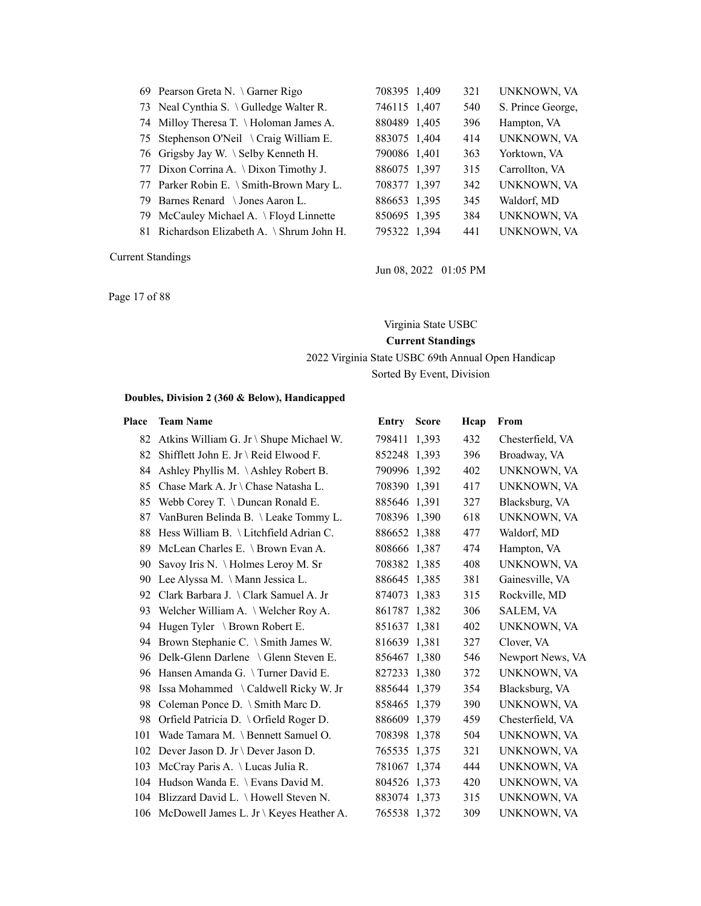| Place | Team Name | Entry | Score | Hcap | From |
|---|---|---|---|---|---|
| 69 | Pearson Greta N. \ Garner Rigo | 708395 | 1,409 | 321 | UNKNOWN, VA |
| 73 | Neal Cynthia S. \ Gulledge Walter R. | 746115 | 1,407 | 540 | S. Prince George, |
| 74 | Milloy Theresa T. \ Holoman James A. | 880489 | 1,405 | 396 | Hampton, VA |
| 75 | Stephenson O'Neil \ Craig William E. | 883075 | 1,404 | 414 | UNKNOWN, VA |
| 76 | Grigsby Jay W. \ Selby Kenneth H. | 790086 | 1,401 | 363 | Yorktown, VA |
| 77 | Dixon Corrina A. \ Dixon Timothy J. | 886075 | 1,397 | 315 | Carrollton, VA |
| 77 | Parker Robin E. \ Smith-Brown Mary L. | 708377 | 1,397 | 342 | UNKNOWN, VA |
| 79 | Barnes Renard \ Jones Aaron L. | 886653 | 1,395 | 345 | Waldorf, MD |
| 79 | McCauley Michael A. \ Floyd Linnette | 850695 | 1,395 | 384 | UNKNOWN, VA |
| 81 | Richardson Elizabeth A. \ Shrum John H. | 795322 | 1,394 | 441 | UNKNOWN, VA |

Current Standings

Jun 08, 2022 01:05 PM

Virginia State USBC

**Current Standings**

2022 Virginia State USBC 69th Annual Open Handicap

Sorted By Event, Division

**Doubles, Division 2 (360 & Below), Handicapped**

| Place | Team Name | Entry | Score | Hcap | From |
|---|---|---|---|---|---|
| 82 | Atkins William G. Jr \ Shupe Michael W. | 798411 | 1,393 | 432 | Chesterfield, VA |
| 82 | Shifflett John E. Jr \ Reid Elwood F. | 852248 | 1,393 | 396 | Broadway, VA |
| 84 | Ashley Phyllis M. \ Ashley Robert B. | 790996 | 1,392 | 402 | UNKNOWN, VA |
| 85 | Chase Mark A. Jr \ Chase Natasha L. | 708390 | 1,391 | 417 | UNKNOWN, VA |
| 85 | Webb Corey T. \ Duncan Ronald E. | 885646 | 1,391 | 327 | Blacksburg, VA |
| 87 | VanBuren Belinda B. \ Leake Tommy L. | 708396 | 1,390 | 618 | UNKNOWN, VA |
| 88 | Hess William B. \ Litchfield Adrian C. | 886652 | 1,388 | 477 | Waldorf, MD |
| 89 | McLean Charles E. \ Brown Evan A. | 808666 | 1,387 | 474 | Hampton, VA |
| 90 | Savoy Iris N. \ Holmes Leroy M. Sr | 708382 | 1,385 | 408 | UNKNOWN, VA |
| 90 | Lee Alyssa M. \ Mann Jessica L. | 886645 | 1,385 | 381 | Gainesville, VA |
| 92 | Clark Barbara J. \ Clark Samuel A. Jr | 874073 | 1,383 | 315 | Rockville, MD |
| 93 | Welcher William A. \ Welcher Roy A. | 861787 | 1,382 | 306 | SALEM, VA |
| 94 | Hugen Tyler \ Brown Robert E. | 851637 | 1,381 | 402 | UNKNOWN, VA |
| 94 | Brown Stephanie C. \ Smith James W. | 816639 | 1,381 | 327 | Clover, VA |
| 96 | Delk-Glenn Darlene \ Glenn Steven E. | 856467 | 1,380 | 546 | Newport News, VA |
| 96 | Hansen Amanda G. \ Turner David E. | 827233 | 1,380 | 372 | UNKNOWN, VA |
| 98 | Issa Mohammed \ Caldwell Ricky W. Jr | 885644 | 1,379 | 354 | Blacksburg, VA |
| 98 | Coleman Ponce D. \ Smith Marc D. | 858465 | 1,379 | 390 | UNKNOWN, VA |
| 98 | Orfield Patricia D. \ Orfield Roger D. | 886609 | 1,379 | 459 | Chesterfield, VA |
| 101 | Wade Tamara M. \ Bennett Samuel O. | 708398 | 1,378 | 504 | UNKNOWN, VA |
| 102 | Dever Jason D. Jr \ Dever Jason D. | 765535 | 1,375 | 321 | UNKNOWN, VA |
| 103 | McCray Paris A. \ Lucas Julia R. | 781067 | 1,374 | 444 | UNKNOWN, VA |
| 104 | Hudson Wanda E. \ Evans David M. | 804526 | 1,373 | 420 | UNKNOWN, VA |
| 104 | Blizzard David L. \ Howell Steven N. | 883074 | 1,373 | 315 | UNKNOWN, VA |
| 106 | McDowell James L. Jr \ Keyes Heather A. | 765538 | 1,372 | 309 | UNKNOWN, VA |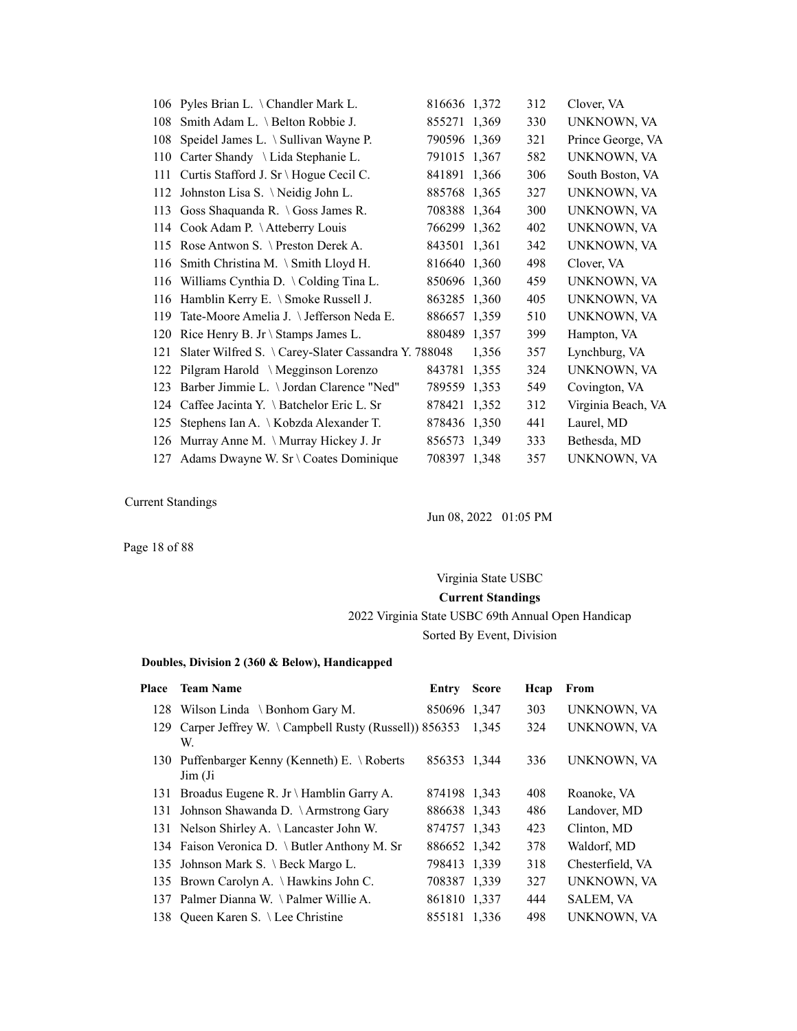| Place | Team Name | Entry | Score | Hcap | From |
|---|---|---|---|---|---|
| 106 | Pyles Brian L. \ Chandler Mark L. | 816636 | 1,372 | 312 | Clover, VA |
| 108 | Smith Adam L. \ Belton Robbie J. | 855271 | 1,369 | 330 | UNKNOWN, VA |
| 108 | Speidel James L. \ Sullivan Wayne P. | 790596 | 1,369 | 321 | Prince George, VA |
| 110 | Carter Shandy \ Lida Stephanie L. | 791015 | 1,367 | 582 | UNKNOWN, VA |
| 111 | Curtis Stafford J. Sr \ Hogue Cecil C. | 841891 | 1,366 | 306 | South Boston, VA |
| 112 | Johnston Lisa S. \ Neidig John L. | 885768 | 1,365 | 327 | UNKNOWN, VA |
| 113 | Goss Shaquanda R. \ Goss James R. | 708388 | 1,364 | 300 | UNKNOWN, VA |
| 114 | Cook Adam P. \ Atteberry Louis | 766299 | 1,362 | 402 | UNKNOWN, VA |
| 115 | Rose Antwon S. \ Preston Derek A. | 843501 | 1,361 | 342 | UNKNOWN, VA |
| 116 | Smith Christina M. \ Smith Lloyd H. | 816640 | 1,360 | 498 | Clover, VA |
| 116 | Williams Cynthia D. \ Colding Tina L. | 850696 | 1,360 | 459 | UNKNOWN, VA |
| 116 | Hamblin Kerry E. \ Smoke Russell J. | 863285 | 1,360 | 405 | UNKNOWN, VA |
| 119 | Tate-Moore Amelia J. \ Jefferson Neda E. | 886657 | 1,359 | 510 | UNKNOWN, VA |
| 120 | Rice Henry B. Jr \ Stamps James L. | 880489 | 1,357 | 399 | Hampton, VA |
| 121 | Slater Wilfred S. \ Carey-Slater Cassandra Y. | 788048 | 1,356 | 357 | Lynchburg, VA |
| 122 | Pilgram Harold \ Megginson Lorenzo | 843781 | 1,355 | 324 | UNKNOWN, VA |
| 123 | Barber Jimmie L. \ Jordan Clarence "Ned" | 789559 | 1,353 | 549 | Covington, VA |
| 124 | Caffee Jacinta Y. \ Batchelor Eric L. Sr | 878421 | 1,352 | 312 | Virginia Beach, VA |
| 125 | Stephens Ian A. \ Kobzda Alexander T. | 878436 | 1,350 | 441 | Laurel, MD |
| 126 | Murray Anne M. \ Murray Hickey J. Jr | 856573 | 1,349 | 333 | Bethesda, MD |
| 127 | Adams Dwayne W. Sr \ Coates Dominique | 708397 | 1,348 | 357 | UNKNOWN, VA |

Current Standings

Jun 08, 2022 01:05 PM

Virginia State USBC

**Current Standings**

2022 Virginia State USBC 69th Annual Open Handicap

Sorted By Event, Division

**Doubles, Division 2 (360 & Below), Handicapped**

| Place | Team Name | Entry | Score | Hcap | From |
|---|---|---|---|---|---|
| 128 | Wilson Linda \ Bonhom Gary M. | 850696 | 1,347 | 303 | UNKNOWN, VA |
| 129 | Carper Jeffrey W. \ Campbell Rusty (Russell)) W. | 856353 | 1,345 | 324 | UNKNOWN, VA |
| 130 | Puffenbarger Kenny (Kenneth) E. \ Roberts Jim (Ji | 856353 | 1,344 | 336 | UNKNOWN, VA |
| 131 | Broadus Eugene R. Jr \ Hamblin Garry A. | 874198 | 1,343 | 408 | Roanoke, VA |
| 131 | Johnson Shawanda D. \ Armstrong Gary | 886638 | 1,343 | 486 | Landover, MD |
| 131 | Nelson Shirley A. \ Lancaster John W. | 874757 | 1,343 | 423 | Clinton, MD |
| 134 | Faison Veronica D. \ Butler Anthony M. Sr | 886652 | 1,342 | 378 | Waldorf, MD |
| 135 | Johnson Mark S. \ Beck Margo L. | 798413 | 1,339 | 318 | Chesterfield, VA |
| 135 | Brown Carolyn A. \ Hawkins John C. | 708387 | 1,339 | 327 | UNKNOWN, VA |
| 137 | Palmer Dianna W. \ Palmer Willie A. | 861810 | 1,337 | 444 | SALEM, VA |
| 138 | Queen Karen S. \ Lee Christine | 855181 | 1,336 | 498 | UNKNOWN, VA |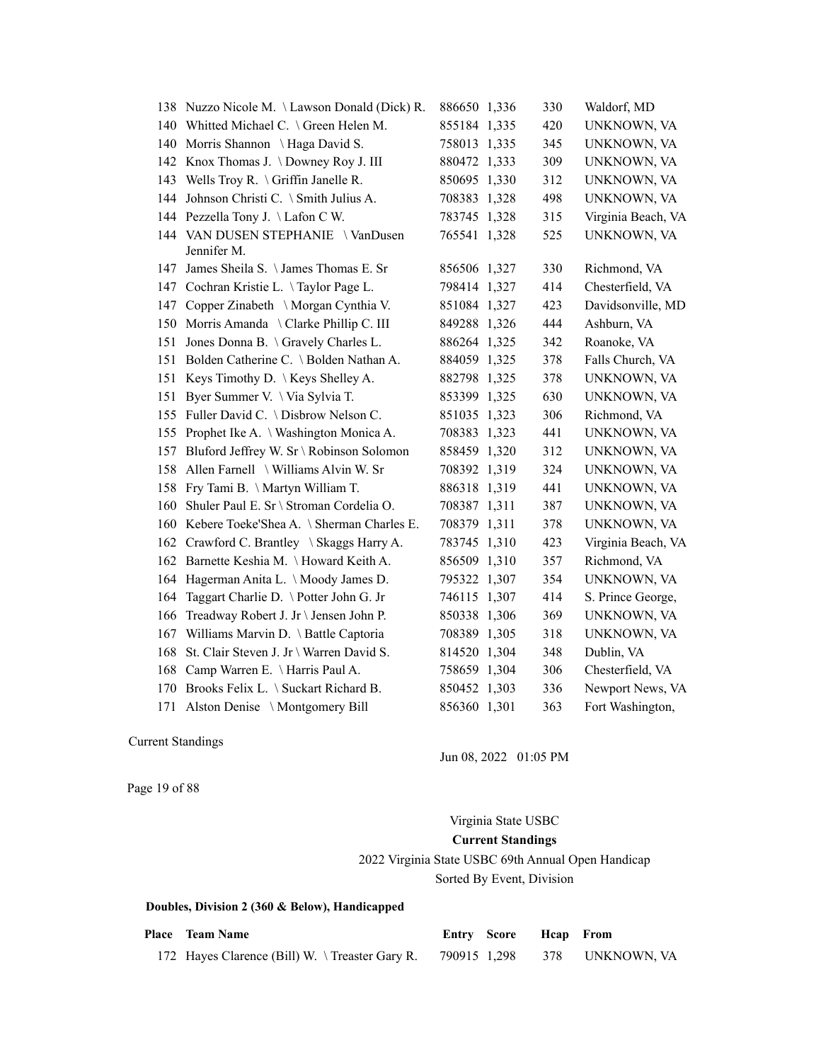| Place | Team Name | Entry | Score | Hcap | From |
|---|---|---|---|---|---|
| 138 | Nuzzo Nicole M. \ Lawson Donald (Dick) R. | 886650 | 1,336 | 330 | Waldorf, MD |
| 140 | Whitted Michael C. \ Green Helen M. | 855184 | 1,335 | 420 | UNKNOWN, VA |
| 140 | Morris Shannon \ Haga David S. | 758013 | 1,335 | 345 | UNKNOWN, VA |
| 142 | Knox Thomas J. \ Downey Roy J. III | 880472 | 1,333 | 309 | UNKNOWN, VA |
| 143 | Wells Troy R. \ Griffin Janelle R. | 850695 | 1,330 | 312 | UNKNOWN, VA |
| 144 | Johnson Christi C. \ Smith Julius A. | 708383 | 1,328 | 498 | UNKNOWN, VA |
| 144 | Pezzella Tony J. \ Lafon C W. | 783745 | 1,328 | 315 | Virginia Beach, VA |
| 144 | VAN DUSEN STEPHANIE \ VanDusen Jennifer M. | 765541 | 1,328 | 525 | UNKNOWN, VA |
| 147 | James Sheila S. \ James Thomas E. Sr | 856506 | 1,327 | 330 | Richmond, VA |
| 147 | Cochran Kristie L. \ Taylor Page L. | 798414 | 1,327 | 414 | Chesterfield, VA |
| 147 | Copper Zinabeth \ Morgan Cynthia V. | 851084 | 1,327 | 423 | Davidsonville, MD |
| 150 | Morris Amanda \ Clarke Phillip C. III | 849288 | 1,326 | 444 | Ashburn, VA |
| 151 | Jones Donna B. \ Gravely Charles L. | 886264 | 1,325 | 342 | Roanoke, VA |
| 151 | Bolden Catherine C. \ Bolden Nathan A. | 884059 | 1,325 | 378 | Falls Church, VA |
| 151 | Keys Timothy D. \ Keys Shelley A. | 882798 | 1,325 | 378 | UNKNOWN, VA |
| 151 | Byer Summer V. \ Via Sylvia T. | 853399 | 1,325 | 630 | UNKNOWN, VA |
| 155 | Fuller David C. \ Disbrow Nelson C. | 851035 | 1,323 | 306 | Richmond, VA |
| 155 | Prophet Ike A. \ Washington Monica A. | 708383 | 1,323 | 441 | UNKNOWN, VA |
| 157 | Bluford Jeffrey W. Sr \ Robinson Solomon | 858459 | 1,320 | 312 | UNKNOWN, VA |
| 158 | Allen Farnell \ Williams Alvin W. Sr | 708392 | 1,319 | 324 | UNKNOWN, VA |
| 158 | Fry Tami B. \ Martyn William T. | 886318 | 1,319 | 441 | UNKNOWN, VA |
| 160 | Shuler Paul E. Sr \ Stroman Cordelia O. | 708387 | 1,311 | 387 | UNKNOWN, VA |
| 160 | Kebere Toeke'Shea A. \ Sherman Charles E. | 708379 | 1,311 | 378 | UNKNOWN, VA |
| 162 | Crawford C. Brantley \ Skaggs Harry A. | 783745 | 1,310 | 423 | Virginia Beach, VA |
| 162 | Barnette Keshia M. \ Howard Keith A. | 856509 | 1,310 | 357 | Richmond, VA |
| 164 | Hagerman Anita L. \ Moody James D. | 795322 | 1,307 | 354 | UNKNOWN, VA |
| 164 | Taggart Charlie D. \ Potter John G. Jr | 746115 | 1,307 | 414 | S. Prince George, |
| 166 | Treadway Robert J. Jr \ Jensen John P. | 850338 | 1,306 | 369 | UNKNOWN, VA |
| 167 | Williams Marvin D. \ Battle Captoria | 708389 | 1,305 | 318 | UNKNOWN, VA |
| 168 | St. Clair Steven J. Jr \ Warren David S. | 814520 | 1,304 | 348 | Dublin, VA |
| 168 | Camp Warren E. \ Harris Paul A. | 758659 | 1,304 | 306 | Chesterfield, VA |
| 170 | Brooks Felix L. \ Suckart Richard B. | 850452 | 1,303 | 336 | Newport News, VA |
| 171 | Alston Denise \ Montgomery Bill | 856360 | 1,301 | 363 | Fort Washington, |

Virginia State USBC

**Current Standings**

2022 Virginia State USBC 69th Annual Open Handicap

Sorted By Event, Division

**Doubles, Division 2 (360 & Below), Handicapped**

| Place | Team Name | Entry | Score | Hcap | From |
|---|---|---|---|---|---|
| 172 | Hayes Clarence (Bill) W. \ Treaster Gary R. | 790915 | 1,298 | 378 | UNKNOWN, VA |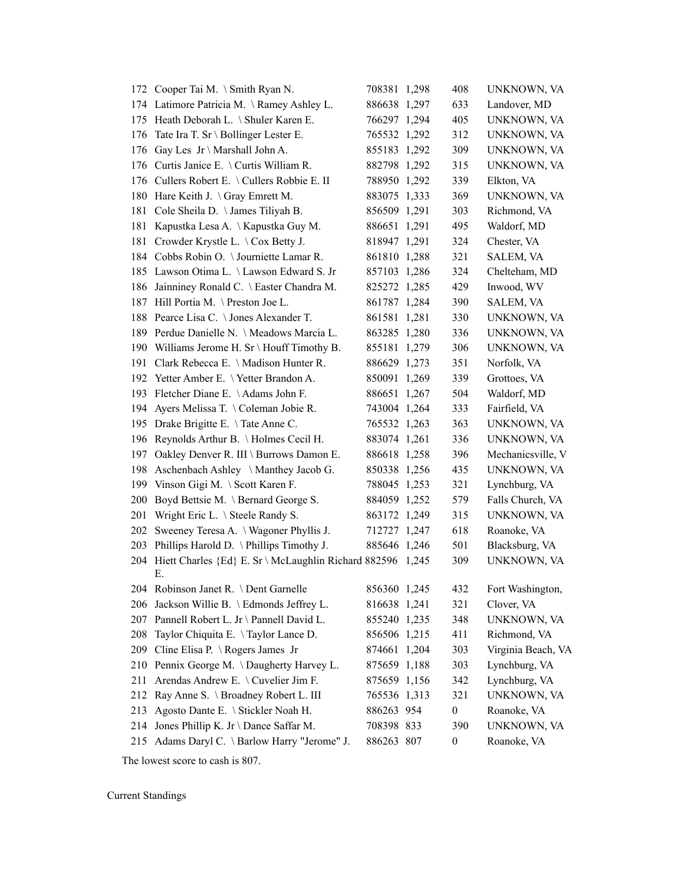| | | | | | |
|---|---|---|---|---|---|
| 172 | Cooper Tai M. \ Smith Ryan N. | 708381 | 1,298 | 408 | UNKNOWN, VA |
| 174 | Latimore Patricia M. \ Ramey Ashley L. | 886638 | 1,297 | 633 | Landover, MD |
| 175 | Heath Deborah L. \ Shuler Karen E. | 766297 | 1,294 | 405 | UNKNOWN, VA |
| 176 | Tate Ira T. Sr \ Bollinger Lester E. | 765532 | 1,292 | 312 | UNKNOWN, VA |
| 176 | Gay Les Jr \ Marshall John A. | 855183 | 1,292 | 309 | UNKNOWN, VA |
| 176 | Curtis Janice E. \ Curtis William R. | 882798 | 1,292 | 315 | UNKNOWN, VA |
| 176 | Cullers Robert E. \ Cullers Robbie E. II | 788950 | 1,292 | 339 | Elkton, VA |
| 180 | Hare Keith J. \ Gray Emrett M. | 883075 | 1,333 | 369 | UNKNOWN, VA |
| 181 | Cole Sheila D. \ James Tiliyah B. | 856509 | 1,291 | 303 | Richmond, VA |
| 181 | Kapustka Lesa A. \ Kapustka Guy M. | 886651 | 1,291 | 495 | Waldorf, MD |
| 181 | Crowder Krystle L. \ Cox Betty J. | 818947 | 1,291 | 324 | Chester, VA |
| 184 | Cobbs Robin O. \ Journiette Lamar R. | 861810 | 1,288 | 321 | SALEM, VA |
| 185 | Lawson Otima L. \ Lawson Edward S. Jr | 857103 | 1,286 | 324 | Chelteham, MD |
| 186 | Jainniney Ronald C. \ Easter Chandra M. | 825272 | 1,285 | 429 | Inwood, WV |
| 187 | Hill Portia M. \ Preston Joe L. | 861787 | 1,284 | 390 | SALEM, VA |
| 188 | Pearce Lisa C. \ Jones Alexander T. | 861581 | 1,281 | 330 | UNKNOWN, VA |
| 189 | Perdue Danielle N. \ Meadows Marcia L. | 863285 | 1,280 | 336 | UNKNOWN, VA |
| 190 | Williams Jerome H. Sr \ Houff Timothy B. | 855181 | 1,279 | 306 | UNKNOWN, VA |
| 191 | Clark Rebecca E. \ Madison Hunter R. | 886629 | 1,273 | 351 | Norfolk, VA |
| 192 | Yetter Amber E. \ Yetter Brandon A. | 850091 | 1,269 | 339 | Grottoes, VA |
| 193 | Fletcher Diane E. \ Adams John F. | 886651 | 1,267 | 504 | Waldorf, MD |
| 194 | Ayers Melissa T. \ Coleman Jobie R. | 743004 | 1,264 | 333 | Fairfield, VA |
| 195 | Drake Brigitte E. \ Tate Anne C. | 765532 | 1,263 | 363 | UNKNOWN, VA |
| 196 | Reynolds Arthur B. \ Holmes Cecil H. | 883074 | 1,261 | 336 | UNKNOWN, VA |
| 197 | Oakley Denver R. III \ Burrows Damon E. | 886618 | 1,258 | 396 | Mechanicsville, V |
| 198 | Aschenbach Ashley \ Manthey Jacob G. | 850338 | 1,256 | 435 | UNKNOWN, VA |
| 199 | Vinson Gigi M. \ Scott Karen F. | 788045 | 1,253 | 321 | Lynchburg, VA |
| 200 | Boyd Bettsie M. \ Bernard George S. | 884059 | 1,252 | 579 | Falls Church, VA |
| 201 | Wright Eric L. \ Steele Randy S. | 863172 | 1,249 | 315 | UNKNOWN, VA |
| 202 | Sweeney Teresa A. \ Wagoner Phyllis J. | 712727 | 1,247 | 618 | Roanoke, VA |
| 203 | Phillips Harold D. \ Phillips Timothy J. | 885646 | 1,246 | 501 | Blacksburg, VA |
| 204 | Hiett Charles {Ed} E. Sr \ McLaughlin Richard E. | 882596 | 1,245 | 309 | UNKNOWN, VA |
| 204 | Robinson Janet R. \ Dent Garnelle | 856360 | 1,245 | 432 | Fort Washington, |
| 206 | Jackson Willie B. \ Edmonds Jeffrey L. | 816638 | 1,241 | 321 | Clover, VA |
| 207 | Pannell Robert L. Jr \ Pannell David L. | 855240 | 1,235 | 348 | UNKNOWN, VA |
| 208 | Taylor Chiquita E. \ Taylor Lance D. | 856506 | 1,215 | 411 | Richmond, VA |
| 209 | Cline Elisa P. \ Rogers James Jr | 874661 | 1,204 | 303 | Virginia Beach, VA |
| 210 | Pennix George M. \ Daugherty Harvey L. | 875659 | 1,188 | 303 | Lynchburg, VA |
| 211 | Arendas Andrew E. \ Cuvelier Jim F. | 875659 | 1,156 | 342 | Lynchburg, VA |
| 212 | Ray Anne S. \ Broadney Robert L. III | 765536 | 1,313 | 321 | UNKNOWN, VA |
| 213 | Agosto Dante E. \ Stickler Noah H. | 886263 | 954 | 0 | Roanoke, VA |
| 214 | Jones Phillip K. Jr \ Dance Saffar M. | 708398 | 833 | 390 | UNKNOWN, VA |
| 215 | Adams Daryl C. \ Barlow Harry "Jerome" J. | 886263 | 807 | 0 | Roanoke, VA |

The lowest score to cash is 807.

Current Standings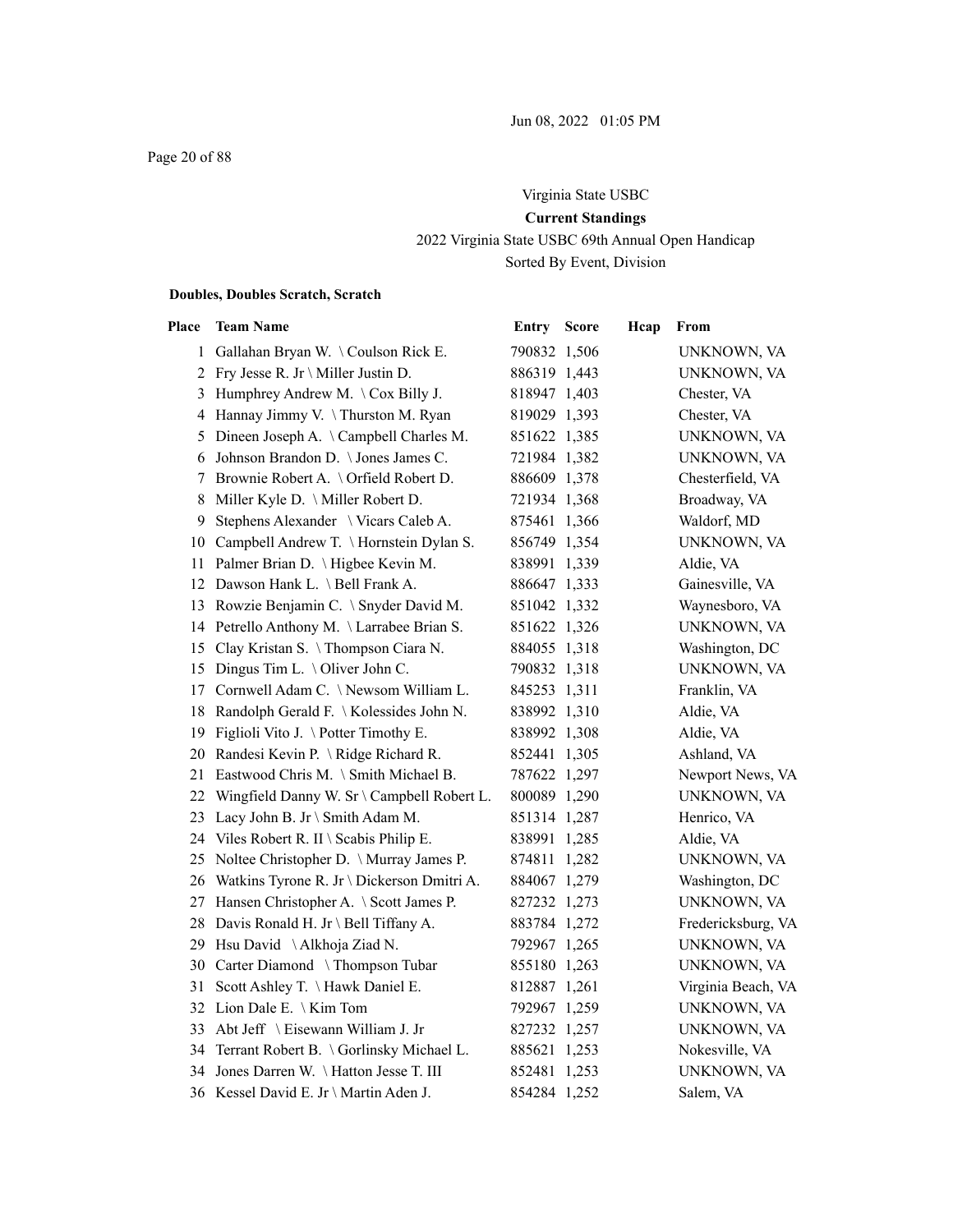Virginia State USBC

**Current Standings**

2022 Virginia State USBC 69th Annual Open Handicap

Sorted By Event, Division

**Doubles, Doubles Scratch, Scratch**

| Place | Team Name | Entry | Score | Hcap | From |
|---|---|---|---|---|---|
| 1 | Gallahan Bryan W. \ Coulson Rick E. | 790832 | 1,506 | | UNKNOWN, VA |
| 2 | Fry Jesse R. Jr \ Miller Justin D. | 886319 | 1,443 | | UNKNOWN, VA |
| 3 | Humphrey Andrew M. \ Cox Billy J. | 818947 | 1,403 | | Chester, VA |
| 4 | Hannay Jimmy V. \ Thurston M. Ryan | 819029 | 1,393 | | Chester, VA |
| 5 | Dineen Joseph A. \ Campbell Charles M. | 851622 | 1,385 | | UNKNOWN, VA |
| 6 | Johnson Brandon D. \ Jones James C. | 721984 | 1,382 | | UNKNOWN, VA |
| 7 | Brownie Robert A. \ Orfield Robert D. | 886609 | 1,378 | | Chesterfield, VA |
| 8 | Miller Kyle D. \ Miller Robert D. | 721934 | 1,368 | | Broadway, VA |
| 9 | Stephens Alexander \ Vicars Caleb A. | 875461 | 1,366 | | Waldorf, MD |
| 10 | Campbell Andrew T. \ Hornstein Dylan S. | 856749 | 1,354 | | UNKNOWN, VA |
| 11 | Palmer Brian D. \ Higbee Kevin M. | 838991 | 1,339 | | Aldie, VA |
| 12 | Dawson Hank L. \ Bell Frank A. | 886647 | 1,333 | | Gainesville, VA |
| 13 | Rowzie Benjamin C. \ Snyder David M. | 851042 | 1,332 | | Waynesboro, VA |
| 14 | Petrello Anthony M. \ Larrabee Brian S. | 851622 | 1,326 | | UNKNOWN, VA |
| 15 | Clay Kristan S. \ Thompson Ciara N. | 884055 | 1,318 | | Washington, DC |
| 15 | Dingus Tim L. \ Oliver John C. | 790832 | 1,318 | | UNKNOWN, VA |
| 17 | Cornwell Adam C. \ Newsom William L. | 845253 | 1,311 | | Franklin, VA |
| 18 | Randolph Gerald F. \ Kolessides John N. | 838992 | 1,310 | | Aldie, VA |
| 19 | Figlioli Vito J. \ Potter Timothy E. | 838992 | 1,308 | | Aldie, VA |
| 20 | Randesi Kevin P. \ Ridge Richard R. | 852441 | 1,305 | | Ashland, VA |
| 21 | Eastwood Chris M. \ Smith Michael B. | 787622 | 1,297 | | Newport News, VA |
| 22 | Wingfield Danny W. Sr \ Campbell Robert L. | 800089 | 1,290 | | UNKNOWN, VA |
| 23 | Lacy John B. Jr \ Smith Adam M. | 851314 | 1,287 | | Henrico, VA |
| 24 | Viles Robert R. II \ Scabis Philip E. | 838991 | 1,285 | | Aldie, VA |
| 25 | Noltee Christopher D. \ Murray James P. | 874811 | 1,282 | | UNKNOWN, VA |
| 26 | Watkins Tyrone R. Jr \ Dickerson Dmitri A. | 884067 | 1,279 | | Washington, DC |
| 27 | Hansen Christopher A. \ Scott James P. | 827232 | 1,273 | | UNKNOWN, VA |
| 28 | Davis Ronald H. Jr \ Bell Tiffany A. | 883784 | 1,272 | | Fredericksburg, VA |
| 29 | Hsu David \ Alkhoja Ziad N. | 792967 | 1,265 | | UNKNOWN, VA |
| 30 | Carter Diamond \ Thompson Tubar | 855180 | 1,263 | | UNKNOWN, VA |
| 31 | Scott Ashley T. \ Hawk Daniel E. | 812887 | 1,261 | | Virginia Beach, VA |
| 32 | Lion Dale E. \ Kim Tom | 792967 | 1,259 | | UNKNOWN, VA |
| 33 | Abt Jeff \ Eisewann William J. Jr | 827232 | 1,257 | | UNKNOWN, VA |
| 34 | Terrant Robert B. \ Gorlinsky Michael L. | 885621 | 1,253 | | Nokesville, VA |
| 34 | Jones Darren W. \ Hatton Jesse T. III | 852481 | 1,253 | | UNKNOWN, VA |
| 36 | Kessel David E. Jr \ Martin Aden J. | 854284 | 1,252 | | Salem, VA |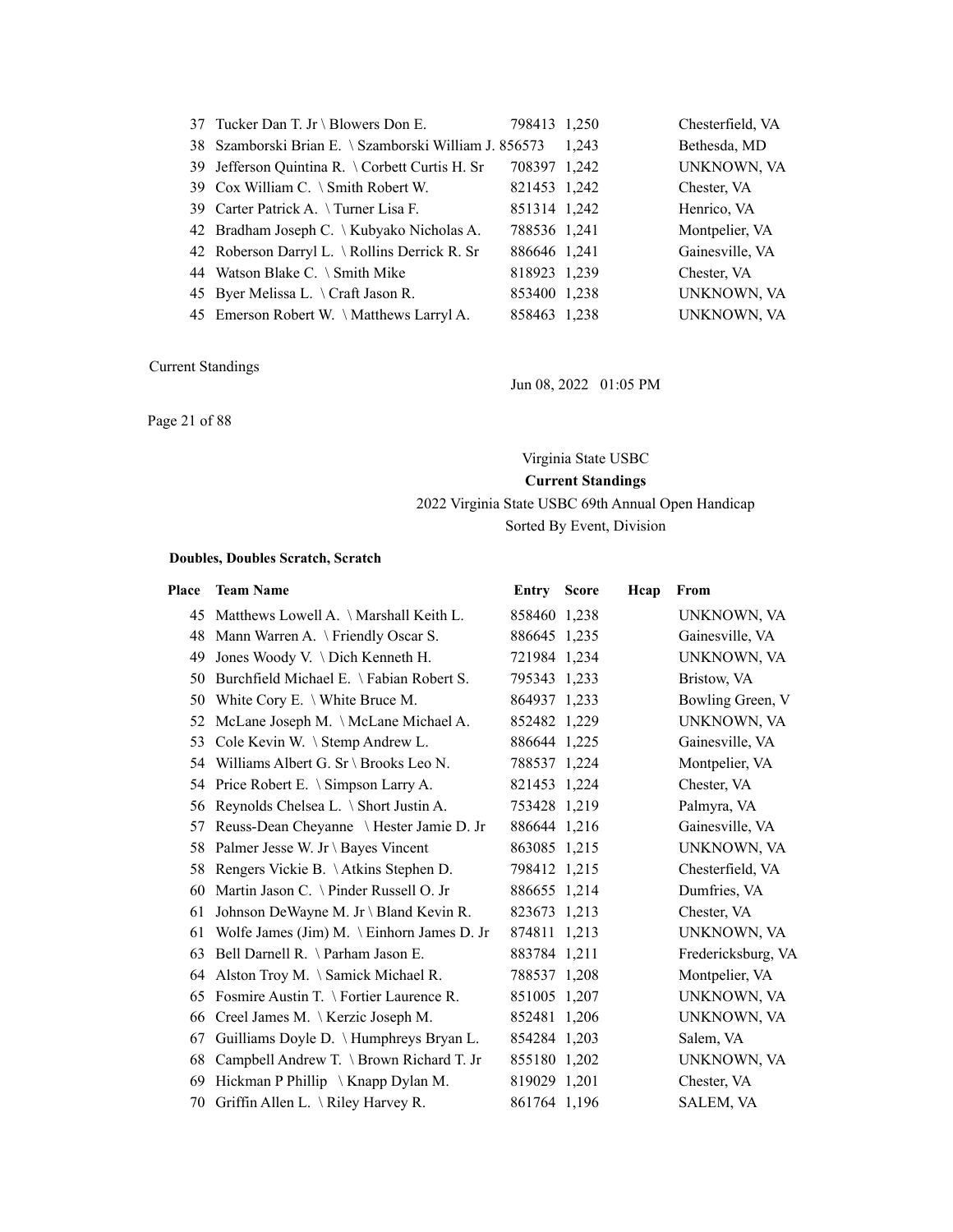| Place | Team Name | Entry | Score | Hcap | From |
|---|---|---|---|---|---|
| 37 | Tucker Dan T. Jr \ Blowers Don E. | 798413 | 1,250 | | Chesterfield, VA |
| 38 | Szamborski Brian E. \ Szamborski William J. | 856573 | 1,243 | | Bethesda, MD |
| 39 | Jefferson Quintina R. \ Corbett Curtis H. Sr | 708397 | 1,242 | | UNKNOWN, VA |
| 39 | Cox William C. \ Smith Robert W. | 821453 | 1,242 | | Chester, VA |
| 39 | Carter Patrick A. \ Turner Lisa F. | 851314 | 1,242 | | Henrico, VA |
| 42 | Bradham Joseph C. \ Kubyako Nicholas A. | 788536 | 1,241 | | Montpelier, VA |
| 42 | Roberson Darryl L. \ Rollins Derrick R. Sr | 886646 | 1,241 | | Gainesville, VA |
| 44 | Watson Blake C. \ Smith Mike | 818923 | 1,239 | | Chester, VA |
| 45 | Byer Melissa L. \ Craft Jason R. | 853400 | 1,238 | | UNKNOWN, VA |
| 45 | Emerson Robert W. \ Matthews Larryl A. | 858463 | 1,238 | | UNKNOWN, VA |

Current Standings

Jun 08, 2022 01:05 PM

Virginia State USBC

**Current Standings**

2022 Virginia State USBC 69th Annual Open Handicap

Sorted By Event, Division

**Doubles, Doubles Scratch, Scratch**

| Place | Team Name | Entry | Score | Hcap | From |
|---|---|---|---|---|---|
| 45 | Matthews Lowell A. \ Marshall Keith L. | 858460 | 1,238 | | UNKNOWN, VA |
| 48 | Mann Warren A. \ Friendly Oscar S. | 886645 | 1,235 | | Gainesville, VA |
| 49 | Jones Woody V. \ Dich Kenneth H. | 721984 | 1,234 | | UNKNOWN, VA |
| 50 | Burchfield Michael E. \ Fabian Robert S. | 795343 | 1,233 | | Bristow, VA |
| 50 | White Cory E. \ White Bruce M. | 864937 | 1,233 | | Bowling Green, V |
| 52 | McLane Joseph M. \ McLane Michael A. | 852482 | 1,229 | | UNKNOWN, VA |
| 53 | Cole Kevin W. \ Stemp Andrew L. | 886644 | 1,225 | | Gainesville, VA |
| 54 | Williams Albert G. Sr \ Brooks Leo N. | 788537 | 1,224 | | Montpelier, VA |
| 54 | Price Robert E. \ Simpson Larry A. | 821453 | 1,224 | | Chester, VA |
| 56 | Reynolds Chelsea L. \ Short Justin A. | 753428 | 1,219 | | Palmyra, VA |
| 57 | Reuss-Dean Cheyanne \ Hester Jamie D. Jr | 886644 | 1,216 | | Gainesville, VA |
| 58 | Palmer Jesse W. Jr \ Bayes Vincent | 863085 | 1,215 | | UNKNOWN, VA |
| 58 | Rengers Vickie B. \ Atkins Stephen D. | 798412 | 1,215 | | Chesterfield, VA |
| 60 | Martin Jason C. \ Pinder Russell O. Jr | 886655 | 1,214 | | Dumfries, VA |
| 61 | Johnson DeWayne M. Jr \ Bland Kevin R. | 823673 | 1,213 | | Chester, VA |
| 61 | Wolfe James (Jim) M. \ Einhorn James D. Jr | 874811 | 1,213 | | UNKNOWN, VA |
| 63 | Bell Darnell R. \ Parham Jason E. | 883784 | 1,211 | | Fredericksburg, VA |
| 64 | Alston Troy M. \ Samick Michael R. | 788537 | 1,208 | | Montpelier, VA |
| 65 | Fosmire Austin T. \ Fortier Laurence R. | 851005 | 1,207 | | UNKNOWN, VA |
| 66 | Creel James M. \ Kerzic Joseph M. | 852481 | 1,206 | | UNKNOWN, VA |
| 67 | Guilliams Doyle D. \ Humphreys Bryan L. | 854284 | 1,203 | | Salem, VA |
| 68 | Campbell Andrew T. \ Brown Richard T. Jr | 855180 | 1,202 | | UNKNOWN, VA |
| 69 | Hickman P Phillip \ Knapp Dylan M. | 819029 | 1,201 | | Chester, VA |
| 70 | Griffin Allen L. \ Riley Harvey R. | 861764 | 1,196 | | SALEM, VA |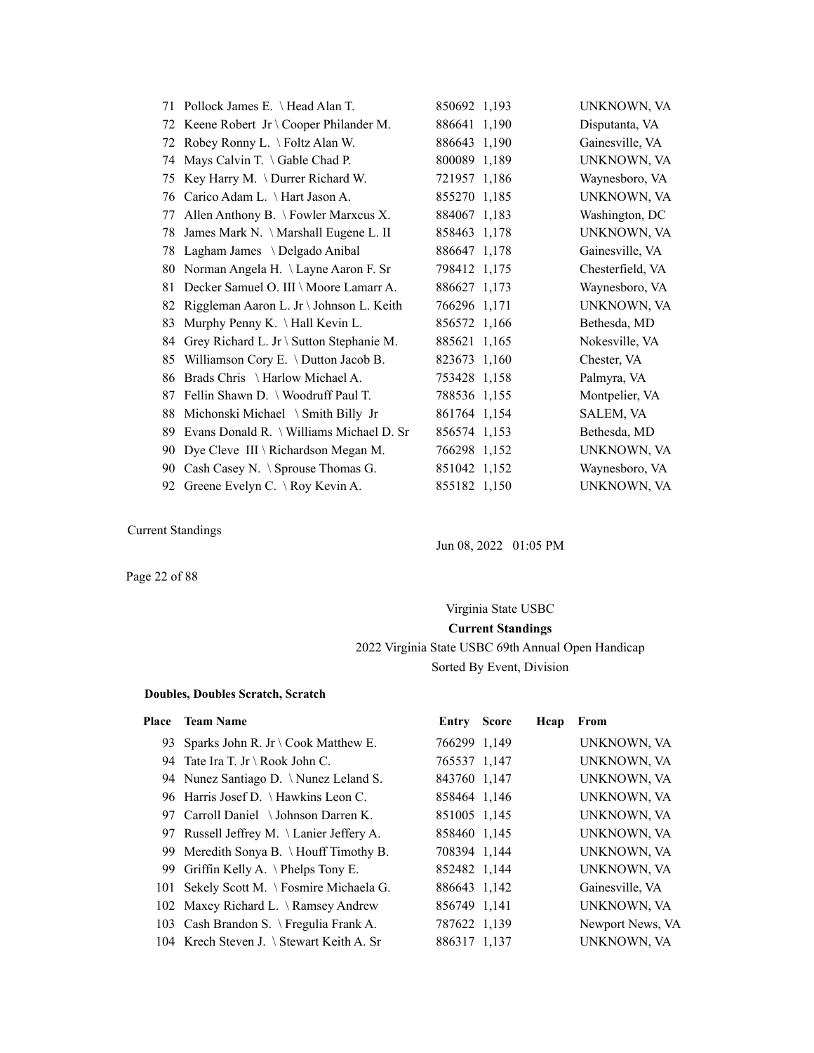| Place | Team Name | Entry | Score | Hcap | From |
|---|---|---|---|---|---|
| 71 | Pollock James E. \ Head Alan T. | 850692 | 1,193 | | UNKNOWN, VA |
| 72 | Keene Robert Jr \ Cooper Philander M. | 886641 | 1,190 | | Disputanta, VA |
| 72 | Robey Ronny L. \ Foltz Alan W. | 886643 | 1,190 | | Gainesville, VA |
| 74 | Mays Calvin T. \ Gable Chad P. | 800089 | 1,189 | | UNKNOWN, VA |
| 75 | Key Harry M. \ Durrer Richard W. | 721957 | 1,186 | | Waynesboro, VA |
| 76 | Carico Adam L. \ Hart Jason A. | 855270 | 1,185 | | UNKNOWN, VA |
| 77 | Allen Anthony B. \ Fowler Marxcus X. | 884067 | 1,183 | | Washington, DC |
| 78 | James Mark N. \ Marshall Eugene L. II | 858463 | 1,178 | | UNKNOWN, VA |
| 78 | Lagham James \ Delgado Anibal | 886647 | 1,178 | | Gainesville, VA |
| 80 | Norman Angela H. \ Layne Aaron F. Sr | 798412 | 1,175 | | Chesterfield, VA |
| 81 | Decker Samuel O. III \ Moore Lamarr A. | 886627 | 1,173 | | Waynesboro, VA |
| 82 | Riggleman Aaron L. Jr \ Johnson L. Keith | 766296 | 1,171 | | UNKNOWN, VA |
| 83 | Murphy Penny K. \ Hall Kevin L. | 856572 | 1,166 | | Bethesda, MD |
| 84 | Grey Richard L. Jr \ Sutton Stephanie M. | 885621 | 1,165 | | Nokesville, VA |
| 85 | Williamson Cory E. \ Dutton Jacob B. | 823673 | 1,160 | | Chester, VA |
| 86 | Brads Chris \ Harlow Michael A. | 753428 | 1,158 | | Palmyra, VA |
| 87 | Fellin Shawn D. \ Woodruff Paul T. | 788536 | 1,155 | | Montpelier, VA |
| 88 | Michonski Michael \ Smith Billy Jr | 861764 | 1,154 | | SALEM, VA |
| 89 | Evans Donald R. \ Williams Michael D. Sr | 856574 | 1,153 | | Bethesda, MD |
| 90 | Dye Cleve III \ Richardson Megan M. | 766298 | 1,152 | | UNKNOWN, VA |
| 90 | Cash Casey N. \ Sprouse Thomas G. | 851042 | 1,152 | | Waynesboro, VA |
| 92 | Greene Evelyn C. \ Roy Kevin A. | 855182 | 1,150 | | UNKNOWN, VA |

Current Standings

Jun 08, 2022 01:05 PM

Virginia State USBC

**Current Standings**

2022 Virginia State USBC 69th Annual Open Handicap

Sorted By Event, Division

**Doubles, Doubles Scratch, Scratch**

| Place | Team Name | Entry | Score | Hcap | From |
|---|---|---|---|---|---|
| 93 | Sparks John R. Jr \ Cook Matthew E. | 766299 | 1,149 | | UNKNOWN, VA |
| 94 | Tate Ira T. Jr \ Rook John C. | 765537 | 1,147 | | UNKNOWN, VA |
| 94 | Nunez Santiago D. \ Nunez Leland S. | 843760 | 1,147 | | UNKNOWN, VA |
| 96 | Harris Josef D. \ Hawkins Leon C. | 858464 | 1,146 | | UNKNOWN, VA |
| 97 | Carroll Daniel \ Johnson Darren K. | 851005 | 1,145 | | UNKNOWN, VA |
| 97 | Russell Jeffrey M. \ Lanier Jeffery A. | 858460 | 1,145 | | UNKNOWN, VA |
| 99 | Meredith Sonya B. \ Houff Timothy B. | 708394 | 1,144 | | UNKNOWN, VA |
| 99 | Griffin Kelly A. \ Phelps Tony E. | 852482 | 1,144 | | UNKNOWN, VA |
| 101 | Sekely Scott M. \ Fosmire Michaela G. | 886643 | 1,142 | | Gainesville, VA |
| 102 | Maxey Richard L. \ Ramsey Andrew | 856749 | 1,141 | | UNKNOWN, VA |
| 103 | Cash Brandon S. \ Fregulia Frank A. | 787622 | 1,139 | | Newport News, VA |
| 104 | Krech Steven J. \ Stewart Keith A. Sr | 886317 | 1,137 | | UNKNOWN, VA |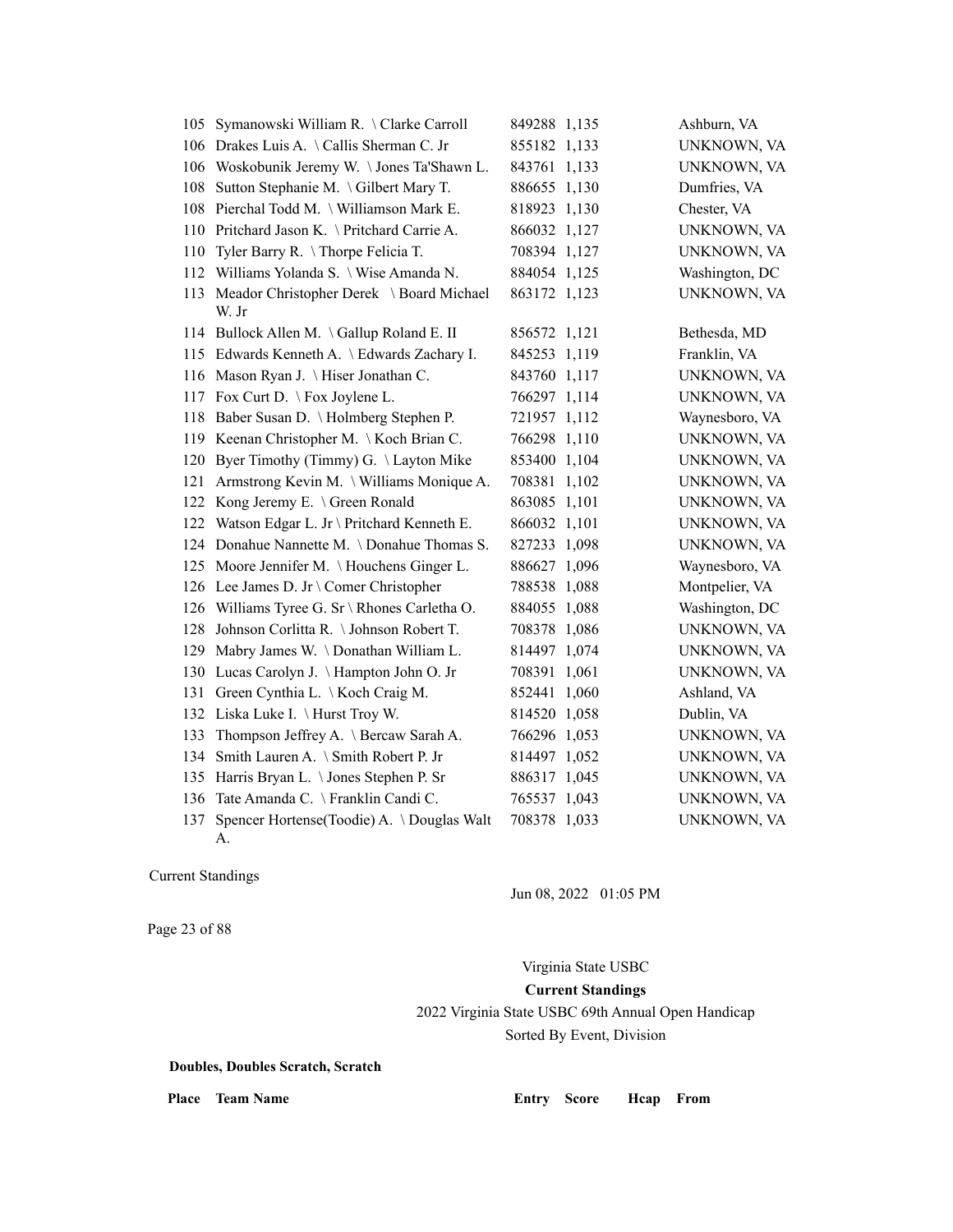| Place | Team Name | Entry | Score | Hcap | From |
|---|---|---|---|---|---|
| 105 | Symanowski William R. \ Clarke Carroll | 849288 | 1,135 | | Ashburn, VA |
| 106 | Drakes Luis A. \ Callis Sherman C. Jr | 855182 | 1,133 | | UNKNOWN, VA |
| 106 | Woskobunik Jeremy W. \ Jones Ta'Shawn L. | 843761 | 1,133 | | UNKNOWN, VA |
| 108 | Sutton Stephanie M. \ Gilbert Mary T. | 886655 | 1,130 | | Dumfries, VA |
| 108 | Pierchal Todd M. \ Williamson Mark E. | 818923 | 1,130 | | Chester, VA |
| 110 | Pritchard Jason K. \ Pritchard Carrie A. | 866032 | 1,127 | | UNKNOWN, VA |
| 110 | Tyler Barry R. \ Thorpe Felicia T. | 708394 | 1,127 | | UNKNOWN, VA |
| 112 | Williams Yolanda S. \ Wise Amanda N. | 884054 | 1,125 | | Washington, DC |
| 113 | Meador Christopher Derek \ Board Michael W. Jr | 863172 | 1,123 | | UNKNOWN, VA |
| 114 | Bullock Allen M. \ Gallup Roland E. II | 856572 | 1,121 | | Bethesda, MD |
| 115 | Edwards Kenneth A. \ Edwards Zachary I. | 845253 | 1,119 | | Franklin, VA |
| 116 | Mason Ryan J. \ Hiser Jonathan C. | 843760 | 1,117 | | UNKNOWN, VA |
| 117 | Fox Curt D. \ Fox Joylene L. | 766297 | 1,114 | | UNKNOWN, VA |
| 118 | Baber Susan D. \ Holmberg Stephen P. | 721957 | 1,112 | | Waynesboro, VA |
| 119 | Keenan Christopher M. \ Koch Brian C. | 766298 | 1,110 | | UNKNOWN, VA |
| 120 | Byer Timothy (Timmy) G. \ Layton Mike | 853400 | 1,104 | | UNKNOWN, VA |
| 121 | Armstrong Kevin M. \ Williams Monique A. | 708381 | 1,102 | | UNKNOWN, VA |
| 122 | Kong Jeremy E. \ Green Ronald | 863085 | 1,101 | | UNKNOWN, VA |
| 122 | Watson Edgar L. Jr \ Pritchard Kenneth E. | 866032 | 1,101 | | UNKNOWN, VA |
| 124 | Donahue Nannette M. \ Donahue Thomas S. | 827233 | 1,098 | | UNKNOWN, VA |
| 125 | Moore Jennifer M. \ Houchens Ginger L. | 886627 | 1,096 | | Waynesboro, VA |
| 126 | Lee James D. Jr \ Comer Christopher | 788538 | 1,088 | | Montpelier, VA |
| 126 | Williams Tyree G. Sr \ Rhones Carletha O. | 884055 | 1,088 | | Washington, DC |
| 128 | Johnson Corlitta R. \ Johnson Robert T. | 708378 | 1,086 | | UNKNOWN, VA |
| 129 | Mabry James W. \ Donathan William L. | 814497 | 1,074 | | UNKNOWN, VA |
| 130 | Lucas Carolyn J. \ Hampton John O. Jr | 708391 | 1,061 | | UNKNOWN, VA |
| 131 | Green Cynthia L. \ Koch Craig M. | 852441 | 1,060 | | Ashland, VA |
| 132 | Liska Luke I. \ Hurst Troy W. | 814520 | 1,058 | | Dublin, VA |
| 133 | Thompson Jeffrey A. \ Bercaw Sarah A. | 766296 | 1,053 | | UNKNOWN, VA |
| 134 | Smith Lauren A. \ Smith Robert P. Jr | 814497 | 1,052 | | UNKNOWN, VA |
| 135 | Harris Bryan L. \ Jones Stephen P. Sr | 886317 | 1,045 | | UNKNOWN, VA |
| 136 | Tate Amanda C. \ Franklin Candi C. | 765537 | 1,043 | | UNKNOWN, VA |
| 137 | Spencer Hortense(Toodie) A. \ Douglas Walt A. | 708378 | 1,033 | | UNKNOWN, VA |

Current Standings

Jun 08, 2022 01:05 PM

Virginia State USBC

**Current Standings**

2022 Virginia State USBC 69th Annual Open Handicap

Sorted By Event, Division

**Doubles, Doubles Scratch, Scratch**

| Place | Team Name | Entry | Score | Hcap | From |
|---|---|---|---|---|---|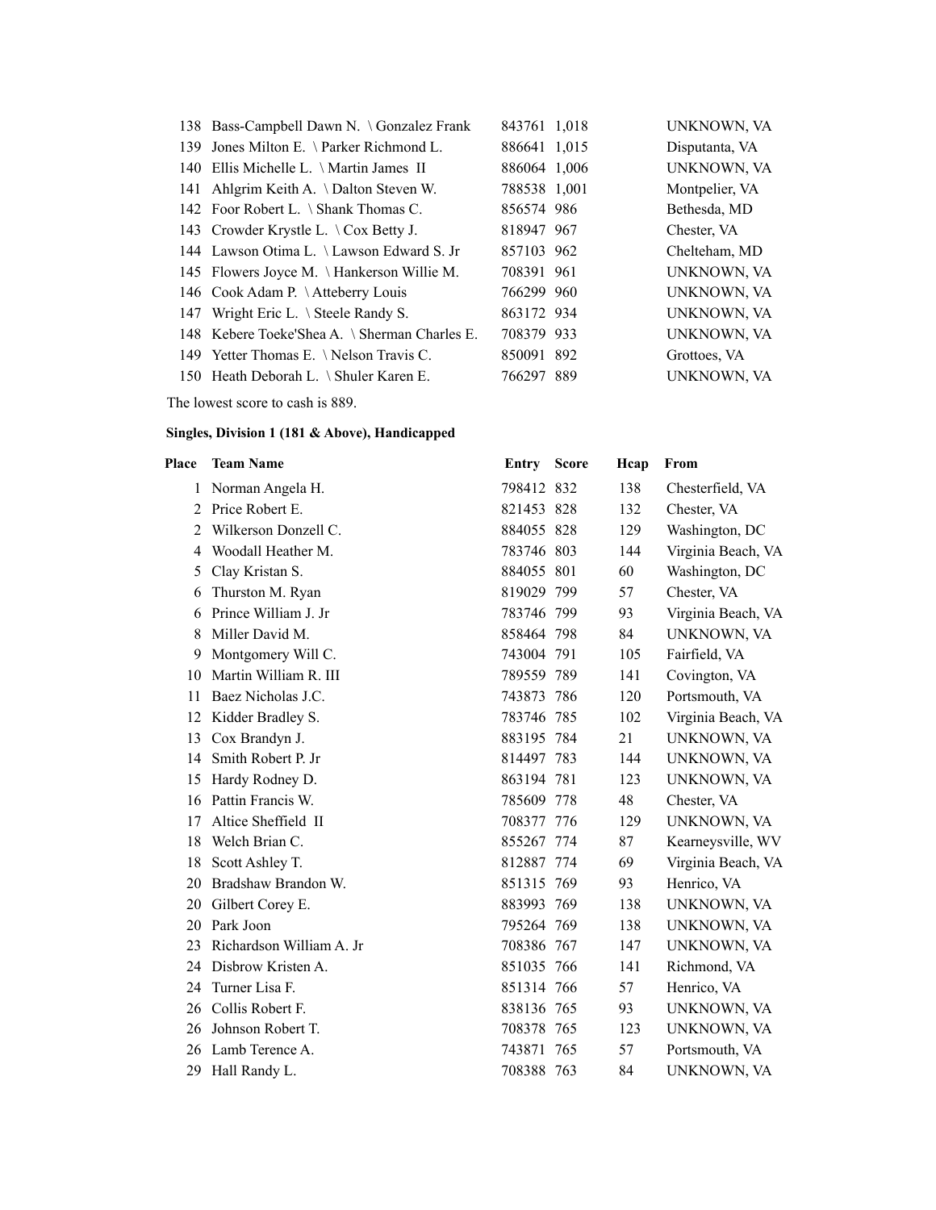| Place | Team Name | Entry | Score | From |
|---|---|---|---|---|
| 138 | Bass-Campbell Dawn N. \ Gonzalez Frank | 843761 | 1,018 | UNKNOWN, VA |
| 139 | Jones Milton E. \ Parker Richmond L. | 886641 | 1,015 | Disputanta, VA |
| 140 | Ellis Michelle L. \ Martin James II | 886064 | 1,006 | UNKNOWN, VA |
| 141 | Ahlgrim Keith A. \ Dalton Steven W. | 788538 | 1,001 | Montpelier, VA |
| 142 | Foor Robert L. \ Shank Thomas C. | 856574 | 986 | Bethesda, MD |
| 143 | Crowder Krystle L. \ Cox Betty J. | 818947 | 967 | Chester, VA |
| 144 | Lawson Otima L. \ Lawson Edward S. Jr | 857103 | 962 | Chelteham, MD |
| 145 | Flowers Joyce M. \ Hankerson Willie M. | 708391 | 961 | UNKNOWN, VA |
| 146 | Cook Adam P. \ Atteberry Louis | 766299 | 960 | UNKNOWN, VA |
| 147 | Wright Eric L. \ Steele Randy S. | 863172 | 934 | UNKNOWN, VA |
| 148 | Kebere Toeke'Shea A. \ Sherman Charles E. | 708379 | 933 | UNKNOWN, VA |
| 149 | Yetter Thomas E. \ Nelson Travis C. | 850091 | 892 | Grottoes, VA |
| 150 | Heath Deborah L. \ Shuler Karen E. | 766297 | 889 | UNKNOWN, VA |

The lowest score to cash is 889.

**Singles, Division 1 (181 & Above), Handicapped**

| Place | Team Name | Entry | Score | Hcap | From |
|---|---|---|---|---|---|
| 1 | Norman Angela H. | 798412 | 832 | 138 | Chesterfield, VA |
| 2 | Price Robert E. | 821453 | 828 | 132 | Chester, VA |
| 2 | Wilkerson Donzell C. | 884055 | 828 | 129 | Washington, DC |
| 4 | Woodall Heather M. | 783746 | 803 | 144 | Virginia Beach, VA |
| 5 | Clay Kristan S. | 884055 | 801 | 60 | Washington, DC |
| 6 | Thurston M. Ryan | 819029 | 799 | 57 | Chester, VA |
| 6 | Prince William J. Jr | 783746 | 799 | 93 | Virginia Beach, VA |
| 8 | Miller David M. | 858464 | 798 | 84 | UNKNOWN, VA |
| 9 | Montgomery Will C. | 743004 | 791 | 105 | Fairfield, VA |
| 10 | Martin William R. III | 789559 | 789 | 141 | Covington, VA |
| 11 | Baez Nicholas J.C. | 743873 | 786 | 120 | Portsmouth, VA |
| 12 | Kidder Bradley S. | 783746 | 785 | 102 | Virginia Beach, VA |
| 13 | Cox Brandyn J. | 883195 | 784 | 21 | UNKNOWN, VA |
| 14 | Smith Robert P. Jr | 814497 | 783 | 144 | UNKNOWN, VA |
| 15 | Hardy Rodney D. | 863194 | 781 | 123 | UNKNOWN, VA |
| 16 | Pattin Francis W. | 785609 | 778 | 48 | Chester, VA |
| 17 | Altice Sheffield II | 708377 | 776 | 129 | UNKNOWN, VA |
| 18 | Welch Brian C. | 855267 | 774 | 87 | Kearneysville, WV |
| 18 | Scott Ashley T. | 812887 | 774 | 69 | Virginia Beach, VA |
| 20 | Bradshaw Brandon W. | 851315 | 769 | 93 | Henrico, VA |
| 20 | Gilbert Corey E. | 883993 | 769 | 138 | UNKNOWN, VA |
| 20 | Park Joon | 795264 | 769 | 138 | UNKNOWN, VA |
| 23 | Richardson William A. Jr | 708386 | 767 | 147 | UNKNOWN, VA |
| 24 | Disbrow Kristen A. | 851035 | 766 | 141 | Richmond, VA |
| 24 | Turner Lisa F. | 851314 | 766 | 57 | Henrico, VA |
| 26 | Collis Robert F. | 838136 | 765 | 93 | UNKNOWN, VA |
| 26 | Johnson Robert T. | 708378 | 765 | 123 | UNKNOWN, VA |
| 26 | Lamb Terence A. | 743871 | 765 | 57 | Portsmouth, VA |
| 29 | Hall Randy L. | 708388 | 763 | 84 | UNKNOWN, VA |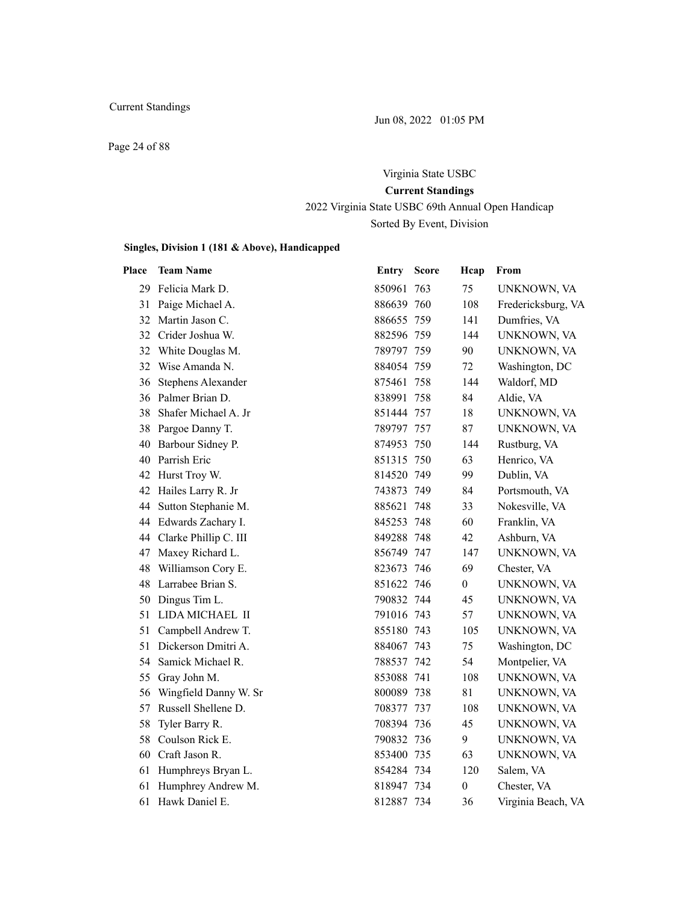Virginia State USBC

**Current Standings**

2022 Virginia State USBC 69th Annual Open Handicap

Sorted By Event, Division

### Singles, Division 1 (181 & Above), Handicapped

| Place | Team Name | Entry | Score | Hcap | From |
|---|---|---|---|---|---|
| 29 | Felicia Mark D. | 850961 | 763 | 75 | UNKNOWN, VA |
| 31 | Paige Michael A. | 886639 | 760 | 108 | Fredericksburg, VA |
| 32 | Martin Jason C. | 886655 | 759 | 141 | Dumfries, VA |
| 32 | Crider Joshua W. | 882596 | 759 | 144 | UNKNOWN, VA |
| 32 | White Douglas M. | 789797 | 759 | 90 | UNKNOWN, VA |
| 32 | Wise Amanda N. | 884054 | 759 | 72 | Washington, DC |
| 36 | Stephens Alexander | 875461 | 758 | 144 | Waldorf, MD |
| 36 | Palmer Brian D. | 838991 | 758 | 84 | Aldie, VA |
| 38 | Shafer Michael A. Jr | 851444 | 757 | 18 | UNKNOWN, VA |
| 38 | Pargoe Danny T. | 789797 | 757 | 87 | UNKNOWN, VA |
| 40 | Barbour Sidney P. | 874953 | 750 | 144 | Rustburg, VA |
| 40 | Parrish Eric | 851315 | 750 | 63 | Henrico, VA |
| 42 | Hurst Troy W. | 814520 | 749 | 99 | Dublin, VA |
| 42 | Hailes Larry R. Jr | 743873 | 749 | 84 | Portsmouth, VA |
| 44 | Sutton Stephanie M. | 885621 | 748 | 33 | Nokesville, VA |
| 44 | Edwards Zachary I. | 845253 | 748 | 60 | Franklin, VA |
| 44 | Clarke Phillip C. III | 849288 | 748 | 42 | Ashburn, VA |
| 47 | Maxey Richard L. | 856749 | 747 | 147 | UNKNOWN, VA |
| 48 | Williamson Cory E. | 823673 | 746 | 69 | Chester, VA |
| 48 | Larrabee Brian S. | 851622 | 746 | 0 | UNKNOWN, VA |
| 50 | Dingus Tim L. | 790832 | 744 | 45 | UNKNOWN, VA |
| 51 | LIDA MICHAEL II | 791016 | 743 | 57 | UNKNOWN, VA |
| 51 | Campbell Andrew T. | 855180 | 743 | 105 | UNKNOWN, VA |
| 51 | Dickerson Dmitri A. | 884067 | 743 | 75 | Washington, DC |
| 54 | Samick Michael R. | 788537 | 742 | 54 | Montpelier, VA |
| 55 | Gray John M. | 853088 | 741 | 108 | UNKNOWN, VA |
| 56 | Wingfield Danny W. Sr | 800089 | 738 | 81 | UNKNOWN, VA |
| 57 | Russell Shellene D. | 708377 | 737 | 108 | UNKNOWN, VA |
| 58 | Tyler Barry R. | 708394 | 736 | 45 | UNKNOWN, VA |
| 58 | Coulson Rick E. | 790832 | 736 | 9 | UNKNOWN, VA |
| 60 | Craft Jason R. | 853400 | 735 | 63 | UNKNOWN, VA |
| 61 | Humphreys Bryan L. | 854284 | 734 | 120 | Salem, VA |
| 61 | Humphrey Andrew M. | 818947 | 734 | 0 | Chester, VA |
| 61 | Hawk Daniel E. | 812887 | 734 | 36 | Virginia Beach, VA |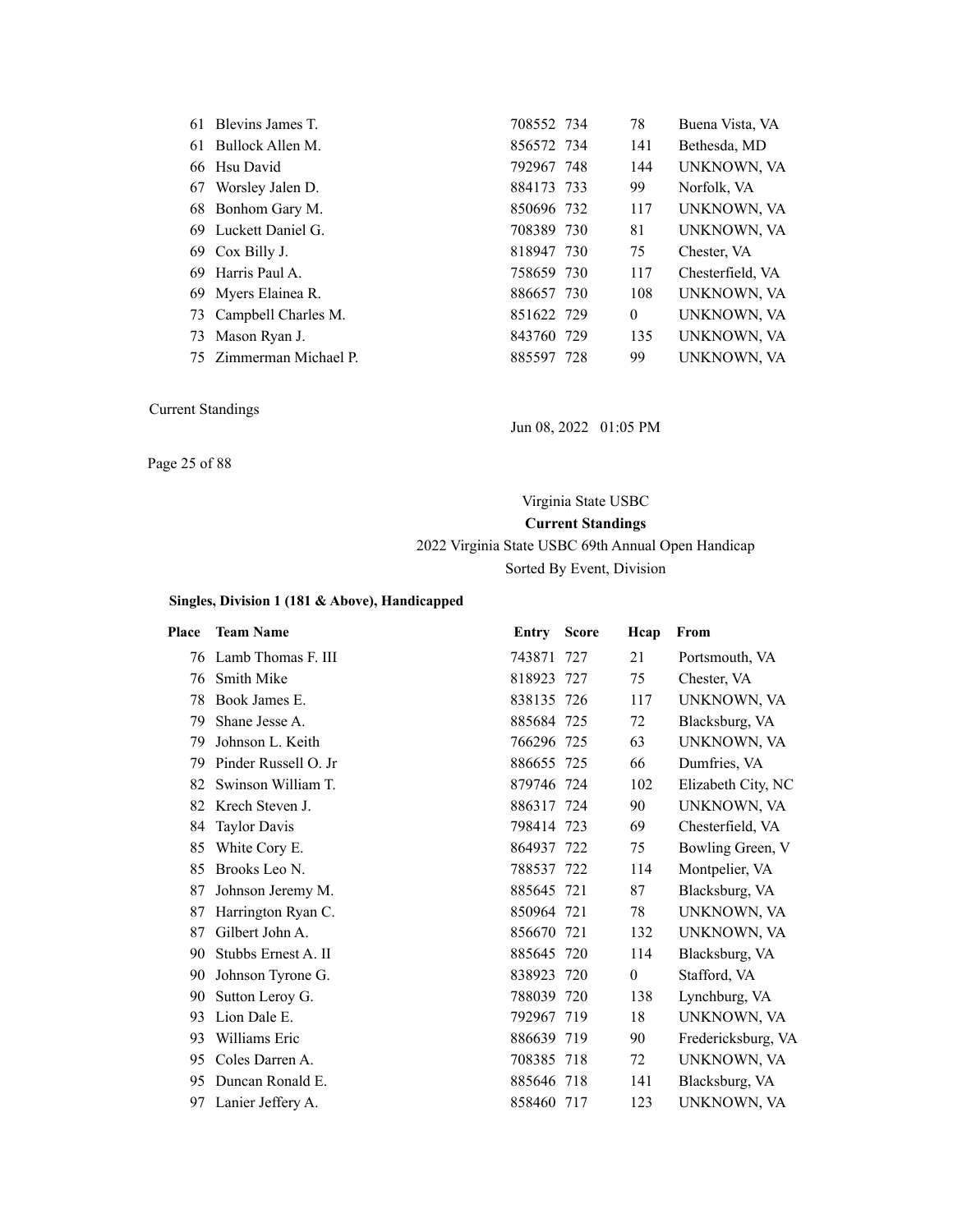| Place | Team Name | Entry | Score | Hcap | From |
|---|---|---|---|---|---|
| 61 | Blevins James T. | 708552 | 734 | 78 | Buena Vista, VA |
| 61 | Bullock Allen M. | 856572 | 734 | 141 | Bethesda, MD |
| 66 | Hsu David | 792967 | 748 | 144 | UNKNOWN, VA |
| 67 | Worsley Jalen D. | 884173 | 733 | 99 | Norfolk, VA |
| 68 | Bonhom Gary M. | 850696 | 732 | 117 | UNKNOWN, VA |
| 69 | Luckett Daniel G. | 708389 | 730 | 81 | UNKNOWN, VA |
| 69 | Cox Billy J. | 818947 | 730 | 75 | Chester, VA |
| 69 | Harris Paul A. | 758659 | 730 | 117 | Chesterfield, VA |
| 69 | Myers Elainea R. | 886657 | 730 | 108 | UNKNOWN, VA |
| 73 | Campbell Charles M. | 851622 | 729 | 0 | UNKNOWN, VA |
| 73 | Mason Ryan J. | 843760 | 729 | 135 | UNKNOWN, VA |
| 75 | Zimmerman Michael P. | 885597 | 728 | 99 | UNKNOWN, VA |

Current Standings

Jun 08, 2022 01:05 PM

Virginia State USBC

**Current Standings**

2022 Virginia State USBC 69th Annual Open Handicap

Sorted By Event, Division

**Singles, Division 1 (181 & Above), Handicapped**

| Place | Team Name | Entry | Score | Hcap | From |
|---|---|---|---|---|---|
| 76 | Lamb Thomas F. III | 743871 | 727 | 21 | Portsmouth, VA |
| 76 | Smith Mike | 818923 | 727 | 75 | Chester, VA |
| 78 | Book James E. | 838135 | 726 | 117 | UNKNOWN, VA |
| 79 | Shane Jesse A. | 885684 | 725 | 72 | Blacksburg, VA |
| 79 | Johnson L. Keith | 766296 | 725 | 63 | UNKNOWN, VA |
| 79 | Pinder Russell O. Jr | 886655 | 725 | 66 | Dumfries, VA |
| 82 | Swinson William T. | 879746 | 724 | 102 | Elizabeth City, NC |
| 82 | Krech Steven J. | 886317 | 724 | 90 | UNKNOWN, VA |
| 84 | Taylor Davis | 798414 | 723 | 69 | Chesterfield, VA |
| 85 | White Cory E. | 864937 | 722 | 75 | Bowling Green, V |
| 85 | Brooks Leo N. | 788537 | 722 | 114 | Montpelier, VA |
| 87 | Johnson Jeremy M. | 885645 | 721 | 87 | Blacksburg, VA |
| 87 | Harrington Ryan C. | 850964 | 721 | 78 | UNKNOWN, VA |
| 87 | Gilbert John A. | 856670 | 721 | 132 | UNKNOWN, VA |
| 90 | Stubbs Ernest A. II | 885645 | 720 | 114 | Blacksburg, VA |
| 90 | Johnson Tyrone G. | 838923 | 720 | 0 | Stafford, VA |
| 90 | Sutton Leroy G. | 788039 | 720 | 138 | Lynchburg, VA |
| 93 | Lion Dale E. | 792967 | 719 | 18 | UNKNOWN, VA |
| 93 | Williams Eric | 886639 | 719 | 90 | Fredericksburg, VA |
| 95 | Coles Darren A. | 708385 | 718 | 72 | UNKNOWN, VA |
| 95 | Duncan Ronald E. | 885646 | 718 | 141 | Blacksburg, VA |
| 97 | Lanier Jeffery A. | 858460 | 717 | 123 | UNKNOWN, VA |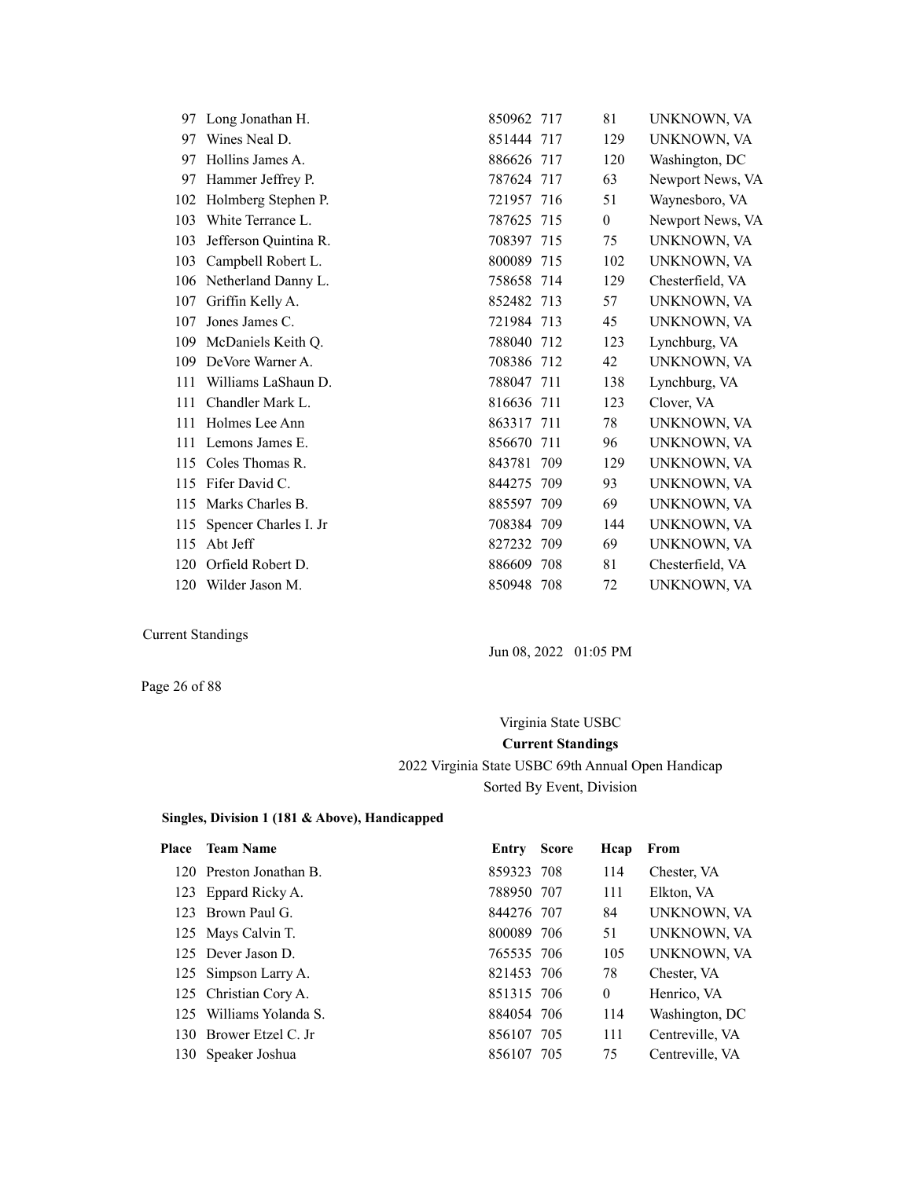| Place | Team Name | Entry | Score | Hcap | From |
|---|---|---|---|---|---|
| 97 | Long Jonathan H. | 850962 | 717 | 81 | UNKNOWN, VA |
| 97 | Wines Neal D. | 851444 | 717 | 129 | UNKNOWN, VA |
| 97 | Hollins James A. | 886626 | 717 | 120 | Washington, DC |
| 97 | Hammer Jeffrey P. | 787624 | 717 | 63 | Newport News, VA |
| 102 | Holmberg Stephen P. | 721957 | 716 | 51 | Waynesboro, VA |
| 103 | White Terrance L. | 787625 | 715 | 0 | Newport News, VA |
| 103 | Jefferson Quintina R. | 708397 | 715 | 75 | UNKNOWN, VA |
| 103 | Campbell Robert L. | 800089 | 715 | 102 | UNKNOWN, VA |
| 106 | Netherland Danny L. | 758658 | 714 | 129 | Chesterfield, VA |
| 107 | Griffin Kelly A. | 852482 | 713 | 57 | UNKNOWN, VA |
| 107 | Jones James C. | 721984 | 713 | 45 | UNKNOWN, VA |
| 109 | McDaniels Keith Q. | 788040 | 712 | 123 | Lynchburg, VA |
| 109 | DeVore Warner A. | 708386 | 712 | 42 | UNKNOWN, VA |
| 111 | Williams LaShaun D. | 788047 | 711 | 138 | Lynchburg, VA |
| 111 | Chandler Mark L. | 816636 | 711 | 123 | Clover, VA |
| 111 | Holmes Lee Ann | 863317 | 711 | 78 | UNKNOWN, VA |
| 111 | Lemons James E. | 856670 | 711 | 96 | UNKNOWN, VA |
| 115 | Coles Thomas R. | 843781 | 709 | 129 | UNKNOWN, VA |
| 115 | Fifer David C. | 844275 | 709 | 93 | UNKNOWN, VA |
| 115 | Marks Charles B. | 885597 | 709 | 69 | UNKNOWN, VA |
| 115 | Spencer Charles I. Jr | 708384 | 709 | 144 | UNKNOWN, VA |
| 115 | Abt Jeff | 827232 | 709 | 69 | UNKNOWN, VA |
| 120 | Orfield Robert D. | 886609 | 708 | 81 | Chesterfield, VA |
| 120 | Wilder Jason M. | 850948 | 708 | 72 | UNKNOWN, VA |

Virginia State USBC

**Current Standings**

2022 Virginia State USBC 69th Annual Open Handicap

Sorted By Event, Division

**Singles, Division 1 (181 & Above), Handicapped**

| Place | Team Name | Entry | Score | Hcap | From |
|---|---|---|---|---|---|
| 120 | Preston Jonathan B. | 859323 | 708 | 114 | Chester, VA |
| 123 | Eppard Ricky A. | 788950 | 707 | 111 | Elkton, VA |
| 123 | Brown Paul G. | 844276 | 707 | 84 | UNKNOWN, VA |
| 125 | Mays Calvin T. | 800089 | 706 | 51 | UNKNOWN, VA |
| 125 | Dever Jason D. | 765535 | 706 | 105 | UNKNOWN, VA |
| 125 | Simpson Larry A. | 821453 | 706 | 78 | Chester, VA |
| 125 | Christian Cory A. | 851315 | 706 | 0 | Henrico, VA |
| 125 | Williams Yolanda S. | 884054 | 706 | 114 | Washington, DC |
| 130 | Brower Etzel C. Jr | 856107 | 705 | 111 | Centreville, VA |
| 130 | Speaker Joshua | 856107 | 705 | 75 | Centreville, VA |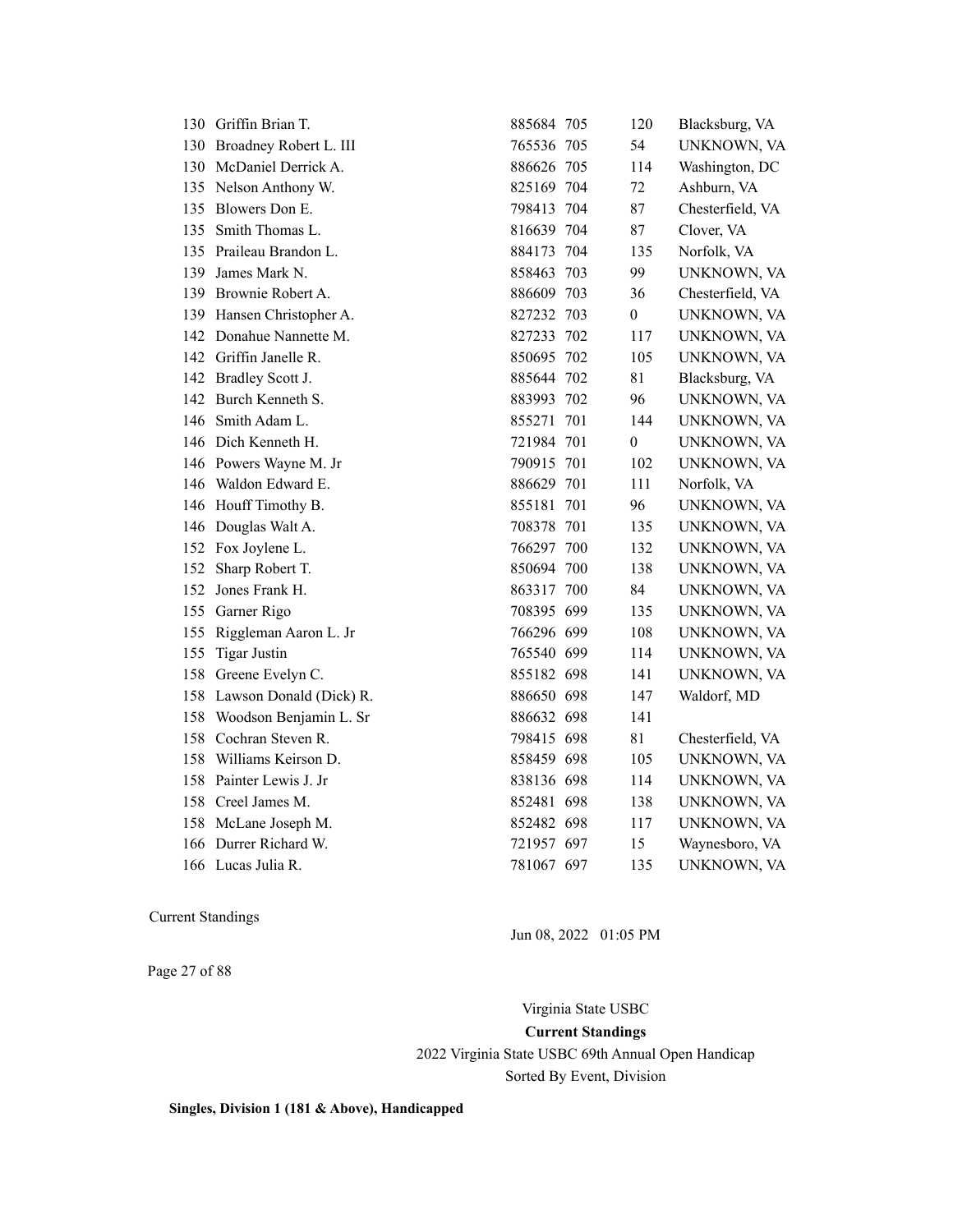| | | | | | |
|---|---|---|---|---|---|
| 130 | Griffin Brian T. | 885684 | 705 | 120 | Blacksburg, VA |
| 130 | Broadney Robert L. III | 765536 | 705 | 54 | UNKNOWN, VA |
| 130 | McDaniel Derrick A. | 886626 | 705 | 114 | Washington, DC |
| 135 | Nelson Anthony W. | 825169 | 704 | 72 | Ashburn, VA |
| 135 | Blowers Don E. | 798413 | 704 | 87 | Chesterfield, VA |
| 135 | Smith Thomas L. | 816639 | 704 | 87 | Clover, VA |
| 135 | Praileau Brandon L. | 884173 | 704 | 135 | Norfolk, VA |
| 139 | James Mark N. | 858463 | 703 | 99 | UNKNOWN, VA |
| 139 | Brownie Robert A. | 886609 | 703 | 36 | Chesterfield, VA |
| 139 | Hansen Christopher A. | 827232 | 703 | 0 | UNKNOWN, VA |
| 142 | Donahue Nannette M. | 827233 | 702 | 117 | UNKNOWN, VA |
| 142 | Griffin Janelle R. | 850695 | 702 | 105 | UNKNOWN, VA |
| 142 | Bradley Scott J. | 885644 | 702 | 81 | Blacksburg, VA |
| 142 | Burch Kenneth S. | 883993 | 702 | 96 | UNKNOWN, VA |
| 146 | Smith Adam L. | 855271 | 701 | 144 | UNKNOWN, VA |
| 146 | Dich Kenneth H. | 721984 | 701 | 0 | UNKNOWN, VA |
| 146 | Powers Wayne M. Jr | 790915 | 701 | 102 | UNKNOWN, VA |
| 146 | Waldon Edward E. | 886629 | 701 | 111 | Norfolk, VA |
| 146 | Houff Timothy B. | 855181 | 701 | 96 | UNKNOWN, VA |
| 146 | Douglas Walt A. | 708378 | 701 | 135 | UNKNOWN, VA |
| 152 | Fox Joylene L. | 766297 | 700 | 132 | UNKNOWN, VA |
| 152 | Sharp Robert T. | 850694 | 700 | 138 | UNKNOWN, VA |
| 152 | Jones Frank H. | 863317 | 700 | 84 | UNKNOWN, VA |
| 155 | Garner Rigo | 708395 | 699 | 135 | UNKNOWN, VA |
| 155 | Riggleman Aaron L. Jr | 766296 | 699 | 108 | UNKNOWN, VA |
| 155 | Tigar Justin | 765540 | 699 | 114 | UNKNOWN, VA |
| 158 | Greene Evelyn C. | 855182 | 698 | 141 | UNKNOWN, VA |
| 158 | Lawson Donald (Dick) R. | 886650 | 698 | 147 | Waldorf, MD |
| 158 | Woodson Benjamin L. Sr | 886632 | 698 | 141 | |
| 158 | Cochran Steven R. | 798415 | 698 | 81 | Chesterfield, VA |
| 158 | Williams Keirson D. | 858459 | 698 | 105 | UNKNOWN, VA |
| 158 | Painter Lewis J. Jr | 838136 | 698 | 114 | UNKNOWN, VA |
| 158 | Creel James M. | 852481 | 698 | 138 | UNKNOWN, VA |
| 158 | McLane Joseph M. | 852482 | 698 | 117 | UNKNOWN, VA |
| 166 | Durrer Richard W. | 721957 | 697 | 15 | Waynesboro, VA |
| 166 | Lucas Julia R. | 781067 | 697 | 135 | UNKNOWN, VA |

Current Standings

Jun 08, 2022 01:05 PM

Virginia State USBC

**Current Standings**

2022 Virginia State USBC 69th Annual Open Handicap

Sorted By Event, Division

**Singles, Division 1 (181 & Above), Handicapped**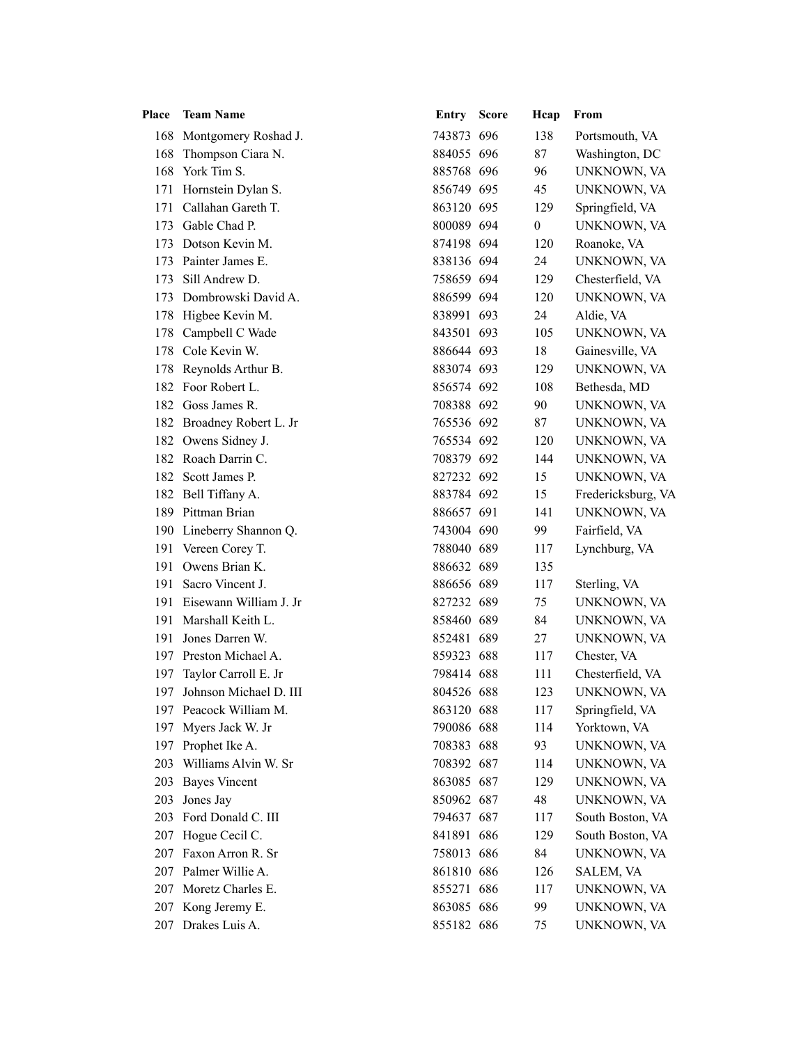| Place | Team Name | Entry | Score | Hcap | From |
|---|---|---|---|---|---|
| 168 | Montgomery Roshad J. | 743873 | 696 | 138 | Portsmouth, VA |
| 168 | Thompson Ciara N. | 884055 | 696 | 87 | Washington, DC |
| 168 | York Tim S. | 885768 | 696 | 96 | UNKNOWN, VA |
| 171 | Hornstein Dylan S. | 856749 | 695 | 45 | UNKNOWN, VA |
| 171 | Callahan Gareth T. | 863120 | 695 | 129 | Springfield, VA |
| 173 | Gable Chad P. | 800089 | 694 | 0 | UNKNOWN, VA |
| 173 | Dotson Kevin M. | 874198 | 694 | 120 | Roanoke, VA |
| 173 | Painter James E. | 838136 | 694 | 24 | UNKNOWN, VA |
| 173 | Sill Andrew D. | 758659 | 694 | 129 | Chesterfield, VA |
| 173 | Dombrowski David A. | 886599 | 694 | 120 | UNKNOWN, VA |
| 178 | Higbee Kevin M. | 838991 | 693 | 24 | Aldie, VA |
| 178 | Campbell C Wade | 843501 | 693 | 105 | UNKNOWN, VA |
| 178 | Cole Kevin W. | 886644 | 693 | 18 | Gainesville, VA |
| 178 | Reynolds Arthur B. | 883074 | 693 | 129 | UNKNOWN, VA |
| 182 | Foor Robert L. | 856574 | 692 | 108 | Bethesda, MD |
| 182 | Goss James R. | 708388 | 692 | 90 | UNKNOWN, VA |
| 182 | Broadney Robert L. Jr | 765536 | 692 | 87 | UNKNOWN, VA |
| 182 | Owens Sidney J. | 765534 | 692 | 120 | UNKNOWN, VA |
| 182 | Roach Darrin C. | 708379 | 692 | 144 | UNKNOWN, VA |
| 182 | Scott James P. | 827232 | 692 | 15 | UNKNOWN, VA |
| 182 | Bell Tiffany A. | 883784 | 692 | 15 | Fredericksburg, VA |
| 189 | Pittman Brian | 886657 | 691 | 141 | UNKNOWN, VA |
| 190 | Lineberry Shannon Q. | 743004 | 690 | 99 | Fairfield, VA |
| 191 | Vereen Corey T. | 788040 | 689 | 117 | Lynchburg, VA |
| 191 | Owens Brian K. | 886632 | 689 | 135 | |
| 191 | Sacro Vincent J. | 886656 | 689 | 117 | Sterling, VA |
| 191 | Eisewann William J. Jr | 827232 | 689 | 75 | UNKNOWN, VA |
| 191 | Marshall Keith L. | 858460 | 689 | 84 | UNKNOWN, VA |
| 191 | Jones Darren W. | 852481 | 689 | 27 | UNKNOWN, VA |
| 197 | Preston Michael A. | 859323 | 688 | 117 | Chester, VA |
| 197 | Taylor Carroll E. Jr | 798414 | 688 | 111 | Chesterfield, VA |
| 197 | Johnson Michael D. III | 804526 | 688 | 123 | UNKNOWN, VA |
| 197 | Peacock William M. | 863120 | 688 | 117 | Springfield, VA |
| 197 | Myers Jack W. Jr | 790086 | 688 | 114 | Yorktown, VA |
| 197 | Prophet Ike A. | 708383 | 688 | 93 | UNKNOWN, VA |
| 203 | Williams Alvin W. Sr | 708392 | 687 | 114 | UNKNOWN, VA |
| 203 | Bayes Vincent | 863085 | 687 | 129 | UNKNOWN, VA |
| 203 | Jones Jay | 850962 | 687 | 48 | UNKNOWN, VA |
| 203 | Ford Donald C. III | 794637 | 687 | 117 | South Boston, VA |
| 207 | Hogue Cecil C. | 841891 | 686 | 129 | South Boston, VA |
| 207 | Faxon Arron R. Sr | 758013 | 686 | 84 | UNKNOWN, VA |
| 207 | Palmer Willie A. | 861810 | 686 | 126 | SALEM, VA |
| 207 | Moretz Charles E. | 855271 | 686 | 117 | UNKNOWN, VA |
| 207 | Kong Jeremy E. | 863085 | 686 | 99 | UNKNOWN, VA |
| 207 | Drakes Luis A. | 855182 | 686 | 75 | UNKNOWN, VA |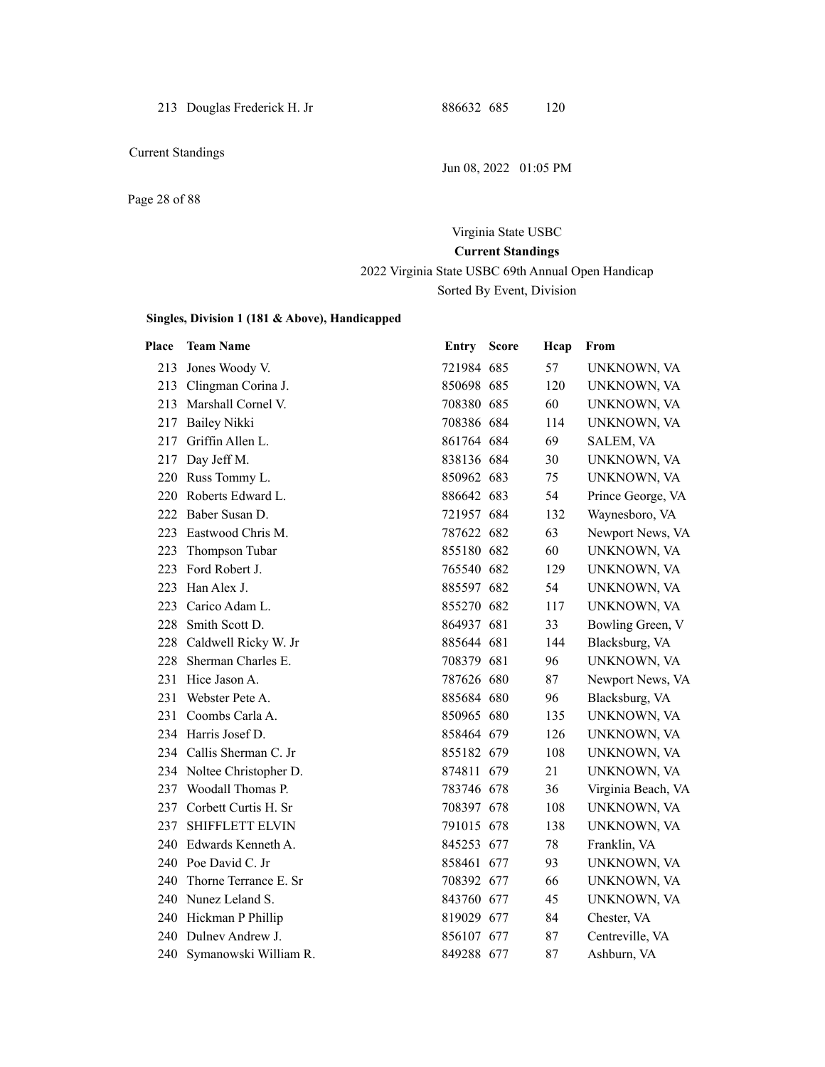| Place | Team Name | Entry | Score | Hcap | From |
|---|---|---|---|---|---|
| 213 | Douglas Frederick H. Jr | 886632 | 685 | 120 | |

Virginia State USBC

**Current Standings**

2022 Virginia State USBC 69th Annual Open Handicap

Sorted By Event, Division

**Singles, Division 1 (181 & Above), Handicapped**

| Place | Team Name | Entry | Score | Hcap | From |
|---|---|---|---|---|---|
| 213 | Jones Woody V. | 721984 | 685 | 57 | UNKNOWN, VA |
| 213 | Clingman Corina J. | 850698 | 685 | 120 | UNKNOWN, VA |
| 213 | Marshall Cornel V. | 708380 | 685 | 60 | UNKNOWN, VA |
| 217 | Bailey Nikki | 708386 | 684 | 114 | UNKNOWN, VA |
| 217 | Griffin Allen L. | 861764 | 684 | 69 | SALEM, VA |
| 217 | Day Jeff M. | 838136 | 684 | 30 | UNKNOWN, VA |
| 220 | Russ Tommy L. | 850962 | 683 | 75 | UNKNOWN, VA |
| 220 | Roberts Edward L. | 886642 | 683 | 54 | Prince George, VA |
| 222 | Baber Susan D. | 721957 | 684 | 132 | Waynesboro, VA |
| 223 | Eastwood Chris M. | 787622 | 682 | 63 | Newport News, VA |
| 223 | Thompson Tubar | 855180 | 682 | 60 | UNKNOWN, VA |
| 223 | Ford Robert J. | 765540 | 682 | 129 | UNKNOWN, VA |
| 223 | Han Alex J. | 885597 | 682 | 54 | UNKNOWN, VA |
| 223 | Carico Adam L. | 855270 | 682 | 117 | UNKNOWN, VA |
| 228 | Smith Scott D. | 864937 | 681 | 33 | Bowling Green, V |
| 228 | Caldwell Ricky W. Jr | 885644 | 681 | 144 | Blacksburg, VA |
| 228 | Sherman Charles E. | 708379 | 681 | 96 | UNKNOWN, VA |
| 231 | Hice Jason A. | 787626 | 680 | 87 | Newport News, VA |
| 231 | Webster Pete A. | 885684 | 680 | 96 | Blacksburg, VA |
| 231 | Coombs Carla A. | 850965 | 680 | 135 | UNKNOWN, VA |
| 234 | Harris Josef D. | 858464 | 679 | 126 | UNKNOWN, VA |
| 234 | Callis Sherman C. Jr | 855182 | 679 | 108 | UNKNOWN, VA |
| 234 | Noltee Christopher D. | 874811 | 679 | 21 | UNKNOWN, VA |
| 237 | Woodall Thomas P. | 783746 | 678 | 36 | Virginia Beach, VA |
| 237 | Corbett Curtis H. Sr | 708397 | 678 | 108 | UNKNOWN, VA |
| 237 | SHIFFLETT ELVIN | 791015 | 678 | 138 | UNKNOWN, VA |
| 240 | Edwards Kenneth A. | 845253 | 677 | 78 | Franklin, VA |
| 240 | Poe David C. Jr | 858461 | 677 | 93 | UNKNOWN, VA |
| 240 | Thorne Terrance E. Sr | 708392 | 677 | 66 | UNKNOWN, VA |
| 240 | Nunez Leland S. | 843760 | 677 | 45 | UNKNOWN, VA |
| 240 | Hickman P Phillip | 819029 | 677 | 84 | Chester, VA |
| 240 | Dulnev Andrew J. | 856107 | 677 | 87 | Centreville, VA |
| 240 | Symanowski William R. | 849288 | 677 | 87 | Ashburn, VA |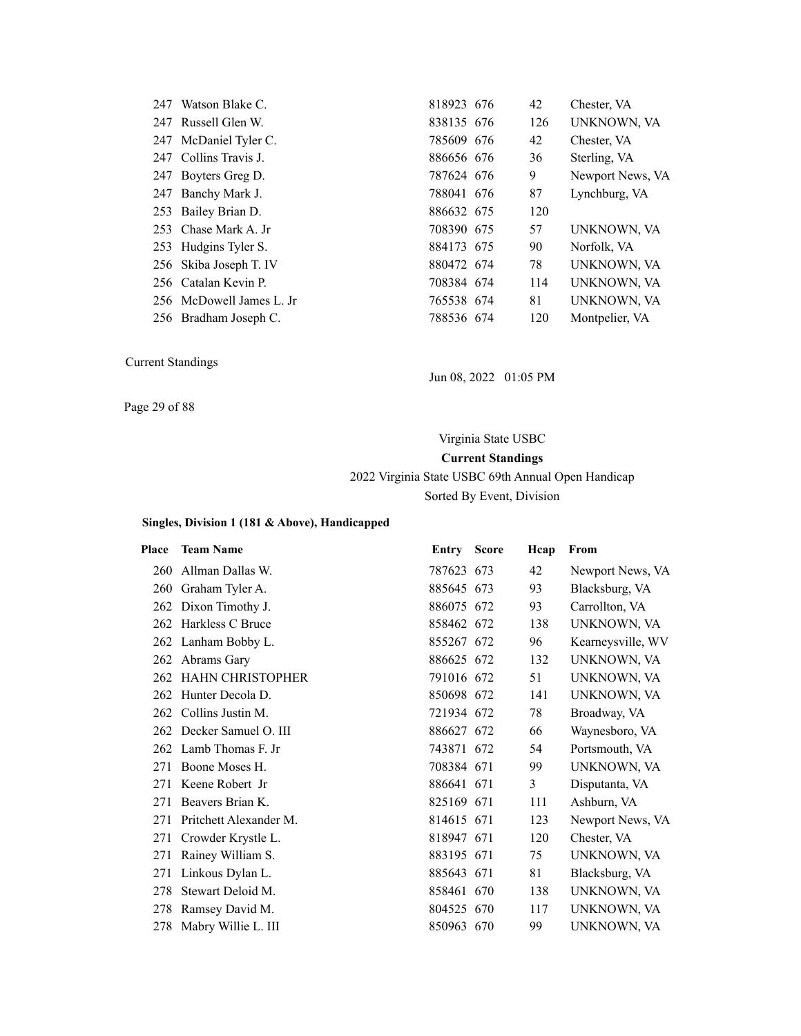| Place | Team Name | Entry | Score | Hcap | From |
|---|---|---|---|---|---|
| 247 | Watson Blake C. | 818923 | 676 | 42 | Chester, VA |
| 247 | Russell Glen W. | 838135 | 676 | 126 | UNKNOWN, VA |
| 247 | McDaniel Tyler C. | 785609 | 676 | 42 | Chester, VA |
| 247 | Collins Travis J. | 886656 | 676 | 36 | Sterling, VA |
| 247 | Boyters Greg D. | 787624 | 676 | 9 | Newport News, VA |
| 247 | Banchy Mark J. | 788041 | 676 | 87 | Lynchburg, VA |
| 253 | Bailey Brian D. | 886632 | 675 | 120 | |
| 253 | Chase Mark A. Jr | 708390 | 675 | 57 | UNKNOWN, VA |
| 253 | Hudgins Tyler S. | 884173 | 675 | 90 | Norfolk, VA |
| 256 | Skiba Joseph T. IV | 880472 | 674 | 78 | UNKNOWN, VA |
| 256 | Catalan Kevin P. | 708384 | 674 | 114 | UNKNOWN, VA |
| 256 | McDowell James L. Jr | 765538 | 674 | 81 | UNKNOWN, VA |
| 256 | Bradham Joseph C. | 788536 | 674 | 120 | Montpelier, VA |

Current Standings

Jun 08, 2022 01:05 PM

Virginia State USBC

**Current Standings**

2022 Virginia State USBC 69th Annual Open Handicap

Sorted By Event, Division

**Singles, Division 1 (181 & Above), Handicapped**

| Place | Team Name | Entry | Score | Hcap | From |
|---|---|---|---|---|---|
| 260 | Allman Dallas W. | 787623 | 673 | 42 | Newport News, VA |
| 260 | Graham Tyler A. | 885645 | 673 | 93 | Blacksburg, VA |
| 262 | Dixon Timothy J. | 886075 | 672 | 93 | Carrollton, VA |
| 262 | Harkless C Bruce | 858462 | 672 | 138 | UNKNOWN, VA |
| 262 | Lanham Bobby L. | 855267 | 672 | 96 | Kearneysville, WV |
| 262 | Abrams Gary | 886625 | 672 | 132 | UNKNOWN, VA |
| 262 | HAHN CHRISTOPHER | 791016 | 672 | 51 | UNKNOWN, VA |
| 262 | Hunter Decola D. | 850698 | 672 | 141 | UNKNOWN, VA |
| 262 | Collins Justin M. | 721934 | 672 | 78 | Broadway, VA |
| 262 | Decker Samuel O. III | 886627 | 672 | 66 | Waynesboro, VA |
| 262 | Lamb Thomas F. Jr | 743871 | 672 | 54 | Portsmouth, VA |
| 271 | Boone Moses H. | 708384 | 671 | 99 | UNKNOWN, VA |
| 271 | Keene Robert Jr | 886641 | 671 | 3 | Disputanta, VA |
| 271 | Beavers Brian K. | 825169 | 671 | 111 | Ashburn, VA |
| 271 | Pritchett Alexander M. | 814615 | 671 | 123 | Newport News, VA |
| 271 | Crowder Krystle L. | 818947 | 671 | 120 | Chester, VA |
| 271 | Rainey William S. | 883195 | 671 | 75 | UNKNOWN, VA |
| 271 | Linkous Dylan L. | 885643 | 671 | 81 | Blacksburg, VA |
| 278 | Stewart Deloid M. | 858461 | 670 | 138 | UNKNOWN, VA |
| 278 | Ramsey David M. | 804525 | 670 | 117 | UNKNOWN, VA |
| 278 | Mabry Willie L. III | 850963 | 670 | 99 | UNKNOWN, VA |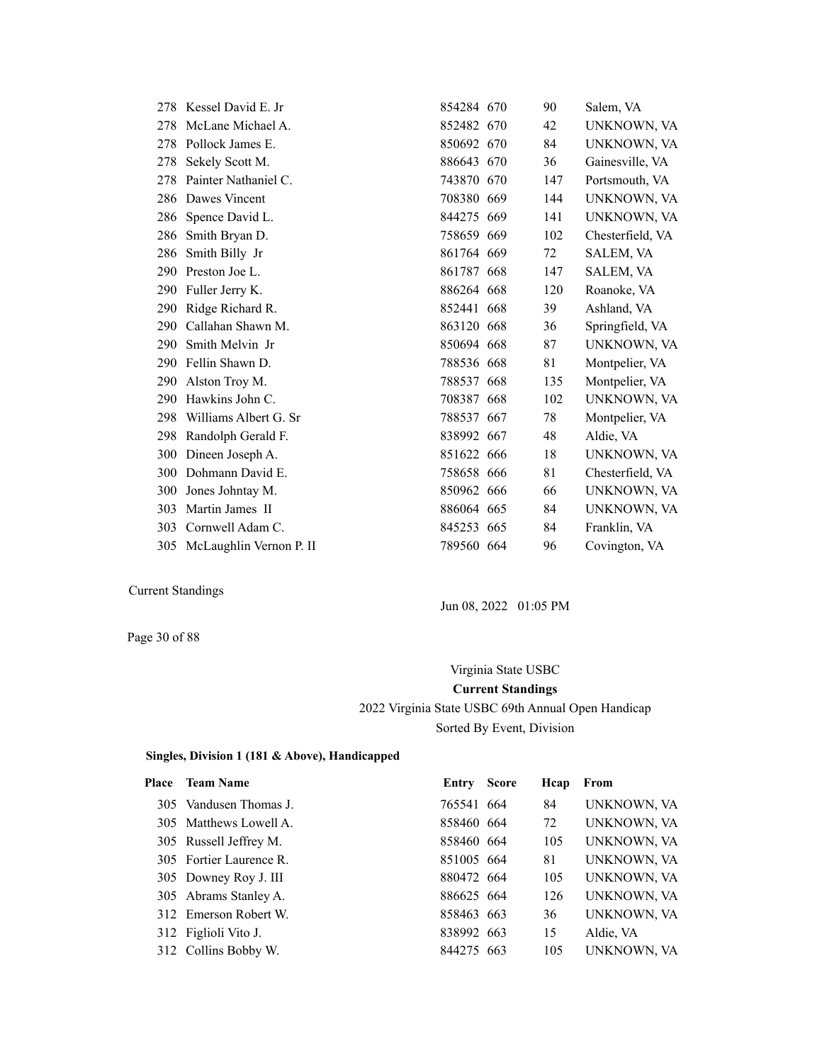| Place | Team Name | Entry | Score | Hcap | From |
|---|---|---|---|---|---|
| 278 | Kessel David E. Jr | 854284 | 670 | 90 | Salem, VA |
| 278 | McLane Michael A. | 852482 | 670 | 42 | UNKNOWN, VA |
| 278 | Pollock James E. | 850692 | 670 | 84 | UNKNOWN, VA |
| 278 | Sekely Scott M. | 886643 | 670 | 36 | Gainesville, VA |
| 278 | Painter Nathaniel C. | 743870 | 670 | 147 | Portsmouth, VA |
| 286 | Dawes Vincent | 708380 | 669 | 144 | UNKNOWN, VA |
| 286 | Spence David L. | 844275 | 669 | 141 | UNKNOWN, VA |
| 286 | Smith Bryan D. | 758659 | 669 | 102 | Chesterfield, VA |
| 286 | Smith Billy Jr | 861764 | 669 | 72 | SALEM, VA |
| 290 | Preston Joe L. | 861787 | 668 | 147 | SALEM, VA |
| 290 | Fuller Jerry K. | 886264 | 668 | 120 | Roanoke, VA |
| 290 | Ridge Richard R. | 852441 | 668 | 39 | Ashland, VA |
| 290 | Callahan Shawn M. | 863120 | 668 | 36 | Springfield, VA |
| 290 | Smith Melvin Jr | 850694 | 668 | 87 | UNKNOWN, VA |
| 290 | Fellin Shawn D. | 788536 | 668 | 81 | Montpelier, VA |
| 290 | Alston Troy M. | 788537 | 668 | 135 | Montpelier, VA |
| 290 | Hawkins John C. | 708387 | 668 | 102 | UNKNOWN, VA |
| 298 | Williams Albert G. Sr | 788537 | 667 | 78 | Montpelier, VA |
| 298 | Randolph Gerald F. | 838992 | 667 | 48 | Aldie, VA |
| 300 | Dineen Joseph A. | 851622 | 666 | 18 | UNKNOWN, VA |
| 300 | Dohmann David E. | 758658 | 666 | 81 | Chesterfield, VA |
| 300 | Jones Johntay M. | 850962 | 666 | 66 | UNKNOWN, VA |
| 303 | Martin James II | 886064 | 665 | 84 | UNKNOWN, VA |
| 303 | Cornwell Adam C. | 845253 | 665 | 84 | Franklin, VA |
| 305 | McLaughlin Vernon P. II | 789560 | 664 | 96 | Covington, VA |

Current Standings

Jun 08, 2022 01:05 PM

Virginia State USBC

**Current Standings**

2022 Virginia State USBC 69th Annual Open Handicap

Sorted By Event, Division

**Singles, Division 1 (181 & Above), Handicapped**

| Place | Team Name | Entry | Score | Hcap | From |
|---|---|---|---|---|---|
| 305 | Vandusen Thomas J. | 765541 | 664 | 84 | UNKNOWN, VA |
| 305 | Matthews Lowell A. | 858460 | 664 | 72 | UNKNOWN, VA |
| 305 | Russell Jeffrey M. | 858460 | 664 | 105 | UNKNOWN, VA |
| 305 | Fortier Laurence R. | 851005 | 664 | 81 | UNKNOWN, VA |
| 305 | Downey Roy J. III | 880472 | 664 | 105 | UNKNOWN, VA |
| 305 | Abrams Stanley A. | 886625 | 664 | 126 | UNKNOWN, VA |
| 312 | Emerson Robert W. | 858463 | 663 | 36 | UNKNOWN, VA |
| 312 | Figlioli Vito J. | 838992 | 663 | 15 | Aldie, VA |
| 312 | Collins Bobby W. | 844275 | 663 | 105 | UNKNOWN, VA |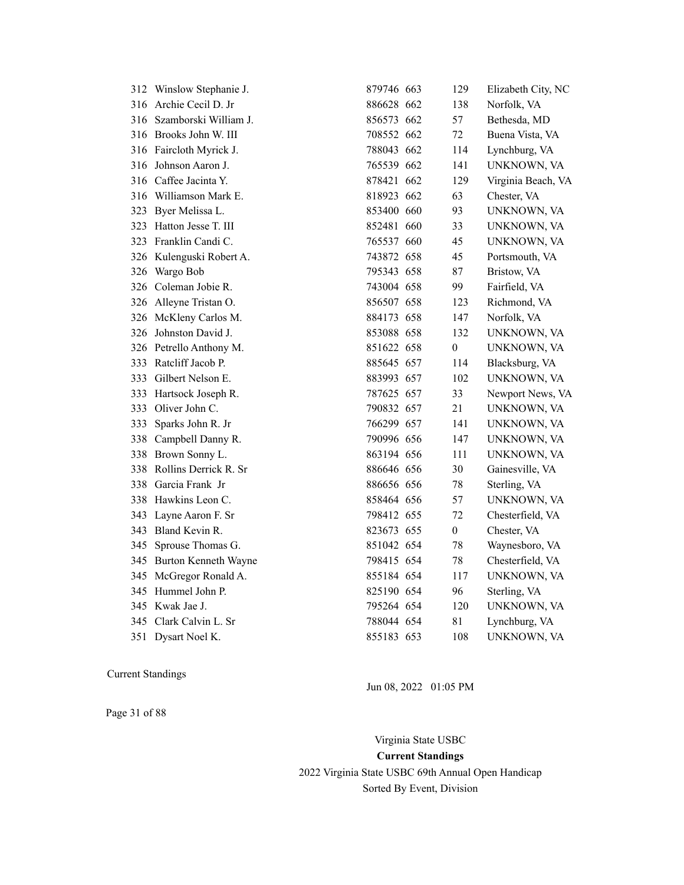| | | | | | |
|---|---|---|---|---|---|
| 312 | Winslow Stephanie J. | 879746 | 663 | 129 | Elizabeth City, NC |
| 316 | Archie Cecil D. Jr | 886628 | 662 | 138 | Norfolk, VA |
| 316 | Szamborski William J. | 856573 | 662 | 57 | Bethesda, MD |
| 316 | Brooks John W. III | 708552 | 662 | 72 | Buena Vista, VA |
| 316 | Faircloth Myrick J. | 788043 | 662 | 114 | Lynchburg, VA |
| 316 | Johnson Aaron J. | 765539 | 662 | 141 | UNKNOWN, VA |
| 316 | Caffee Jacinta Y. | 878421 | 662 | 129 | Virginia Beach, VA |
| 316 | Williamson Mark E. | 818923 | 662 | 63 | Chester, VA |
| 323 | Byer Melissa L. | 853400 | 660 | 93 | UNKNOWN, VA |
| 323 | Hatton Jesse T. III | 852481 | 660 | 33 | UNKNOWN, VA |
| 323 | Franklin Candi C. | 765537 | 660 | 45 | UNKNOWN, VA |
| 326 | Kulenguski Robert A. | 743872 | 658 | 45 | Portsmouth, VA |
| 326 | Wargo Bob | 795343 | 658 | 87 | Bristow, VA |
| 326 | Coleman Jobie R. | 743004 | 658 | 99 | Fairfield, VA |
| 326 | Alleyne Tristan O. | 856507 | 658 | 123 | Richmond, VA |
| 326 | McKleny Carlos M. | 884173 | 658 | 147 | Norfolk, VA |
| 326 | Johnston David J. | 853088 | 658 | 132 | UNKNOWN, VA |
| 326 | Petrello Anthony M. | 851622 | 658 | 0 | UNKNOWN, VA |
| 333 | Ratcliff Jacob P. | 885645 | 657 | 114 | Blacksburg, VA |
| 333 | Gilbert Nelson E. | 883993 | 657 | 102 | UNKNOWN, VA |
| 333 | Hartsock Joseph R. | 787625 | 657 | 33 | Newport News, VA |
| 333 | Oliver John C. | 790832 | 657 | 21 | UNKNOWN, VA |
| 333 | Sparks John R. Jr | 766299 | 657 | 141 | UNKNOWN, VA |
| 338 | Campbell Danny R. | 790996 | 656 | 147 | UNKNOWN, VA |
| 338 | Brown Sonny L. | 863194 | 656 | 111 | UNKNOWN, VA |
| 338 | Rollins Derrick R. Sr | 886646 | 656 | 30 | Gainesville, VA |
| 338 | Garcia Frank Jr | 886656 | 656 | 78 | Sterling, VA |
| 338 | Hawkins Leon C. | 858464 | 656 | 57 | UNKNOWN, VA |
| 343 | Layne Aaron F. Sr | 798412 | 655 | 72 | Chesterfield, VA |
| 343 | Bland Kevin R. | 823673 | 655 | 0 | Chester, VA |
| 345 | Sprouse Thomas G. | 851042 | 654 | 78 | Waynesboro, VA |
| 345 | Burton Kenneth Wayne | 798415 | 654 | 78 | Chesterfield, VA |
| 345 | McGregor Ronald A. | 855184 | 654 | 117 | UNKNOWN, VA |
| 345 | Hummel John P. | 825190 | 654 | 96 | Sterling, VA |
| 345 | Kwak Jae J. | 795264 | 654 | 120 | UNKNOWN, VA |
| 345 | Clark Calvin L. Sr | 788044 | 654 | 81 | Lynchburg, VA |
| 351 | Dysart Noel K. | 855183 | 653 | 108 | UNKNOWN, VA |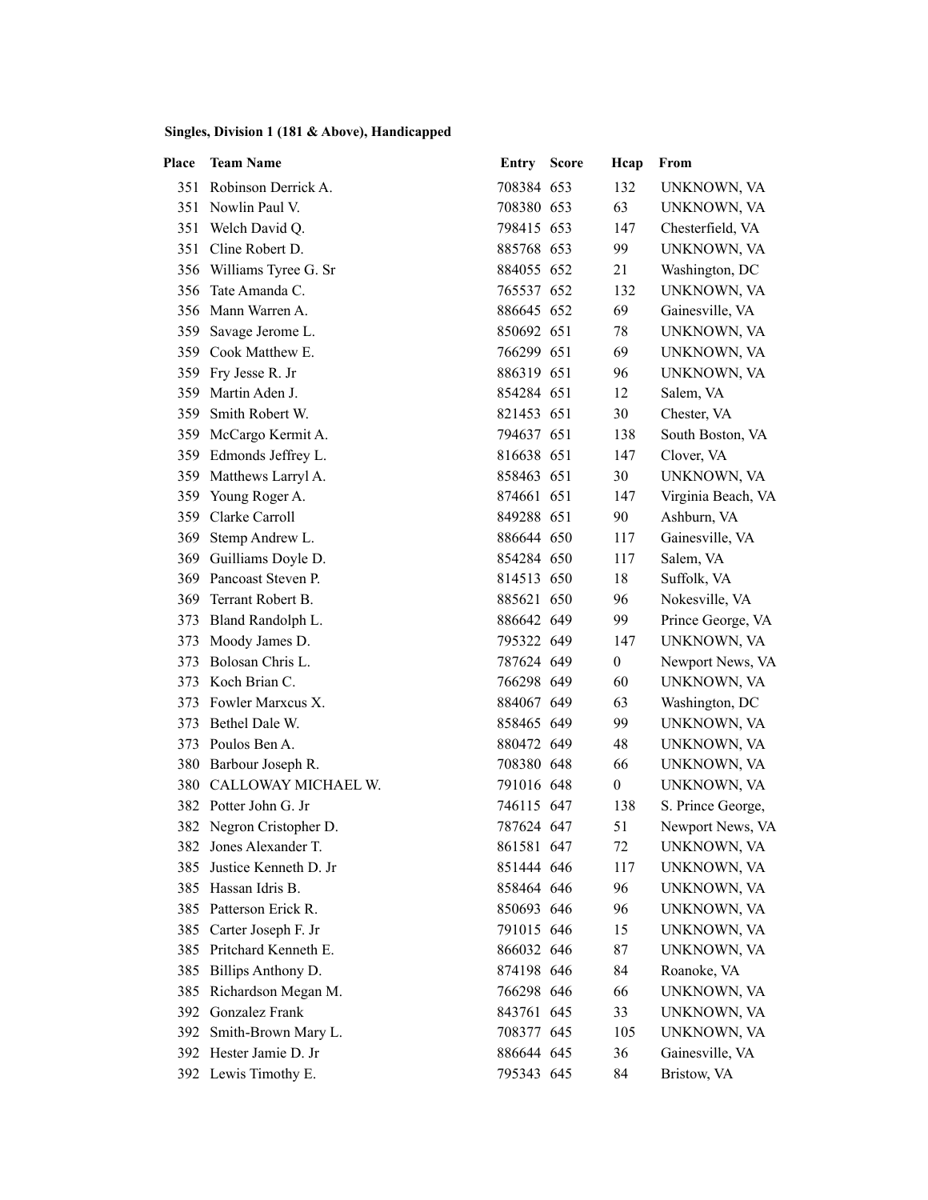**Singles, Division 1 (181 & Above), Handicapped**

| Place | Team Name | Entry | Score | Hcap | From |
|---|---|---|---|---|---|
| 351 | Robinson Derrick A. | 708384 | 653 | 132 | UNKNOWN, VA |
| 351 | Nowlin Paul V. | 708380 | 653 | 63 | UNKNOWN, VA |
| 351 | Welch David Q. | 798415 | 653 | 147 | Chesterfield, VA |
| 351 | Cline Robert D. | 885768 | 653 | 99 | UNKNOWN, VA |
| 356 | Williams Tyree G. Sr | 884055 | 652 | 21 | Washington, DC |
| 356 | Tate Amanda C. | 765537 | 652 | 132 | UNKNOWN, VA |
| 356 | Mann Warren A. | 886645 | 652 | 69 | Gainesville, VA |
| 359 | Savage Jerome L. | 850692 | 651 | 78 | UNKNOWN, VA |
| 359 | Cook Matthew E. | 766299 | 651 | 69 | UNKNOWN, VA |
| 359 | Fry Jesse R. Jr | 886319 | 651 | 96 | UNKNOWN, VA |
| 359 | Martin Aden J. | 854284 | 651 | 12 | Salem, VA |
| 359 | Smith Robert W. | 821453 | 651 | 30 | Chester, VA |
| 359 | McCargo Kermit A. | 794637 | 651 | 138 | South Boston, VA |
| 359 | Edmonds Jeffrey L. | 816638 | 651 | 147 | Clover, VA |
| 359 | Matthews Larryl A. | 858463 | 651 | 30 | UNKNOWN, VA |
| 359 | Young Roger A. | 874661 | 651 | 147 | Virginia Beach, VA |
| 359 | Clarke Carroll | 849288 | 651 | 90 | Ashburn, VA |
| 369 | Stemp Andrew L. | 886644 | 650 | 117 | Gainesville, VA |
| 369 | Guilliams Doyle D. | 854284 | 650 | 117 | Salem, VA |
| 369 | Pancoast Steven P. | 814513 | 650 | 18 | Suffolk, VA |
| 369 | Terrant Robert B. | 885621 | 650 | 96 | Nokesville, VA |
| 373 | Bland Randolph L. | 886642 | 649 | 99 | Prince George, VA |
| 373 | Moody James D. | 795322 | 649 | 147 | UNKNOWN, VA |
| 373 | Bolosan Chris L. | 787624 | 649 | 0 | Newport News, VA |
| 373 | Koch Brian C. | 766298 | 649 | 60 | UNKNOWN, VA |
| 373 | Fowler Marxcus X. | 884067 | 649 | 63 | Washington, DC |
| 373 | Bethel Dale W. | 858465 | 649 | 99 | UNKNOWN, VA |
| 373 | Poulos Ben A. | 880472 | 649 | 48 | UNKNOWN, VA |
| 380 | Barbour Joseph R. | 708380 | 648 | 66 | UNKNOWN, VA |
| 380 | CALLOWAY MICHAEL W. | 791016 | 648 | 0 | UNKNOWN, VA |
| 382 | Potter John G. Jr | 746115 | 647 | 138 | S. Prince George, |
| 382 | Negron Cristopher D. | 787624 | 647 | 51 | Newport News, VA |
| 382 | Jones Alexander T. | 861581 | 647 | 72 | UNKNOWN, VA |
| 385 | Justice Kenneth D. Jr | 851444 | 646 | 117 | UNKNOWN, VA |
| 385 | Hassan Idris B. | 858464 | 646 | 96 | UNKNOWN, VA |
| 385 | Patterson Erick R. | 850693 | 646 | 96 | UNKNOWN, VA |
| 385 | Carter Joseph F. Jr | 791015 | 646 | 15 | UNKNOWN, VA |
| 385 | Pritchard Kenneth E. | 866032 | 646 | 87 | UNKNOWN, VA |
| 385 | Billips Anthony D. | 874198 | 646 | 84 | Roanoke, VA |
| 385 | Richardson Megan M. | 766298 | 646 | 66 | UNKNOWN, VA |
| 392 | Gonzalez Frank | 843761 | 645 | 33 | UNKNOWN, VA |
| 392 | Smith-Brown Mary L. | 708377 | 645 | 105 | UNKNOWN, VA |
| 392 | Hester Jamie D. Jr | 886644 | 645 | 36 | Gainesville, VA |
| 392 | Lewis Timothy E. | 795343 | 645 | 84 | Bristow, VA |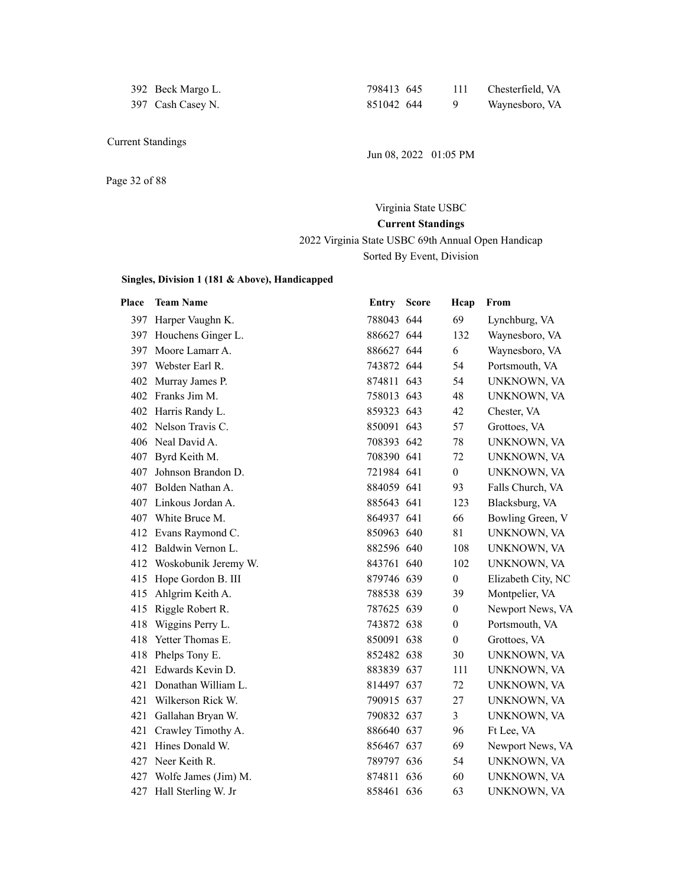| Place | Team Name | Entry | Score | Hcap | From |
|---|---|---|---|---|---|
| 392 | Beck Margo L. | 798413 | 645 | 111 | Chesterfield, VA |
| 397 | Cash Casey N. | 851042 | 644 | 9 | Waynesboro, VA |

Current Standings

Jun 08, 2022 01:05 PM

Virginia State USBC

**Current Standings**

2022 Virginia State USBC 69th Annual Open Handicap

Sorted By Event, Division

**Singles, Division 1 (181 & Above), Handicapped**

| Place | Team Name | Entry | Score | Hcap | From |
|---|---|---|---|---|---|
| 397 | Harper Vaughn K. | 788043 | 644 | 69 | Lynchburg, VA |
| 397 | Houchens Ginger L. | 886627 | 644 | 132 | Waynesboro, VA |
| 397 | Moore Lamarr A. | 886627 | 644 | 6 | Waynesboro, VA |
| 397 | Webster Earl R. | 743872 | 644 | 54 | Portsmouth, VA |
| 402 | Murray James P. | 874811 | 643 | 54 | UNKNOWN, VA |
| 402 | Franks Jim M. | 758013 | 643 | 48 | UNKNOWN, VA |
| 402 | Harris Randy L. | 859323 | 643 | 42 | Chester, VA |
| 402 | Nelson Travis C. | 850091 | 643 | 57 | Grottoes, VA |
| 406 | Neal David A. | 708393 | 642 | 78 | UNKNOWN, VA |
| 407 | Byrd Keith M. | 708390 | 641 | 72 | UNKNOWN, VA |
| 407 | Johnson Brandon D. | 721984 | 641 | 0 | UNKNOWN, VA |
| 407 | Bolden Nathan A. | 884059 | 641 | 93 | Falls Church, VA |
| 407 | Linkous Jordan A. | 885643 | 641 | 123 | Blacksburg, VA |
| 407 | White Bruce M. | 864937 | 641 | 66 | Bowling Green, V |
| 412 | Evans Raymond C. | 850963 | 640 | 81 | UNKNOWN, VA |
| 412 | Baldwin Vernon L. | 882596 | 640 | 108 | UNKNOWN, VA |
| 412 | Woskobunik Jeremy W. | 843761 | 640 | 102 | UNKNOWN, VA |
| 415 | Hope Gordon B. III | 879746 | 639 | 0 | Elizabeth City, NC |
| 415 | Ahlgrim Keith A. | 788538 | 639 | 39 | Montpelier, VA |
| 415 | Riggle Robert R. | 787625 | 639 | 0 | Newport News, VA |
| 418 | Wiggins Perry L. | 743872 | 638 | 0 | Portsmouth, VA |
| 418 | Yetter Thomas E. | 850091 | 638 | 0 | Grottoes, VA |
| 418 | Phelps Tony E. | 852482 | 638 | 30 | UNKNOWN, VA |
| 421 | Edwards Kevin D. | 883839 | 637 | 111 | UNKNOWN, VA |
| 421 | Donathan William L. | 814497 | 637 | 72 | UNKNOWN, VA |
| 421 | Wilkerson Rick W. | 790915 | 637 | 27 | UNKNOWN, VA |
| 421 | Gallahan Bryan W. | 790832 | 637 | 3 | UNKNOWN, VA |
| 421 | Crawley Timothy A. | 886640 | 637 | 96 | Ft Lee, VA |
| 421 | Hines Donald W. | 856467 | 637 | 69 | Newport News, VA |
| 427 | Neer Keith R. | 789797 | 636 | 54 | UNKNOWN, VA |
| 427 | Wolfe James (Jim) M. | 874811 | 636 | 60 | UNKNOWN, VA |
| 427 | Hall Sterling W. Jr | 858461 | 636 | 63 | UNKNOWN, VA |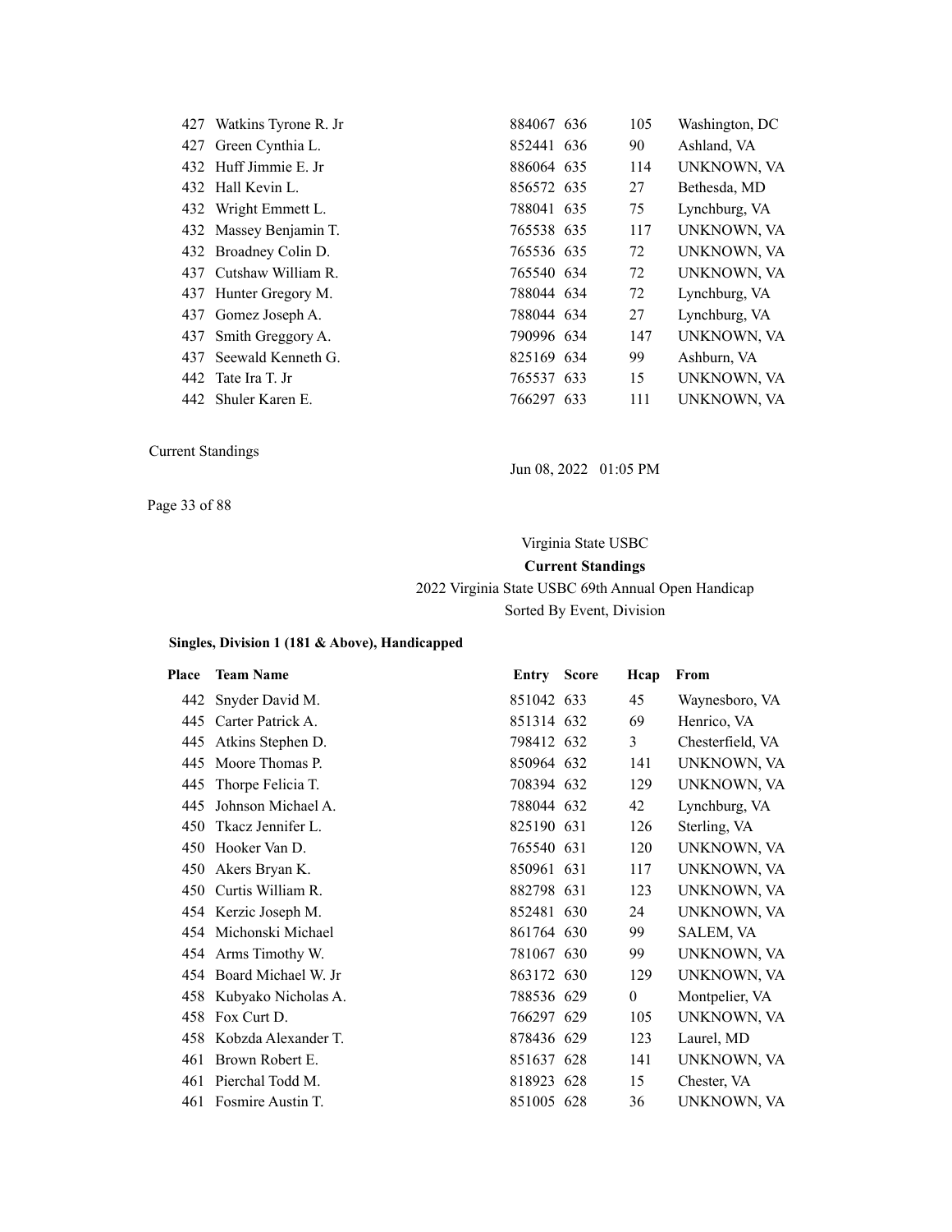| Place | Team Name | Entry | Score | Hcap | From |
|---|---|---|---|---|---|
| 427 | Watkins Tyrone R. Jr | 884067 | 636 | 105 | Washington, DC |
| 427 | Green Cynthia L. | 852441 | 636 | 90 | Ashland, VA |
| 432 | Huff Jimmie E. Jr | 886064 | 635 | 114 | UNKNOWN, VA |
| 432 | Hall Kevin L. | 856572 | 635 | 27 | Bethesda, MD |
| 432 | Wright Emmett L. | 788041 | 635 | 75 | Lynchburg, VA |
| 432 | Massey Benjamin T. | 765538 | 635 | 117 | UNKNOWN, VA |
| 432 | Broadney Colin D. | 765536 | 635 | 72 | UNKNOWN, VA |
| 437 | Cutshaw William R. | 765540 | 634 | 72 | UNKNOWN, VA |
| 437 | Hunter Gregory M. | 788044 | 634 | 72 | Lynchburg, VA |
| 437 | Gomez Joseph A. | 788044 | 634 | 27 | Lynchburg, VA |
| 437 | Smith Greggory A. | 790996 | 634 | 147 | UNKNOWN, VA |
| 437 | Seewald Kenneth G. | 825169 | 634 | 99 | Ashburn, VA |
| 442 | Tate Ira T. Jr | 765537 | 633 | 15 | UNKNOWN, VA |
| 442 | Shuler Karen E. | 766297 | 633 | 111 | UNKNOWN, VA |

Current Standings

Jun 08, 2022 01:05 PM

Virginia State USBC

**Current Standings**

2022 Virginia State USBC 69th Annual Open Handicap

Sorted By Event, Division

**Singles, Division 1 (181 & Above), Handicapped**

| Place | Team Name | Entry | Score | Hcap | From |
|---|---|---|---|---|---|
| 442 | Snyder David M. | 851042 | 633 | 45 | Waynesboro, VA |
| 445 | Carter Patrick A. | 851314 | 632 | 69 | Henrico, VA |
| 445 | Atkins Stephen D. | 798412 | 632 | 3 | Chesterfield, VA |
| 445 | Moore Thomas P. | 850964 | 632 | 141 | UNKNOWN, VA |
| 445 | Thorpe Felicia T. | 708394 | 632 | 129 | UNKNOWN, VA |
| 445 | Johnson Michael A. | 788044 | 632 | 42 | Lynchburg, VA |
| 450 | Tkacz Jennifer L. | 825190 | 631 | 126 | Sterling, VA |
| 450 | Hooker Van D. | 765540 | 631 | 120 | UNKNOWN, VA |
| 450 | Akers Bryan K. | 850961 | 631 | 117 | UNKNOWN, VA |
| 450 | Curtis William R. | 882798 | 631 | 123 | UNKNOWN, VA |
| 454 | Kerzic Joseph M. | 852481 | 630 | 24 | UNKNOWN, VA |
| 454 | Michonski Michael | 861764 | 630 | 99 | SALEM, VA |
| 454 | Arms Timothy W. | 781067 | 630 | 99 | UNKNOWN, VA |
| 454 | Board Michael W. Jr | 863172 | 630 | 129 | UNKNOWN, VA |
| 458 | Kubyako Nicholas A. | 788536 | 629 | 0 | Montpelier, VA |
| 458 | Fox Curt D. | 766297 | 629 | 105 | UNKNOWN, VA |
| 458 | Kobzda Alexander T. | 878436 | 629 | 123 | Laurel, MD |
| 461 | Brown Robert E. | 851637 | 628 | 141 | UNKNOWN, VA |
| 461 | Pierchal Todd M. | 818923 | 628 | 15 | Chester, VA |
| 461 | Fosmire Austin T. | 851005 | 628 | 36 | UNKNOWN, VA |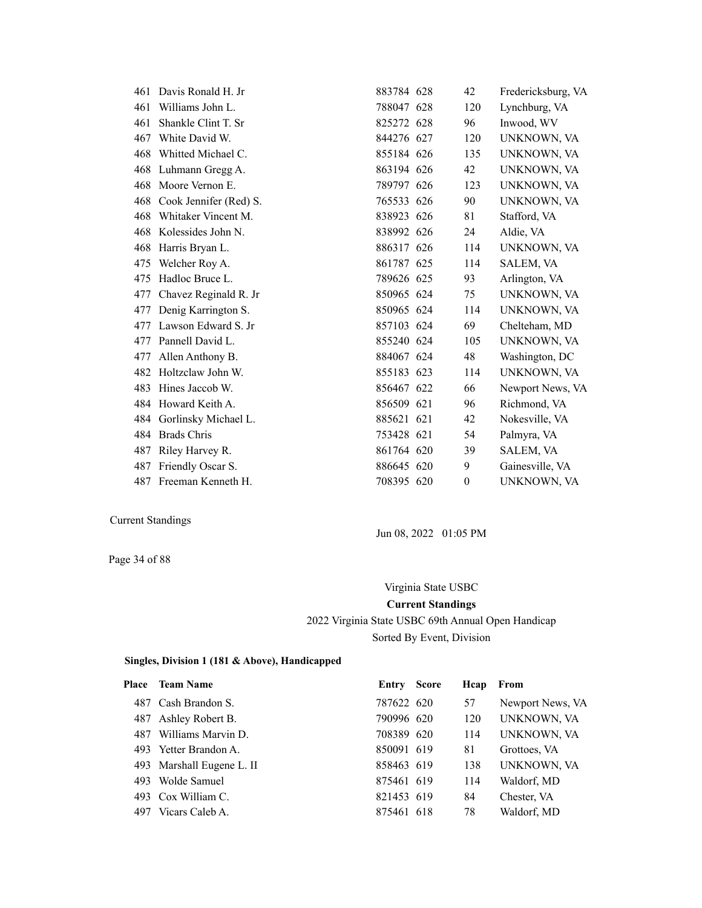| Place | Team Name | Entry | Score | Hcap | From |
|---|---|---|---|---|---|
| 461 | Davis Ronald H. Jr | 883784 | 628 | 42 | Fredericksburg, VA |
| 461 | Williams John L. | 788047 | 628 | 120 | Lynchburg, VA |
| 461 | Shankle Clint T. Sr | 825272 | 628 | 96 | Inwood, WV |
| 467 | White David W. | 844276 | 627 | 120 | UNKNOWN, VA |
| 468 | Whitted Michael C. | 855184 | 626 | 135 | UNKNOWN, VA |
| 468 | Luhmann Gregg A. | 863194 | 626 | 42 | UNKNOWN, VA |
| 468 | Moore Vernon E. | 789797 | 626 | 123 | UNKNOWN, VA |
| 468 | Cook Jennifer (Red) S. | 765533 | 626 | 90 | UNKNOWN, VA |
| 468 | Whitaker Vincent M. | 838923 | 626 | 81 | Stafford, VA |
| 468 | Kolessides John N. | 838992 | 626 | 24 | Aldie, VA |
| 468 | Harris Bryan L. | 886317 | 626 | 114 | UNKNOWN, VA |
| 475 | Welcher Roy A. | 861787 | 625 | 114 | SALEM, VA |
| 475 | Hadloc Bruce L. | 789626 | 625 | 93 | Arlington, VA |
| 477 | Chavez Reginald R. Jr | 850965 | 624 | 75 | UNKNOWN, VA |
| 477 | Denig Karrington S. | 850965 | 624 | 114 | UNKNOWN, VA |
| 477 | Lawson Edward S. Jr | 857103 | 624 | 69 | Chelteham, MD |
| 477 | Pannell David L. | 855240 | 624 | 105 | UNKNOWN, VA |
| 477 | Allen Anthony B. | 884067 | 624 | 48 | Washington, DC |
| 482 | Holtzclaw John W. | 855183 | 623 | 114 | UNKNOWN, VA |
| 483 | Hines Jaccob W. | 856467 | 622 | 66 | Newport News, VA |
| 484 | Howard Keith A. | 856509 | 621 | 96 | Richmond, VA |
| 484 | Gorlinsky Michael L. | 885621 | 621 | 42 | Nokesville, VA |
| 484 | Brads Chris | 753428 | 621 | 54 | Palmyra, VA |
| 487 | Riley Harvey R. | 861764 | 620 | 39 | SALEM, VA |
| 487 | Friendly Oscar S. | 886645 | 620 | 9 | Gainesville, VA |
| 487 | Freeman Kenneth H. | 708395 | 620 | 0 | UNKNOWN, VA |

Current Standings

Jun 08, 2022 01:05 PM

Virginia State USBC

**Current Standings**

2022 Virginia State USBC 69th Annual Open Handicap

Sorted By Event, Division

**Singles, Division 1 (181 & Above), Handicapped**

| Place | Team Name | Entry | Score | Hcap | From |
|---|---|---|---|---|---|
| 487 | Cash Brandon S. | 787622 | 620 | 57 | Newport News, VA |
| 487 | Ashley Robert B. | 790996 | 620 | 120 | UNKNOWN, VA |
| 487 | Williams Marvin D. | 708389 | 620 | 114 | UNKNOWN, VA |
| 493 | Yetter Brandon A. | 850091 | 619 | 81 | Grottoes, VA |
| 493 | Marshall Eugene L. II | 858463 | 619 | 138 | UNKNOWN, VA |
| 493 | Wolde Samuel | 875461 | 619 | 114 | Waldorf, MD |
| 493 | Cox William C. | 821453 | 619 | 84 | Chester, VA |
| 497 | Vicars Caleb A. | 875461 | 618 | 78 | Waldorf, MD |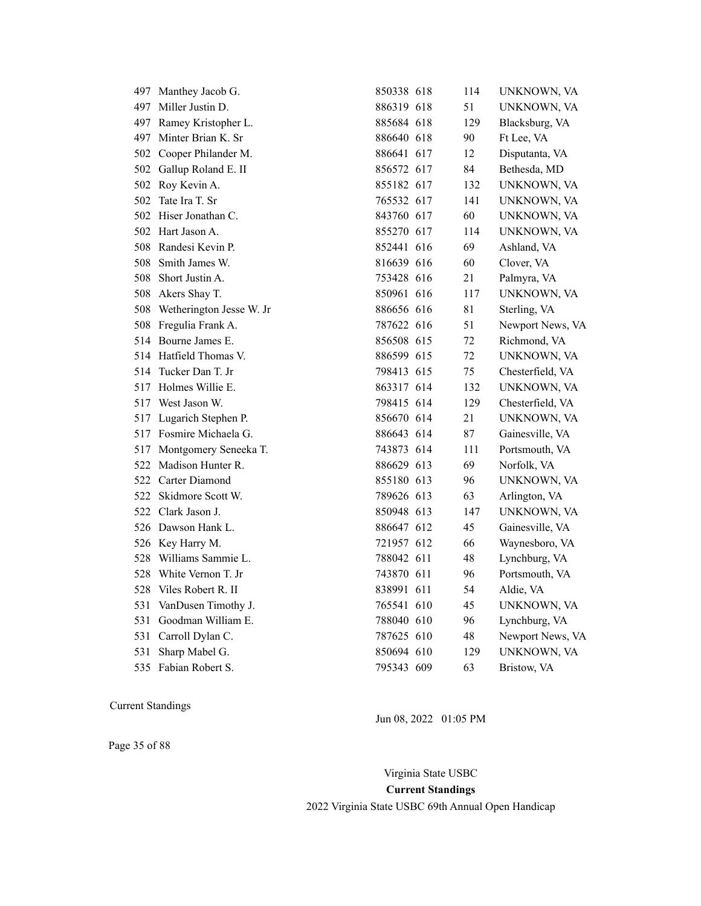| | | | | | |
|---|---|---|---|---|---|
| 497 | Manthey Jacob G. | 850338 | 618 | 114 | UNKNOWN, VA |
| 497 | Miller Justin D. | 886319 | 618 | 51 | UNKNOWN, VA |
| 497 | Ramey Kristopher L. | 885684 | 618 | 129 | Blacksburg, VA |
| 497 | Minter Brian K. Sr | 886640 | 618 | 90 | Ft Lee, VA |
| 502 | Cooper Philander M. | 886641 | 617 | 12 | Disputanta, VA |
| 502 | Gallup Roland E. II | 856572 | 617 | 84 | Bethesda, MD |
| 502 | Roy Kevin A. | 855182 | 617 | 132 | UNKNOWN, VA |
| 502 | Tate Ira T. Sr | 765532 | 617 | 141 | UNKNOWN, VA |
| 502 | Hiser Jonathan C. | 843760 | 617 | 60 | UNKNOWN, VA |
| 502 | Hart Jason A. | 855270 | 617 | 114 | UNKNOWN, VA |
| 508 | Randesi Kevin P. | 852441 | 616 | 69 | Ashland, VA |
| 508 | Smith James W. | 816639 | 616 | 60 | Clover, VA |
| 508 | Short Justin A. | 753428 | 616 | 21 | Palmyra, VA |
| 508 | Akers Shay T. | 850961 | 616 | 117 | UNKNOWN, VA |
| 508 | Wetherington Jesse W. Jr | 886656 | 616 | 81 | Sterling, VA |
| 508 | Fregulia Frank A. | 787622 | 616 | 51 | Newport News, VA |
| 514 | Bourne James E. | 856508 | 615 | 72 | Richmond, VA |
| 514 | Hatfield Thomas V. | 886599 | 615 | 72 | UNKNOWN, VA |
| 514 | Tucker Dan T. Jr | 798413 | 615 | 75 | Chesterfield, VA |
| 517 | Holmes Willie E. | 863317 | 614 | 132 | UNKNOWN, VA |
| 517 | West Jason W. | 798415 | 614 | 129 | Chesterfield, VA |
| 517 | Lugarich Stephen P. | 856670 | 614 | 21 | UNKNOWN, VA |
| 517 | Fosmire Michaela G. | 886643 | 614 | 87 | Gainesville, VA |
| 517 | Montgomery Seneeka T. | 743873 | 614 | 111 | Portsmouth, VA |
| 522 | Madison Hunter R. | 886629 | 613 | 69 | Norfolk, VA |
| 522 | Carter Diamond | 855180 | 613 | 96 | UNKNOWN, VA |
| 522 | Skidmore Scott W. | 789626 | 613 | 63 | Arlington, VA |
| 522 | Clark Jason J. | 850948 | 613 | 147 | UNKNOWN, VA |
| 526 | Dawson Hank L. | 886647 | 612 | 45 | Gainesville, VA |
| 526 | Key Harry M. | 721957 | 612 | 66 | Waynesboro, VA |
| 528 | Williams Sammie L. | 788042 | 611 | 48 | Lynchburg, VA |
| 528 | White Vernon T. Jr | 743870 | 611 | 96 | Portsmouth, VA |
| 528 | Viles Robert R. II | 838991 | 611 | 54 | Aldie, VA |
| 531 | VanDusen Timothy J. | 765541 | 610 | 45 | UNKNOWN, VA |
| 531 | Goodman William E. | 788040 | 610 | 96 | Lynchburg, VA |
| 531 | Carroll Dylan C. | 787625 | 610 | 48 | Newport News, VA |
| 531 | Sharp Mabel G. | 850694 | 610 | 129 | UNKNOWN, VA |
| 535 | Fabian Robert S. | 795343 | 609 | 63 | Bristow, VA |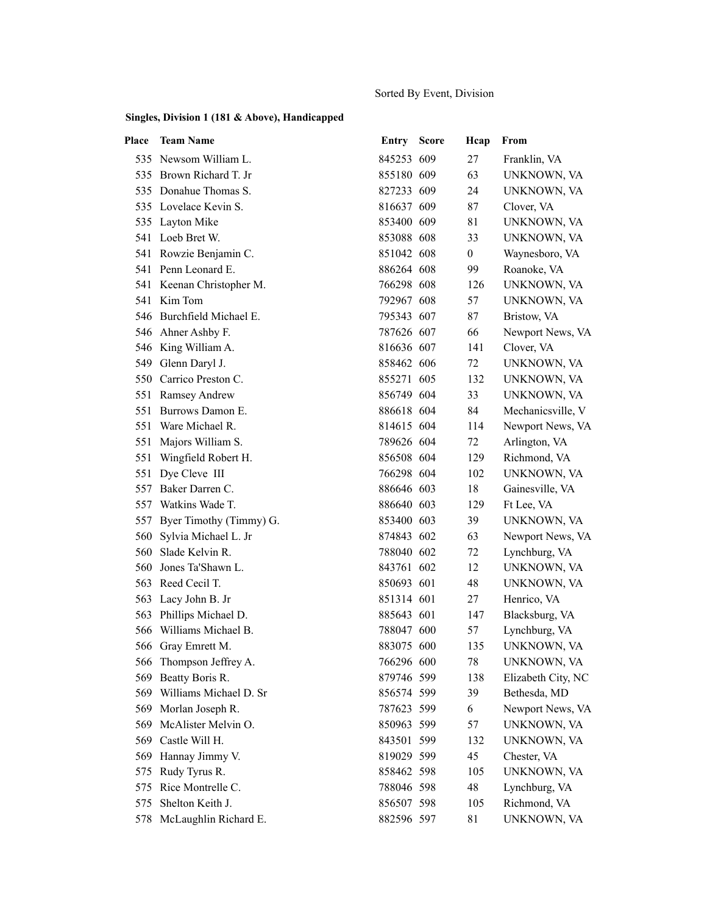Sorted By Event, Division

### Singles, Division 1 (181 & Above), Handicapped

| Place | Team Name | Entry | Score | Hcap | From |
|---|---|---|---|---|---|
| 535 | Newsom William L. | 845253 | 609 | 27 | Franklin, VA |
| 535 | Brown Richard T. Jr | 855180 | 609 | 63 | UNKNOWN, VA |
| 535 | Donahue Thomas S. | 827233 | 609 | 24 | UNKNOWN, VA |
| 535 | Lovelace Kevin S. | 816637 | 609 | 87 | Clover, VA |
| 535 | Layton Mike | 853400 | 609 | 81 | UNKNOWN, VA |
| 541 | Loeb Bret W. | 853088 | 608 | 33 | UNKNOWN, VA |
| 541 | Rowzie Benjamin C. | 851042 | 608 | 0 | Waynesboro, VA |
| 541 | Penn Leonard E. | 886264 | 608 | 99 | Roanoke, VA |
| 541 | Keenan Christopher M. | 766298 | 608 | 126 | UNKNOWN, VA |
| 541 | Kim Tom | 792967 | 608 | 57 | UNKNOWN, VA |
| 546 | Burchfield Michael E. | 795343 | 607 | 87 | Bristow, VA |
| 546 | Ahner Ashby F. | 787626 | 607 | 66 | Newport News, VA |
| 546 | King William A. | 816636 | 607 | 141 | Clover, VA |
| 549 | Glenn Daryl J. | 858462 | 606 | 72 | UNKNOWN, VA |
| 550 | Carrico Preston C. | 855271 | 605 | 132 | UNKNOWN, VA |
| 551 | Ramsey Andrew | 856749 | 604 | 33 | UNKNOWN, VA |
| 551 | Burrows Damon E. | 886618 | 604 | 84 | Mechanicsville, V |
| 551 | Ware Michael R. | 814615 | 604 | 114 | Newport News, VA |
| 551 | Majors William S. | 789626 | 604 | 72 | Arlington, VA |
| 551 | Wingfield Robert H. | 856508 | 604 | 129 | Richmond, VA |
| 551 | Dye Cleve III | 766298 | 604 | 102 | UNKNOWN, VA |
| 557 | Baker Darren C. | 886646 | 603 | 18 | Gainesville, VA |
| 557 | Watkins Wade T. | 886640 | 603 | 129 | Ft Lee, VA |
| 557 | Byer Timothy (Timmy) G. | 853400 | 603 | 39 | UNKNOWN, VA |
| 560 | Sylvia Michael L. Jr | 874843 | 602 | 63 | Newport News, VA |
| 560 | Slade Kelvin R. | 788040 | 602 | 72 | Lynchburg, VA |
| 560 | Jones Ta'Shawn L. | 843761 | 602 | 12 | UNKNOWN, VA |
| 563 | Reed Cecil T. | 850693 | 601 | 48 | UNKNOWN, VA |
| 563 | Lacy John B. Jr | 851314 | 601 | 27 | Henrico, VA |
| 563 | Phillips Michael D. | 885643 | 601 | 147 | Blacksburg, VA |
| 566 | Williams Michael B. | 788047 | 600 | 57 | Lynchburg, VA |
| 566 | Gray Emrett M. | 883075 | 600 | 135 | UNKNOWN, VA |
| 566 | Thompson Jeffrey A. | 766296 | 600 | 78 | UNKNOWN, VA |
| 569 | Beatty Boris R. | 879746 | 599 | 138 | Elizabeth City, NC |
| 569 | Williams Michael D. Sr | 856574 | 599 | 39 | Bethesda, MD |
| 569 | Morlan Joseph R. | 787623 | 599 | 6 | Newport News, VA |
| 569 | McAlister Melvin O. | 850963 | 599 | 57 | UNKNOWN, VA |
| 569 | Castle Will H. | 843501 | 599 | 132 | UNKNOWN, VA |
| 569 | Hannay Jimmy V. | 819029 | 599 | 45 | Chester, VA |
| 575 | Rudy Tyrus R. | 858462 | 598 | 105 | UNKNOWN, VA |
| 575 | Rice Montrelle C. | 788046 | 598 | 48 | Lynchburg, VA |
| 575 | Shelton Keith J. | 856507 | 598 | 105 | Richmond, VA |
| 578 | McLaughlin Richard E. | 882596 | 597 | 81 | UNKNOWN, VA |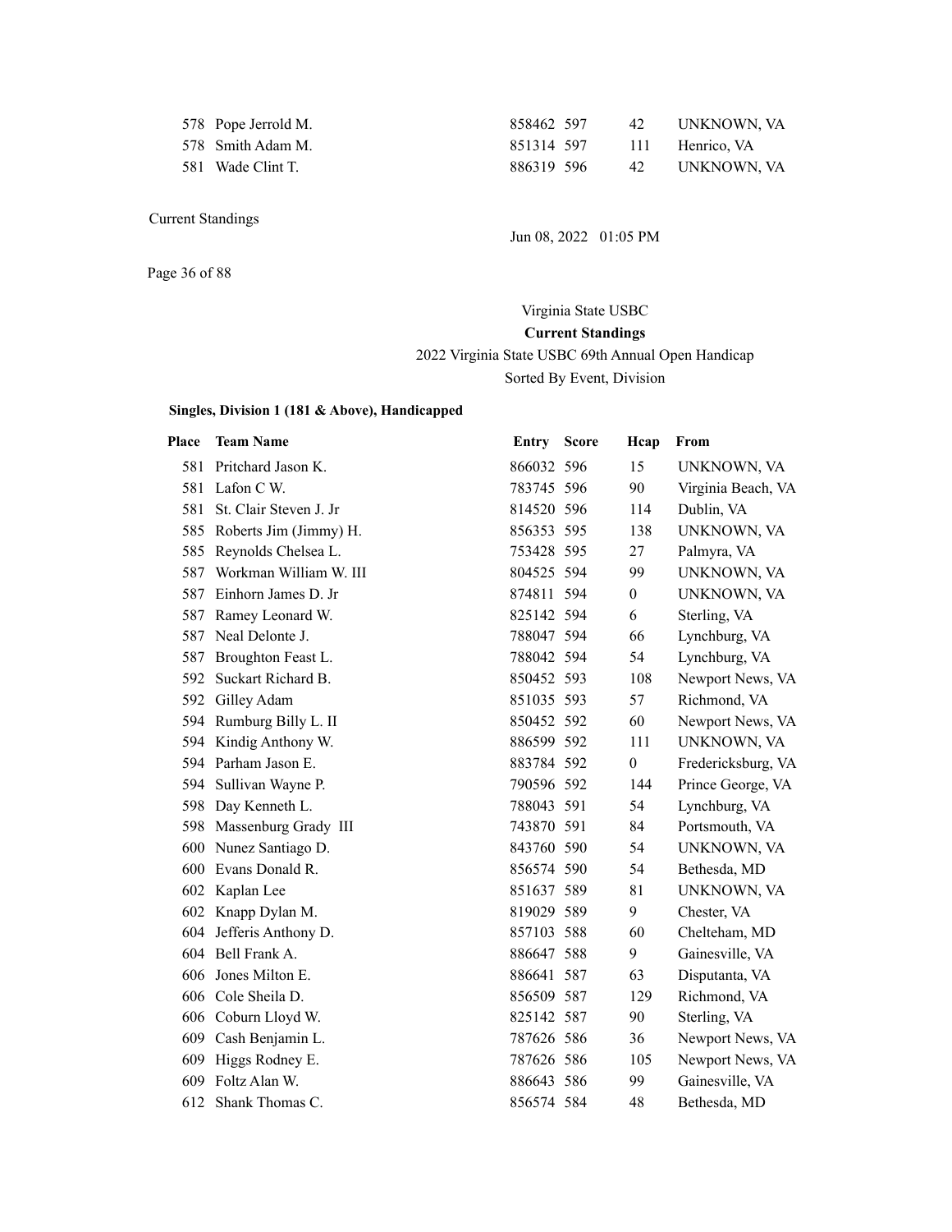| Place | Team Name | Entry | Score | Hcap | From |
|---|---|---|---|---|---|
| 578 | Pope Jerrold M. | 858462 | 597 | 42 | UNKNOWN, VA |
| 578 | Smith Adam M. | 851314 | 597 | 111 | Henrico, VA |
| 581 | Wade Clint T. | 886319 | 596 | 42 | UNKNOWN, VA |

Current Standings

Jun 08, 2022 01:05 PM

Virginia State USBC

**Current Standings**

2022 Virginia State USBC 69th Annual Open Handicap

Sorted By Event, Division

### Singles, Division 1 (181 & Above), Handicapped

| Place | Team Name | Entry | Score | Hcap | From |
|---|---|---|---|---|---|
| 581 | Pritchard Jason K. | 866032 | 596 | 15 | UNKNOWN, VA |
| 581 | Lafon C W. | 783745 | 596 | 90 | Virginia Beach, VA |
| 581 | St. Clair Steven J. Jr | 814520 | 596 | 114 | Dublin, VA |
| 585 | Roberts Jim (Jimmy) H. | 856353 | 595 | 138 | UNKNOWN, VA |
| 585 | Reynolds Chelsea L. | 753428 | 595 | 27 | Palmyra, VA |
| 587 | Workman William W. III | 804525 | 594 | 99 | UNKNOWN, VA |
| 587 | Einhorn James D. Jr | 874811 | 594 | 0 | UNKNOWN, VA |
| 587 | Ramey Leonard W. | 825142 | 594 | 6 | Sterling, VA |
| 587 | Neal Delonte J. | 788047 | 594 | 66 | Lynchburg, VA |
| 587 | Broughton Feast L. | 788042 | 594 | 54 | Lynchburg, VA |
| 592 | Suckart Richard B. | 850452 | 593 | 108 | Newport News, VA |
| 592 | Gilley Adam | 851035 | 593 | 57 | Richmond, VA |
| 594 | Rumburg Billy L. II | 850452 | 592 | 60 | Newport News, VA |
| 594 | Kindig Anthony W. | 886599 | 592 | 111 | UNKNOWN, VA |
| 594 | Parham Jason E. | 883784 | 592 | 0 | Fredericksburg, VA |
| 594 | Sullivan Wayne P. | 790596 | 592 | 144 | Prince George, VA |
| 598 | Day Kenneth L. | 788043 | 591 | 54 | Lynchburg, VA |
| 598 | Massenburg Grady III | 743870 | 591 | 84 | Portsmouth, VA |
| 600 | Nunez Santiago D. | 843760 | 590 | 54 | UNKNOWN, VA |
| 600 | Evans Donald R. | 856574 | 590 | 54 | Bethesda, MD |
| 602 | Kaplan Lee | 851637 | 589 | 81 | UNKNOWN, VA |
| 602 | Knapp Dylan M. | 819029 | 589 | 9 | Chester, VA |
| 604 | Jefferis Anthony D. | 857103 | 588 | 60 | Chelteham, MD |
| 604 | Bell Frank A. | 886647 | 588 | 9 | Gainesville, VA |
| 606 | Jones Milton E. | 886641 | 587 | 63 | Disputanta, VA |
| 606 | Cole Sheila D. | 856509 | 587 | 129 | Richmond, VA |
| 606 | Coburn Lloyd W. | 825142 | 587 | 90 | Sterling, VA |
| 609 | Cash Benjamin L. | 787626 | 586 | 36 | Newport News, VA |
| 609 | Higgs Rodney E. | 787626 | 586 | 105 | Newport News, VA |
| 609 | Foltz Alan W. | 886643 | 586 | 99 | Gainesville, VA |
| 612 | Shank Thomas C. | 856574 | 584 | 48 | Bethesda, MD |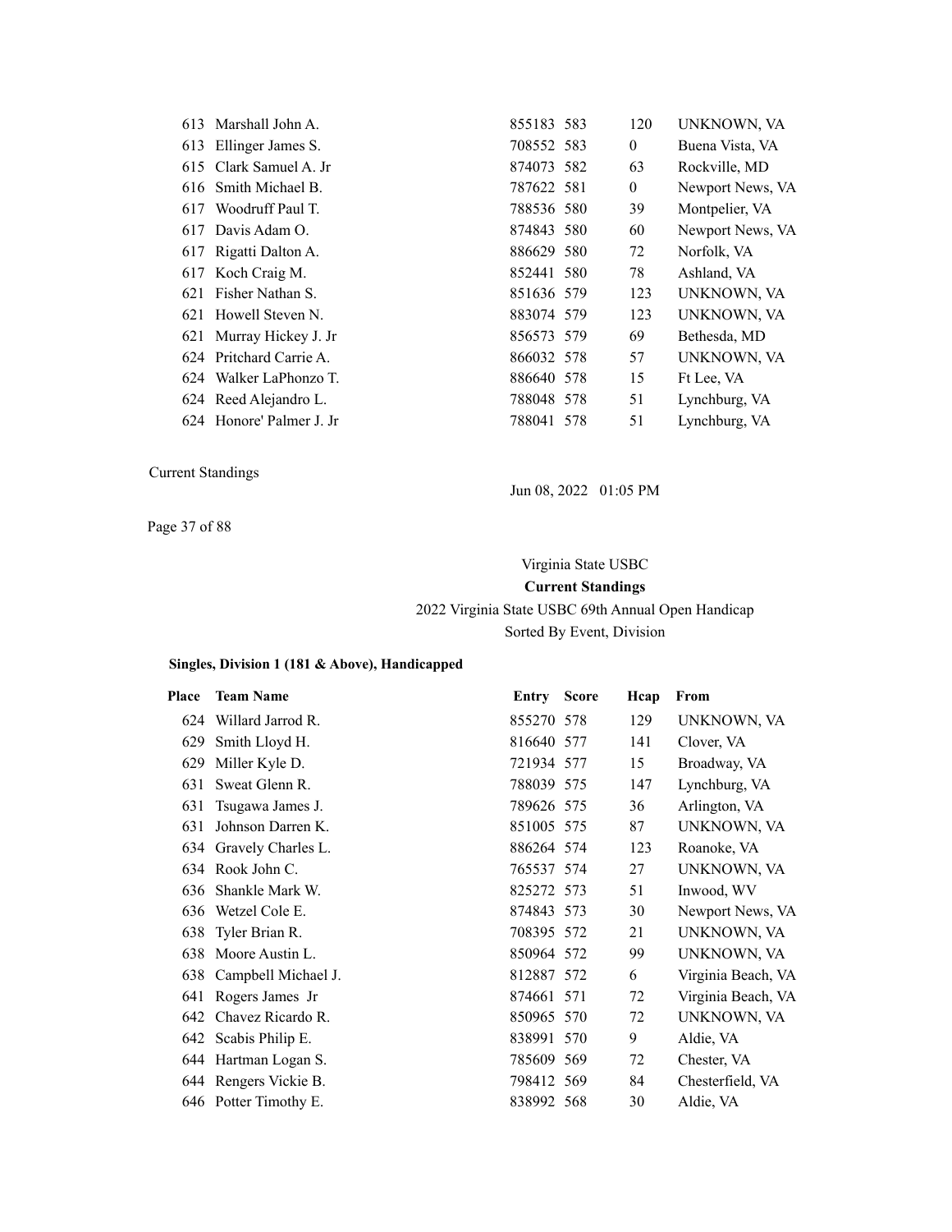| Place | Team Name | Entry | Score | Hcap | From |
|---|---|---|---|---|---|
| 613 | Marshall John A. | 855183 | 583 | 120 | UNKNOWN, VA |
| 613 | Ellinger James S. | 708552 | 583 | 0 | Buena Vista, VA |
| 615 | Clark Samuel A. Jr | 874073 | 582 | 63 | Rockville, MD |
| 616 | Smith Michael B. | 787622 | 581 | 0 | Newport News, VA |
| 617 | Woodruff Paul T. | 788536 | 580 | 39 | Montpelier, VA |
| 617 | Davis Adam O. | 874843 | 580 | 60 | Newport News, VA |
| 617 | Rigatti Dalton A. | 886629 | 580 | 72 | Norfolk, VA |
| 617 | Koch Craig M. | 852441 | 580 | 78 | Ashland, VA |
| 621 | Fisher Nathan S. | 851636 | 579 | 123 | UNKNOWN, VA |
| 621 | Howell Steven N. | 883074 | 579 | 123 | UNKNOWN, VA |
| 621 | Murray Hickey J. Jr | 856573 | 579 | 69 | Bethesda, MD |
| 624 | Pritchard Carrie A. | 866032 | 578 | 57 | UNKNOWN, VA |
| 624 | Walker LaPhonzo T. | 886640 | 578 | 15 | Ft Lee, VA |
| 624 | Reed Alejandro L. | 788048 | 578 | 51 | Lynchburg, VA |
| 624 | Honore' Palmer J. Jr | 788041 | 578 | 51 | Lynchburg, VA |

Current Standings

Jun 08, 2022 01:05 PM

Virginia State USBC

**Current Standings**

2022 Virginia State USBC 69th Annual Open Handicap

Sorted By Event, Division

**Singles, Division 1 (181 & Above), Handicapped**

| Place | Team Name | Entry | Score | Hcap | From |
|---|---|---|---|---|---|
| 624 | Willard Jarrod R. | 855270 | 578 | 129 | UNKNOWN, VA |
| 629 | Smith Lloyd H. | 816640 | 577 | 141 | Clover, VA |
| 629 | Miller Kyle D. | 721934 | 577 | 15 | Broadway, VA |
| 631 | Sweat Glenn R. | 788039 | 575 | 147 | Lynchburg, VA |
| 631 | Tsugawa James J. | 789626 | 575 | 36 | Arlington, VA |
| 631 | Johnson Darren K. | 851005 | 575 | 87 | UNKNOWN, VA |
| 634 | Gravely Charles L. | 886264 | 574 | 123 | Roanoke, VA |
| 634 | Rook John C. | 765537 | 574 | 27 | UNKNOWN, VA |
| 636 | Shankle Mark W. | 825272 | 573 | 51 | Inwood, WV |
| 636 | Wetzel Cole E. | 874843 | 573 | 30 | Newport News, VA |
| 638 | Tyler Brian R. | 708395 | 572 | 21 | UNKNOWN, VA |
| 638 | Moore Austin L. | 850964 | 572 | 99 | UNKNOWN, VA |
| 638 | Campbell Michael J. | 812887 | 572 | 6 | Virginia Beach, VA |
| 641 | Rogers James Jr | 874661 | 571 | 72 | Virginia Beach, VA |
| 642 | Chavez Ricardo R. | 850965 | 570 | 72 | UNKNOWN, VA |
| 642 | Scabis Philip E. | 838991 | 570 | 9 | Aldie, VA |
| 644 | Hartman Logan S. | 785609 | 569 | 72 | Chester, VA |
| 644 | Rengers Vickie B. | 798412 | 569 | 84 | Chesterfield, VA |
| 646 | Potter Timothy E. | 838992 | 568 | 30 | Aldie, VA |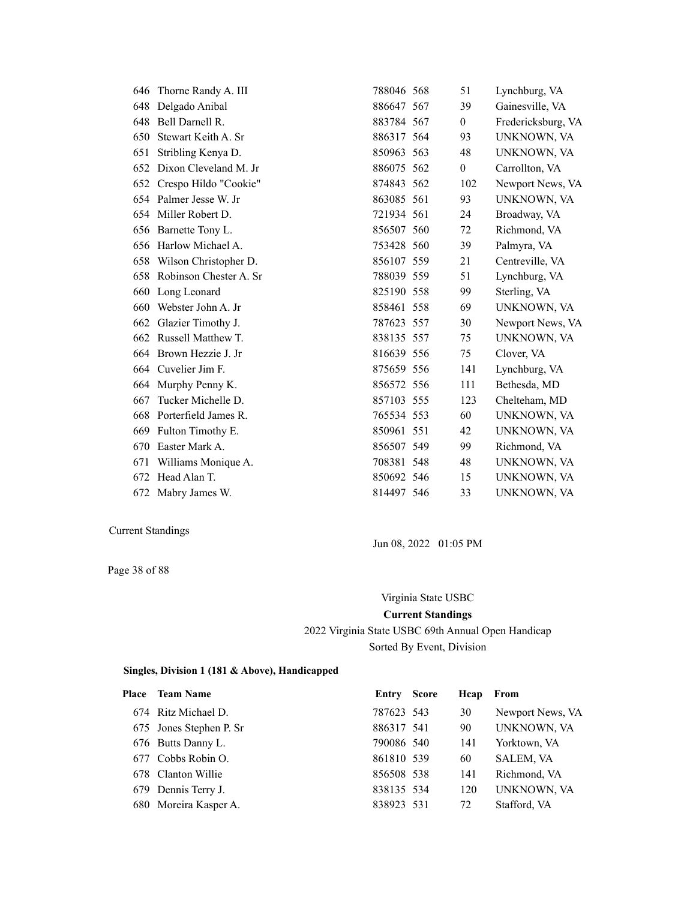| Place | Team Name | Entry | Score | Hcap | From |
|---|---|---|---|---|---|
| 646 | Thorne Randy A. III | 788046 | 568 | 51 | Lynchburg, VA |
| 648 | Delgado Anibal | 886647 | 567 | 39 | Gainesville, VA |
| 648 | Bell Darnell R. | 883784 | 567 | 0 | Fredericksburg, VA |
| 650 | Stewart Keith A. Sr | 886317 | 564 | 93 | UNKNOWN, VA |
| 651 | Stribling Kenya D. | 850963 | 563 | 48 | UNKNOWN, VA |
| 652 | Dixon Cleveland M. Jr | 886075 | 562 | 0 | Carrollton, VA |
| 652 | Crespo Hildo "Cookie" | 874843 | 562 | 102 | Newport News, VA |
| 654 | Palmer Jesse W. Jr | 863085 | 561 | 93 | UNKNOWN, VA |
| 654 | Miller Robert D. | 721934 | 561 | 24 | Broadway, VA |
| 656 | Barnette Tony L. | 856507 | 560 | 72 | Richmond, VA |
| 656 | Harlow Michael A. | 753428 | 560 | 39 | Palmyra, VA |
| 658 | Wilson Christopher D. | 856107 | 559 | 21 | Centreville, VA |
| 658 | Robinson Chester A. Sr | 788039 | 559 | 51 | Lynchburg, VA |
| 660 | Long Leonard | 825190 | 558 | 99 | Sterling, VA |
| 660 | Webster John A. Jr | 858461 | 558 | 69 | UNKNOWN, VA |
| 662 | Glazier Timothy J. | 787623 | 557 | 30 | Newport News, VA |
| 662 | Russell Matthew T. | 838135 | 557 | 75 | UNKNOWN, VA |
| 664 | Brown Hezzie J. Jr | 816639 | 556 | 75 | Clover, VA |
| 664 | Cuvelier Jim F. | 875659 | 556 | 141 | Lynchburg, VA |
| 664 | Murphy Penny K. | 856572 | 556 | 111 | Bethesda, MD |
| 667 | Tucker Michelle D. | 857103 | 555 | 123 | Chelteham, MD |
| 668 | Porterfield James R. | 765534 | 553 | 60 | UNKNOWN, VA |
| 669 | Fulton Timothy E. | 850961 | 551 | 42 | UNKNOWN, VA |
| 670 | Easter Mark A. | 856507 | 549 | 99 | Richmond, VA |
| 671 | Williams Monique A. | 708381 | 548 | 48 | UNKNOWN, VA |
| 672 | Head Alan T. | 850692 | 546 | 15 | UNKNOWN, VA |
| 672 | Mabry James W. | 814497 | 546 | 33 | UNKNOWN, VA |

Current Standings

Jun 08, 2022 01:05 PM

Virginia State USBC

**Current Standings**

2022 Virginia State USBC 69th Annual Open Handicap

Sorted By Event, Division

**Singles, Division 1 (181 & Above), Handicapped**

| Place | Team Name | Entry | Score | Hcap | From |
|---|---|---|---|---|---|
| 674 | Ritz Michael D. | 787623 | 543 | 30 | Newport News, VA |
| 675 | Jones Stephen P. Sr | 886317 | 541 | 90 | UNKNOWN, VA |
| 676 | Butts Danny L. | 790086 | 540 | 141 | Yorktown, VA |
| 677 | Cobbs Robin O. | 861810 | 539 | 60 | SALEM, VA |
| 678 | Clanton Willie | 856508 | 538 | 141 | Richmond, VA |
| 679 | Dennis Terry J. | 838135 | 534 | 120 | UNKNOWN, VA |
| 680 | Moreira Kasper A. | 838923 | 531 | 72 | Stafford, VA |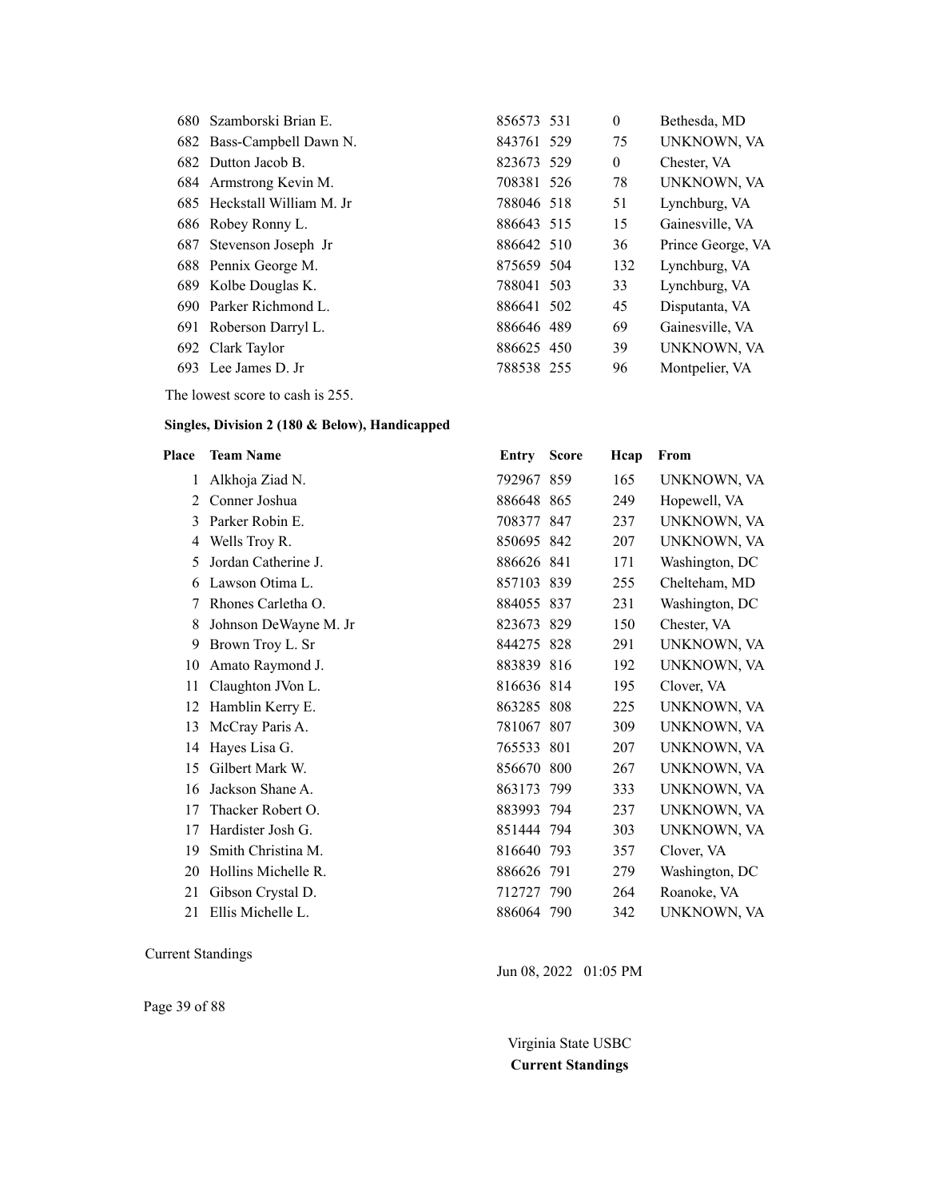| Place | Team Name | Entry | Score | Hcap | From |
|---|---|---|---|---|---|
| 680 | Szamborski Brian E. | 856573 | 531 | 0 | Bethesda, MD |
| 682 | Bass-Campbell Dawn N. | 843761 | 529 | 75 | UNKNOWN, VA |
| 682 | Dutton Jacob B. | 823673 | 529 | 0 | Chester, VA |
| 684 | Armstrong Kevin M. | 708381 | 526 | 78 | UNKNOWN, VA |
| 685 | Heckstall William M. Jr | 788046 | 518 | 51 | Lynchburg, VA |
| 686 | Robey Ronny L. | 886643 | 515 | 15 | Gainesville, VA |
| 687 | Stevenson Joseph Jr | 886642 | 510 | 36 | Prince George, VA |
| 688 | Pennix George M. | 875659 | 504 | 132 | Lynchburg, VA |
| 689 | Kolbe Douglas K. | 788041 | 503 | 33 | Lynchburg, VA |
| 690 | Parker Richmond L. | 886641 | 502 | 45 | Disputanta, VA |
| 691 | Roberson Darryl L. | 886646 | 489 | 69 | Gainesville, VA |
| 692 | Clark Taylor | 886625 | 450 | 39 | UNKNOWN, VA |
| 693 | Lee James D. Jr | 788538 | 255 | 96 | Montpelier, VA |

The lowest score to cash is 255.

**Singles, Division 2 (180 & Below), Handicapped**

| Place | Team Name | Entry | Score | Hcap | From |
|---|---|---|---|---|---|
| 1 | Alkhoja Ziad N. | 792967 | 859 | 165 | UNKNOWN, VA |
| 2 | Conner Joshua | 886648 | 865 | 249 | Hopewell, VA |
| 3 | Parker Robin E. | 708377 | 847 | 237 | UNKNOWN, VA |
| 4 | Wells Troy R. | 850695 | 842 | 207 | UNKNOWN, VA |
| 5 | Jordan Catherine J. | 886626 | 841 | 171 | Washington, DC |
| 6 | Lawson Otima L. | 857103 | 839 | 255 | Chelteham, MD |
| 7 | Rhones Carletha O. | 884055 | 837 | 231 | Washington, DC |
| 8 | Johnson DeWayne M. Jr | 823673 | 829 | 150 | Chester, VA |
| 9 | Brown Troy L. Sr | 844275 | 828 | 291 | UNKNOWN, VA |
| 10 | Amato Raymond J. | 883839 | 816 | 192 | UNKNOWN, VA |
| 11 | Claughton JVon L. | 816636 | 814 | 195 | Clover, VA |
| 12 | Hamblin Kerry E. | 863285 | 808 | 225 | UNKNOWN, VA |
| 13 | McCray Paris A. | 781067 | 807 | 309 | UNKNOWN, VA |
| 14 | Hayes Lisa G. | 765533 | 801 | 207 | UNKNOWN, VA |
| 15 | Gilbert Mark W. | 856670 | 800 | 267 | UNKNOWN, VA |
| 16 | Jackson Shane A. | 863173 | 799 | 333 | UNKNOWN, VA |
| 17 | Thacker Robert O. | 883993 | 794 | 237 | UNKNOWN, VA |
| 17 | Hardister Josh G. | 851444 | 794 | 303 | UNKNOWN, VA |
| 19 | Smith Christina M. | 816640 | 793 | 357 | Clover, VA |
| 20 | Hollins Michelle R. | 886626 | 791 | 279 | Washington, DC |
| 21 | Gibson Crystal D. | 712727 | 790 | 264 | Roanoke, VA |
| 21 | Ellis Michelle L. | 886064 | 790 | 342 | UNKNOWN, VA |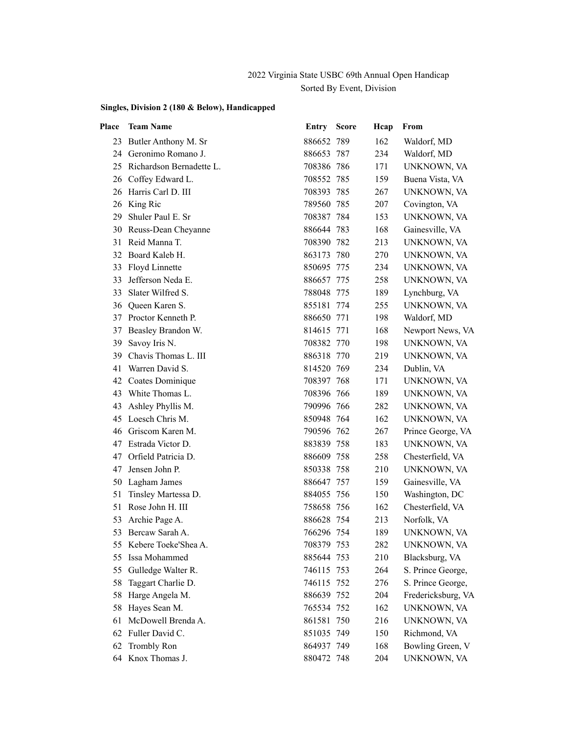2022 Virginia State USBC 69th Annual Open Handicap
Sorted By Event, Division

**Singles, Division 2 (180 & Below), Handicapped**

| Place | Team Name | Entry | Score | Hcap | From |
|---|---|---|---|---|---|
| 23 | Butler Anthony M. Sr | 886652 | 789 | 162 | Waldorf, MD |
| 24 | Geronimo Romano J. | 886653 | 787 | 234 | Waldorf, MD |
| 25 | Richardson Bernadette L. | 708386 | 786 | 171 | UNKNOWN, VA |
| 26 | Coffey Edward L. | 708552 | 785 | 159 | Buena Vista, VA |
| 26 | Harris Carl D. III | 708393 | 785 | 267 | UNKNOWN, VA |
| 26 | King Ric | 789560 | 785 | 207 | Covington, VA |
| 29 | Shuler Paul E. Sr | 708387 | 784 | 153 | UNKNOWN, VA |
| 30 | Reuss-Dean Cheyanne | 886644 | 783 | 168 | Gainesville, VA |
| 31 | Reid Manna T. | 708390 | 782 | 213 | UNKNOWN, VA |
| 32 | Board Kaleb H. | 863173 | 780 | 270 | UNKNOWN, VA |
| 33 | Floyd Linnette | 850695 | 775 | 234 | UNKNOWN, VA |
| 33 | Jefferson Neda E. | 886657 | 775 | 258 | UNKNOWN, VA |
| 33 | Slater Wilfred S. | 788048 | 775 | 189 | Lynchburg, VA |
| 36 | Queen Karen S. | 855181 | 774 | 255 | UNKNOWN, VA |
| 37 | Proctor Kenneth P. | 886650 | 771 | 198 | Waldorf, MD |
| 37 | Beasley Brandon W. | 814615 | 771 | 168 | Newport News, VA |
| 39 | Savoy Iris N. | 708382 | 770 | 198 | UNKNOWN, VA |
| 39 | Chavis Thomas L. III | 886318 | 770 | 219 | UNKNOWN, VA |
| 41 | Warren David S. | 814520 | 769 | 234 | Dublin, VA |
| 42 | Coates Dominique | 708397 | 768 | 171 | UNKNOWN, VA |
| 43 | White Thomas L. | 708396 | 766 | 189 | UNKNOWN, VA |
| 43 | Ashley Phyllis M. | 790996 | 766 | 282 | UNKNOWN, VA |
| 45 | Loesch Chris M. | 850948 | 764 | 162 | UNKNOWN, VA |
| 46 | Griscom Karen M. | 790596 | 762 | 267 | Prince George, VA |
| 47 | Estrada Victor D. | 883839 | 758 | 183 | UNKNOWN, VA |
| 47 | Orfield Patricia D. | 886609 | 758 | 258 | Chesterfield, VA |
| 47 | Jensen John P. | 850338 | 758 | 210 | UNKNOWN, VA |
| 50 | Lagham James | 886647 | 757 | 159 | Gainesville, VA |
| 51 | Tinsley Martessa D. | 884055 | 756 | 150 | Washington, DC |
| 51 | Rose John H. III | 758658 | 756 | 162 | Chesterfield, VA |
| 53 | Archie Page A. | 886628 | 754 | 213 | Norfolk, VA |
| 53 | Bercaw Sarah A. | 766296 | 754 | 189 | UNKNOWN, VA |
| 55 | Kebere Toeke'Shea A. | 708379 | 753 | 282 | UNKNOWN, VA |
| 55 | Issa Mohammed | 885644 | 753 | 210 | Blacksburg, VA |
| 55 | Gulledge Walter R. | 746115 | 753 | 264 | S. Prince George, |
| 58 | Taggart Charlie D. | 746115 | 752 | 276 | S. Prince George, |
| 58 | Harge Angela M. | 886639 | 752 | 204 | Fredericksburg, VA |
| 58 | Hayes Sean M. | 765534 | 752 | 162 | UNKNOWN, VA |
| 61 | McDowell Brenda A. | 861581 | 750 | 216 | UNKNOWN, VA |
| 62 | Fuller David C. | 851035 | 749 | 150 | Richmond, VA |
| 62 | Trombly Ron | 864937 | 749 | 168 | Bowling Green, V |
| 64 | Knox Thomas J. | 880472 | 748 | 204 | UNKNOWN, VA |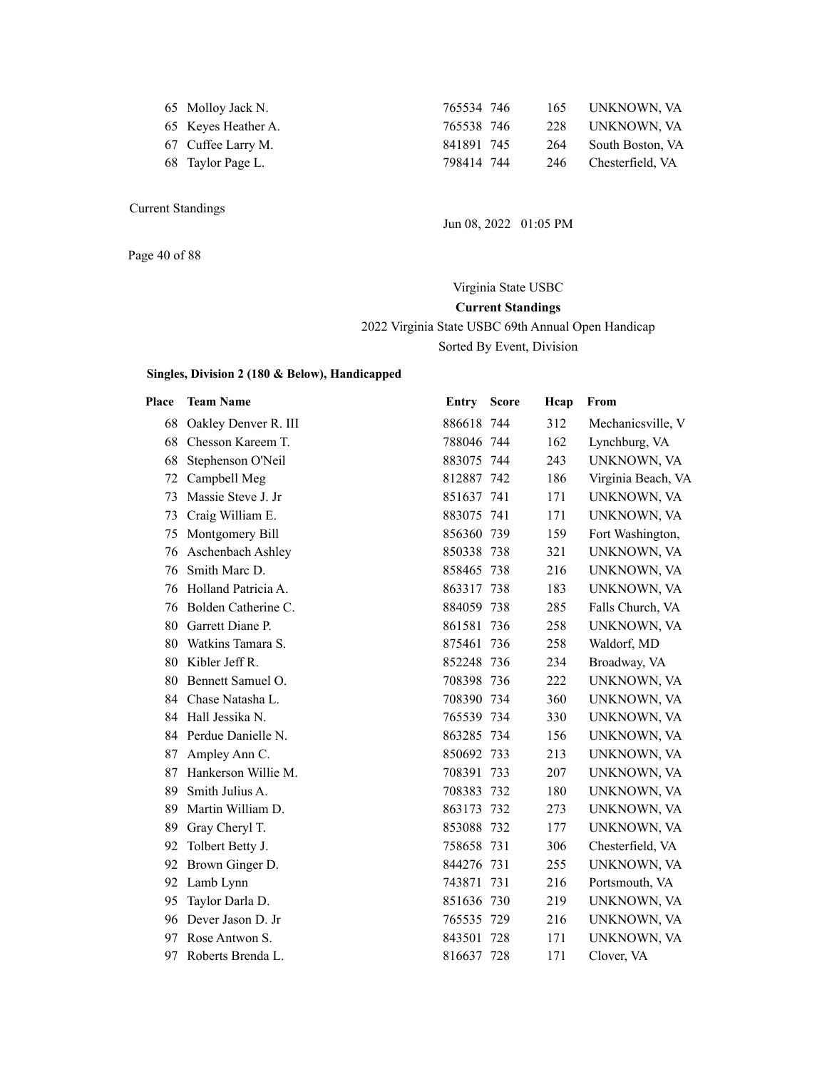| Place | Team Name | Entry | Score | Hcap | From |
|---|---|---|---|---|---|
| 65 | Molloy Jack N. | 765534 | 746 | 165 | UNKNOWN, VA |
| 65 | Keyes Heather A. | 765538 | 746 | 228 | UNKNOWN, VA |
| 67 | Cuffee Larry M. | 841891 | 745 | 264 | South Boston, VA |
| 68 | Taylor Page L. | 798414 | 744 | 246 | Chesterfield, VA |

Current Standings

Jun 08, 2022 01:05 PM

Virginia State USBC

**Current Standings**

2022 Virginia State USBC 69th Annual Open Handicap

Sorted By Event, Division

**Singles, Division 2 (180 & Below), Handicapped**

| Place | Team Name | Entry | Score | Hcap | From |
|---|---|---|---|---|---|
| 68 | Oakley Denver R. III | 886618 | 744 | 312 | Mechanicsville, V |
| 68 | Chesson Kareem T. | 788046 | 744 | 162 | Lynchburg, VA |
| 68 | Stephenson O'Neil | 883075 | 744 | 243 | UNKNOWN, VA |
| 72 | Campbell Meg | 812887 | 742 | 186 | Virginia Beach, VA |
| 73 | Massie Steve J. Jr | 851637 | 741 | 171 | UNKNOWN, VA |
| 73 | Craig William E. | 883075 | 741 | 171 | UNKNOWN, VA |
| 75 | Montgomery Bill | 856360 | 739 | 159 | Fort Washington, |
| 76 | Aschenbach Ashley | 850338 | 738 | 321 | UNKNOWN, VA |
| 76 | Smith Marc D. | 858465 | 738 | 216 | UNKNOWN, VA |
| 76 | Holland Patricia A. | 863317 | 738 | 183 | UNKNOWN, VA |
| 76 | Bolden Catherine C. | 884059 | 738 | 285 | Falls Church, VA |
| 80 | Garrett Diane P. | 861581 | 736 | 258 | UNKNOWN, VA |
| 80 | Watkins Tamara S. | 875461 | 736 | 258 | Waldorf, MD |
| 80 | Kibler Jeff R. | 852248 | 736 | 234 | Broadway, VA |
| 80 | Bennett Samuel O. | 708398 | 736 | 222 | UNKNOWN, VA |
| 84 | Chase Natasha L. | 708390 | 734 | 360 | UNKNOWN, VA |
| 84 | Hall Jessika N. | 765539 | 734 | 330 | UNKNOWN, VA |
| 84 | Perdue Danielle N. | 863285 | 734 | 156 | UNKNOWN, VA |
| 87 | Ampley Ann C. | 850692 | 733 | 213 | UNKNOWN, VA |
| 87 | Hankerson Willie M. | 708391 | 733 | 207 | UNKNOWN, VA |
| 89 | Smith Julius A. | 708383 | 732 | 180 | UNKNOWN, VA |
| 89 | Martin William D. | 863173 | 732 | 273 | UNKNOWN, VA |
| 89 | Gray Cheryl T. | 853088 | 732 | 177 | UNKNOWN, VA |
| 92 | Tolbert Betty J. | 758658 | 731 | 306 | Chesterfield, VA |
| 92 | Brown Ginger D. | 844276 | 731 | 255 | UNKNOWN, VA |
| 92 | Lamb Lynn | 743871 | 731 | 216 | Portsmouth, VA |
| 95 | Taylor Darla D. | 851636 | 730 | 219 | UNKNOWN, VA |
| 96 | Dever Jason D. Jr | 765535 | 729 | 216 | UNKNOWN, VA |
| 97 | Rose Antwon S. | 843501 | 728 | 171 | UNKNOWN, VA |
| 97 | Roberts Brenda L. | 816637 | 728 | 171 | Clover, VA |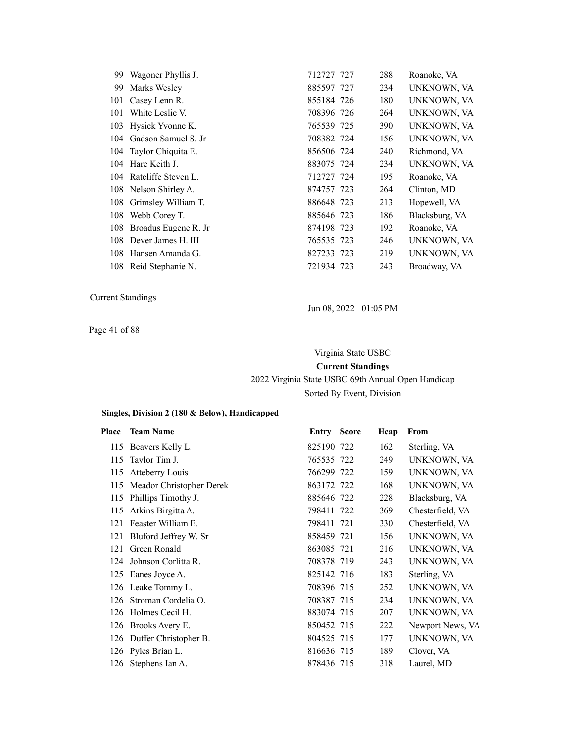| Place | Team Name | Entry | Score | Hcap | From |
|---|---|---|---|---|---|
| 99 | Wagoner Phyllis J. | 712727 | 727 | 288 | Roanoke, VA |
| 99 | Marks Wesley | 885597 | 727 | 234 | UNKNOWN, VA |
| 101 | Casey Lenn R. | 855184 | 726 | 180 | UNKNOWN, VA |
| 101 | White Leslie V. | 708396 | 726 | 264 | UNKNOWN, VA |
| 103 | Hysick Yvonne K. | 765539 | 725 | 390 | UNKNOWN, VA |
| 104 | Gadson Samuel S. Jr | 708382 | 724 | 156 | UNKNOWN, VA |
| 104 | Taylor Chiquita E. | 856506 | 724 | 240 | Richmond, VA |
| 104 | Hare Keith J. | 883075 | 724 | 234 | UNKNOWN, VA |
| 104 | Ratcliffe Steven L. | 712727 | 724 | 195 | Roanoke, VA |
| 108 | Nelson Shirley A. | 874757 | 723 | 264 | Clinton, MD |
| 108 | Grimsley William T. | 886648 | 723 | 213 | Hopewell, VA |
| 108 | Webb Corey T. | 885646 | 723 | 186 | Blacksburg, VA |
| 108 | Broadus Eugene R. Jr | 874198 | 723 | 192 | Roanoke, VA |
| 108 | Dever James H. III | 765535 | 723 | 246 | UNKNOWN, VA |
| 108 | Hansen Amanda G. | 827233 | 723 | 219 | UNKNOWN, VA |
| 108 | Reid Stephanie N. | 721934 | 723 | 243 | Broadway, VA |

Current Standings

Jun 08, 2022 01:05 PM

Virginia State USBC

**Current Standings**

2022 Virginia State USBC 69th Annual Open Handicap

Sorted By Event, Division

**Singles, Division 2 (180 & Below), Handicapped**

| Place | Team Name | Entry | Score | Hcap | From |
|---|---|---|---|---|---|
| 115 | Beavers Kelly L. | 825190 | 722 | 162 | Sterling, VA |
| 115 | Taylor Tim J. | 765535 | 722 | 249 | UNKNOWN, VA |
| 115 | Atteberry Louis | 766299 | 722 | 159 | UNKNOWN, VA |
| 115 | Meador Christopher Derek | 863172 | 722 | 168 | UNKNOWN, VA |
| 115 | Phillips Timothy J. | 885646 | 722 | 228 | Blacksburg, VA |
| 115 | Atkins Birgitta A. | 798411 | 722 | 369 | Chesterfield, VA |
| 121 | Feaster William E. | 798411 | 721 | 330 | Chesterfield, VA |
| 121 | Bluford Jeffrey W. Sr | 858459 | 721 | 156 | UNKNOWN, VA |
| 121 | Green Ronald | 863085 | 721 | 216 | UNKNOWN, VA |
| 124 | Johnson Corlitta R. | 708378 | 719 | 243 | UNKNOWN, VA |
| 125 | Eanes Joyce A. | 825142 | 716 | 183 | Sterling, VA |
| 126 | Leake Tommy L. | 708396 | 715 | 252 | UNKNOWN, VA |
| 126 | Stroman Cordelia O. | 708387 | 715 | 234 | UNKNOWN, VA |
| 126 | Holmes Cecil H. | 883074 | 715 | 207 | UNKNOWN, VA |
| 126 | Brooks Avery E. | 850452 | 715 | 222 | Newport News, VA |
| 126 | Duffer Christopher B. | 804525 | 715 | 177 | UNKNOWN, VA |
| 126 | Pyles Brian L. | 816636 | 715 | 189 | Clover, VA |
| 126 | Stephens Ian A. | 878436 | 715 | 318 | Laurel, MD |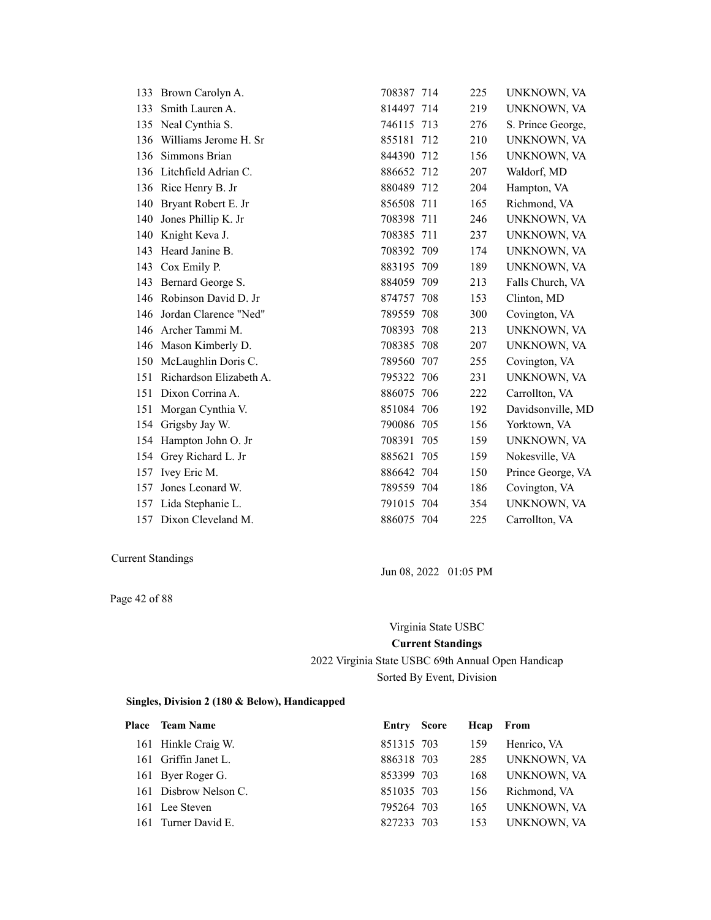| Place | Team Name | Entry | Score | Hcap | From |
|---|---|---|---|---|---|
| 133 | Brown Carolyn A. | 708387 | 714 | 225 | UNKNOWN, VA |
| 133 | Smith Lauren A. | 814497 | 714 | 219 | UNKNOWN, VA |
| 135 | Neal Cynthia S. | 746115 | 713 | 276 | S. Prince George, |
| 136 | Williams Jerome H. Sr | 855181 | 712 | 210 | UNKNOWN, VA |
| 136 | Simmons Brian | 844390 | 712 | 156 | UNKNOWN, VA |
| 136 | Litchfield Adrian C. | 886652 | 712 | 207 | Waldorf, MD |
| 136 | Rice Henry B. Jr | 880489 | 712 | 204 | Hampton, VA |
| 140 | Bryant Robert E. Jr | 856508 | 711 | 165 | Richmond, VA |
| 140 | Jones Phillip K. Jr | 708398 | 711 | 246 | UNKNOWN, VA |
| 140 | Knight Keva J. | 708385 | 711 | 237 | UNKNOWN, VA |
| 143 | Heard Janine B. | 708392 | 709 | 174 | UNKNOWN, VA |
| 143 | Cox Emily P. | 883195 | 709 | 189 | UNKNOWN, VA |
| 143 | Bernard George S. | 884059 | 709 | 213 | Falls Church, VA |
| 146 | Robinson David D. Jr | 874757 | 708 | 153 | Clinton, MD |
| 146 | Jordan Clarence "Ned" | 789559 | 708 | 300 | Covington, VA |
| 146 | Archer Tammi M. | 708393 | 708 | 213 | UNKNOWN, VA |
| 146 | Mason Kimberly D. | 708385 | 708 | 207 | UNKNOWN, VA |
| 150 | McLaughlin Doris C. | 789560 | 707 | 255 | Covington, VA |
| 151 | Richardson Elizabeth A. | 795322 | 706 | 231 | UNKNOWN, VA |
| 151 | Dixon Corrina A. | 886075 | 706 | 222 | Carrollton, VA |
| 151 | Morgan Cynthia V. | 851084 | 706 | 192 | Davidsonville, MD |
| 154 | Grigsby Jay W. | 790086 | 705 | 156 | Yorktown, VA |
| 154 | Hampton John O. Jr | 708391 | 705 | 159 | UNKNOWN, VA |
| 154 | Grey Richard L. Jr | 885621 | 705 | 159 | Nokesville, VA |
| 157 | Ivey Eric M. | 886642 | 704 | 150 | Prince George, VA |
| 157 | Jones Leonard W. | 789559 | 704 | 186 | Covington, VA |
| 157 | Lida Stephanie L. | 791015 | 704 | 354 | UNKNOWN, VA |
| 157 | Dixon Cleveland M. | 886075 | 704 | 225 | Carrollton, VA |

Current Standings

Jun 08, 2022 01:05 PM

Virginia State USBC

**Current Standings**

2022 Virginia State USBC 69th Annual Open Handicap

Sorted By Event, Division

**Singles, Division 2 (180 & Below), Handicapped**

| Place | Team Name | Entry | Score | Hcap | From |
|---|---|---|---|---|---|
| 161 | Hinkle Craig W. | 851315 | 703 | 159 | Henrico, VA |
| 161 | Griffin Janet L. | 886318 | 703 | 285 | UNKNOWN, VA |
| 161 | Byer Roger G. | 853399 | 703 | 168 | UNKNOWN, VA |
| 161 | Disbrow Nelson C. | 851035 | 703 | 156 | Richmond, VA |
| 161 | Lee Steven | 795264 | 703 | 165 | UNKNOWN, VA |
| 161 | Turner David E. | 827233 | 703 | 153 | UNKNOWN, VA |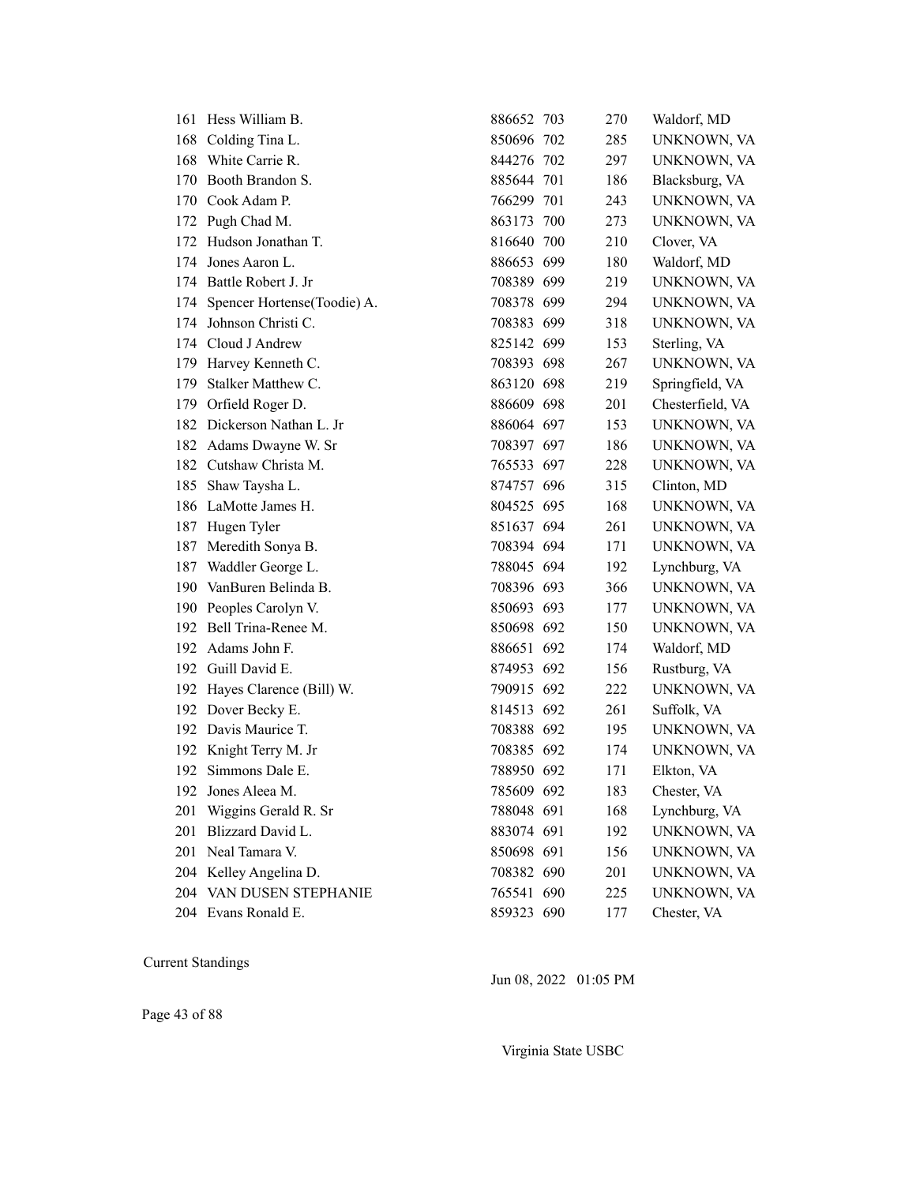| | | | | | |
|---|---|---|---|---|---|
| 161 | Hess William B. | 886652 | 703 | 270 | Waldorf, MD |
| 168 | Colding Tina L. | 850696 | 702 | 285 | UNKNOWN, VA |
| 168 | White Carrie R. | 844276 | 702 | 297 | UNKNOWN, VA |
| 170 | Booth Brandon S. | 885644 | 701 | 186 | Blacksburg, VA |
| 170 | Cook Adam P. | 766299 | 701 | 243 | UNKNOWN, VA |
| 172 | Pugh Chad M. | 863173 | 700 | 273 | UNKNOWN, VA |
| 172 | Hudson Jonathan T. | 816640 | 700 | 210 | Clover, VA |
| 174 | Jones Aaron L. | 886653 | 699 | 180 | Waldorf, MD |
| 174 | Battle Robert J. Jr | 708389 | 699 | 219 | UNKNOWN, VA |
| 174 | Spencer Hortense(Toodie) A. | 708378 | 699 | 294 | UNKNOWN, VA |
| 174 | Johnson Christi C. | 708383 | 699 | 318 | UNKNOWN, VA |
| 174 | Cloud J Andrew | 825142 | 699 | 153 | Sterling, VA |
| 179 | Harvey Kenneth C. | 708393 | 698 | 267 | UNKNOWN, VA |
| 179 | Stalker Matthew C. | 863120 | 698 | 219 | Springfield, VA |
| 179 | Orfield Roger D. | 886609 | 698 | 201 | Chesterfield, VA |
| 182 | Dickerson Nathan L. Jr | 886064 | 697 | 153 | UNKNOWN, VA |
| 182 | Adams Dwayne W. Sr | 708397 | 697 | 186 | UNKNOWN, VA |
| 182 | Cutshaw Christa M. | 765533 | 697 | 228 | UNKNOWN, VA |
| 185 | Shaw Taysha L. | 874757 | 696 | 315 | Clinton, MD |
| 186 | LaMotte James H. | 804525 | 695 | 168 | UNKNOWN, VA |
| 187 | Hugen Tyler | 851637 | 694 | 261 | UNKNOWN, VA |
| 187 | Meredith Sonya B. | 708394 | 694 | 171 | UNKNOWN, VA |
| 187 | Waddler George L. | 788045 | 694 | 192 | Lynchburg, VA |
| 190 | VanBuren Belinda B. | 708396 | 693 | 366 | UNKNOWN, VA |
| 190 | Peoples Carolyn V. | 850693 | 693 | 177 | UNKNOWN, VA |
| 192 | Bell Trina-Renee M. | 850698 | 692 | 150 | UNKNOWN, VA |
| 192 | Adams John F. | 886651 | 692 | 174 | Waldorf, MD |
| 192 | Guill David E. | 874953 | 692 | 156 | Rustburg, VA |
| 192 | Hayes Clarence (Bill) W. | 790915 | 692 | 222 | UNKNOWN, VA |
| 192 | Dover Becky E. | 814513 | 692 | 261 | Suffolk, VA |
| 192 | Davis Maurice T. | 708388 | 692 | 195 | UNKNOWN, VA |
| 192 | Knight Terry M. Jr | 708385 | 692 | 174 | UNKNOWN, VA |
| 192 | Simmons Dale E. | 788950 | 692 | 171 | Elkton, VA |
| 192 | Jones Aleea M. | 785609 | 692 | 183 | Chester, VA |
| 201 | Wiggins Gerald R. Sr | 788048 | 691 | 168 | Lynchburg, VA |
| 201 | Blizzard David L. | 883074 | 691 | 192 | UNKNOWN, VA |
| 201 | Neal Tamara V. | 850698 | 691 | 156 | UNKNOWN, VA |
| 204 | Kelley Angelina D. | 708382 | 690 | 201 | UNKNOWN, VA |
| 204 | VAN DUSEN STEPHANIE | 765541 | 690 | 225 | UNKNOWN, VA |
| 204 | Evans Ronald E. | 859323 | 690 | 177 | Chester, VA |

Current Standings

Jun 08, 2022 01:05 PM

Virginia State USBC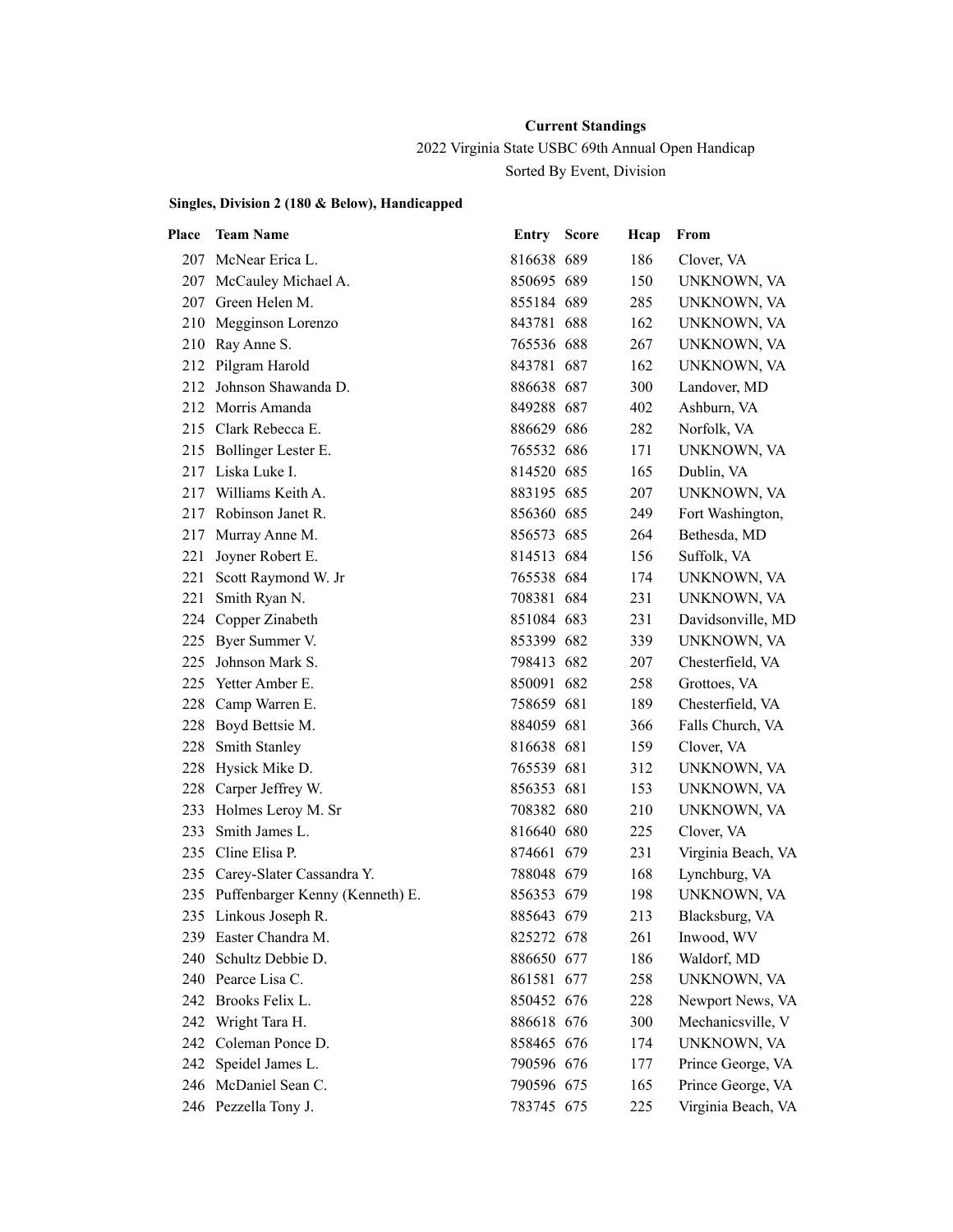**Current Standings**

2022 Virginia State USBC 69th Annual Open Handicap

Sorted By Event, Division

**Singles, Division 2 (180 & Below), Handicapped**

| Place | Team Name | Entry | Score | Hcap | From |
|---|---|---|---|---|---|
| 207 | McNear Erica L. | 816638 | 689 | 186 | Clover, VA |
| 207 | McCauley Michael A. | 850695 | 689 | 150 | UNKNOWN, VA |
| 207 | Green Helen M. | 855184 | 689 | 285 | UNKNOWN, VA |
| 210 | Megginson Lorenzo | 843781 | 688 | 162 | UNKNOWN, VA |
| 210 | Ray Anne S. | 765536 | 688 | 267 | UNKNOWN, VA |
| 212 | Pilgram Harold | 843781 | 687 | 162 | UNKNOWN, VA |
| 212 | Johnson Shawanda D. | 886638 | 687 | 300 | Landover, MD |
| 212 | Morris Amanda | 849288 | 687 | 402 | Ashburn, VA |
| 215 | Clark Rebecca E. | 886629 | 686 | 282 | Norfolk, VA |
| 215 | Bollinger Lester E. | 765532 | 686 | 171 | UNKNOWN, VA |
| 217 | Liska Luke I. | 814520 | 685 | 165 | Dublin, VA |
| 217 | Williams Keith A. | 883195 | 685 | 207 | UNKNOWN, VA |
| 217 | Robinson Janet R. | 856360 | 685 | 249 | Fort Washington, |
| 217 | Murray Anne M. | 856573 | 685 | 264 | Bethesda, MD |
| 221 | Joyner Robert E. | 814513 | 684 | 156 | Suffolk, VA |
| 221 | Scott Raymond W. Jr | 765538 | 684 | 174 | UNKNOWN, VA |
| 221 | Smith Ryan N. | 708381 | 684 | 231 | UNKNOWN, VA |
| 224 | Copper Zinabeth | 851084 | 683 | 231 | Davidsonville, MD |
| 225 | Byer Summer V. | 853399 | 682 | 339 | UNKNOWN, VA |
| 225 | Johnson Mark S. | 798413 | 682 | 207 | Chesterfield, VA |
| 225 | Yetter Amber E. | 850091 | 682 | 258 | Grottoes, VA |
| 228 | Camp Warren E. | 758659 | 681 | 189 | Chesterfield, VA |
| 228 | Boyd Bettsie M. | 884059 | 681 | 366 | Falls Church, VA |
| 228 | Smith Stanley | 816638 | 681 | 159 | Clover, VA |
| 228 | Hysick Mike D. | 765539 | 681 | 312 | UNKNOWN, VA |
| 228 | Carper Jeffrey W. | 856353 | 681 | 153 | UNKNOWN, VA |
| 233 | Holmes Leroy M. Sr | 708382 | 680 | 210 | UNKNOWN, VA |
| 233 | Smith James L. | 816640 | 680 | 225 | Clover, VA |
| 235 | Cline Elisa P. | 874661 | 679 | 231 | Virginia Beach, VA |
| 235 | Carey-Slater Cassandra Y. | 788048 | 679 | 168 | Lynchburg, VA |
| 235 | Puffenbarger Kenny (Kenneth) E. | 856353 | 679 | 198 | UNKNOWN, VA |
| 235 | Linkous Joseph R. | 885643 | 679 | 213 | Blacksburg, VA |
| 239 | Easter Chandra M. | 825272 | 678 | 261 | Inwood, WV |
| 240 | Schultz Debbie D. | 886650 | 677 | 186 | Waldorf, MD |
| 240 | Pearce Lisa C. | 861581 | 677 | 258 | UNKNOWN, VA |
| 242 | Brooks Felix L. | 850452 | 676 | 228 | Newport News, VA |
| 242 | Wright Tara H. | 886618 | 676 | 300 | Mechanicsville, V |
| 242 | Coleman Ponce D. | 858465 | 676 | 174 | UNKNOWN, VA |
| 242 | Speidel James L. | 790596 | 676 | 177 | Prince George, VA |
| 246 | McDaniel Sean C. | 790596 | 675 | 165 | Prince George, VA |
| 246 | Pezzella Tony J. | 783745 | 675 | 225 | Virginia Beach, VA |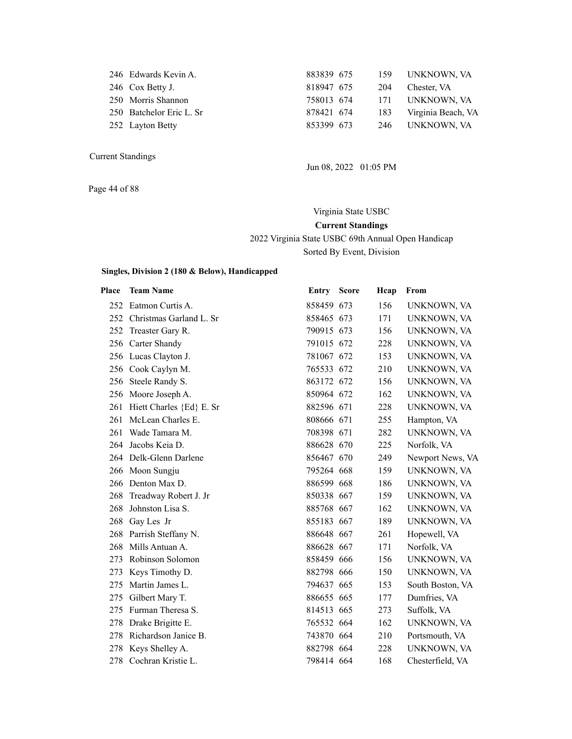| Place | Team Name | Entry | Score | Hcap | From |
|---|---|---|---|---|---|
| 246 | Edwards Kevin A. | 883839 | 675 | 159 | UNKNOWN, VA |
| 246 | Cox Betty J. | 818947 | 675 | 204 | Chester, VA |
| 250 | Morris Shannon | 758013 | 674 | 171 | UNKNOWN, VA |
| 250 | Batchelor Eric L. Sr | 878421 | 674 | 183 | Virginia Beach, VA |
| 252 | Layton Betty | 853399 | 673 | 246 | UNKNOWN, VA |

Current Standings

Jun 08, 2022 01:05 PM

Virginia State USBC

**Current Standings**

2022 Virginia State USBC 69th Annual Open Handicap

Sorted By Event, Division

**Singles, Division 2 (180 & Below), Handicapped**

| Place | Team Name | Entry | Score | Hcap | From |
|---|---|---|---|---|---|
| 252 | Eatmon Curtis A. | 858459 | 673 | 156 | UNKNOWN, VA |
| 252 | Christmas Garland L. Sr | 858465 | 673 | 171 | UNKNOWN, VA |
| 252 | Treaster Gary R. | 790915 | 673 | 156 | UNKNOWN, VA |
| 256 | Carter Shandy | 791015 | 672 | 228 | UNKNOWN, VA |
| 256 | Lucas Clayton J. | 781067 | 672 | 153 | UNKNOWN, VA |
| 256 | Cook Caylyn M. | 765533 | 672 | 210 | UNKNOWN, VA |
| 256 | Steele Randy S. | 863172 | 672 | 156 | UNKNOWN, VA |
| 256 | Moore Joseph A. | 850964 | 672 | 162 | UNKNOWN, VA |
| 261 | Hiett Charles {Ed} E. Sr | 882596 | 671 | 228 | UNKNOWN, VA |
| 261 | McLean Charles E. | 808666 | 671 | 255 | Hampton, VA |
| 261 | Wade Tamara M. | 708398 | 671 | 282 | UNKNOWN, VA |
| 264 | Jacobs Keia D. | 886628 | 670 | 225 | Norfolk, VA |
| 264 | Delk-Glenn Darlene | 856467 | 670 | 249 | Newport News, VA |
| 266 | Moon Sungju | 795264 | 668 | 159 | UNKNOWN, VA |
| 266 | Denton Max D. | 886599 | 668 | 186 | UNKNOWN, VA |
| 268 | Treadway Robert J. Jr | 850338 | 667 | 159 | UNKNOWN, VA |
| 268 | Johnston Lisa S. | 885768 | 667 | 162 | UNKNOWN, VA |
| 268 | Gay Les Jr | 855183 | 667 | 189 | UNKNOWN, VA |
| 268 | Parrish Steffany N. | 886648 | 667 | 261 | Hopewell, VA |
| 268 | Mills Antuan A. | 886628 | 667 | 171 | Norfolk, VA |
| 273 | Robinson Solomon | 858459 | 666 | 156 | UNKNOWN, VA |
| 273 | Keys Timothy D. | 882798 | 666 | 150 | UNKNOWN, VA |
| 275 | Martin James L. | 794637 | 665 | 153 | South Boston, VA |
| 275 | Gilbert Mary T. | 886655 | 665 | 177 | Dumfries, VA |
| 275 | Furman Theresa S. | 814513 | 665 | 273 | Suffolk, VA |
| 278 | Drake Brigitte E. | 765532 | 664 | 162 | UNKNOWN, VA |
| 278 | Richardson Janice B. | 743870 | 664 | 210 | Portsmouth, VA |
| 278 | Keys Shelley A. | 882798 | 664 | 228 | UNKNOWN, VA |
| 278 | Cochran Kristie L. | 798414 | 664 | 168 | Chesterfield, VA |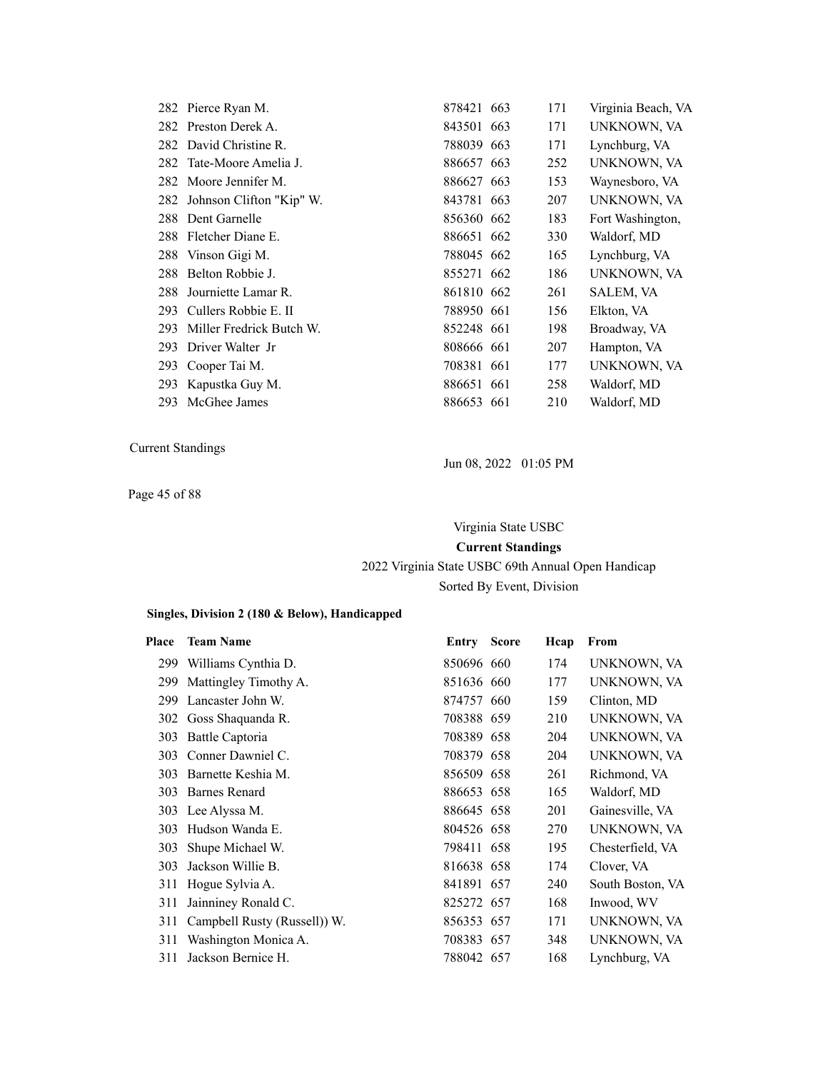| Place | Team Name | Entry | Score | Hcap | From |
|---|---|---|---|---|---|
| 282 | Pierce Ryan M. | 878421 | 663 | 171 | Virginia Beach, VA |
| 282 | Preston Derek A. | 843501 | 663 | 171 | UNKNOWN, VA |
| 282 | David Christine R. | 788039 | 663 | 171 | Lynchburg, VA |
| 282 | Tate-Moore Amelia J. | 886657 | 663 | 252 | UNKNOWN, VA |
| 282 | Moore Jennifer M. | 886627 | 663 | 153 | Waynesboro, VA |
| 282 | Johnson Clifton "Kip" W. | 843781 | 663 | 207 | UNKNOWN, VA |
| 288 | Dent Garnelle | 856360 | 662 | 183 | Fort Washington, |
| 288 | Fletcher Diane E. | 886651 | 662 | 330 | Waldorf, MD |
| 288 | Vinson Gigi M. | 788045 | 662 | 165 | Lynchburg, VA |
| 288 | Belton Robbie J. | 855271 | 662 | 186 | UNKNOWN, VA |
| 288 | Journiette Lamar R. | 861810 | 662 | 261 | SALEM, VA |
| 293 | Cullers Robbie E. II | 788950 | 661 | 156 | Elkton, VA |
| 293 | Miller Fredrick Butch W. | 852248 | 661 | 198 | Broadway, VA |
| 293 | Driver Walter Jr | 808666 | 661 | 207 | Hampton, VA |
| 293 | Cooper Tai M. | 708381 | 661 | 177 | UNKNOWN, VA |
| 293 | Kapustka Guy M. | 886651 | 661 | 258 | Waldorf, MD |
| 293 | McGhee James | 886653 | 661 | 210 | Waldorf, MD |

Current Standings

Jun 08, 2022 01:05 PM

Virginia State USBC

**Current Standings**

2022 Virginia State USBC 69th Annual Open Handicap

Sorted By Event, Division

**Singles, Division 2 (180 & Below), Handicapped**

| Place | Team Name | Entry | Score | Hcap | From |
|---|---|---|---|---|---|
| 299 | Williams Cynthia D. | 850696 | 660 | 174 | UNKNOWN, VA |
| 299 | Mattingley Timothy A. | 851636 | 660 | 177 | UNKNOWN, VA |
| 299 | Lancaster John W. | 874757 | 660 | 159 | Clinton, MD |
| 302 | Goss Shaquanda R. | 708388 | 659 | 210 | UNKNOWN, VA |
| 303 | Battle Captoria | 708389 | 658 | 204 | UNKNOWN, VA |
| 303 | Conner Dawniel C. | 708379 | 658 | 204 | UNKNOWN, VA |
| 303 | Barnette Keshia M. | 856509 | 658 | 261 | Richmond, VA |
| 303 | Barnes Renard | 886653 | 658 | 165 | Waldorf, MD |
| 303 | Lee Alyssa M. | 886645 | 658 | 201 | Gainesville, VA |
| 303 | Hudson Wanda E. | 804526 | 658 | 270 | UNKNOWN, VA |
| 303 | Shupe Michael W. | 798411 | 658 | 195 | Chesterfield, VA |
| 303 | Jackson Willie B. | 816638 | 658 | 174 | Clover, VA |
| 311 | Hogue Sylvia A. | 841891 | 657 | 240 | South Boston, VA |
| 311 | Jainniney Ronald C. | 825272 | 657 | 168 | Inwood, WV |
| 311 | Campbell Rusty (Russell)) W. | 856353 | 657 | 171 | UNKNOWN, VA |
| 311 | Washington Monica A. | 708383 | 657 | 348 | UNKNOWN, VA |
| 311 | Jackson Bernice H. | 788042 | 657 | 168 | Lynchburg, VA |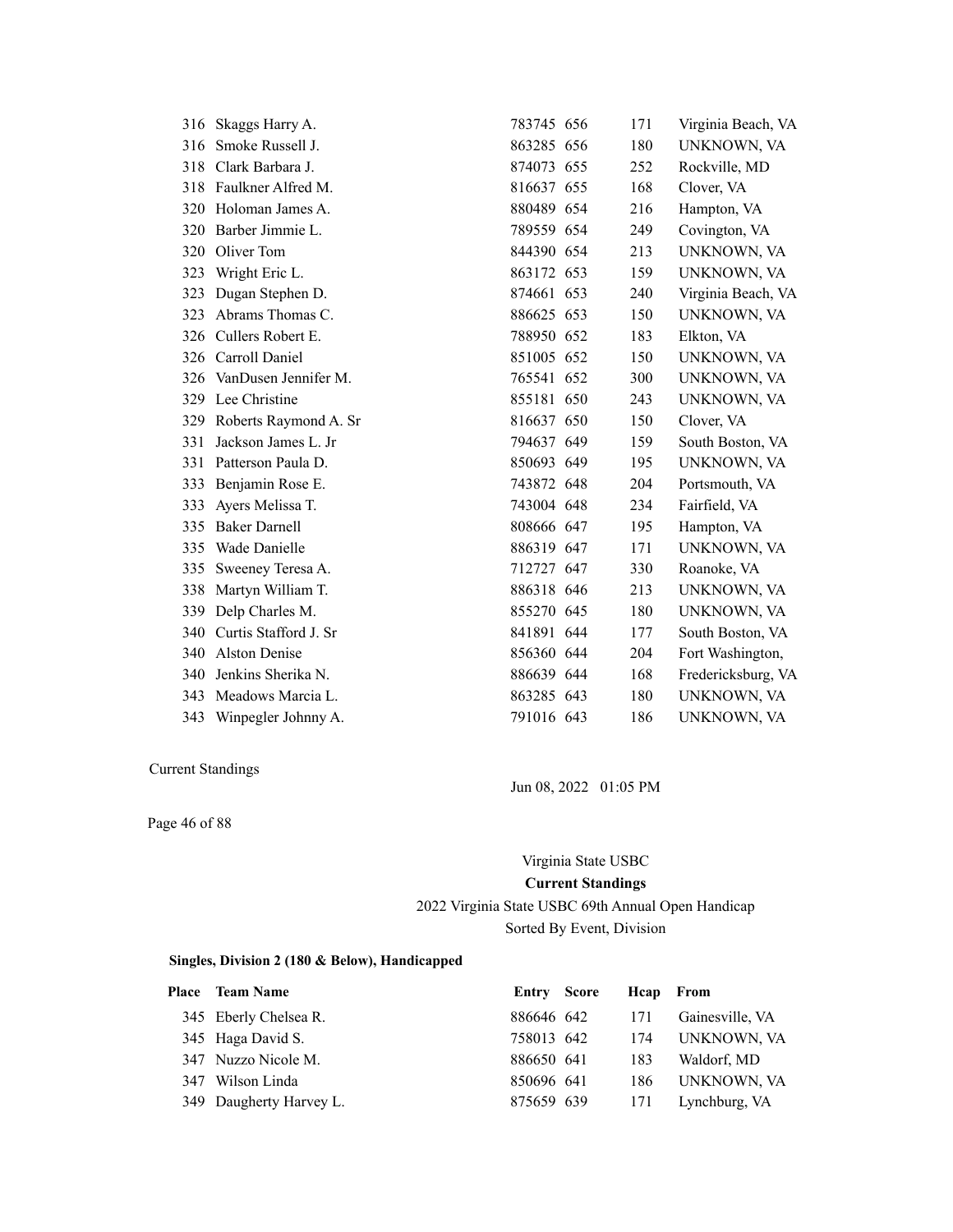| Place | Team Name | Entry | Score | Hcap | From |
|---|---|---|---|---|---|
| 316 | Skaggs Harry A. | 783745 | 656 | 171 | Virginia Beach, VA |
| 316 | Smoke Russell J. | 863285 | 656 | 180 | UNKNOWN, VA |
| 318 | Clark Barbara J. | 874073 | 655 | 252 | Rockville, MD |
| 318 | Faulkner Alfred M. | 816637 | 655 | 168 | Clover, VA |
| 320 | Holoman James A. | 880489 | 654 | 216 | Hampton, VA |
| 320 | Barber Jimmie L. | 789559 | 654 | 249 | Covington, VA |
| 320 | Oliver Tom | 844390 | 654 | 213 | UNKNOWN, VA |
| 323 | Wright Eric L. | 863172 | 653 | 159 | UNKNOWN, VA |
| 323 | Dugan Stephen D. | 874661 | 653 | 240 | Virginia Beach, VA |
| 323 | Abrams Thomas C. | 886625 | 653 | 150 | UNKNOWN, VA |
| 326 | Cullers Robert E. | 788950 | 652 | 183 | Elkton, VA |
| 326 | Carroll Daniel | 851005 | 652 | 150 | UNKNOWN, VA |
| 326 | VanDusen Jennifer M. | 765541 | 652 | 300 | UNKNOWN, VA |
| 329 | Lee Christine | 855181 | 650 | 243 | UNKNOWN, VA |
| 329 | Roberts Raymond A. Sr | 816637 | 650 | 150 | Clover, VA |
| 331 | Jackson James L. Jr | 794637 | 649 | 159 | South Boston, VA |
| 331 | Patterson Paula D. | 850693 | 649 | 195 | UNKNOWN, VA |
| 333 | Benjamin Rose E. | 743872 | 648 | 204 | Portsmouth, VA |
| 333 | Ayers Melissa T. | 743004 | 648 | 234 | Fairfield, VA |
| 335 | Baker Darnell | 808666 | 647 | 195 | Hampton, VA |
| 335 | Wade Danielle | 886319 | 647 | 171 | UNKNOWN, VA |
| 335 | Sweeney Teresa A. | 712727 | 647 | 330 | Roanoke, VA |
| 338 | Martyn William T. | 886318 | 646 | 213 | UNKNOWN, VA |
| 339 | Delp Charles M. | 855270 | 645 | 180 | UNKNOWN, VA |
| 340 | Curtis Stafford J. Sr | 841891 | 644 | 177 | South Boston, VA |
| 340 | Alston Denise | 856360 | 644 | 204 | Fort Washington, |
| 340 | Jenkins Sherika N. | 886639 | 644 | 168 | Fredericksburg, VA |
| 343 | Meadows Marcia L. | 863285 | 643 | 180 | UNKNOWN, VA |
| 343 | Winpegler Johnny A. | 791016 | 643 | 186 | UNKNOWN, VA |

Current Standings

Jun 08, 2022 01:05 PM

Virginia State USBC

**Current Standings**

2022 Virginia State USBC 69th Annual Open Handicap

Sorted By Event, Division

**Singles, Division 2 (180 & Below), Handicapped**

| Place | Team Name | Entry | Score | Hcap | From |
|---|---|---|---|---|---|
| 345 | Eberly Chelsea R. | 886646 | 642 | 171 | Gainesville, VA |
| 345 | Haga David S. | 758013 | 642 | 174 | UNKNOWN, VA |
| 347 | Nuzzo Nicole M. | 886650 | 641 | 183 | Waldorf, MD |
| 347 | Wilson Linda | 850696 | 641 | 186 | UNKNOWN, VA |
| 349 | Daugherty Harvey L. | 875659 | 639 | 171 | Lynchburg, VA |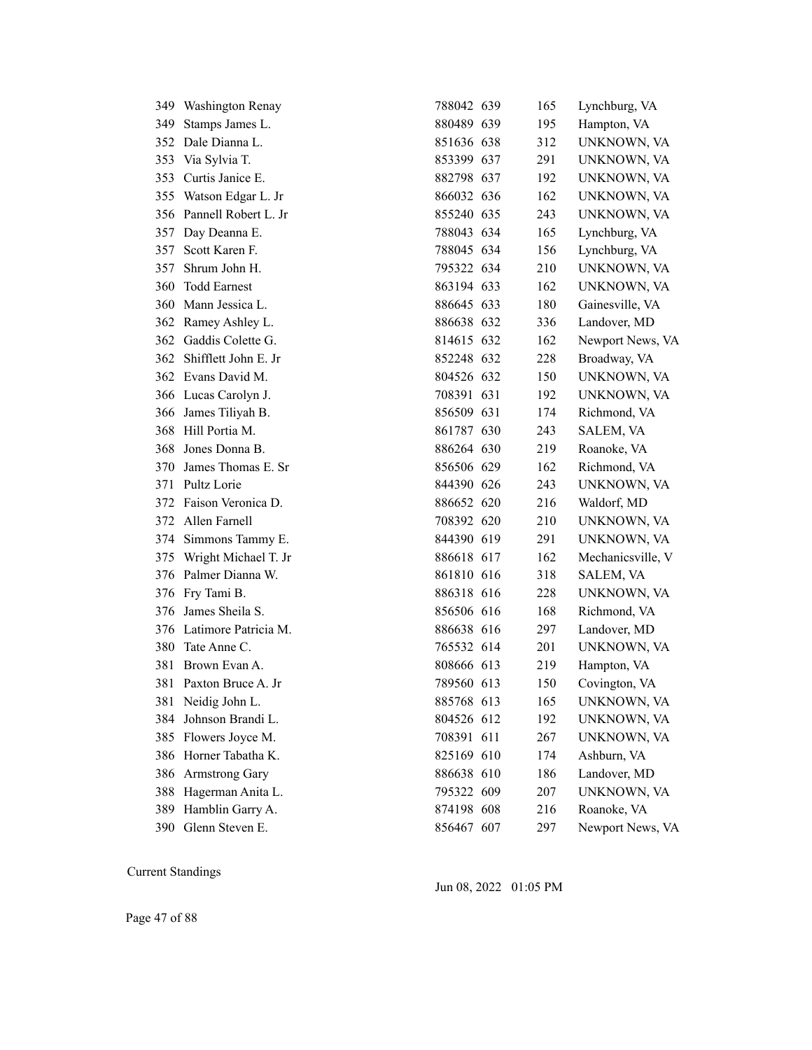| | | | | | |
|---|---|---|---|---|---|
| 349 | Washington Renay | 788042 | 639 | 165 | Lynchburg, VA |
| 349 | Stamps James L. | 880489 | 639 | 195 | Hampton, VA |
| 352 | Dale Dianna L. | 851636 | 638 | 312 | UNKNOWN, VA |
| 353 | Via Sylvia T. | 853399 | 637 | 291 | UNKNOWN, VA |
| 353 | Curtis Janice E. | 882798 | 637 | 192 | UNKNOWN, VA |
| 355 | Watson Edgar L. Jr | 866032 | 636 | 162 | UNKNOWN, VA |
| 356 | Pannell Robert L. Jr | 855240 | 635 | 243 | UNKNOWN, VA |
| 357 | Day Deanna E. | 788043 | 634 | 165 | Lynchburg, VA |
| 357 | Scott Karen F. | 788045 | 634 | 156 | Lynchburg, VA |
| 357 | Shrum John H. | 795322 | 634 | 210 | UNKNOWN, VA |
| 360 | Todd Earnest | 863194 | 633 | 162 | UNKNOWN, VA |
| 360 | Mann Jessica L. | 886645 | 633 | 180 | Gainesville, VA |
| 362 | Ramey Ashley L. | 886638 | 632 | 336 | Landover, MD |
| 362 | Gaddis Colette G. | 814615 | 632 | 162 | Newport News, VA |
| 362 | Shifflett John E. Jr | 852248 | 632 | 228 | Broadway, VA |
| 362 | Evans David M. | 804526 | 632 | 150 | UNKNOWN, VA |
| 366 | Lucas Carolyn J. | 708391 | 631 | 192 | UNKNOWN, VA |
| 366 | James Tiliyah B. | 856509 | 631 | 174 | Richmond, VA |
| 368 | Hill Portia M. | 861787 | 630 | 243 | SALEM, VA |
| 368 | Jones Donna B. | 886264 | 630 | 219 | Roanoke, VA |
| 370 | James Thomas E. Sr | 856506 | 629 | 162 | Richmond, VA |
| 371 | Pultz Lorie | 844390 | 626 | 243 | UNKNOWN, VA |
| 372 | Faison Veronica D. | 886652 | 620 | 216 | Waldorf, MD |
| 372 | Allen Farnell | 708392 | 620 | 210 | UNKNOWN, VA |
| 374 | Simmons Tammy E. | 844390 | 619 | 291 | UNKNOWN, VA |
| 375 | Wright Michael T. Jr | 886618 | 617 | 162 | Mechanicsville, V |
| 376 | Palmer Dianna W. | 861810 | 616 | 318 | SALEM, VA |
| 376 | Fry Tami B. | 886318 | 616 | 228 | UNKNOWN, VA |
| 376 | James Sheila S. | 856506 | 616 | 168 | Richmond, VA |
| 376 | Latimore Patricia M. | 886638 | 616 | 297 | Landover, MD |
| 380 | Tate Anne C. | 765532 | 614 | 201 | UNKNOWN, VA |
| 381 | Brown Evan A. | 808666 | 613 | 219 | Hampton, VA |
| 381 | Paxton Bruce A. Jr | 789560 | 613 | 150 | Covington, VA |
| 381 | Neidig John L. | 885768 | 613 | 165 | UNKNOWN, VA |
| 384 | Johnson Brandi L. | 804526 | 612 | 192 | UNKNOWN, VA |
| 385 | Flowers Joyce M. | 708391 | 611 | 267 | UNKNOWN, VA |
| 386 | Horner Tabatha K. | 825169 | 610 | 174 | Ashburn, VA |
| 386 | Armstrong Gary | 886638 | 610 | 186 | Landover, MD |
| 388 | Hagerman Anita L. | 795322 | 609 | 207 | UNKNOWN, VA |
| 389 | Hamblin Garry A. | 874198 | 608 | 216 | Roanoke, VA |
| 390 | Glenn Steven E. | 856467 | 607 | 297 | Newport News, VA |

Current Standings

Jun 08, 2022 01:05 PM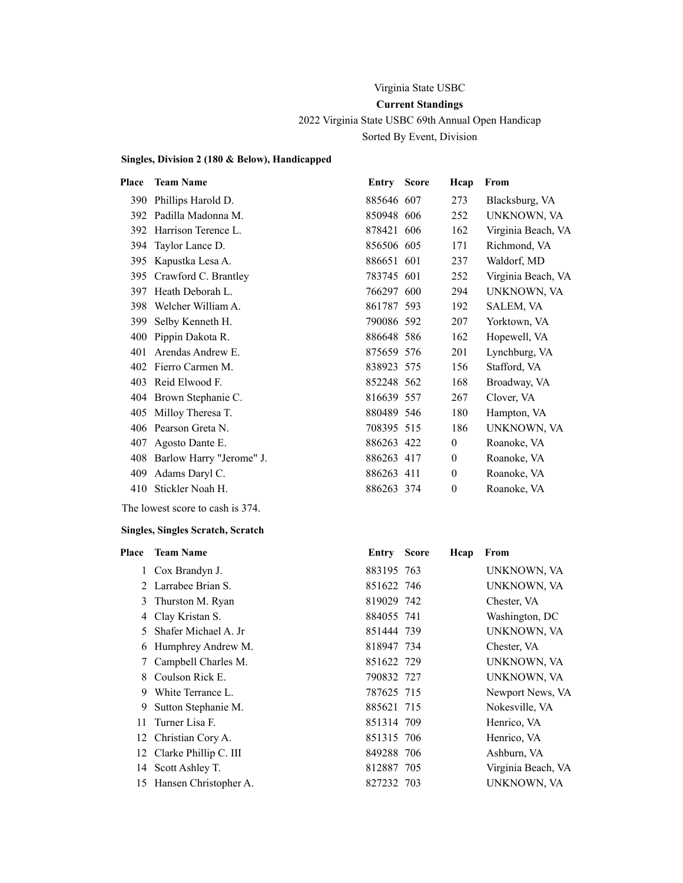Virginia State USBC

**Current Standings**

2022 Virginia State USBC 69th Annual Open Handicap

Sorted By Event, Division

**Singles, Division 2 (180 & Below), Handicapped**

| Place | Team Name | Entry | Score | Hcap | From |
|---|---|---|---|---|---|
| 390 | Phillips Harold D. | 885646 | 607 | 273 | Blacksburg, VA |
| 392 | Padilla Madonna M. | 850948 | 606 | 252 | UNKNOWN, VA |
| 392 | Harrison Terence L. | 878421 | 606 | 162 | Virginia Beach, VA |
| 394 | Taylor Lance D. | 856506 | 605 | 171 | Richmond, VA |
| 395 | Kapustka Lesa A. | 886651 | 601 | 237 | Waldorf, MD |
| 395 | Crawford C. Brantley | 783745 | 601 | 252 | Virginia Beach, VA |
| 397 | Heath Deborah L. | 766297 | 600 | 294 | UNKNOWN, VA |
| 398 | Welcher William A. | 861787 | 593 | 192 | SALEM, VA |
| 399 | Selby Kenneth H. | 790086 | 592 | 207 | Yorktown, VA |
| 400 | Pippin Dakota R. | 886648 | 586 | 162 | Hopewell, VA |
| 401 | Arendas Andrew E. | 875659 | 576 | 201 | Lynchburg, VA |
| 402 | Fierro Carmen M. | 838923 | 575 | 156 | Stafford, VA |
| 403 | Reid Elwood F. | 852248 | 562 | 168 | Broadway, VA |
| 404 | Brown Stephanie C. | 816639 | 557 | 267 | Clover, VA |
| 405 | Milloy Theresa T. | 880489 | 546 | 180 | Hampton, VA |
| 406 | Pearson Greta N. | 708395 | 515 | 186 | UNKNOWN, VA |
| 407 | Agosto Dante E. | 886263 | 422 | 0 | Roanoke, VA |
| 408 | Barlow Harry "Jerome" J. | 886263 | 417 | 0 | Roanoke, VA |
| 409 | Adams Daryl C. | 886263 | 411 | 0 | Roanoke, VA |
| 410 | Stickler Noah H. | 886263 | 374 | 0 | Roanoke, VA |

The lowest score to cash is 374.

**Singles, Singles Scratch, Scratch**

| Place | Team Name | Entry | Score | Hcap | From |
|---|---|---|---|---|---|
| 1 | Cox Brandyn J. | 883195 | 763 | | UNKNOWN, VA |
| 2 | Larrabee Brian S. | 851622 | 746 | | UNKNOWN, VA |
| 3 | Thurston M. Ryan | 819029 | 742 | | Chester, VA |
| 4 | Clay Kristan S. | 884055 | 741 | | Washington, DC |
| 5 | Shafer Michael A. Jr | 851444 | 739 | | UNKNOWN, VA |
| 6 | Humphrey Andrew M. | 818947 | 734 | | Chester, VA |
| 7 | Campbell Charles M. | 851622 | 729 | | UNKNOWN, VA |
| 8 | Coulson Rick E. | 790832 | 727 | | UNKNOWN, VA |
| 9 | White Terrance L. | 787625 | 715 | | Newport News, VA |
| 9 | Sutton Stephanie M. | 885621 | 715 | | Nokesville, VA |
| 11 | Turner Lisa F. | 851314 | 709 | | Henrico, VA |
| 12 | Christian Cory A. | 851315 | 706 | | Henrico, VA |
| 12 | Clarke Phillip C. III | 849288 | 706 | | Ashburn, VA |
| 14 | Scott Ashley T. | 812887 | 705 | | Virginia Beach, VA |
| 15 | Hansen Christopher A. | 827232 | 703 | | UNKNOWN, VA |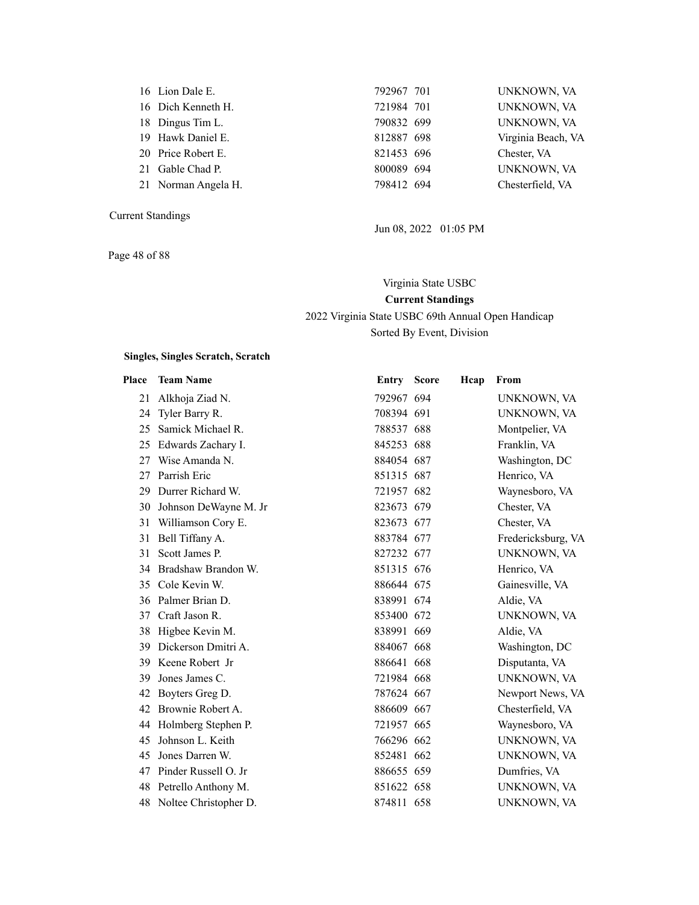| Place | Team Name | Entry | Score | Hcap | From |
|---|---|---|---|---|---|
| 16 | Lion Dale E. | 792967 | 701 | | UNKNOWN, VA |
| 16 | Dich Kenneth H. | 721984 | 701 | | UNKNOWN, VA |
| 18 | Dingus Tim L. | 790832 | 699 | | UNKNOWN, VA |
| 19 | Hawk Daniel E. | 812887 | 698 | | Virginia Beach, VA |
| 20 | Price Robert E. | 821453 | 696 | | Chester, VA |
| 21 | Gable Chad P. | 800089 | 694 | | UNKNOWN, VA |
| 21 | Norman Angela H. | 798412 | 694 | | Chesterfield, VA |

Current Standings

Jun 08, 2022 01:05 PM

Virginia State USBC

**Current Standings**

2022 Virginia State USBC 69th Annual Open Handicap

Sorted By Event, Division

**Singles, Singles Scratch, Scratch**

| Place | Team Name | Entry | Score | Hcap | From |
|---|---|---|---|---|---|
| 21 | Alkhoja Ziad N. | 792967 | 694 | | UNKNOWN, VA |
| 24 | Tyler Barry R. | 708394 | 691 | | UNKNOWN, VA |
| 25 | Samick Michael R. | 788537 | 688 | | Montpelier, VA |
| 25 | Edwards Zachary I. | 845253 | 688 | | Franklin, VA |
| 27 | Wise Amanda N. | 884054 | 687 | | Washington, DC |
| 27 | Parrish Eric | 851315 | 687 | | Henrico, VA |
| 29 | Durrer Richard W. | 721957 | 682 | | Waynesboro, VA |
| 30 | Johnson DeWayne M. Jr | 823673 | 679 | | Chester, VA |
| 31 | Williamson Cory E. | 823673 | 677 | | Chester, VA |
| 31 | Bell Tiffany A. | 883784 | 677 | | Fredericksburg, VA |
| 31 | Scott James P. | 827232 | 677 | | UNKNOWN, VA |
| 34 | Bradshaw Brandon W. | 851315 | 676 | | Henrico, VA |
| 35 | Cole Kevin W. | 886644 | 675 | | Gainesville, VA |
| 36 | Palmer Brian D. | 838991 | 674 | | Aldie, VA |
| 37 | Craft Jason R. | 853400 | 672 | | UNKNOWN, VA |
| 38 | Higbee Kevin M. | 838991 | 669 | | Aldie, VA |
| 39 | Dickerson Dmitri A. | 884067 | 668 | | Washington, DC |
| 39 | Keene Robert Jr | 886641 | 668 | | Disputanta, VA |
| 39 | Jones James C. | 721984 | 668 | | UNKNOWN, VA |
| 42 | Boyters Greg D. | 787624 | 667 | | Newport News, VA |
| 42 | Brownie Robert A. | 886609 | 667 | | Chesterfield, VA |
| 44 | Holmberg Stephen P. | 721957 | 665 | | Waynesboro, VA |
| 45 | Johnson L. Keith | 766296 | 662 | | UNKNOWN, VA |
| 45 | Jones Darren W. | 852481 | 662 | | UNKNOWN, VA |
| 47 | Pinder Russell O. Jr | 886655 | 659 | | Dumfries, VA |
| 48 | Petrello Anthony M. | 851622 | 658 | | UNKNOWN, VA |
| 48 | Noltee Christopher D. | 874811 | 658 | | UNKNOWN, VA |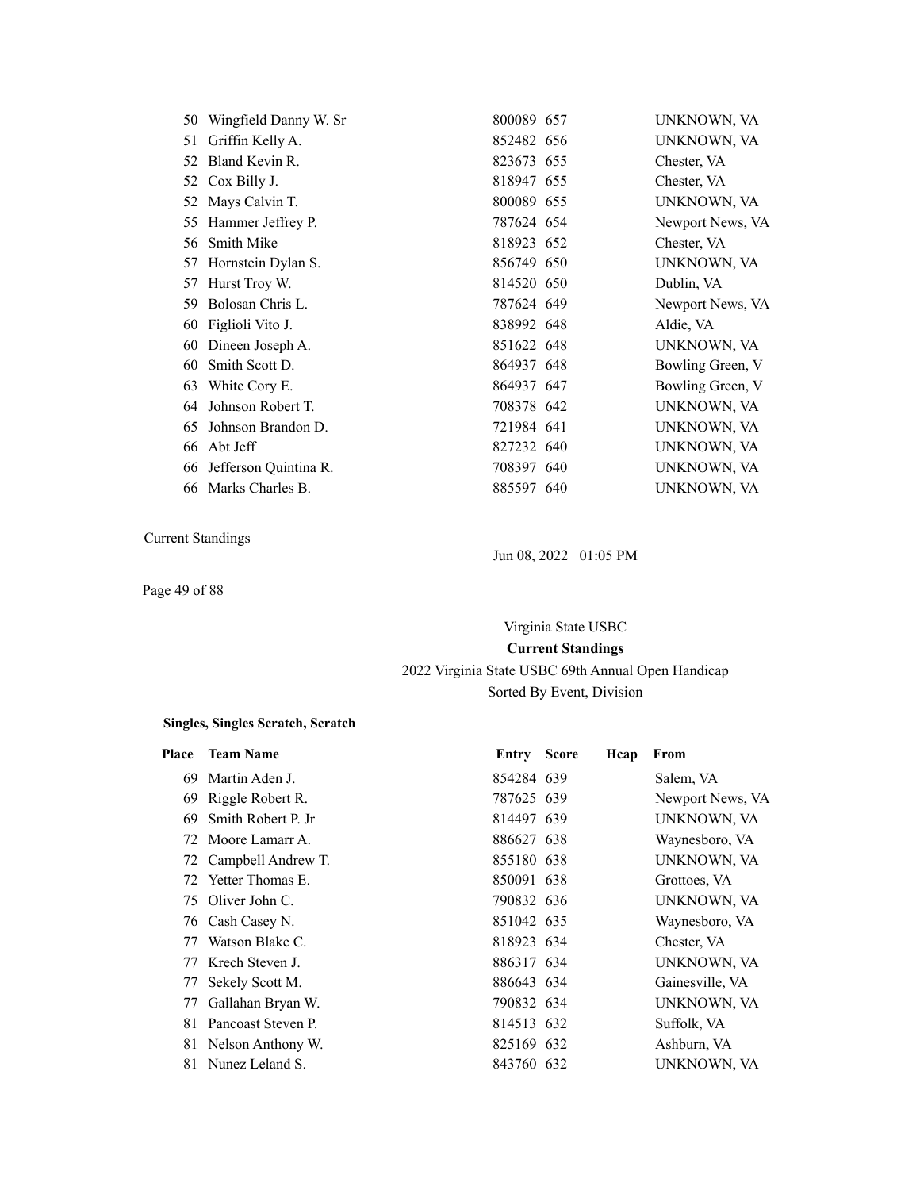| Place | Team Name | Entry | Score | Hcap | From |
|---|---|---|---|---|---|
| 50 | Wingfield Danny W. Sr | 800089 | 657 | | UNKNOWN, VA |
| 51 | Griffin Kelly A. | 852482 | 656 | | UNKNOWN, VA |
| 52 | Bland Kevin R. | 823673 | 655 | | Chester, VA |
| 52 | Cox Billy J. | 818947 | 655 | | Chester, VA |
| 52 | Mays Calvin T. | 800089 | 655 | | UNKNOWN, VA |
| 55 | Hammer Jeffrey P. | 787624 | 654 | | Newport News, VA |
| 56 | Smith Mike | 818923 | 652 | | Chester, VA |
| 57 | Hornstein Dylan S. | 856749 | 650 | | UNKNOWN, VA |
| 57 | Hurst Troy W. | 814520 | 650 | | Dublin, VA |
| 59 | Bolosan Chris L. | 787624 | 649 | | Newport News, VA |
| 60 | Figlioli Vito J. | 838992 | 648 | | Aldie, VA |
| 60 | Dineen Joseph A. | 851622 | 648 | | UNKNOWN, VA |
| 60 | Smith Scott D. | 864937 | 648 | | Bowling Green, V |
| 63 | White Cory E. | 864937 | 647 | | Bowling Green, V |
| 64 | Johnson Robert T. | 708378 | 642 | | UNKNOWN, VA |
| 65 | Johnson Brandon D. | 721984 | 641 | | UNKNOWN, VA |
| 66 | Abt Jeff | 827232 | 640 | | UNKNOWN, VA |
| 66 | Jefferson Quintina R. | 708397 | 640 | | UNKNOWN, VA |
| 66 | Marks Charles B. | 885597 | 640 | | UNKNOWN, VA |

Current Standings

Jun 08, 2022 01:05 PM

Virginia State USBC

**Current Standings**

2022 Virginia State USBC 69th Annual Open Handicap

Sorted By Event, Division

**Singles, Singles Scratch, Scratch**

| Place | Team Name | Entry | Score | Hcap | From |
|---|---|---|---|---|---|
| 69 | Martin Aden J. | 854284 | 639 | | Salem, VA |
| 69 | Riggle Robert R. | 787625 | 639 | | Newport News, VA |
| 69 | Smith Robert P. Jr | 814497 | 639 | | UNKNOWN, VA |
| 72 | Moore Lamarr A. | 886627 | 638 | | Waynesboro, VA |
| 72 | Campbell Andrew T. | 855180 | 638 | | UNKNOWN, VA |
| 72 | Yetter Thomas E. | 850091 | 638 | | Grottoes, VA |
| 75 | Oliver John C. | 790832 | 636 | | UNKNOWN, VA |
| 76 | Cash Casey N. | 851042 | 635 | | Waynesboro, VA |
| 77 | Watson Blake C. | 818923 | 634 | | Chester, VA |
| 77 | Krech Steven J. | 886317 | 634 | | UNKNOWN, VA |
| 77 | Sekely Scott M. | 886643 | 634 | | Gainesville, VA |
| 77 | Gallahan Bryan W. | 790832 | 634 | | UNKNOWN, VA |
| 81 | Pancoast Steven P. | 814513 | 632 | | Suffolk, VA |
| 81 | Nelson Anthony W. | 825169 | 632 | | Ashburn, VA |
| 81 | Nunez Leland S. | 843760 | 632 | | UNKNOWN, VA |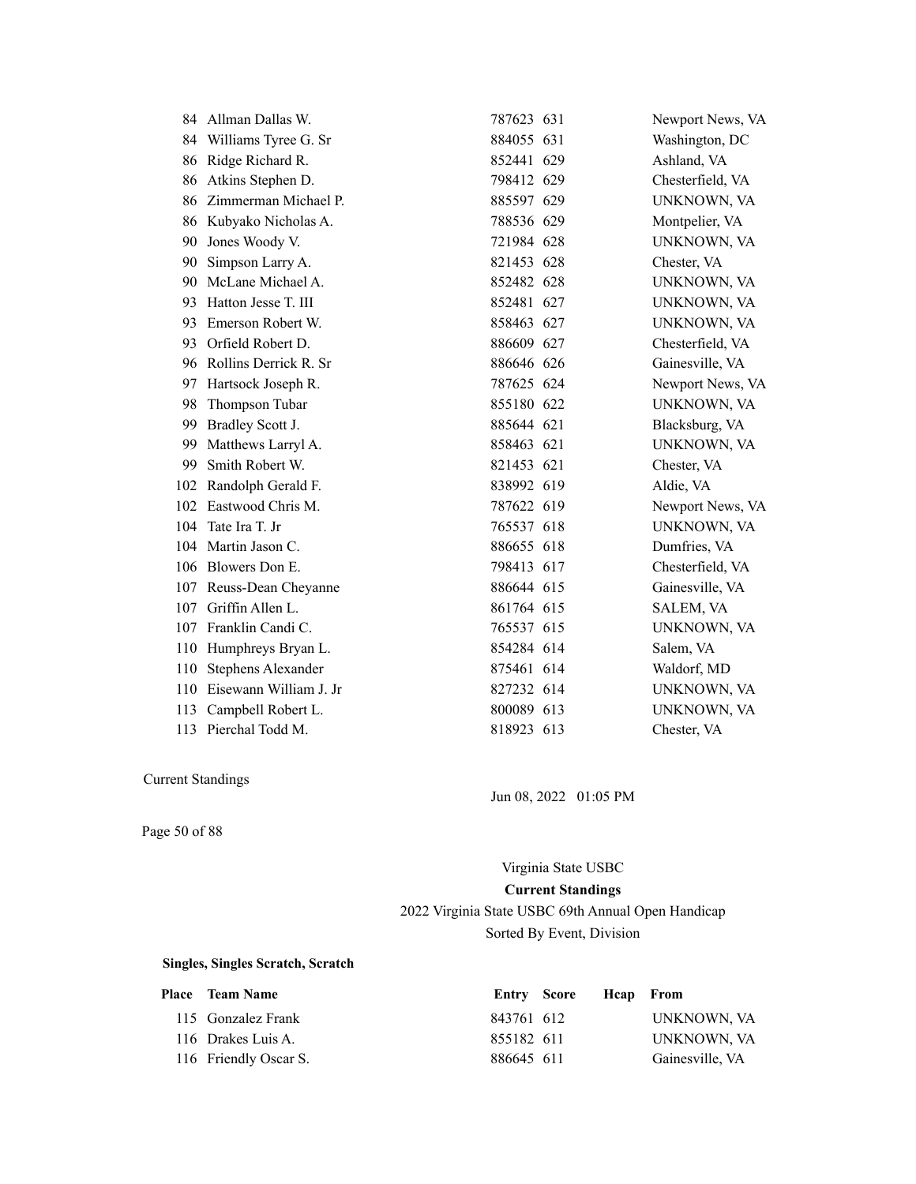| Place | Team Name | Entry | Score | Hcap | From |
|---|---|---|---|---|---|
| 84 | Allman Dallas W. | 787623 | 631 | | Newport News, VA |
| 84 | Williams Tyree G. Sr | 884055 | 631 | | Washington, DC |
| 86 | Ridge Richard R. | 852441 | 629 | | Ashland, VA |
| 86 | Atkins Stephen D. | 798412 | 629 | | Chesterfield, VA |
| 86 | Zimmerman Michael P. | 885597 | 629 | | UNKNOWN, VA |
| 86 | Kubyako Nicholas A. | 788536 | 629 | | Montpelier, VA |
| 90 | Jones Woody V. | 721984 | 628 | | UNKNOWN, VA |
| 90 | Simpson Larry A. | 821453 | 628 | | Chester, VA |
| 90 | McLane Michael A. | 852482 | 628 | | UNKNOWN, VA |
| 93 | Hatton Jesse T. III | 852481 | 627 | | UNKNOWN, VA |
| 93 | Emerson Robert W. | 858463 | 627 | | UNKNOWN, VA |
| 93 | Orfield Robert D. | 886609 | 627 | | Chesterfield, VA |
| 96 | Rollins Derrick R. Sr | 886646 | 626 | | Gainesville, VA |
| 97 | Hartsock Joseph R. | 787625 | 624 | | Newport News, VA |
| 98 | Thompson Tubar | 855180 | 622 | | UNKNOWN, VA |
| 99 | Bradley Scott J. | 885644 | 621 | | Blacksburg, VA |
| 99 | Matthews Larryl A. | 858463 | 621 | | UNKNOWN, VA |
| 99 | Smith Robert W. | 821453 | 621 | | Chester, VA |
| 102 | Randolph Gerald F. | 838992 | 619 | | Aldie, VA |
| 102 | Eastwood Chris M. | 787622 | 619 | | Newport News, VA |
| 104 | Tate Ira T. Jr | 765537 | 618 | | UNKNOWN, VA |
| 104 | Martin Jason C. | 886655 | 618 | | Dumfries, VA |
| 106 | Blowers Don E. | 798413 | 617 | | Chesterfield, VA |
| 107 | Reuss-Dean Cheyanne | 886644 | 615 | | Gainesville, VA |
| 107 | Griffin Allen L. | 861764 | 615 | | SALEM, VA |
| 107 | Franklin Candi C. | 765537 | 615 | | UNKNOWN, VA |
| 110 | Humphreys Bryan L. | 854284 | 614 | | Salem, VA |
| 110 | Stephens Alexander | 875461 | 614 | | Waldorf, MD |
| 110 | Eisewann William J. Jr | 827232 | 614 | | UNKNOWN, VA |
| 113 | Campbell Robert L. | 800089 | 613 | | UNKNOWN, VA |
| 113 | Pierchal Todd M. | 818923 | 613 | | Chester, VA |

Virginia State USBC

**Current Standings**

2022 Virginia State USBC 69th Annual Open Handicap

Sorted By Event, Division

**Singles, Singles Scratch, Scratch**

| Place | Team Name | Entry | Score | Hcap | From |
|---|---|---|---|---|---|
| 115 | Gonzalez Frank | 843761 | 612 | | UNKNOWN, VA |
| 116 | Drakes Luis A. | 855182 | 611 | | UNKNOWN, VA |
| 116 | Friendly Oscar S. | 886645 | 611 | | Gainesville, VA |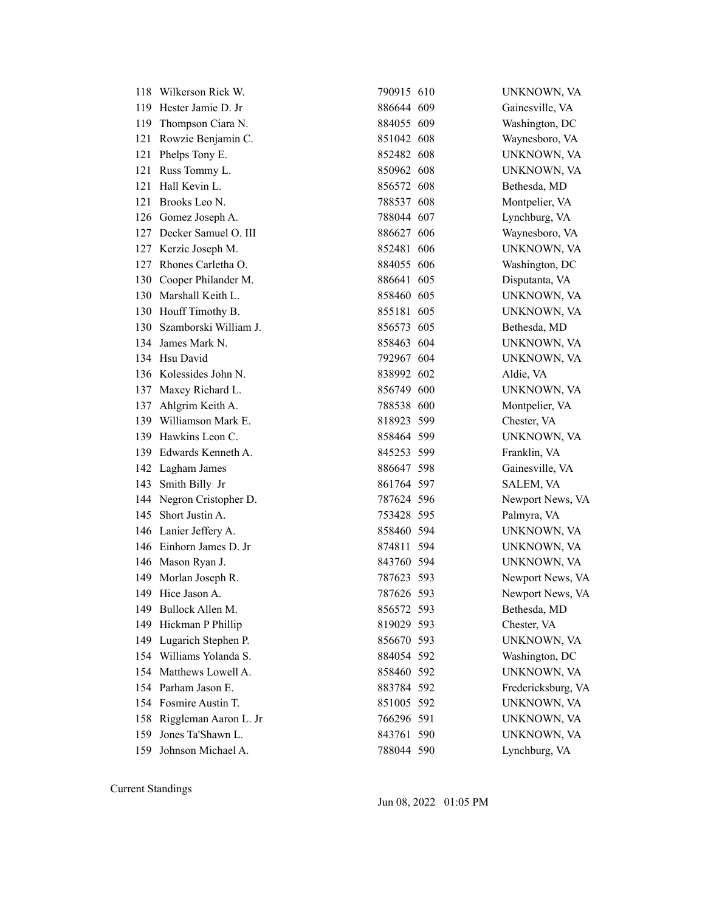| | | | | |
|---|---|---|---|---|
| 118 | Wilkerson Rick W. | 790915 | 610 | UNKNOWN, VA |
| 119 | Hester Jamie D. Jr | 886644 | 609 | Gainesville, VA |
| 119 | Thompson Ciara N. | 884055 | 609 | Washington, DC |
| 121 | Rowzie Benjamin C. | 851042 | 608 | Waynesboro, VA |
| 121 | Phelps Tony E. | 852482 | 608 | UNKNOWN, VA |
| 121 | Russ Tommy L. | 850962 | 608 | UNKNOWN, VA |
| 121 | Hall Kevin L. | 856572 | 608 | Bethesda, MD |
| 121 | Brooks Leo N. | 788537 | 608 | Montpelier, VA |
| 126 | Gomez Joseph A. | 788044 | 607 | Lynchburg, VA |
| 127 | Decker Samuel O. III | 886627 | 606 | Waynesboro, VA |
| 127 | Kerzic Joseph M. | 852481 | 606 | UNKNOWN, VA |
| 127 | Rhones Carletha O. | 884055 | 606 | Washington, DC |
| 130 | Cooper Philander M. | 886641 | 605 | Disputanta, VA |
| 130 | Marshall Keith L. | 858460 | 605 | UNKNOWN, VA |
| 130 | Houff Timothy B. | 855181 | 605 | UNKNOWN, VA |
| 130 | Szamborski William J. | 856573 | 605 | Bethesda, MD |
| 134 | James Mark N. | 858463 | 604 | UNKNOWN, VA |
| 134 | Hsu David | 792967 | 604 | UNKNOWN, VA |
| 136 | Kolessides John N. | 838992 | 602 | Aldie, VA |
| 137 | Maxey Richard L. | 856749 | 600 | UNKNOWN, VA |
| 137 | Ahlgrim Keith A. | 788538 | 600 | Montpelier, VA |
| 139 | Williamson Mark E. | 818923 | 599 | Chester, VA |
| 139 | Hawkins Leon C. | 858464 | 599 | UNKNOWN, VA |
| 139 | Edwards Kenneth A. | 845253 | 599 | Franklin, VA |
| 142 | Lagham James | 886647 | 598 | Gainesville, VA |
| 143 | Smith Billy Jr | 861764 | 597 | SALEM, VA |
| 144 | Negron Cristopher D. | 787624 | 596 | Newport News, VA |
| 145 | Short Justin A. | 753428 | 595 | Palmyra, VA |
| 146 | Lanier Jeffery A. | 858460 | 594 | UNKNOWN, VA |
| 146 | Einhorn James D. Jr | 874811 | 594 | UNKNOWN, VA |
| 146 | Mason Ryan J. | 843760 | 594 | UNKNOWN, VA |
| 149 | Morlan Joseph R. | 787623 | 593 | Newport News, VA |
| 149 | Hice Jason A. | 787626 | 593 | Newport News, VA |
| 149 | Bullock Allen M. | 856572 | 593 | Bethesda, MD |
| 149 | Hickman P Phillip | 819029 | 593 | Chester, VA |
| 149 | Lugarich Stephen P. | 856670 | 593 | UNKNOWN, VA |
| 154 | Williams Yolanda S. | 884054 | 592 | Washington, DC |
| 154 | Matthews Lowell A. | 858460 | 592 | UNKNOWN, VA |
| 154 | Parham Jason E. | 883784 | 592 | Fredericksburg, VA |
| 154 | Fosmire Austin T. | 851005 | 592 | UNKNOWN, VA |
| 158 | Riggleman Aaron L. Jr | 766296 | 591 | UNKNOWN, VA |
| 159 | Jones Ta'Shawn L. | 843761 | 590 | UNKNOWN, VA |
| 159 | Johnson Michael A. | 788044 | 590 | Lynchburg, VA |

Current Standings

Jun 08, 2022 01:05 PM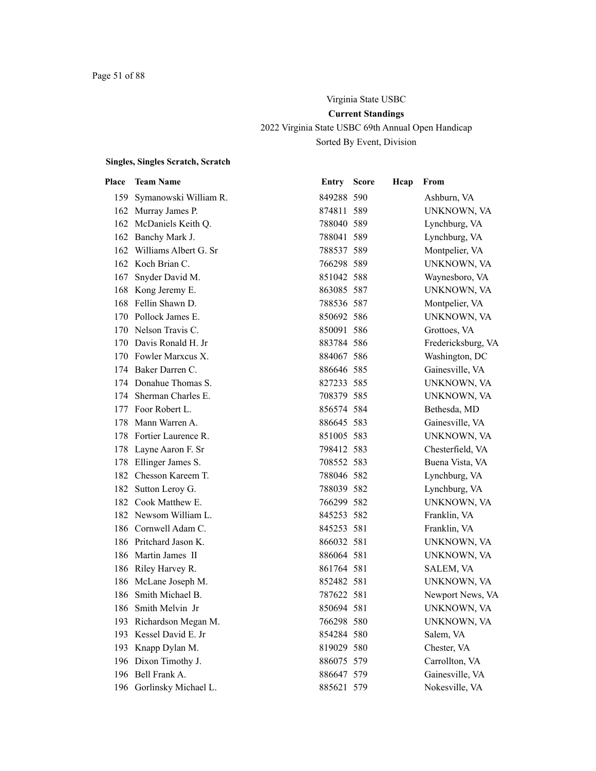Virginia State USBC

**Current Standings**

2022 Virginia State USBC 69th Annual Open Handicap

Sorted By Event, Division

**Singles, Singles Scratch, Scratch**

| Place | Team Name | Entry | Score | Hcap | From |
|---|---|---|---|---|---|
| 159 | Symanowski William R. | 849288 | 590 | | Ashburn, VA |
| 162 | Murray James P. | 874811 | 589 | | UNKNOWN, VA |
| 162 | McDaniels Keith Q. | 788040 | 589 | | Lynchburg, VA |
| 162 | Banchy Mark J. | 788041 | 589 | | Lynchburg, VA |
| 162 | Williams Albert G. Sr | 788537 | 589 | | Montpelier, VA |
| 162 | Koch Brian C. | 766298 | 589 | | UNKNOWN, VA |
| 167 | Snyder David M. | 851042 | 588 | | Waynesboro, VA |
| 168 | Kong Jeremy E. | 863085 | 587 | | UNKNOWN, VA |
| 168 | Fellin Shawn D. | 788536 | 587 | | Montpelier, VA |
| 170 | Pollock James E. | 850692 | 586 | | UNKNOWN, VA |
| 170 | Nelson Travis C. | 850091 | 586 | | Grottoes, VA |
| 170 | Davis Ronald H. Jr | 883784 | 586 | | Fredericksburg, VA |
| 170 | Fowler Marxcus X. | 884067 | 586 | | Washington, DC |
| 174 | Baker Darren C. | 886646 | 585 | | Gainesville, VA |
| 174 | Donahue Thomas S. | 827233 | 585 | | UNKNOWN, VA |
| 174 | Sherman Charles E. | 708379 | 585 | | UNKNOWN, VA |
| 177 | Foor Robert L. | 856574 | 584 | | Bethesda, MD |
| 178 | Mann Warren A. | 886645 | 583 | | Gainesville, VA |
| 178 | Fortier Laurence R. | 851005 | 583 | | UNKNOWN, VA |
| 178 | Layne Aaron F. Sr | 798412 | 583 | | Chesterfield, VA |
| 178 | Ellinger James S. | 708552 | 583 | | Buena Vista, VA |
| 182 | Chesson Kareem T. | 788046 | 582 | | Lynchburg, VA |
| 182 | Sutton Leroy G. | 788039 | 582 | | Lynchburg, VA |
| 182 | Cook Matthew E. | 766299 | 582 | | UNKNOWN, VA |
| 182 | Newsom William L. | 845253 | 582 | | Franklin, VA |
| 186 | Cornwell Adam C. | 845253 | 581 | | Franklin, VA |
| 186 | Pritchard Jason K. | 866032 | 581 | | UNKNOWN, VA |
| 186 | Martin James II | 886064 | 581 | | UNKNOWN, VA |
| 186 | Riley Harvey R. | 861764 | 581 | | SALEM, VA |
| 186 | McLane Joseph M. | 852482 | 581 | | UNKNOWN, VA |
| 186 | Smith Michael B. | 787622 | 581 | | Newport News, VA |
| 186 | Smith Melvin Jr | 850694 | 581 | | UNKNOWN, VA |
| 193 | Richardson Megan M. | 766298 | 580 | | UNKNOWN, VA |
| 193 | Kessel David E. Jr | 854284 | 580 | | Salem, VA |
| 193 | Knapp Dylan M. | 819029 | 580 | | Chester, VA |
| 196 | Dixon Timothy J. | 886075 | 579 | | Carrollton, VA |
| 196 | Bell Frank A. | 886647 | 579 | | Gainesville, VA |
| 196 | Gorlinsky Michael L. | 885621 | 579 | | Nokesville, VA |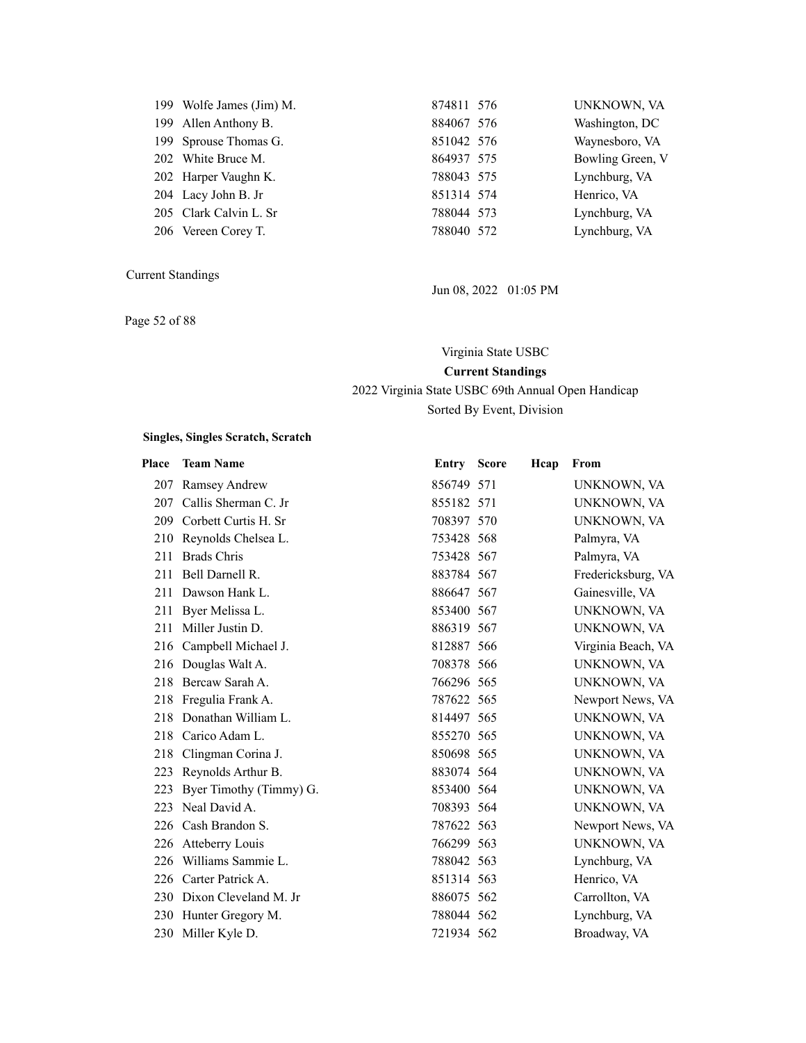| Place | Team Name | Entry | Score | Hcap | From |
|---|---|---|---|---|---|
| 199 | Wolfe James (Jim) M. | 874811 | 576 | | UNKNOWN, VA |
| 199 | Allen Anthony B. | 884067 | 576 | | Washington, DC |
| 199 | Sprouse Thomas G. | 851042 | 576 | | Waynesboro, VA |
| 202 | White Bruce M. | 864937 | 575 | | Bowling Green, V |
| 202 | Harper Vaughn K. | 788043 | 575 | | Lynchburg, VA |
| 204 | Lacy John B. Jr | 851314 | 574 | | Henrico, VA |
| 205 | Clark Calvin L. Sr | 788044 | 573 | | Lynchburg, VA |
| 206 | Vereen Corey T. | 788040 | 572 | | Lynchburg, VA |

Current Standings

Jun 08, 2022 01:05 PM

Virginia State USBC

**Current Standings**

2022 Virginia State USBC 69th Annual Open Handicap

Sorted By Event, Division

**Singles, Singles Scratch, Scratch**

| Place | Team Name | Entry | Score | Hcap | From |
|---|---|---|---|---|---|
| 207 | Ramsey Andrew | 856749 | 571 | | UNKNOWN, VA |
| 207 | Callis Sherman C. Jr | 855182 | 571 | | UNKNOWN, VA |
| 209 | Corbett Curtis H. Sr | 708397 | 570 | | UNKNOWN, VA |
| 210 | Reynolds Chelsea L. | 753428 | 568 | | Palmyra, VA |
| 211 | Brads Chris | 753428 | 567 | | Palmyra, VA |
| 211 | Bell Darnell R. | 883784 | 567 | | Fredericksburg, VA |
| 211 | Dawson Hank L. | 886647 | 567 | | Gainesville, VA |
| 211 | Byer Melissa L. | 853400 | 567 | | UNKNOWN, VA |
| 211 | Miller Justin D. | 886319 | 567 | | UNKNOWN, VA |
| 216 | Campbell Michael J. | 812887 | 566 | | Virginia Beach, VA |
| 216 | Douglas Walt A. | 708378 | 566 | | UNKNOWN, VA |
| 218 | Bercaw Sarah A. | 766296 | 565 | | UNKNOWN, VA |
| 218 | Fregulia Frank A. | 787622 | 565 | | Newport News, VA |
| 218 | Donathan William L. | 814497 | 565 | | UNKNOWN, VA |
| 218 | Carico Adam L. | 855270 | 565 | | UNKNOWN, VA |
| 218 | Clingman Corina J. | 850698 | 565 | | UNKNOWN, VA |
| 223 | Reynolds Arthur B. | 883074 | 564 | | UNKNOWN, VA |
| 223 | Byer Timothy (Timmy) G. | 853400 | 564 | | UNKNOWN, VA |
| 223 | Neal David A. | 708393 | 564 | | UNKNOWN, VA |
| 226 | Cash Brandon S. | 787622 | 563 | | Newport News, VA |
| 226 | Atteberry Louis | 766299 | 563 | | UNKNOWN, VA |
| 226 | Williams Sammie L. | 788042 | 563 | | Lynchburg, VA |
| 226 | Carter Patrick A. | 851314 | 563 | | Henrico, VA |
| 230 | Dixon Cleveland M. Jr | 886075 | 562 | | Carrollton, VA |
| 230 | Hunter Gregory M. | 788044 | 562 | | Lynchburg, VA |
| 230 | Miller Kyle D. | 721934 | 562 | | Broadway, VA |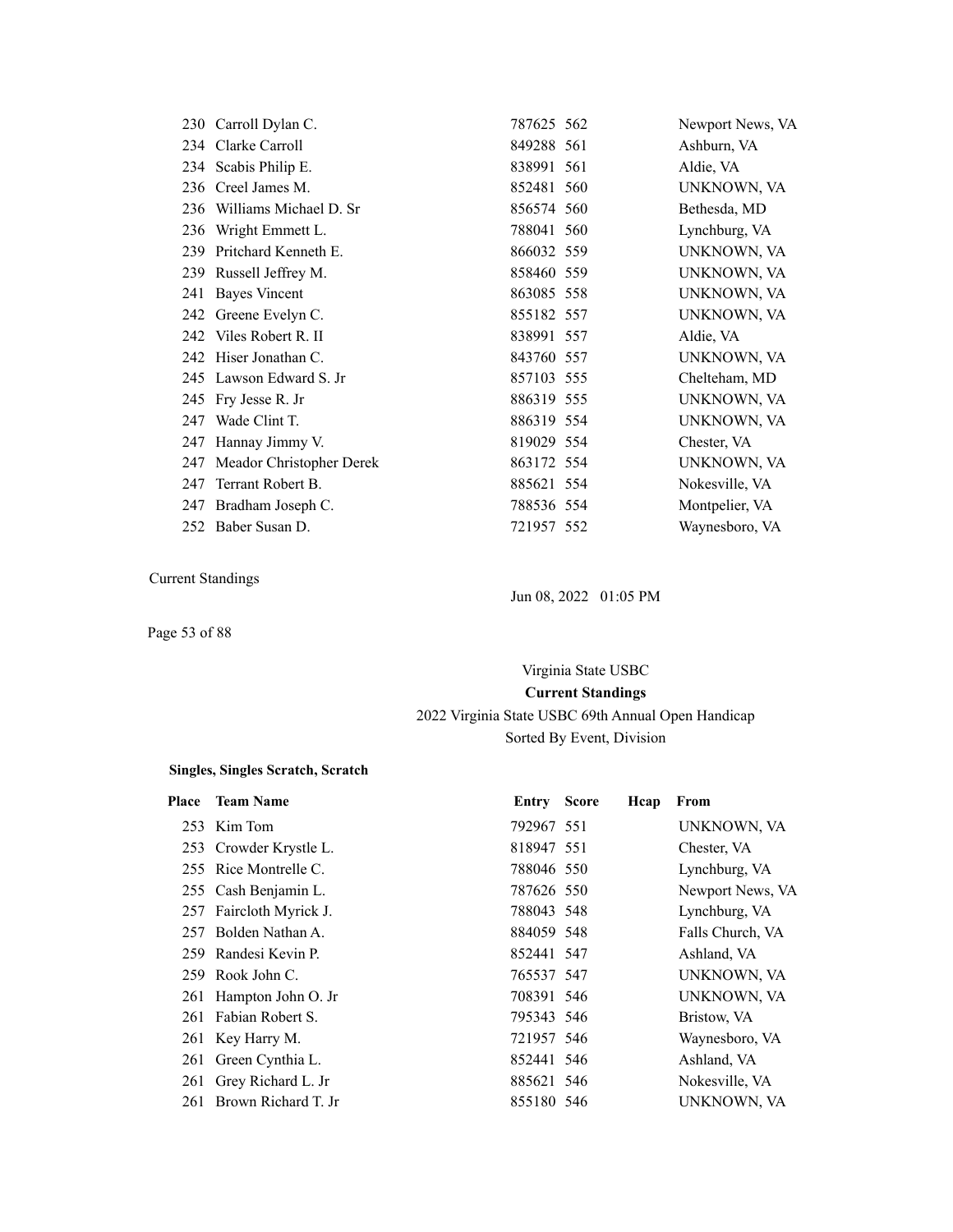| Place | Team Name | Entry | Score | Hcap | From |
|---|---|---|---|---|---|
| 230 | Carroll Dylan C. | 787625 | 562 | | Newport News, VA |
| 234 | Clarke Carroll | 849288 | 561 | | Ashburn, VA |
| 234 | Scabis Philip E. | 838991 | 561 | | Aldie, VA |
| 236 | Creel James M. | 852481 | 560 | | UNKNOWN, VA |
| 236 | Williams Michael D. Sr | 856574 | 560 | | Bethesda, MD |
| 236 | Wright Emmett L. | 788041 | 560 | | Lynchburg, VA |
| 239 | Pritchard Kenneth E. | 866032 | 559 | | UNKNOWN, VA |
| 239 | Russell Jeffrey M. | 858460 | 559 | | UNKNOWN, VA |
| 241 | Bayes Vincent | 863085 | 558 | | UNKNOWN, VA |
| 242 | Greene Evelyn C. | 855182 | 557 | | UNKNOWN, VA |
| 242 | Viles Robert R. II | 838991 | 557 | | Aldie, VA |
| 242 | Hiser Jonathan C. | 843760 | 557 | | UNKNOWN, VA |
| 245 | Lawson Edward S. Jr | 857103 | 555 | | Chelteham, MD |
| 245 | Fry Jesse R. Jr | 886319 | 555 | | UNKNOWN, VA |
| 247 | Wade Clint T. | 886319 | 554 | | UNKNOWN, VA |
| 247 | Hannay Jimmy V. | 819029 | 554 | | Chester, VA |
| 247 | Meador Christopher Derek | 863172 | 554 | | UNKNOWN, VA |
| 247 | Terrant Robert B. | 885621 | 554 | | Nokesville, VA |
| 247 | Bradham Joseph C. | 788536 | 554 | | Montpelier, VA |
| 252 | Baber Susan D. | 721957 | 552 | | Waynesboro, VA |

Current Standings

Jun 08, 2022 01:05 PM

Virginia State USBC

**Current Standings**

2022 Virginia State USBC 69th Annual Open Handicap

Sorted By Event, Division

**Singles, Singles Scratch, Scratch**

| Place | Team Name | Entry | Score | Hcap | From |
|---|---|---|---|---|---|
| 253 | Kim Tom | 792967 | 551 | | UNKNOWN, VA |
| 253 | Crowder Krystle L. | 818947 | 551 | | Chester, VA |
| 255 | Rice Montrelle C. | 788046 | 550 | | Lynchburg, VA |
| 255 | Cash Benjamin L. | 787626 | 550 | | Newport News, VA |
| 257 | Faircloth Myrick J. | 788043 | 548 | | Lynchburg, VA |
| 257 | Bolden Nathan A. | 884059 | 548 | | Falls Church, VA |
| 259 | Randesi Kevin P. | 852441 | 547 | | Ashland, VA |
| 259 | Rook John C. | 765537 | 547 | | UNKNOWN, VA |
| 261 | Hampton John O. Jr | 708391 | 546 | | UNKNOWN, VA |
| 261 | Fabian Robert S. | 795343 | 546 | | Bristow, VA |
| 261 | Key Harry M. | 721957 | 546 | | Waynesboro, VA |
| 261 | Green Cynthia L. | 852441 | 546 | | Ashland, VA |
| 261 | Grey Richard L. Jr | 885621 | 546 | | Nokesville, VA |
| 261 | Brown Richard T. Jr | 855180 | 546 | | UNKNOWN, VA |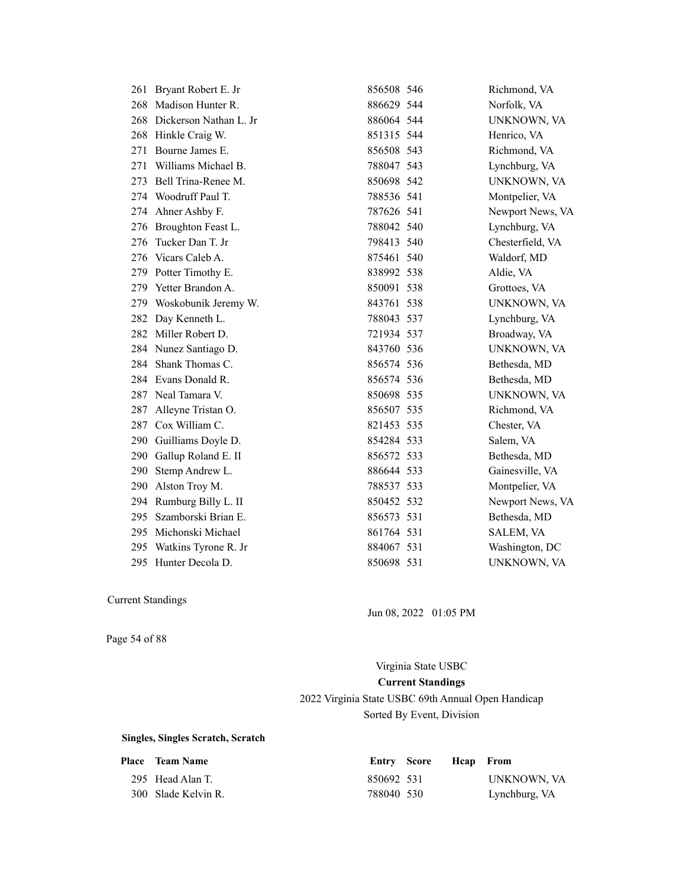| Place | Team Name | Entry | Score | Hcap | From |
|---|---|---|---|---|---|
| 261 | Bryant Robert E. Jr | 856508 | 546 | | Richmond, VA |
| 268 | Madison Hunter R. | 886629 | 544 | | Norfolk, VA |
| 268 | Dickerson Nathan L. Jr | 886064 | 544 | | UNKNOWN, VA |
| 268 | Hinkle Craig W. | 851315 | 544 | | Henrico, VA |
| 271 | Bourne James E. | 856508 | 543 | | Richmond, VA |
| 271 | Williams Michael B. | 788047 | 543 | | Lynchburg, VA |
| 273 | Bell Trina-Renee M. | 850698 | 542 | | UNKNOWN, VA |
| 274 | Woodruff Paul T. | 788536 | 541 | | Montpelier, VA |
| 274 | Ahner Ashby F. | 787626 | 541 | | Newport News, VA |
| 276 | Broughton Feast L. | 788042 | 540 | | Lynchburg, VA |
| 276 | Tucker Dan T. Jr | 798413 | 540 | | Chesterfield, VA |
| 276 | Vicars Caleb A. | 875461 | 540 | | Waldorf, MD |
| 279 | Potter Timothy E. | 838992 | 538 | | Aldie, VA |
| 279 | Yetter Brandon A. | 850091 | 538 | | Grottoes, VA |
| 279 | Woskobunik Jeremy W. | 843761 | 538 | | UNKNOWN, VA |
| 282 | Day Kenneth L. | 788043 | 537 | | Lynchburg, VA |
| 282 | Miller Robert D. | 721934 | 537 | | Broadway, VA |
| 284 | Nunez Santiago D. | 843760 | 536 | | UNKNOWN, VA |
| 284 | Shank Thomas C. | 856574 | 536 | | Bethesda, MD |
| 284 | Evans Donald R. | 856574 | 536 | | Bethesda, MD |
| 287 | Neal Tamara V. | 850698 | 535 | | UNKNOWN, VA |
| 287 | Alleyne Tristan O. | 856507 | 535 | | Richmond, VA |
| 287 | Cox William C. | 821453 | 535 | | Chester, VA |
| 290 | Guilliams Doyle D. | 854284 | 533 | | Salem, VA |
| 290 | Gallup Roland E. II | 856572 | 533 | | Bethesda, MD |
| 290 | Stemp Andrew L. | 886644 | 533 | | Gainesville, VA |
| 290 | Alston Troy M. | 788537 | 533 | | Montpelier, VA |
| 294 | Rumburg Billy L. II | 850452 | 532 | | Newport News, VA |
| 295 | Szamborski Brian E. | 856573 | 531 | | Bethesda, MD |
| 295 | Michonski Michael | 861764 | 531 | | SALEM, VA |
| 295 | Watkins Tyrone R. Jr | 884067 | 531 | | Washington, DC |
| 295 | Hunter Decola D. | 850698 | 531 | | UNKNOWN, VA |

Current Standings

Jun 08, 2022 01:05 PM

Virginia State USBC

**Current Standings**

2022 Virginia State USBC 69th Annual Open Handicap

Sorted By Event, Division

**Singles, Singles Scratch, Scratch**

| Place | Team Name | Entry | Score | Hcap | From |
|---|---|---|---|---|---|
| 295 | Head Alan T. | 850692 | 531 | | UNKNOWN, VA |
| 300 | Slade Kelvin R. | 788040 | 530 | | Lynchburg, VA |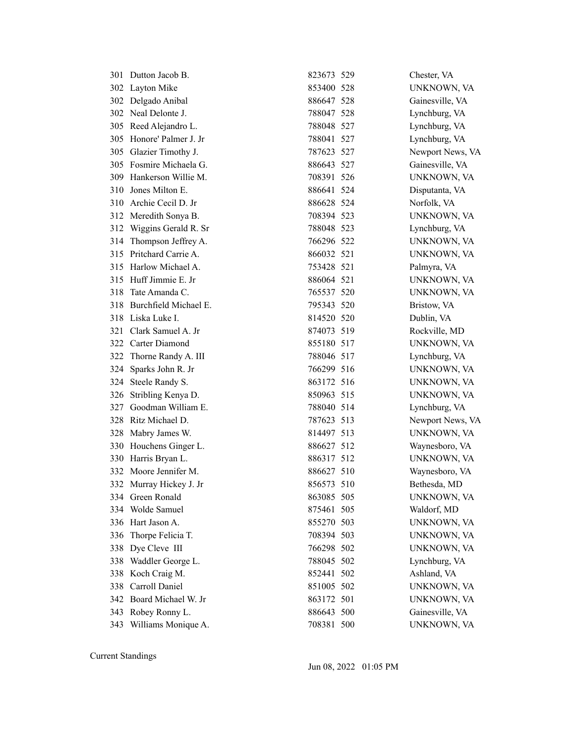| Rank | Name | ID | Score | Location |
|---|---|---|---|---|
| 301 | Dutton Jacob B. | 823673 | 529 | Chester, VA |
| 302 | Layton Mike | 853400 | 528 | UNKNOWN, VA |
| 302 | Delgado Anibal | 886647 | 528 | Gainesville, VA |
| 302 | Neal Delonte J. | 788047 | 528 | Lynchburg, VA |
| 305 | Reed Alejandro L. | 788048 | 527 | Lynchburg, VA |
| 305 | Honore' Palmer J. Jr | 788041 | 527 | Lynchburg, VA |
| 305 | Glazier Timothy J. | 787623 | 527 | Newport News, VA |
| 305 | Fosmire Michaela G. | 886643 | 527 | Gainesville, VA |
| 309 | Hankerson Willie M. | 708391 | 526 | UNKNOWN, VA |
| 310 | Jones Milton E. | 886641 | 524 | Disputanta, VA |
| 310 | Archie Cecil D. Jr | 886628 | 524 | Norfolk, VA |
| 312 | Meredith Sonya B. | 708394 | 523 | UNKNOWN, VA |
| 312 | Wiggins Gerald R. Sr | 788048 | 523 | Lynchburg, VA |
| 314 | Thompson Jeffrey A. | 766296 | 522 | UNKNOWN, VA |
| 315 | Pritchard Carrie A. | 866032 | 521 | UNKNOWN, VA |
| 315 | Harlow Michael A. | 753428 | 521 | Palmyra, VA |
| 315 | Huff Jimmie E. Jr | 886064 | 521 | UNKNOWN, VA |
| 318 | Tate Amanda C. | 765537 | 520 | UNKNOWN, VA |
| 318 | Burchfield Michael E. | 795343 | 520 | Bristow, VA |
| 318 | Liska Luke I. | 814520 | 520 | Dublin, VA |
| 321 | Clark Samuel A. Jr | 874073 | 519 | Rockville, MD |
| 322 | Carter Diamond | 855180 | 517 | UNKNOWN, VA |
| 322 | Thorne Randy A. III | 788046 | 517 | Lynchburg, VA |
| 324 | Sparks John R. Jr | 766299 | 516 | UNKNOWN, VA |
| 324 | Steele Randy S. | 863172 | 516 | UNKNOWN, VA |
| 326 | Stribling Kenya D. | 850963 | 515 | UNKNOWN, VA |
| 327 | Goodman William E. | 788040 | 514 | Lynchburg, VA |
| 328 | Ritz Michael D. | 787623 | 513 | Newport News, VA |
| 328 | Mabry James W. | 814497 | 513 | UNKNOWN, VA |
| 330 | Houchens Ginger L. | 886627 | 512 | Waynesboro, VA |
| 330 | Harris Bryan L. | 886317 | 512 | UNKNOWN, VA |
| 332 | Moore Jennifer M. | 886627 | 510 | Waynesboro, VA |
| 332 | Murray Hickey J. Jr | 856573 | 510 | Bethesda, MD |
| 334 | Green Ronald | 863085 | 505 | UNKNOWN, VA |
| 334 | Wolde Samuel | 875461 | 505 | Waldorf, MD |
| 336 | Hart Jason A. | 855270 | 503 | UNKNOWN, VA |
| 336 | Thorpe Felicia T. | 708394 | 503 | UNKNOWN, VA |
| 338 | Dye Cleve III | 766298 | 502 | UNKNOWN, VA |
| 338 | Waddler George L. | 788045 | 502 | Lynchburg, VA |
| 338 | Koch Craig M. | 852441 | 502 | Ashland, VA |
| 338 | Carroll Daniel | 851005 | 502 | UNKNOWN, VA |
| 342 | Board Michael W. Jr | 863172 | 501 | UNKNOWN, VA |
| 343 | Robey Ronny L. | 886643 | 500 | Gainesville, VA |
| 343 | Williams Monique A. | 708381 | 500 | UNKNOWN, VA |

Current Standings

Jun 08, 2022 01:05 PM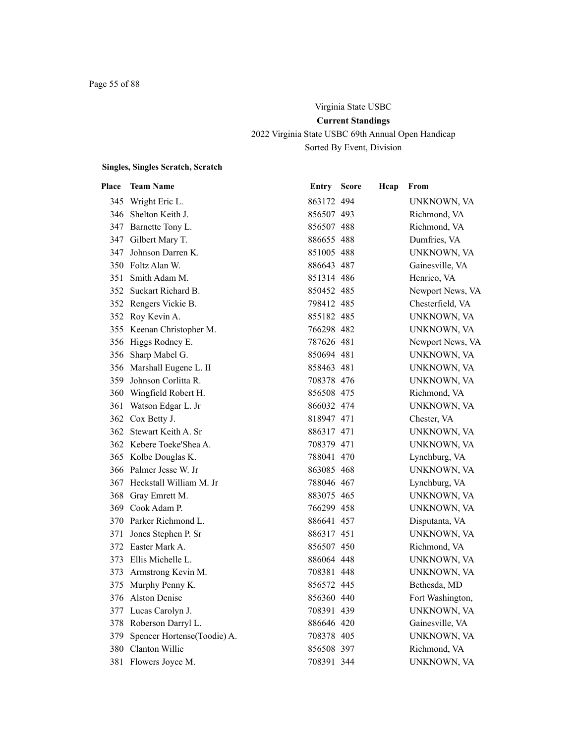Virginia State USBC

**Current Standings**

2022 Virginia State USBC 69th Annual Open Handicap

Sorted By Event, Division

**Singles, Singles Scratch, Scratch**

| Place | Team Name | Entry | Score | Hcap | From |
|---|---|---|---|---|---|
| 345 | Wright Eric L. | 863172 | 494 | | UNKNOWN, VA |
| 346 | Shelton Keith J. | 856507 | 493 | | Richmond, VA |
| 347 | Barnette Tony L. | 856507 | 488 | | Richmond, VA |
| 347 | Gilbert Mary T. | 886655 | 488 | | Dumfries, VA |
| 347 | Johnson Darren K. | 851005 | 488 | | UNKNOWN, VA |
| 350 | Foltz Alan W. | 886643 | 487 | | Gainesville, VA |
| 351 | Smith Adam M. | 851314 | 486 | | Henrico, VA |
| 352 | Suckart Richard B. | 850452 | 485 | | Newport News, VA |
| 352 | Rengers Vickie B. | 798412 | 485 | | Chesterfield, VA |
| 352 | Roy Kevin A. | 855182 | 485 | | UNKNOWN, VA |
| 355 | Keenan Christopher M. | 766298 | 482 | | UNKNOWN, VA |
| 356 | Higgs Rodney E. | 787626 | 481 | | Newport News, VA |
| 356 | Sharp Mabel G. | 850694 | 481 | | UNKNOWN, VA |
| 356 | Marshall Eugene L. II | 858463 | 481 | | UNKNOWN, VA |
| 359 | Johnson Corlitta R. | 708378 | 476 | | UNKNOWN, VA |
| 360 | Wingfield Robert H. | 856508 | 475 | | Richmond, VA |
| 361 | Watson Edgar L. Jr | 866032 | 474 | | UNKNOWN, VA |
| 362 | Cox Betty J. | 818947 | 471 | | Chester, VA |
| 362 | Stewart Keith A. Sr | 886317 | 471 | | UNKNOWN, VA |
| 362 | Kebere Toeke'Shea A. | 708379 | 471 | | UNKNOWN, VA |
| 365 | Kolbe Douglas K. | 788041 | 470 | | Lynchburg, VA |
| 366 | Palmer Jesse W. Jr | 863085 | 468 | | UNKNOWN, VA |
| 367 | Heckstall William M. Jr | 788046 | 467 | | Lynchburg, VA |
| 368 | Gray Emrett M. | 883075 | 465 | | UNKNOWN, VA |
| 369 | Cook Adam P. | 766299 | 458 | | UNKNOWN, VA |
| 370 | Parker Richmond L. | 886641 | 457 | | Disputanta, VA |
| 371 | Jones Stephen P. Sr | 886317 | 451 | | UNKNOWN, VA |
| 372 | Easter Mark A. | 856507 | 450 | | Richmond, VA |
| 373 | Ellis Michelle L. | 886064 | 448 | | UNKNOWN, VA |
| 373 | Armstrong Kevin M. | 708381 | 448 | | UNKNOWN, VA |
| 375 | Murphy Penny K. | 856572 | 445 | | Bethesda, MD |
| 376 | Alston Denise | 856360 | 440 | | Fort Washington, |
| 377 | Lucas Carolyn J. | 708391 | 439 | | UNKNOWN, VA |
| 378 | Roberson Darryl L. | 886646 | 420 | | Gainesville, VA |
| 379 | Spencer Hortense(Toodie) A. | 708378 | 405 | | UNKNOWN, VA |
| 380 | Clanton Willie | 856508 | 397 | | Richmond, VA |
| 381 | Flowers Joyce M. | 708391 | 344 | | UNKNOWN, VA |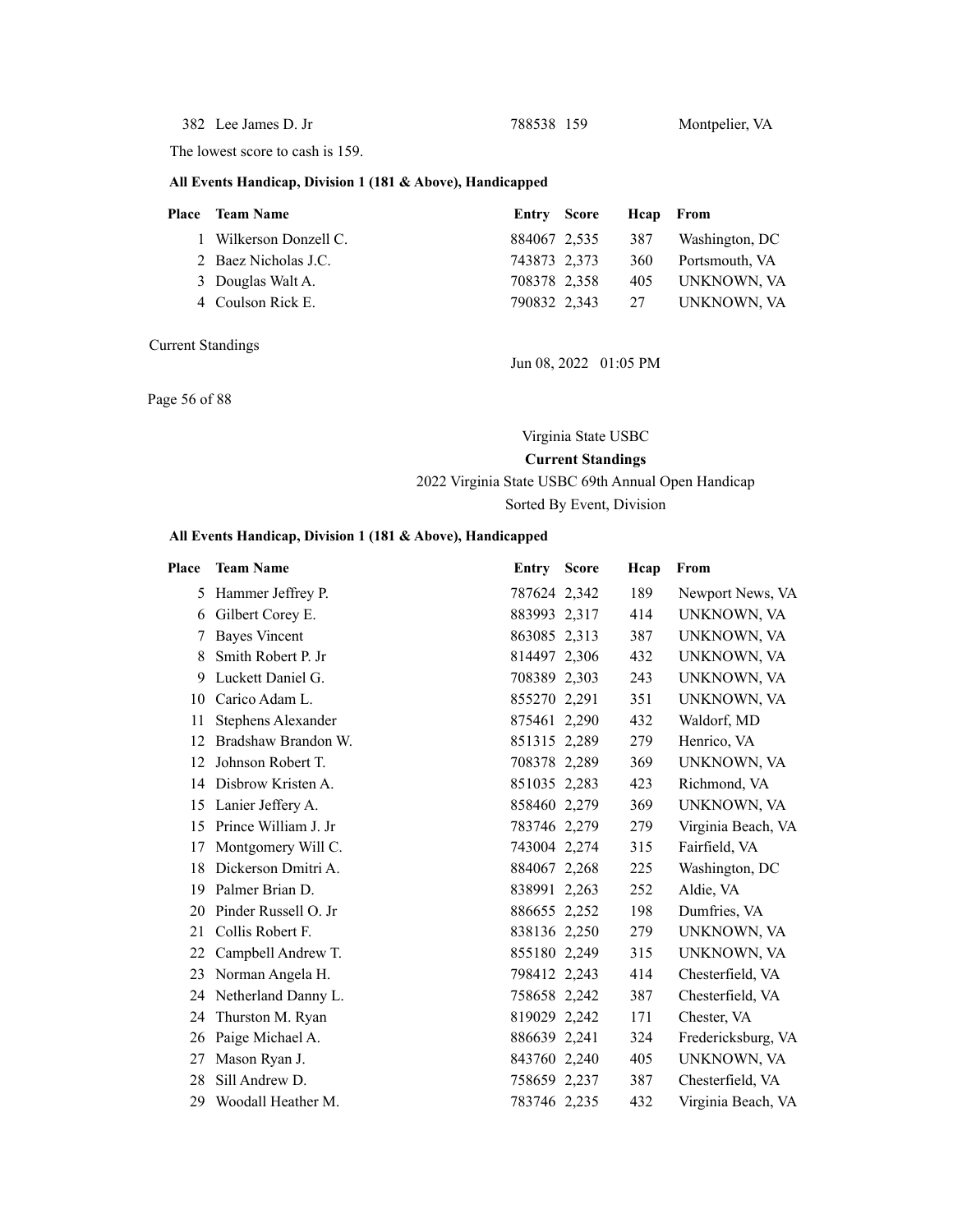| Place | Team Name | Entry | Score | Hcap | From |
|---|---|---|---|---|---|
| 382 | Lee James D. Jr | 788538 | 159 | | Montpelier, VA |

The lowest score to cash is 159.

### All Events Handicap, Division 1 (181 & Above), Handicapped

| Place | Team Name | Entry | Score | Hcap | From |
|---|---|---|---|---|---|
| 1 | Wilkerson Donzell C. | 884067 | 2,535 | 387 | Washington, DC |
| 2 | Baez Nicholas J.C. | 743873 | 2,373 | 360 | Portsmouth, VA |
| 3 | Douglas Walt A. | 708378 | 2,358 | 405 | UNKNOWN, VA |
| 4 | Coulson Rick E. | 790832 | 2,343 | 27 | UNKNOWN, VA |
| 5 | Hammer Jeffrey P. | 787624 | 2,342 | 189 | Newport News, VA |
| 6 | Gilbert Corey E. | 883993 | 2,317 | 414 | UNKNOWN, VA |
| 7 | Bayes Vincent | 863085 | 2,313 | 387 | UNKNOWN, VA |
| 8 | Smith Robert P. Jr | 814497 | 2,306 | 432 | UNKNOWN, VA |
| 9 | Luckett Daniel G. | 708389 | 2,303 | 243 | UNKNOWN, VA |
| 10 | Carico Adam L. | 855270 | 2,291 | 351 | UNKNOWN, VA |
| 11 | Stephens Alexander | 875461 | 2,290 | 432 | Waldorf, MD |
| 12 | Bradshaw Brandon W. | 851315 | 2,289 | 279 | Henrico, VA |
| 12 | Johnson Robert T. | 708378 | 2,289 | 369 | UNKNOWN, VA |
| 14 | Disbrow Kristen A. | 851035 | 2,283 | 423 | Richmond, VA |
| 15 | Lanier Jeffery A. | 858460 | 2,279 | 369 | UNKNOWN, VA |
| 15 | Prince William J. Jr | 783746 | 2,279 | 279 | Virginia Beach, VA |
| 17 | Montgomery Will C. | 743004 | 2,274 | 315 | Fairfield, VA |
| 18 | Dickerson Dmitri A. | 884067 | 2,268 | 225 | Washington, DC |
| 19 | Palmer Brian D. | 838991 | 2,263 | 252 | Aldie, VA |
| 20 | Pinder Russell O. Jr | 886655 | 2,252 | 198 | Dumfries, VA |
| 21 | Collis Robert F. | 838136 | 2,250 | 279 | UNKNOWN, VA |
| 22 | Campbell Andrew T. | 855180 | 2,249 | 315 | UNKNOWN, VA |
| 23 | Norman Angela H. | 798412 | 2,243 | 414 | Chesterfield, VA |
| 24 | Netherland Danny L. | 758658 | 2,242 | 387 | Chesterfield, VA |
| 24 | Thurston M. Ryan | 819029 | 2,242 | 171 | Chester, VA |
| 26 | Paige Michael A. | 886639 | 2,241 | 324 | Fredericksburg, VA |
| 27 | Mason Ryan J. | 843760 | 2,240 | 405 | UNKNOWN, VA |
| 28 | Sill Andrew D. | 758659 | 2,237 | 387 | Chesterfield, VA |
| 29 | Woodall Heather M. | 783746 | 2,235 | 432 | Virginia Beach, VA |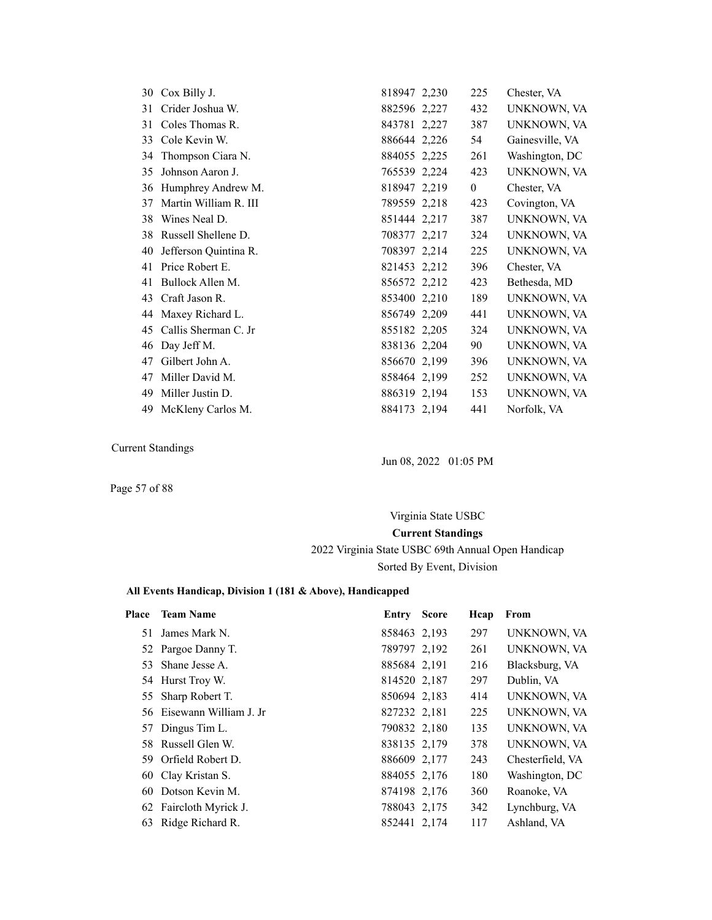| Place | Team Name | Entry | Score | Hcap | From |
|---|---|---|---|---|---|
| 30 | Cox Billy J. | 818947 | 2,230 | 225 | Chester, VA |
| 31 | Crider Joshua W. | 882596 | 2,227 | 432 | UNKNOWN, VA |
| 31 | Coles Thomas R. | 843781 | 2,227 | 387 | UNKNOWN, VA |
| 33 | Cole Kevin W. | 886644 | 2,226 | 54 | Gainesville, VA |
| 34 | Thompson Ciara N. | 884055 | 2,225 | 261 | Washington, DC |
| 35 | Johnson Aaron J. | 765539 | 2,224 | 423 | UNKNOWN, VA |
| 36 | Humphrey Andrew M. | 818947 | 2,219 | 0 | Chester, VA |
| 37 | Martin William R. III | 789559 | 2,218 | 423 | Covington, VA |
| 38 | Wines Neal D. | 851444 | 2,217 | 387 | UNKNOWN, VA |
| 38 | Russell Shellene D. | 708377 | 2,217 | 324 | UNKNOWN, VA |
| 40 | Jefferson Quintina R. | 708397 | 2,214 | 225 | UNKNOWN, VA |
| 41 | Price Robert E. | 821453 | 2,212 | 396 | Chester, VA |
| 41 | Bullock Allen M. | 856572 | 2,212 | 423 | Bethesda, MD |
| 43 | Craft Jason R. | 853400 | 2,210 | 189 | UNKNOWN, VA |
| 44 | Maxey Richard L. | 856749 | 2,209 | 441 | UNKNOWN, VA |
| 45 | Callis Sherman C. Jr | 855182 | 2,205 | 324 | UNKNOWN, VA |
| 46 | Day Jeff M. | 838136 | 2,204 | 90 | UNKNOWN, VA |
| 47 | Gilbert John A. | 856670 | 2,199 | 396 | UNKNOWN, VA |
| 47 | Miller David M. | 858464 | 2,199 | 252 | UNKNOWN, VA |
| 49 | Miller Justin D. | 886319 | 2,194 | 153 | UNKNOWN, VA |
| 49 | McKleny Carlos M. | 884173 | 2,194 | 441 | Norfolk, VA |

Current Standings

Jun 08, 2022 01:05 PM

Virginia State USBC

**Current Standings**

2022 Virginia State USBC 69th Annual Open Handicap

Sorted By Event, Division

**All Events Handicap, Division 1 (181 & Above), Handicapped**

| Place | Team Name | Entry | Score | Hcap | From |
|---|---|---|---|---|---|
| 51 | James Mark N. | 858463 | 2,193 | 297 | UNKNOWN, VA |
| 52 | Pargoe Danny T. | 789797 | 2,192 | 261 | UNKNOWN, VA |
| 53 | Shane Jesse A. | 885684 | 2,191 | 216 | Blacksburg, VA |
| 54 | Hurst Troy W. | 814520 | 2,187 | 297 | Dublin, VA |
| 55 | Sharp Robert T. | 850694 | 2,183 | 414 | UNKNOWN, VA |
| 56 | Eisewann William J. Jr | 827232 | 2,181 | 225 | UNKNOWN, VA |
| 57 | Dingus Tim L. | 790832 | 2,180 | 135 | UNKNOWN, VA |
| 58 | Russell Glen W. | 838135 | 2,179 | 378 | UNKNOWN, VA |
| 59 | Orfield Robert D. | 886609 | 2,177 | 243 | Chesterfield, VA |
| 60 | Clay Kristan S. | 884055 | 2,176 | 180 | Washington, DC |
| 60 | Dotson Kevin M. | 874198 | 2,176 | 360 | Roanoke, VA |
| 62 | Faircloth Myrick J. | 788043 | 2,175 | 342 | Lynchburg, VA |
| 63 | Ridge Richard R. | 852441 | 2,174 | 117 | Ashland, VA |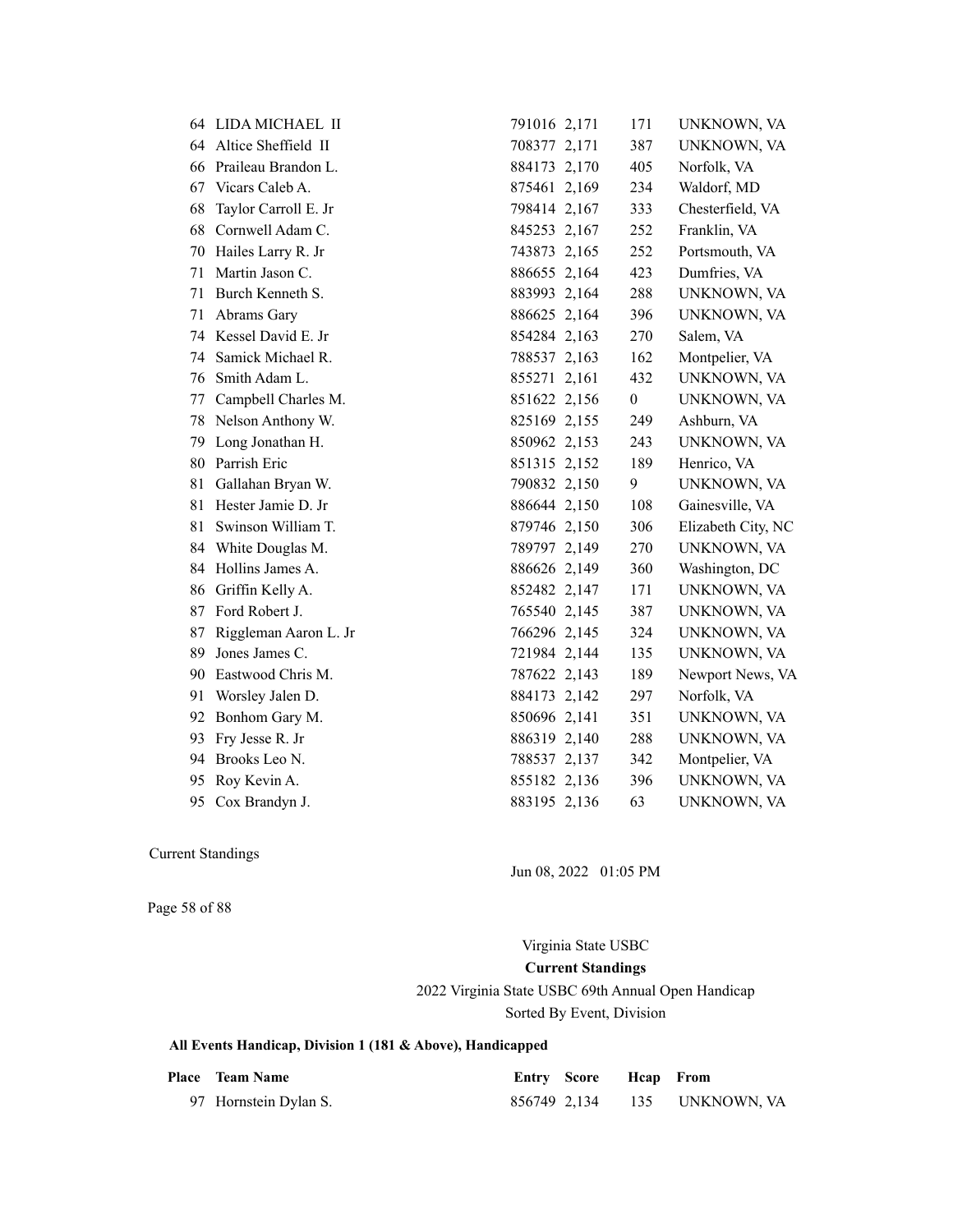| Place | Team Name | Entry | Score | Hcap | From |
|---|---|---|---|---|---|
| 64 | LIDA MICHAEL II | 791016 | 2,171 | 171 | UNKNOWN, VA |
| 64 | Altice Sheffield II | 708377 | 2,171 | 387 | UNKNOWN, VA |
| 66 | Praileau Brandon L. | 884173 | 2,170 | 405 | Norfolk, VA |
| 67 | Vicars Caleb A. | 875461 | 2,169 | 234 | Waldorf, MD |
| 68 | Taylor Carroll E. Jr | 798414 | 2,167 | 333 | Chesterfield, VA |
| 68 | Cornwell Adam C. | 845253 | 2,167 | 252 | Franklin, VA |
| 70 | Hailes Larry R. Jr | 743873 | 2,165 | 252 | Portsmouth, VA |
| 71 | Martin Jason C. | 886655 | 2,164 | 423 | Dumfries, VA |
| 71 | Burch Kenneth S. | 883993 | 2,164 | 288 | UNKNOWN, VA |
| 71 | Abrams Gary | 886625 | 2,164 | 396 | UNKNOWN, VA |
| 74 | Kessel David E. Jr | 854284 | 2,163 | 270 | Salem, VA |
| 74 | Samick Michael R. | 788537 | 2,163 | 162 | Montpelier, VA |
| 76 | Smith Adam L. | 855271 | 2,161 | 432 | UNKNOWN, VA |
| 77 | Campbell Charles M. | 851622 | 2,156 | 0 | UNKNOWN, VA |
| 78 | Nelson Anthony W. | 825169 | 2,155 | 249 | Ashburn, VA |
| 79 | Long Jonathan H. | 850962 | 2,153 | 243 | UNKNOWN, VA |
| 80 | Parrish Eric | 851315 | 2,152 | 189 | Henrico, VA |
| 81 | Gallahan Bryan W. | 790832 | 2,150 | 9 | UNKNOWN, VA |
| 81 | Hester Jamie D. Jr | 886644 | 2,150 | 108 | Gainesville, VA |
| 81 | Swinson William T. | 879746 | 2,150 | 306 | Elizabeth City, NC |
| 84 | White Douglas M. | 789797 | 2,149 | 270 | UNKNOWN, VA |
| 84 | Hollins James A. | 886626 | 2,149 | 360 | Washington, DC |
| 86 | Griffin Kelly A. | 852482 | 2,147 | 171 | UNKNOWN, VA |
| 87 | Ford Robert J. | 765540 | 2,145 | 387 | UNKNOWN, VA |
| 87 | Riggleman Aaron L. Jr | 766296 | 2,145 | 324 | UNKNOWN, VA |
| 89 | Jones James C. | 721984 | 2,144 | 135 | UNKNOWN, VA |
| 90 | Eastwood Chris M. | 787622 | 2,143 | 189 | Newport News, VA |
| 91 | Worsley Jalen D. | 884173 | 2,142 | 297 | Norfolk, VA |
| 92 | Bonhom Gary M. | 850696 | 2,141 | 351 | UNKNOWN, VA |
| 93 | Fry Jesse R. Jr | 886319 | 2,140 | 288 | UNKNOWN, VA |
| 94 | Brooks Leo N. | 788537 | 2,137 | 342 | Montpelier, VA |
| 95 | Roy Kevin A. | 855182 | 2,136 | 396 | UNKNOWN, VA |
| 95 | Cox Brandyn J. | 883195 | 2,136 | 63 | UNKNOWN, VA |

Current Standings

Jun 08, 2022 01:05 PM

Virginia State USBC

**Current Standings**

2022 Virginia State USBC 69th Annual Open Handicap

Sorted By Event, Division

**All Events Handicap, Division 1 (181 & Above), Handicapped**

| Place | Team Name | Entry | Score | Hcap | From |
|---|---|---|---|---|---|
| 97 | Hornstein Dylan S. | 856749 | 2,134 | 135 | UNKNOWN, VA |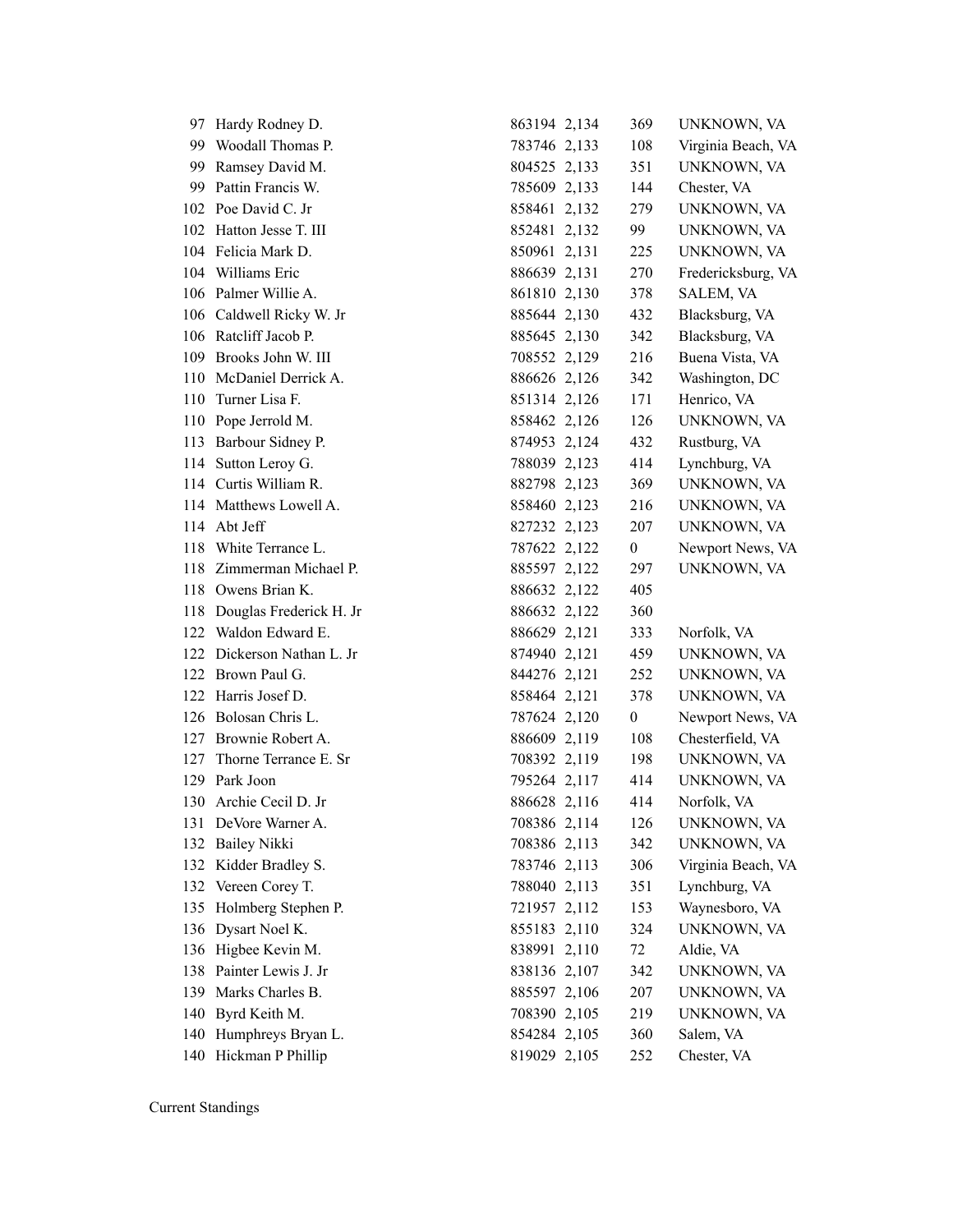| | | | | | |
|---|---|---|---|---|---|
| 97 | Hardy Rodney D. | 863194 | 2,134 | 369 | UNKNOWN, VA |
| 99 | Woodall Thomas P. | 783746 | 2,133 | 108 | Virginia Beach, VA |
| 99 | Ramsey David M. | 804525 | 2,133 | 351 | UNKNOWN, VA |
| 99 | Pattin Francis W. | 785609 | 2,133 | 144 | Chester, VA |
| 102 | Poe David C. Jr | 858461 | 2,132 | 279 | UNKNOWN, VA |
| 102 | Hatton Jesse T. III | 852481 | 2,132 | 99 | UNKNOWN, VA |
| 104 | Felicia Mark D. | 850961 | 2,131 | 225 | UNKNOWN, VA |
| 104 | Williams Eric | 886639 | 2,131 | 270 | Fredericksburg, VA |
| 106 | Palmer Willie A. | 861810 | 2,130 | 378 | SALEM, VA |
| 106 | Caldwell Ricky W. Jr | 885644 | 2,130 | 432 | Blacksburg, VA |
| 106 | Ratcliff Jacob P. | 885645 | 2,130 | 342 | Blacksburg, VA |
| 109 | Brooks John W. III | 708552 | 2,129 | 216 | Buena Vista, VA |
| 110 | McDaniel Derrick A. | 886626 | 2,126 | 342 | Washington, DC |
| 110 | Turner Lisa F. | 851314 | 2,126 | 171 | Henrico, VA |
| 110 | Pope Jerrold M. | 858462 | 2,126 | 126 | UNKNOWN, VA |
| 113 | Barbour Sidney P. | 874953 | 2,124 | 432 | Rustburg, VA |
| 114 | Sutton Leroy G. | 788039 | 2,123 | 414 | Lynchburg, VA |
| 114 | Curtis William R. | 882798 | 2,123 | 369 | UNKNOWN, VA |
| 114 | Matthews Lowell A. | 858460 | 2,123 | 216 | UNKNOWN, VA |
| 114 | Abt Jeff | 827232 | 2,123 | 207 | UNKNOWN, VA |
| 118 | White Terrance L. | 787622 | 2,122 | 0 | Newport News, VA |
| 118 | Zimmerman Michael P. | 885597 | 2,122 | 297 | UNKNOWN, VA |
| 118 | Owens Brian K. | 886632 | 2,122 | 405 | |
| 118 | Douglas Frederick H. Jr | 886632 | 2,122 | 360 | |
| 122 | Waldon Edward E. | 886629 | 2,121 | 333 | Norfolk, VA |
| 122 | Dickerson Nathan L. Jr | 874940 | 2,121 | 459 | UNKNOWN, VA |
| 122 | Brown Paul G. | 844276 | 2,121 | 252 | UNKNOWN, VA |
| 122 | Harris Josef D. | 858464 | 2,121 | 378 | UNKNOWN, VA |
| 126 | Bolosan Chris L. | 787624 | 2,120 | 0 | Newport News, VA |
| 127 | Brownie Robert A. | 886609 | 2,119 | 108 | Chesterfield, VA |
| 127 | Thorne Terrance E. Sr | 708392 | 2,119 | 198 | UNKNOWN, VA |
| 129 | Park Joon | 795264 | 2,117 | 414 | UNKNOWN, VA |
| 130 | Archie Cecil D. Jr | 886628 | 2,116 | 414 | Norfolk, VA |
| 131 | DeVore Warner A. | 708386 | 2,114 | 126 | UNKNOWN, VA |
| 132 | Bailey Nikki | 708386 | 2,113 | 342 | UNKNOWN, VA |
| 132 | Kidder Bradley S. | 783746 | 2,113 | 306 | Virginia Beach, VA |
| 132 | Vereen Corey T. | 788040 | 2,113 | 351 | Lynchburg, VA |
| 135 | Holmberg Stephen P. | 721957 | 2,112 | 153 | Waynesboro, VA |
| 136 | Dysart Noel K. | 855183 | 2,110 | 324 | UNKNOWN, VA |
| 136 | Higbee Kevin M. | 838991 | 2,110 | 72 | Aldie, VA |
| 138 | Painter Lewis J. Jr | 838136 | 2,107 | 342 | UNKNOWN, VA |
| 139 | Marks Charles B. | 885597 | 2,106 | 207 | UNKNOWN, VA |
| 140 | Byrd Keith M. | 708390 | 2,105 | 219 | UNKNOWN, VA |
| 140 | Humphreys Bryan L. | 854284 | 2,105 | 360 | Salem, VA |
| 140 | Hickman P Phillip | 819029 | 2,105 | 252 | Chester, VA |

Current Standings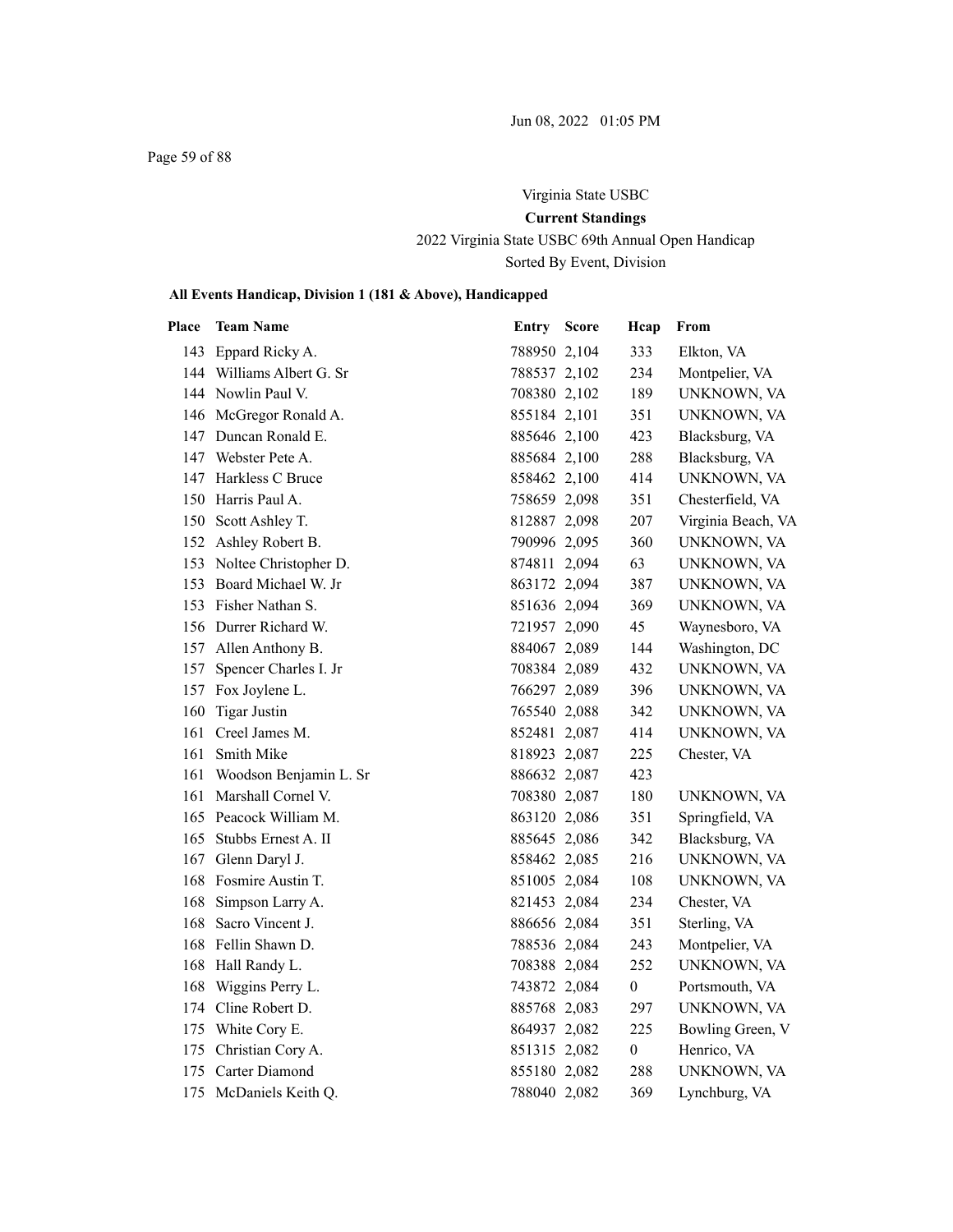Virginia State USBC

**Current Standings**

2022 Virginia State USBC 69th Annual Open Handicap

Sorted By Event, Division

**All Events Handicap, Division 1 (181 & Above), Handicapped**

| Place | Team Name | Entry | Score | Hcap | From |
|---|---|---|---|---|---|
| 143 | Eppard Ricky A. | 788950 | 2,104 | 333 | Elkton, VA |
| 144 | Williams Albert G. Sr | 788537 | 2,102 | 234 | Montpelier, VA |
| 144 | Nowlin Paul V. | 708380 | 2,102 | 189 | UNKNOWN, VA |
| 146 | McGregor Ronald A. | 855184 | 2,101 | 351 | UNKNOWN, VA |
| 147 | Duncan Ronald E. | 885646 | 2,100 | 423 | Blacksburg, VA |
| 147 | Webster Pete A. | 885684 | 2,100 | 288 | Blacksburg, VA |
| 147 | Harkless C Bruce | 858462 | 2,100 | 414 | UNKNOWN, VA |
| 150 | Harris Paul A. | 758659 | 2,098 | 351 | Chesterfield, VA |
| 150 | Scott Ashley T. | 812887 | 2,098 | 207 | Virginia Beach, VA |
| 152 | Ashley Robert B. | 790996 | 2,095 | 360 | UNKNOWN, VA |
| 153 | Noltee Christopher D. | 874811 | 2,094 | 63 | UNKNOWN, VA |
| 153 | Board Michael W. Jr | 863172 | 2,094 | 387 | UNKNOWN, VA |
| 153 | Fisher Nathan S. | 851636 | 2,094 | 369 | UNKNOWN, VA |
| 156 | Durrer Richard W. | 721957 | 2,090 | 45 | Waynesboro, VA |
| 157 | Allen Anthony B. | 884067 | 2,089 | 144 | Washington, DC |
| 157 | Spencer Charles I. Jr | 708384 | 2,089 | 432 | UNKNOWN, VA |
| 157 | Fox Joylene L. | 766297 | 2,089 | 396 | UNKNOWN, VA |
| 160 | Tigar Justin | 765540 | 2,088 | 342 | UNKNOWN, VA |
| 161 | Creel James M. | 852481 | 2,087 | 414 | UNKNOWN, VA |
| 161 | Smith Mike | 818923 | 2,087 | 225 | Chester, VA |
| 161 | Woodson Benjamin L. Sr | 886632 | 2,087 | 423 | |
| 161 | Marshall Cornel V. | 708380 | 2,087 | 180 | UNKNOWN, VA |
| 165 | Peacock William M. | 863120 | 2,086 | 351 | Springfield, VA |
| 165 | Stubbs Ernest A. II | 885645 | 2,086 | 342 | Blacksburg, VA |
| 167 | Glenn Daryl J. | 858462 | 2,085 | 216 | UNKNOWN, VA |
| 168 | Fosmire Austin T. | 851005 | 2,084 | 108 | UNKNOWN, VA |
| 168 | Simpson Larry A. | 821453 | 2,084 | 234 | Chester, VA |
| 168 | Sacro Vincent J. | 886656 | 2,084 | 351 | Sterling, VA |
| 168 | Fellin Shawn D. | 788536 | 2,084 | 243 | Montpelier, VA |
| 168 | Hall Randy L. | 708388 | 2,084 | 252 | UNKNOWN, VA |
| 168 | Wiggins Perry L. | 743872 | 2,084 | 0 | Portsmouth, VA |
| 174 | Cline Robert D. | 885768 | 2,083 | 297 | UNKNOWN, VA |
| 175 | White Cory E. | 864937 | 2,082 | 225 | Bowling Green, V |
| 175 | Christian Cory A. | 851315 | 2,082 | 0 | Henrico, VA |
| 175 | Carter Diamond | 855180 | 2,082 | 288 | UNKNOWN, VA |
| 175 | McDaniels Keith Q. | 788040 | 2,082 | 369 | Lynchburg, VA |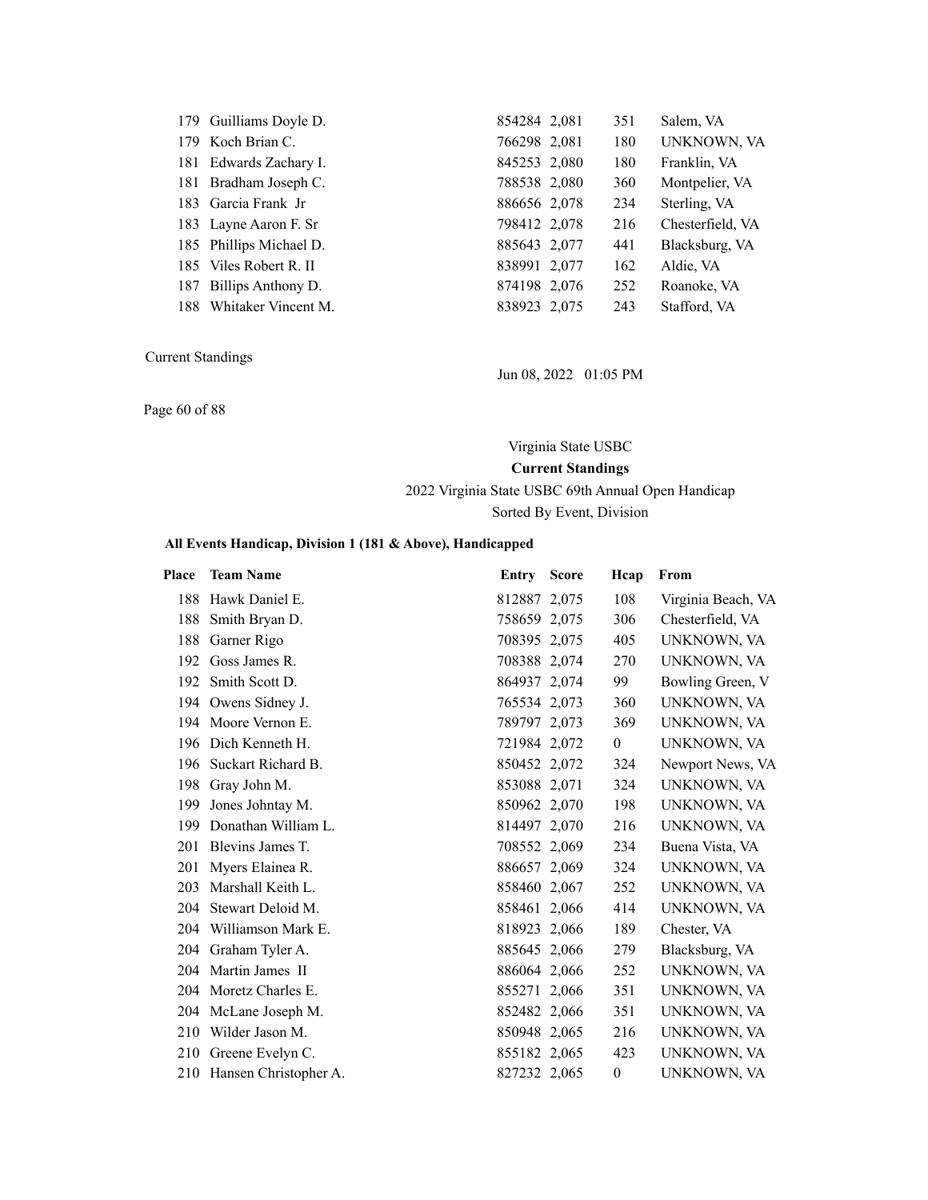| Place | Team Name | Entry | Score | Hcap | From |
|---|---|---|---|---|---|
| 179 | Guilliams Doyle D. | 854284 | 2,081 | 351 | Salem, VA |
| 179 | Koch Brian C. | 766298 | 2,081 | 180 | UNKNOWN, VA |
| 181 | Edwards Zachary I. | 845253 | 2,080 | 180 | Franklin, VA |
| 181 | Bradham Joseph C. | 788538 | 2,080 | 360 | Montpelier, VA |
| 183 | Garcia Frank Jr | 886656 | 2,078 | 234 | Sterling, VA |
| 183 | Layne Aaron F. Sr | 798412 | 2,078 | 216 | Chesterfield, VA |
| 185 | Phillips Michael D. | 885643 | 2,077 | 441 | Blacksburg, VA |
| 185 | Viles Robert R. II | 838991 | 2,077 | 162 | Aldie, VA |
| 187 | Billips Anthony D. | 874198 | 2,076 | 252 | Roanoke, VA |
| 188 | Whitaker Vincent M. | 838923 | 2,075 | 243 | Stafford, VA |

Current Standings

Jun 08, 2022 01:05 PM

Virginia State USBC

**Current Standings**

2022 Virginia State USBC 69th Annual Open Handicap

Sorted By Event, Division

**All Events Handicap, Division 1 (181 & Above), Handicapped**

| Place | Team Name | Entry | Score | Hcap | From |
|---|---|---|---|---|---|
| 188 | Hawk Daniel E. | 812887 | 2,075 | 108 | Virginia Beach, VA |
| 188 | Smith Bryan D. | 758659 | 2,075 | 306 | Chesterfield, VA |
| 188 | Garner Rigo | 708395 | 2,075 | 405 | UNKNOWN, VA |
| 192 | Goss James R. | 708388 | 2,074 | 270 | UNKNOWN, VA |
| 192 | Smith Scott D. | 864937 | 2,074 | 99 | Bowling Green, V |
| 194 | Owens Sidney J. | 765534 | 2,073 | 360 | UNKNOWN, VA |
| 194 | Moore Vernon E. | 789797 | 2,073 | 369 | UNKNOWN, VA |
| 196 | Dich Kenneth H. | 721984 | 2,072 | 0 | UNKNOWN, VA |
| 196 | Suckart Richard B. | 850452 | 2,072 | 324 | Newport News, VA |
| 198 | Gray John M. | 853088 | 2,071 | 324 | UNKNOWN, VA |
| 199 | Jones Johntay M. | 850962 | 2,070 | 198 | UNKNOWN, VA |
| 199 | Donathan William L. | 814497 | 2,070 | 216 | UNKNOWN, VA |
| 201 | Blevins James T. | 708552 | 2,069 | 234 | Buena Vista, VA |
| 201 | Myers Elainea R. | 886657 | 2,069 | 324 | UNKNOWN, VA |
| 203 | Marshall Keith L. | 858460 | 2,067 | 252 | UNKNOWN, VA |
| 204 | Stewart Deloid M. | 858461 | 2,066 | 414 | UNKNOWN, VA |
| 204 | Williamson Mark E. | 818923 | 2,066 | 189 | Chester, VA |
| 204 | Graham Tyler A. | 885645 | 2,066 | 279 | Blacksburg, VA |
| 204 | Martin James II | 886064 | 2,066 | 252 | UNKNOWN, VA |
| 204 | Moretz Charles E. | 855271 | 2,066 | 351 | UNKNOWN, VA |
| 204 | McLane Joseph M. | 852482 | 2,066 | 351 | UNKNOWN, VA |
| 210 | Wilder Jason M. | 850948 | 2,065 | 216 | UNKNOWN, VA |
| 210 | Greene Evelyn C. | 855182 | 2,065 | 423 | UNKNOWN, VA |
| 210 | Hansen Christopher A. | 827232 | 2,065 | 0 | UNKNOWN, VA |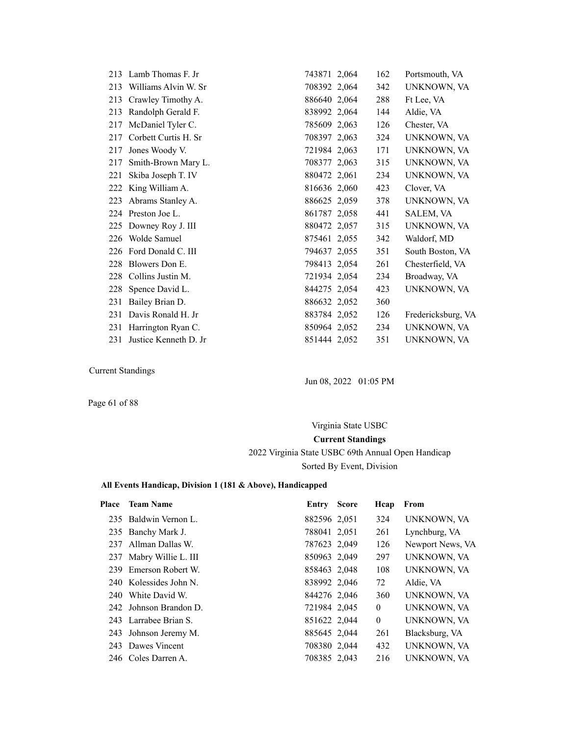| Place | Team Name | Entry | Score | Hcap | From |
|---|---|---|---|---|---|
| 213 | Lamb Thomas F. Jr | 743871 | 2,064 | 162 | Portsmouth, VA |
| 213 | Williams Alvin W. Sr | 708392 | 2,064 | 342 | UNKNOWN, VA |
| 213 | Crawley Timothy A. | 886640 | 2,064 | 288 | Ft Lee, VA |
| 213 | Randolph Gerald F. | 838992 | 2,064 | 144 | Aldie, VA |
| 217 | McDaniel Tyler C. | 785609 | 2,063 | 126 | Chester, VA |
| 217 | Corbett Curtis H. Sr | 708397 | 2,063 | 324 | UNKNOWN, VA |
| 217 | Jones Woody V. | 721984 | 2,063 | 171 | UNKNOWN, VA |
| 217 | Smith-Brown Mary L. | 708377 | 2,063 | 315 | UNKNOWN, VA |
| 221 | Skiba Joseph T. IV | 880472 | 2,061 | 234 | UNKNOWN, VA |
| 222 | King William A. | 816636 | 2,060 | 423 | Clover, VA |
| 223 | Abrams Stanley A. | 886625 | 2,059 | 378 | UNKNOWN, VA |
| 224 | Preston Joe L. | 861787 | 2,058 | 441 | SALEM, VA |
| 225 | Downey Roy J. III | 880472 | 2,057 | 315 | UNKNOWN, VA |
| 226 | Wolde Samuel | 875461 | 2,055 | 342 | Waldorf, MD |
| 226 | Ford Donald C. III | 794637 | 2,055 | 351 | South Boston, VA |
| 228 | Blowers Don E. | 798413 | 2,054 | 261 | Chesterfield, VA |
| 228 | Collins Justin M. | 721934 | 2,054 | 234 | Broadway, VA |
| 228 | Spence David L. | 844275 | 2,054 | 423 | UNKNOWN, VA |
| 231 | Bailey Brian D. | 886632 | 2,052 | 360 | |
| 231 | Davis Ronald H. Jr | 883784 | 2,052 | 126 | Fredericksburg, VA |
| 231 | Harrington Ryan C. | 850964 | 2,052 | 234 | UNKNOWN, VA |
| 231 | Justice Kenneth D. Jr | 851444 | 2,052 | 351 | UNKNOWN, VA |

Current Standings

Jun 08, 2022 01:05 PM

Virginia State USBC

**Current Standings**

2022 Virginia State USBC 69th Annual Open Handicap

Sorted By Event, Division

**All Events Handicap, Division 1 (181 & Above), Handicapped**

| Place | Team Name | Entry | Score | Hcap | From |
|---|---|---|---|---|---|
| 235 | Baldwin Vernon L. | 882596 | 2,051 | 324 | UNKNOWN, VA |
| 235 | Banchy Mark J. | 788041 | 2,051 | 261 | Lynchburg, VA |
| 237 | Allman Dallas W. | 787623 | 2,049 | 126 | Newport News, VA |
| 237 | Mabry Willie L. III | 850963 | 2,049 | 297 | UNKNOWN, VA |
| 239 | Emerson Robert W. | 858463 | 2,048 | 108 | UNKNOWN, VA |
| 240 | Kolessides John N. | 838992 | 2,046 | 72 | Aldie, VA |
| 240 | White David W. | 844276 | 2,046 | 360 | UNKNOWN, VA |
| 242 | Johnson Brandon D. | 721984 | 2,045 | 0 | UNKNOWN, VA |
| 243 | Larrabee Brian S. | 851622 | 2,044 | 0 | UNKNOWN, VA |
| 243 | Johnson Jeremy M. | 885645 | 2,044 | 261 | Blacksburg, VA |
| 243 | Dawes Vincent | 708380 | 2,044 | 432 | UNKNOWN, VA |
| 246 | Coles Darren A. | 708385 | 2,043 | 216 | UNKNOWN, VA |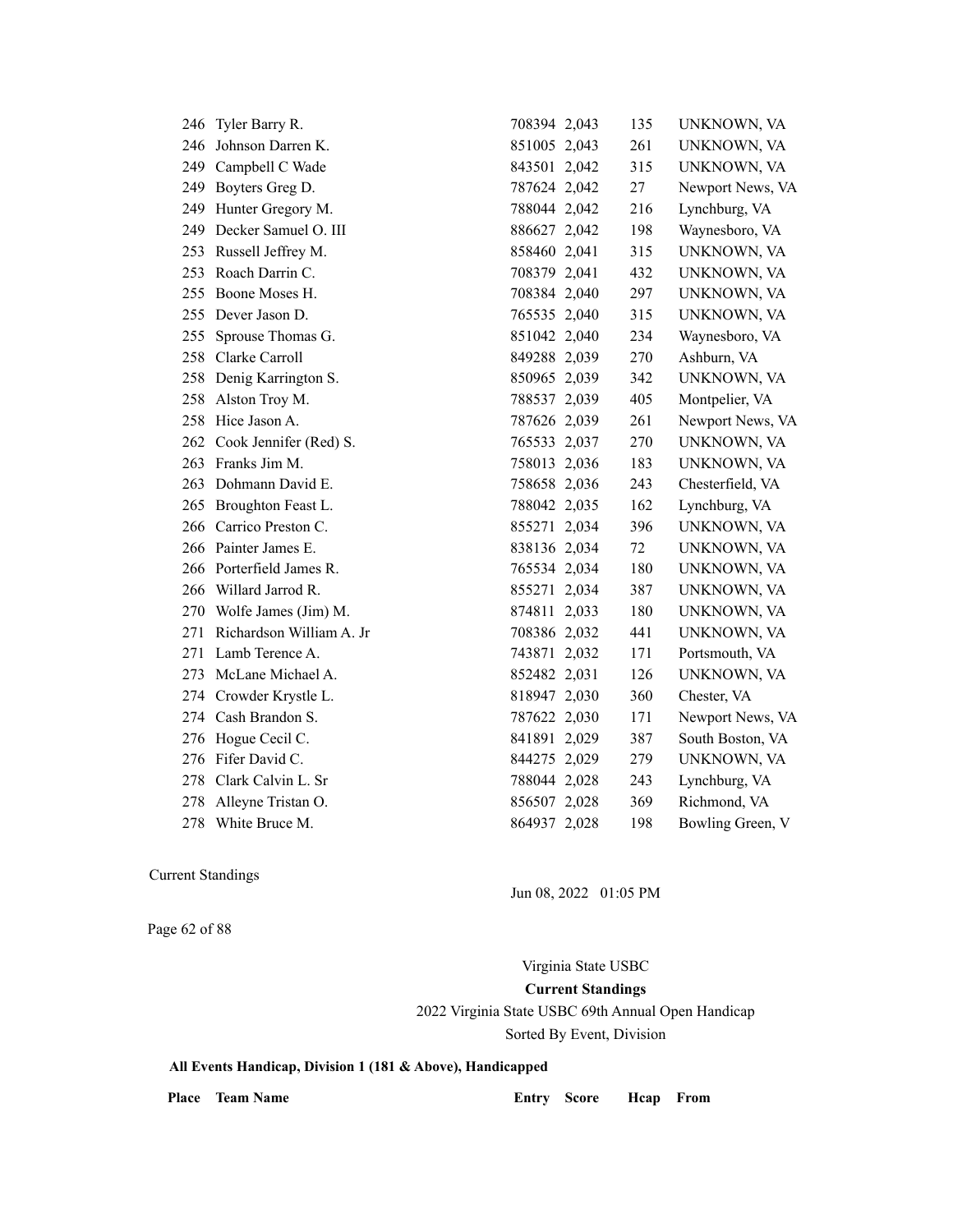| Place | Team Name | Entry | Score | Hcap | From |
|---|---|---|---|---|---|
| 246 | Tyler Barry R. | 708394 | 2,043 | 135 | UNKNOWN, VA |
| 246 | Johnson Darren K. | 851005 | 2,043 | 261 | UNKNOWN, VA |
| 249 | Campbell C Wade | 843501 | 2,042 | 315 | UNKNOWN, VA |
| 249 | Boyters Greg D. | 787624 | 2,042 | 27 | Newport News, VA |
| 249 | Hunter Gregory M. | 788044 | 2,042 | 216 | Lynchburg, VA |
| 249 | Decker Samuel O. III | 886627 | 2,042 | 198 | Waynesboro, VA |
| 253 | Russell Jeffrey M. | 858460 | 2,041 | 315 | UNKNOWN, VA |
| 253 | Roach Darrin C. | 708379 | 2,041 | 432 | UNKNOWN, VA |
| 255 | Boone Moses H. | 708384 | 2,040 | 297 | UNKNOWN, VA |
| 255 | Dever Jason D. | 765535 | 2,040 | 315 | UNKNOWN, VA |
| 255 | Sprouse Thomas G. | 851042 | 2,040 | 234 | Waynesboro, VA |
| 258 | Clarke Carroll | 849288 | 2,039 | 270 | Ashburn, VA |
| 258 | Denig Karrington S. | 850965 | 2,039 | 342 | UNKNOWN, VA |
| 258 | Alston Troy M. | 788537 | 2,039 | 405 | Montpelier, VA |
| 258 | Hice Jason A. | 787626 | 2,039 | 261 | Newport News, VA |
| 262 | Cook Jennifer (Red) S. | 765533 | 2,037 | 270 | UNKNOWN, VA |
| 263 | Franks Jim M. | 758013 | 2,036 | 183 | UNKNOWN, VA |
| 263 | Dohmann David E. | 758658 | 2,036 | 243 | Chesterfield, VA |
| 265 | Broughton Feast L. | 788042 | 2,035 | 162 | Lynchburg, VA |
| 266 | Carrico Preston C. | 855271 | 2,034 | 396 | UNKNOWN, VA |
| 266 | Painter James E. | 838136 | 2,034 | 72 | UNKNOWN, VA |
| 266 | Porterfield James R. | 765534 | 2,034 | 180 | UNKNOWN, VA |
| 266 | Willard Jarrod R. | 855271 | 2,034 | 387 | UNKNOWN, VA |
| 270 | Wolfe James (Jim) M. | 874811 | 2,033 | 180 | UNKNOWN, VA |
| 271 | Richardson William A. Jr | 708386 | 2,032 | 441 | UNKNOWN, VA |
| 271 | Lamb Terence A. | 743871 | 2,032 | 171 | Portsmouth, VA |
| 273 | McLane Michael A. | 852482 | 2,031 | 126 | UNKNOWN, VA |
| 274 | Crowder Krystle L. | 818947 | 2,030 | 360 | Chester, VA |
| 274 | Cash Brandon S. | 787622 | 2,030 | 171 | Newport News, VA |
| 276 | Hogue Cecil C. | 841891 | 2,029 | 387 | South Boston, VA |
| 276 | Fifer David C. | 844275 | 2,029 | 279 | UNKNOWN, VA |
| 278 | Clark Calvin L. Sr | 788044 | 2,028 | 243 | Lynchburg, VA |
| 278 | Alleyne Tristan O. | 856507 | 2,028 | 369 | Richmond, VA |
| 278 | White Bruce M. | 864937 | 2,028 | 198 | Bowling Green, V |

Current Standings

Jun 08, 2022 01:05 PM

Virginia State USBC

**Current Standings**

2022 Virginia State USBC 69th Annual Open Handicap

Sorted By Event, Division

**All Events Handicap, Division 1 (181 & Above), Handicapped**

| Place | Team Name | Entry | Score | Hcap | From |
|---|---|---|---|---|---|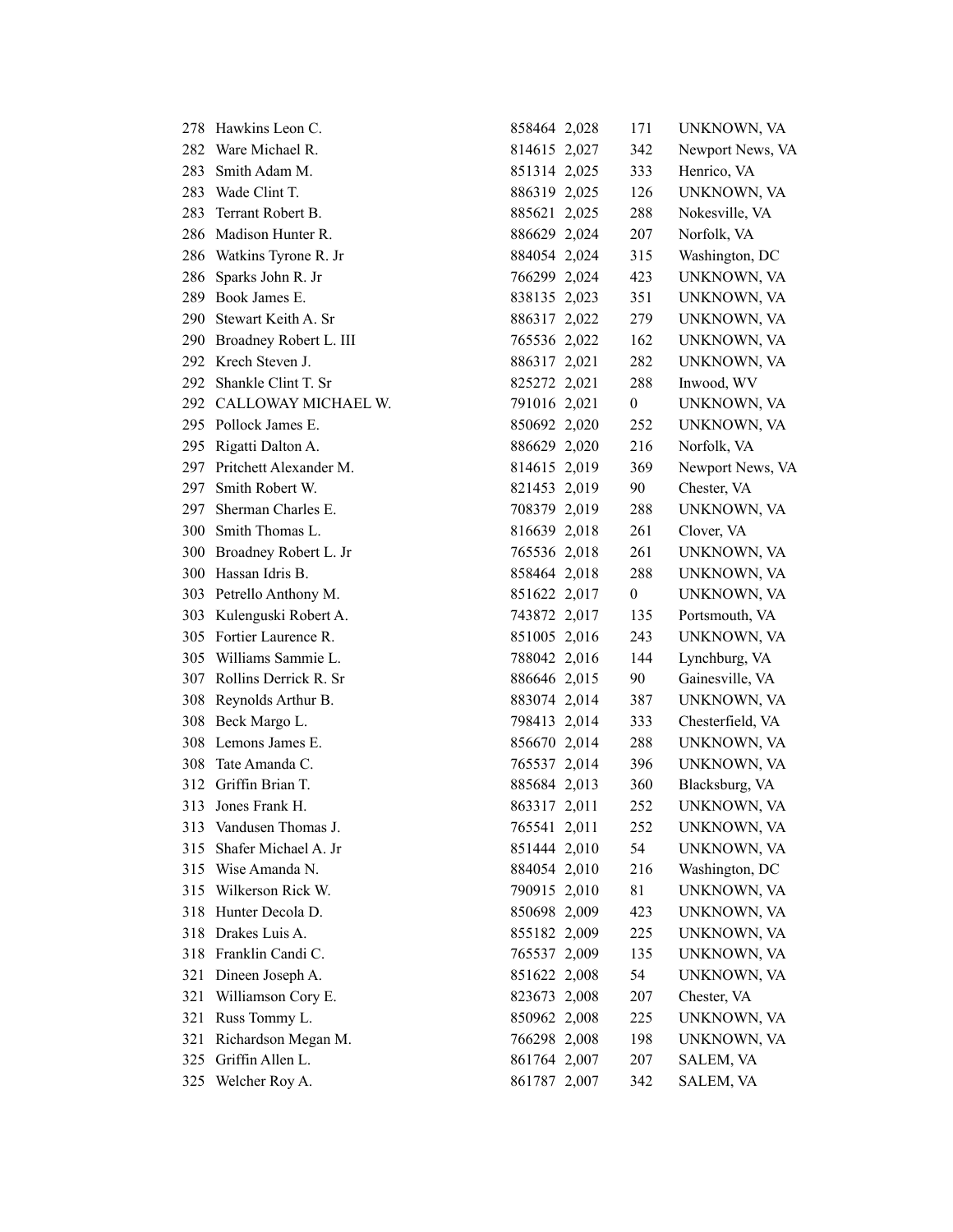| | | | | | |
|---|---|---|---|---|---|
| 278 | Hawkins Leon C. | 858464 | 2,028 | 171 | UNKNOWN, VA |
| 282 | Ware Michael R. | 814615 | 2,027 | 342 | Newport News, VA |
| 283 | Smith Adam M. | 851314 | 2,025 | 333 | Henrico, VA |
| 283 | Wade Clint T. | 886319 | 2,025 | 126 | UNKNOWN, VA |
| 283 | Terrant Robert B. | 885621 | 2,025 | 288 | Nokesville, VA |
| 286 | Madison Hunter R. | 886629 | 2,024 | 207 | Norfolk, VA |
| 286 | Watkins Tyrone R. Jr | 884054 | 2,024 | 315 | Washington, DC |
| 286 | Sparks John R. Jr | 766299 | 2,024 | 423 | UNKNOWN, VA |
| 289 | Book James E. | 838135 | 2,023 | 351 | UNKNOWN, VA |
| 290 | Stewart Keith A. Sr | 886317 | 2,022 | 279 | UNKNOWN, VA |
| 290 | Broadney Robert L. III | 765536 | 2,022 | 162 | UNKNOWN, VA |
| 292 | Krech Steven J. | 886317 | 2,021 | 282 | UNKNOWN, VA |
| 292 | Shankle Clint T. Sr | 825272 | 2,021 | 288 | Inwood, WV |
| 292 | CALLOWAY MICHAEL W. | 791016 | 2,021 | 0 | UNKNOWN, VA |
| 295 | Pollock James E. | 850692 | 2,020 | 252 | UNKNOWN, VA |
| 295 | Rigatti Dalton A. | 886629 | 2,020 | 216 | Norfolk, VA |
| 297 | Pritchett Alexander M. | 814615 | 2,019 | 369 | Newport News, VA |
| 297 | Smith Robert W. | 821453 | 2,019 | 90 | Chester, VA |
| 297 | Sherman Charles E. | 708379 | 2,019 | 288 | UNKNOWN, VA |
| 300 | Smith Thomas L. | 816639 | 2,018 | 261 | Clover, VA |
| 300 | Broadney Robert L. Jr | 765536 | 2,018 | 261 | UNKNOWN, VA |
| 300 | Hassan Idris B. | 858464 | 2,018 | 288 | UNKNOWN, VA |
| 303 | Petrello Anthony M. | 851622 | 2,017 | 0 | UNKNOWN, VA |
| 303 | Kulenguski Robert A. | 743872 | 2,017 | 135 | Portsmouth, VA |
| 305 | Fortier Laurence R. | 851005 | 2,016 | 243 | UNKNOWN, VA |
| 305 | Williams Sammie L. | 788042 | 2,016 | 144 | Lynchburg, VA |
| 307 | Rollins Derrick R. Sr | 886646 | 2,015 | 90 | Gainesville, VA |
| 308 | Reynolds Arthur B. | 883074 | 2,014 | 387 | UNKNOWN, VA |
| 308 | Beck Margo L. | 798413 | 2,014 | 333 | Chesterfield, VA |
| 308 | Lemons James E. | 856670 | 2,014 | 288 | UNKNOWN, VA |
| 308 | Tate Amanda C. | 765537 | 2,014 | 396 | UNKNOWN, VA |
| 312 | Griffin Brian T. | 885684 | 2,013 | 360 | Blacksburg, VA |
| 313 | Jones Frank H. | 863317 | 2,011 | 252 | UNKNOWN, VA |
| 313 | Vandusen Thomas J. | 765541 | 2,011 | 252 | UNKNOWN, VA |
| 315 | Shafer Michael A. Jr | 851444 | 2,010 | 54 | UNKNOWN, VA |
| 315 | Wise Amanda N. | 884054 | 2,010 | 216 | Washington, DC |
| 315 | Wilkerson Rick W. | 790915 | 2,010 | 81 | UNKNOWN, VA |
| 318 | Hunter Decola D. | 850698 | 2,009 | 423 | UNKNOWN, VA |
| 318 | Drakes Luis A. | 855182 | 2,009 | 225 | UNKNOWN, VA |
| 318 | Franklin Candi C. | 765537 | 2,009 | 135 | UNKNOWN, VA |
| 321 | Dineen Joseph A. | 851622 | 2,008 | 54 | UNKNOWN, VA |
| 321 | Williamson Cory E. | 823673 | 2,008 | 207 | Chester, VA |
| 321 | Russ Tommy L. | 850962 | 2,008 | 225 | UNKNOWN, VA |
| 321 | Richardson Megan M. | 766298 | 2,008 | 198 | UNKNOWN, VA |
| 325 | Griffin Allen L. | 861764 | 2,007 | 207 | SALEM, VA |
| 325 | Welcher Roy A. | 861787 | 2,007 | 342 | SALEM, VA |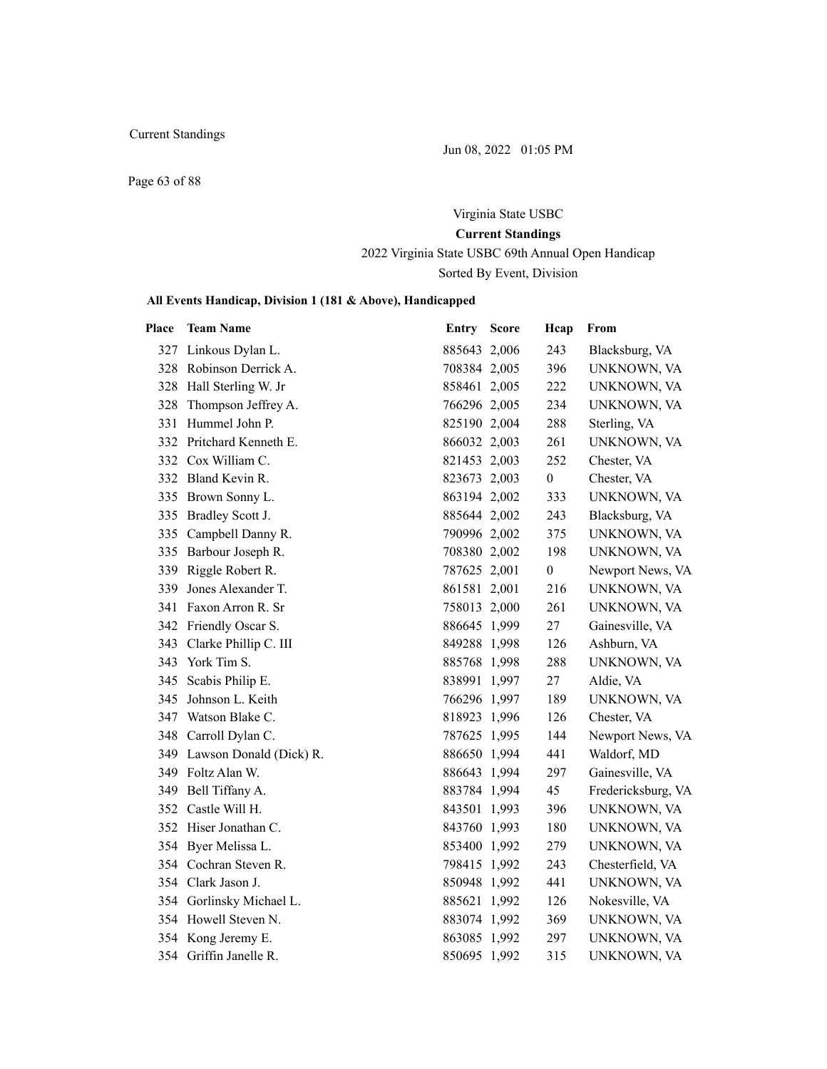Virginia State USBC

**Current Standings**

2022 Virginia State USBC 69th Annual Open Handicap

Sorted By Event, Division

**All Events Handicap, Division 1 (181 & Above), Handicapped**

| Place | Team Name | Entry | Score | Hcap | From |
|---|---|---|---|---|---|
| 327 | Linkous Dylan L. | 885643 | 2,006 | 243 | Blacksburg, VA |
| 328 | Robinson Derrick A. | 708384 | 2,005 | 396 | UNKNOWN, VA |
| 328 | Hall Sterling W. Jr | 858461 | 2,005 | 222 | UNKNOWN, VA |
| 328 | Thompson Jeffrey A. | 766296 | 2,005 | 234 | UNKNOWN, VA |
| 331 | Hummel John P. | 825190 | 2,004 | 288 | Sterling, VA |
| 332 | Pritchard Kenneth E. | 866032 | 2,003 | 261 | UNKNOWN, VA |
| 332 | Cox William C. | 821453 | 2,003 | 252 | Chester, VA |
| 332 | Bland Kevin R. | 823673 | 2,003 | 0 | Chester, VA |
| 335 | Brown Sonny L. | 863194 | 2,002 | 333 | UNKNOWN, VA |
| 335 | Bradley Scott J. | 885644 | 2,002 | 243 | Blacksburg, VA |
| 335 | Campbell Danny R. | 790996 | 2,002 | 375 | UNKNOWN, VA |
| 335 | Barbour Joseph R. | 708380 | 2,002 | 198 | UNKNOWN, VA |
| 339 | Riggle Robert R. | 787625 | 2,001 | 0 | Newport News, VA |
| 339 | Jones Alexander T. | 861581 | 2,001 | 216 | UNKNOWN, VA |
| 341 | Faxon Arron R. Sr | 758013 | 2,000 | 261 | UNKNOWN, VA |
| 342 | Friendly Oscar S. | 886645 | 1,999 | 27 | Gainesville, VA |
| 343 | Clarke Phillip C. III | 849288 | 1,998 | 126 | Ashburn, VA |
| 343 | York Tim S. | 885768 | 1,998 | 288 | UNKNOWN, VA |
| 345 | Scabis Philip E. | 838991 | 1,997 | 27 | Aldie, VA |
| 345 | Johnson L. Keith | 766296 | 1,997 | 189 | UNKNOWN, VA |
| 347 | Watson Blake C. | 818923 | 1,996 | 126 | Chester, VA |
| 348 | Carroll Dylan C. | 787625 | 1,995 | 144 | Newport News, VA |
| 349 | Lawson Donald (Dick) R. | 886650 | 1,994 | 441 | Waldorf, MD |
| 349 | Foltz Alan W. | 886643 | 1,994 | 297 | Gainesville, VA |
| 349 | Bell Tiffany A. | 883784 | 1,994 | 45 | Fredericksburg, VA |
| 352 | Castle Will H. | 843501 | 1,993 | 396 | UNKNOWN, VA |
| 352 | Hiser Jonathan C. | 843760 | 1,993 | 180 | UNKNOWN, VA |
| 354 | Byer Melissa L. | 853400 | 1,992 | 279 | UNKNOWN, VA |
| 354 | Cochran Steven R. | 798415 | 1,992 | 243 | Chesterfield, VA |
| 354 | Clark Jason J. | 850948 | 1,992 | 441 | UNKNOWN, VA |
| 354 | Gorlinsky Michael L. | 885621 | 1,992 | 126 | Nokesville, VA |
| 354 | Howell Steven N. | 883074 | 1,992 | 369 | UNKNOWN, VA |
| 354 | Kong Jeremy E. | 863085 | 1,992 | 297 | UNKNOWN, VA |
| 354 | Griffin Janelle R. | 850695 | 1,992 | 315 | UNKNOWN, VA |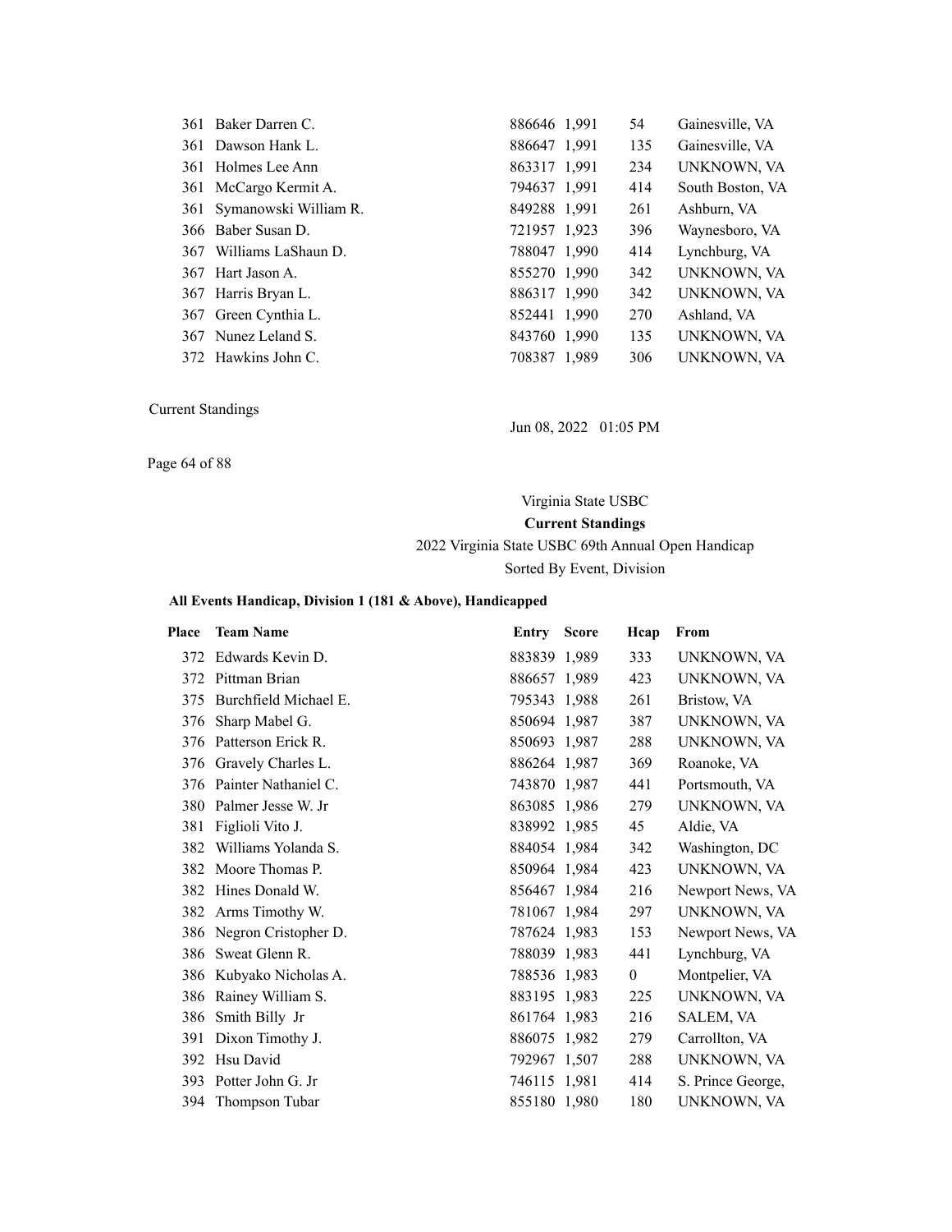| Place | Team Name | Entry | Score | Hcap | From |
|---|---|---|---|---|---|
| 361 | Baker Darren C. | 886646 | 1,991 | 54 | Gainesville, VA |
| 361 | Dawson Hank L. | 886647 | 1,991 | 135 | Gainesville, VA |
| 361 | Holmes Lee Ann | 863317 | 1,991 | 234 | UNKNOWN, VA |
| 361 | McCargo Kermit A. | 794637 | 1,991 | 414 | South Boston, VA |
| 361 | Symanowski William R. | 849288 | 1,991 | 261 | Ashburn, VA |
| 366 | Baber Susan D. | 721957 | 1,923 | 396 | Waynesboro, VA |
| 367 | Williams LaShaun D. | 788047 | 1,990 | 414 | Lynchburg, VA |
| 367 | Hart Jason A. | 855270 | 1,990 | 342 | UNKNOWN, VA |
| 367 | Harris Bryan L. | 886317 | 1,990 | 342 | UNKNOWN, VA |
| 367 | Green Cynthia L. | 852441 | 1,990 | 270 | Ashland, VA |
| 367 | Nunez Leland S. | 843760 | 1,990 | 135 | UNKNOWN, VA |
| 372 | Hawkins John C. | 708387 | 1,989 | 306 | UNKNOWN, VA |

Current Standings

Jun 08, 2022 01:05 PM

Virginia State USBC

**Current Standings**

2022 Virginia State USBC 69th Annual Open Handicap

Sorted By Event, Division

### All Events Handicap, Division 1 (181 & Above), Handicapped

| Place | Team Name | Entry | Score | Hcap | From |
|---|---|---|---|---|---|
| 372 | Edwards Kevin D. | 883839 | 1,989 | 333 | UNKNOWN, VA |
| 372 | Pittman Brian | 886657 | 1,989 | 423 | UNKNOWN, VA |
| 375 | Burchfield Michael E. | 795343 | 1,988 | 261 | Bristow, VA |
| 376 | Sharp Mabel G. | 850694 | 1,987 | 387 | UNKNOWN, VA |
| 376 | Patterson Erick R. | 850693 | 1,987 | 288 | UNKNOWN, VA |
| 376 | Gravely Charles L. | 886264 | 1,987 | 369 | Roanoke, VA |
| 376 | Painter Nathaniel C. | 743870 | 1,987 | 441 | Portsmouth, VA |
| 380 | Palmer Jesse W. Jr | 863085 | 1,986 | 279 | UNKNOWN, VA |
| 381 | Figlioli Vito J. | 838992 | 1,985 | 45 | Aldie, VA |
| 382 | Williams Yolanda S. | 884054 | 1,984 | 342 | Washington, DC |
| 382 | Moore Thomas P. | 850964 | 1,984 | 423 | UNKNOWN, VA |
| 382 | Hines Donald W. | 856467 | 1,984 | 216 | Newport News, VA |
| 382 | Arms Timothy W. | 781067 | 1,984 | 297 | UNKNOWN, VA |
| 386 | Negron Cristopher D. | 787624 | 1,983 | 153 | Newport News, VA |
| 386 | Sweat Glenn R. | 788039 | 1,983 | 441 | Lynchburg, VA |
| 386 | Kubyako Nicholas A. | 788536 | 1,983 | 0 | Montpelier, VA |
| 386 | Rainey William S. | 883195 | 1,983 | 225 | UNKNOWN, VA |
| 386 | Smith Billy Jr | 861764 | 1,983 | 216 | SALEM, VA |
| 391 | Dixon Timothy J. | 886075 | 1,982 | 279 | Carrollton, VA |
| 392 | Hsu David | 792967 | 1,507 | 288 | UNKNOWN, VA |
| 393 | Potter John G. Jr | 746115 | 1,981 | 414 | S. Prince George, |
| 394 | Thompson Tubar | 855180 | 1,980 | 180 | UNKNOWN, VA |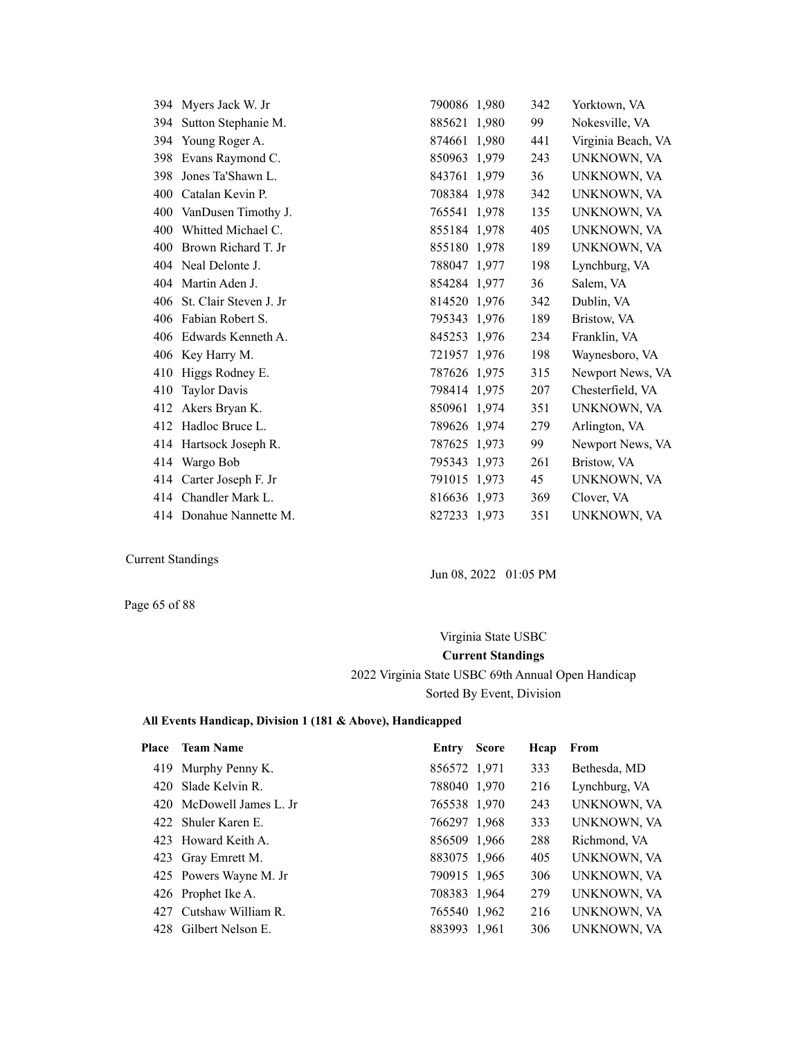| Place | Team Name | Entry | Score | Hcap | From |
|---|---|---|---|---|---|
| 394 | Myers Jack W. Jr | 790086 | 1,980 | 342 | Yorktown, VA |
| 394 | Sutton Stephanie M. | 885621 | 1,980 | 99 | Nokesville, VA |
| 394 | Young Roger A. | 874661 | 1,980 | 441 | Virginia Beach, VA |
| 398 | Evans Raymond C. | 850963 | 1,979 | 243 | UNKNOWN, VA |
| 398 | Jones Ta'Shawn L. | 843761 | 1,979 | 36 | UNKNOWN, VA |
| 400 | Catalan Kevin P. | 708384 | 1,978 | 342 | UNKNOWN, VA |
| 400 | VanDusen Timothy J. | 765541 | 1,978 | 135 | UNKNOWN, VA |
| 400 | Whitted Michael C. | 855184 | 1,978 | 405 | UNKNOWN, VA |
| 400 | Brown Richard T. Jr | 855180 | 1,978 | 189 | UNKNOWN, VA |
| 404 | Neal Delonte J. | 788047 | 1,977 | 198 | Lynchburg, VA |
| 404 | Martin Aden J. | 854284 | 1,977 | 36 | Salem, VA |
| 406 | St. Clair Steven J. Jr | 814520 | 1,976 | 342 | Dublin, VA |
| 406 | Fabian Robert S. | 795343 | 1,976 | 189 | Bristow, VA |
| 406 | Edwards Kenneth A. | 845253 | 1,976 | 234 | Franklin, VA |
| 406 | Key Harry M. | 721957 | 1,976 | 198 | Waynesboro, VA |
| 410 | Higgs Rodney E. | 787626 | 1,975 | 315 | Newport News, VA |
| 410 | Taylor Davis | 798414 | 1,975 | 207 | Chesterfield, VA |
| 412 | Akers Bryan K. | 850961 | 1,974 | 351 | UNKNOWN, VA |
| 412 | Hadloc Bruce L. | 789626 | 1,974 | 279 | Arlington, VA |
| 414 | Hartsock Joseph R. | 787625 | 1,973 | 99 | Newport News, VA |
| 414 | Wargo Bob | 795343 | 1,973 | 261 | Bristow, VA |
| 414 | Carter Joseph F. Jr | 791015 | 1,973 | 45 | UNKNOWN, VA |
| 414 | Chandler Mark L. | 816636 | 1,973 | 369 | Clover, VA |
| 414 | Donahue Nannette M. | 827233 | 1,973 | 351 | UNKNOWN, VA |

Current Standings

Jun 08, 2022 01:05 PM

Virginia State USBC

**Current Standings**

2022 Virginia State USBC 69th Annual Open Handicap

Sorted By Event, Division

**All Events Handicap, Division 1 (181 & Above), Handicapped**

| Place | Team Name | Entry | Score | Hcap | From |
|---|---|---|---|---|---|
| 419 | Murphy Penny K. | 856572 | 1,971 | 333 | Bethesda, MD |
| 420 | Slade Kelvin R. | 788040 | 1,970 | 216 | Lynchburg, VA |
| 420 | McDowell James L. Jr | 765538 | 1,970 | 243 | UNKNOWN, VA |
| 422 | Shuler Karen E. | 766297 | 1,968 | 333 | UNKNOWN, VA |
| 423 | Howard Keith A. | 856509 | 1,966 | 288 | Richmond, VA |
| 423 | Gray Emrett M. | 883075 | 1,966 | 405 | UNKNOWN, VA |
| 425 | Powers Wayne M. Jr | 790915 | 1,965 | 306 | UNKNOWN, VA |
| 426 | Prophet Ike A. | 708383 | 1,964 | 279 | UNKNOWN, VA |
| 427 | Cutshaw William R. | 765540 | 1,962 | 216 | UNKNOWN, VA |
| 428 | Gilbert Nelson E. | 883993 | 1,961 | 306 | UNKNOWN, VA |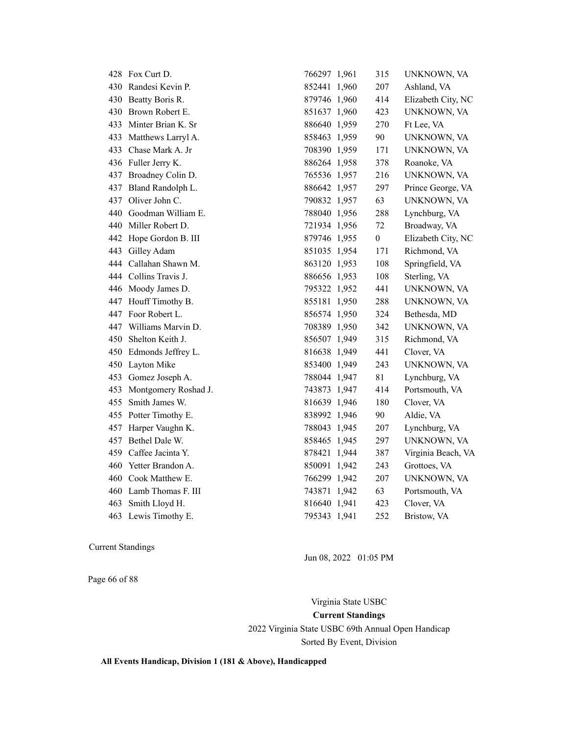| | | | | | |
|---|---|---|---|---|---|
| 428 | Fox Curt D. | 766297 | 1,961 | 315 | UNKNOWN, VA |
| 430 | Randesi Kevin P. | 852441 | 1,960 | 207 | Ashland, VA |
| 430 | Beatty Boris R. | 879746 | 1,960 | 414 | Elizabeth City, NC |
| 430 | Brown Robert E. | 851637 | 1,960 | 423 | UNKNOWN, VA |
| 433 | Minter Brian K. Sr | 886640 | 1,959 | 270 | Ft Lee, VA |
| 433 | Matthews Larryl A. | 858463 | 1,959 | 90 | UNKNOWN, VA |
| 433 | Chase Mark A. Jr | 708390 | 1,959 | 171 | UNKNOWN, VA |
| 436 | Fuller Jerry K. | 886264 | 1,958 | 378 | Roanoke, VA |
| 437 | Broadney Colin D. | 765536 | 1,957 | 216 | UNKNOWN, VA |
| 437 | Bland Randolph L. | 886642 | 1,957 | 297 | Prince George, VA |
| 437 | Oliver John C. | 790832 | 1,957 | 63 | UNKNOWN, VA |
| 440 | Goodman William E. | 788040 | 1,956 | 288 | Lynchburg, VA |
| 440 | Miller Robert D. | 721934 | 1,956 | 72 | Broadway, VA |
| 442 | Hope Gordon B. III | 879746 | 1,955 | 0 | Elizabeth City, NC |
| 443 | Gilley Adam | 851035 | 1,954 | 171 | Richmond, VA |
| 444 | Callahan Shawn M. | 863120 | 1,953 | 108 | Springfield, VA |
| 444 | Collins Travis J. | 886656 | 1,953 | 108 | Sterling, VA |
| 446 | Moody James D. | 795322 | 1,952 | 441 | UNKNOWN, VA |
| 447 | Houff Timothy B. | 855181 | 1,950 | 288 | UNKNOWN, VA |
| 447 | Foor Robert L. | 856574 | 1,950 | 324 | Bethesda, MD |
| 447 | Williams Marvin D. | 708389 | 1,950 | 342 | UNKNOWN, VA |
| 450 | Shelton Keith J. | 856507 | 1,949 | 315 | Richmond, VA |
| 450 | Edmonds Jeffrey L. | 816638 | 1,949 | 441 | Clover, VA |
| 450 | Layton Mike | 853400 | 1,949 | 243 | UNKNOWN, VA |
| 453 | Gomez Joseph A. | 788044 | 1,947 | 81 | Lynchburg, VA |
| 453 | Montgomery Roshad J. | 743873 | 1,947 | 414 | Portsmouth, VA |
| 455 | Smith James W. | 816639 | 1,946 | 180 | Clover, VA |
| 455 | Potter Timothy E. | 838992 | 1,946 | 90 | Aldie, VA |
| 457 | Harper Vaughn K. | 788043 | 1,945 | 207 | Lynchburg, VA |
| 457 | Bethel Dale W. | 858465 | 1,945 | 297 | UNKNOWN, VA |
| 459 | Caffee Jacinta Y. | 878421 | 1,944 | 387 | Virginia Beach, VA |
| 460 | Yetter Brandon A. | 850091 | 1,942 | 243 | Grottoes, VA |
| 460 | Cook Matthew E. | 766299 | 1,942 | 207 | UNKNOWN, VA |
| 460 | Lamb Thomas F. III | 743871 | 1,942 | 63 | Portsmouth, VA |
| 463 | Smith Lloyd H. | 816640 | 1,941 | 423 | Clover, VA |
| 463 | Lewis Timothy E. | 795343 | 1,941 | 252 | Bristow, VA |

Current Standings

Jun 08, 2022 01:05 PM

Virginia State USBC

**Current Standings**

2022 Virginia State USBC 69th Annual Open Handicap

Sorted By Event, Division

**All Events Handicap, Division 1 (181 & Above), Handicapped**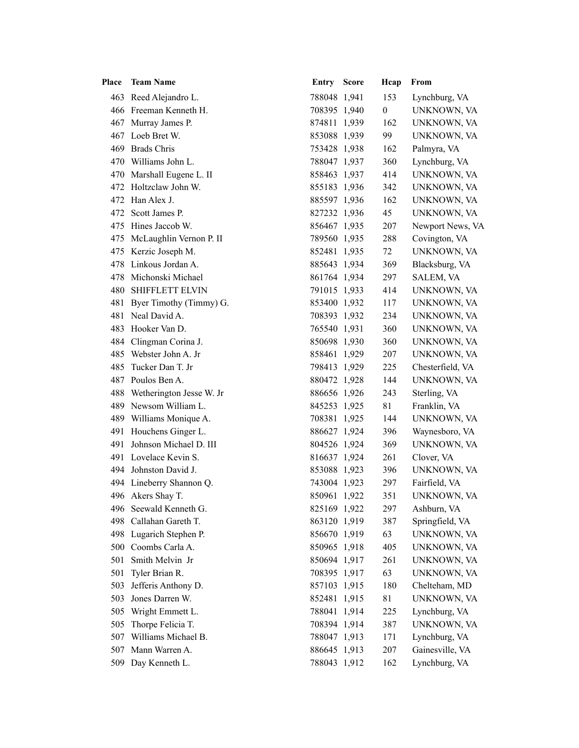| Place | Team Name | Entry | Score | Hcap | From |
|---|---|---|---|---|---|
| 463 | Reed Alejandro L. | 788048 | 1,941 | 153 | Lynchburg, VA |
| 466 | Freeman Kenneth H. | 708395 | 1,940 | 0 | UNKNOWN, VA |
| 467 | Murray James P. | 874811 | 1,939 | 162 | UNKNOWN, VA |
| 467 | Loeb Bret W. | 853088 | 1,939 | 99 | UNKNOWN, VA |
| 469 | Brads Chris | 753428 | 1,938 | 162 | Palmyra, VA |
| 470 | Williams John L. | 788047 | 1,937 | 360 | Lynchburg, VA |
| 470 | Marshall Eugene L. II | 858463 | 1,937 | 414 | UNKNOWN, VA |
| 472 | Holtzclaw John W. | 855183 | 1,936 | 342 | UNKNOWN, VA |
| 472 | Han Alex J. | 885597 | 1,936 | 162 | UNKNOWN, VA |
| 472 | Scott James P. | 827232 | 1,936 | 45 | UNKNOWN, VA |
| 475 | Hines Jaccob W. | 856467 | 1,935 | 207 | Newport News, VA |
| 475 | McLaughlin Vernon P. II | 789560 | 1,935 | 288 | Covington, VA |
| 475 | Kerzic Joseph M. | 852481 | 1,935 | 72 | UNKNOWN, VA |
| 478 | Linkous Jordan A. | 885643 | 1,934 | 369 | Blacksburg, VA |
| 478 | Michonski Michael | 861764 | 1,934 | 297 | SALEM, VA |
| 480 | SHIFFLETT ELVIN | 791015 | 1,933 | 414 | UNKNOWN, VA |
| 481 | Byer Timothy (Timmy) G. | 853400 | 1,932 | 117 | UNKNOWN, VA |
| 481 | Neal David A. | 708393 | 1,932 | 234 | UNKNOWN, VA |
| 483 | Hooker Van D. | 765540 | 1,931 | 360 | UNKNOWN, VA |
| 484 | Clingman Corina J. | 850698 | 1,930 | 360 | UNKNOWN, VA |
| 485 | Webster John A. Jr | 858461 | 1,929 | 207 | UNKNOWN, VA |
| 485 | Tucker Dan T. Jr | 798413 | 1,929 | 225 | Chesterfield, VA |
| 487 | Poulos Ben A. | 880472 | 1,928 | 144 | UNKNOWN, VA |
| 488 | Wetherington Jesse W. Jr | 886656 | 1,926 | 243 | Sterling, VA |
| 489 | Newsom William L. | 845253 | 1,925 | 81 | Franklin, VA |
| 489 | Williams Monique A. | 708381 | 1,925 | 144 | UNKNOWN, VA |
| 491 | Houchens Ginger L. | 886627 | 1,924 | 396 | Waynesboro, VA |
| 491 | Johnson Michael D. III | 804526 | 1,924 | 369 | UNKNOWN, VA |
| 491 | Lovelace Kevin S. | 816637 | 1,924 | 261 | Clover, VA |
| 494 | Johnston David J. | 853088 | 1,923 | 396 | UNKNOWN, VA |
| 494 | Lineberry Shannon Q. | 743004 | 1,923 | 297 | Fairfield, VA |
| 496 | Akers Shay T. | 850961 | 1,922 | 351 | UNKNOWN, VA |
| 496 | Seewald Kenneth G. | 825169 | 1,922 | 297 | Ashburn, VA |
| 498 | Callahan Gareth T. | 863120 | 1,919 | 387 | Springfield, VA |
| 498 | Lugarich Stephen P. | 856670 | 1,919 | 63 | UNKNOWN, VA |
| 500 | Coombs Carla A. | 850965 | 1,918 | 405 | UNKNOWN, VA |
| 501 | Smith Melvin Jr | 850694 | 1,917 | 261 | UNKNOWN, VA |
| 501 | Tyler Brian R. | 708395 | 1,917 | 63 | UNKNOWN, VA |
| 503 | Jefferis Anthony D. | 857103 | 1,915 | 180 | Chelteham, MD |
| 503 | Jones Darren W. | 852481 | 1,915 | 81 | UNKNOWN, VA |
| 505 | Wright Emmett L. | 788041 | 1,914 | 225 | Lynchburg, VA |
| 505 | Thorpe Felicia T. | 708394 | 1,914 | 387 | UNKNOWN, VA |
| 507 | Williams Michael B. | 788047 | 1,913 | 171 | Lynchburg, VA |
| 507 | Mann Warren A. | 886645 | 1,913 | 207 | Gainesville, VA |
| 509 | Day Kenneth L. | 788043 | 1,912 | 162 | Lynchburg, VA |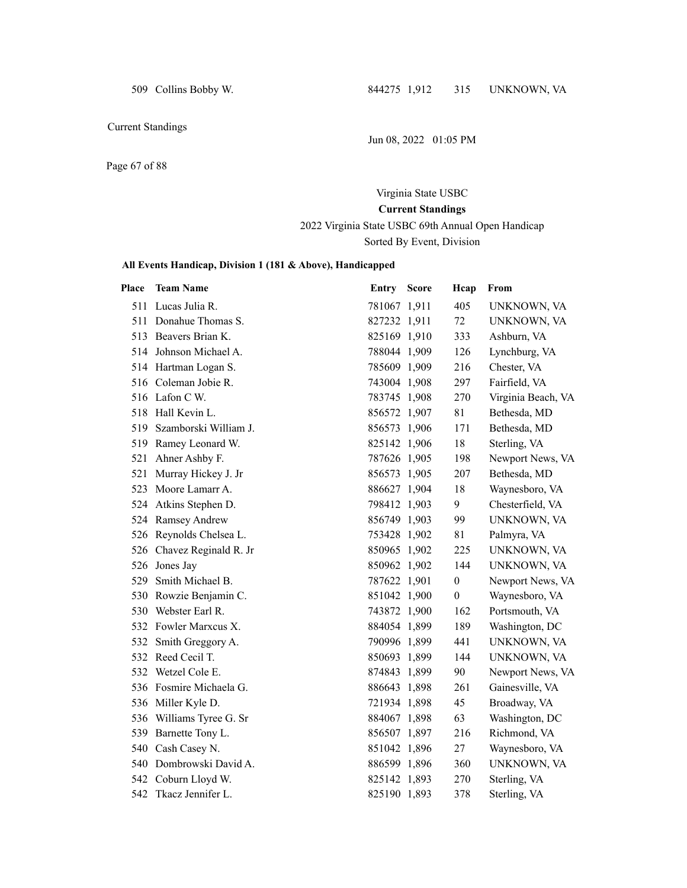| Place | Team Name | Entry | Score | Hcap | From |
|---|---|---|---|---|---|
| 509 | Collins Bobby W. | 844275 | 1,912 | 315 | UNKNOWN, VA |

Virginia State USBC

**Current Standings**

2022 Virginia State USBC 69th Annual Open Handicap

Sorted By Event, Division

**All Events Handicap, Division 1 (181 & Above), Handicapped**

| Place | Team Name | Entry | Score | Hcap | From |
|---|---|---|---|---|---|
| 511 | Lucas Julia R. | 781067 | 1,911 | 405 | UNKNOWN, VA |
| 511 | Donahue Thomas S. | 827232 | 1,911 | 72 | UNKNOWN, VA |
| 513 | Beavers Brian K. | 825169 | 1,910 | 333 | Ashburn, VA |
| 514 | Johnson Michael A. | 788044 | 1,909 | 126 | Lynchburg, VA |
| 514 | Hartman Logan S. | 785609 | 1,909 | 216 | Chester, VA |
| 516 | Coleman Jobie R. | 743004 | 1,908 | 297 | Fairfield, VA |
| 516 | Lafon C W. | 783745 | 1,908 | 270 | Virginia Beach, VA |
| 518 | Hall Kevin L. | 856572 | 1,907 | 81 | Bethesda, MD |
| 519 | Szamborski William J. | 856573 | 1,906 | 171 | Bethesda, MD |
| 519 | Ramey Leonard W. | 825142 | 1,906 | 18 | Sterling, VA |
| 521 | Ahner Ashby F. | 787626 | 1,905 | 198 | Newport News, VA |
| 521 | Murray Hickey J. Jr | 856573 | 1,905 | 207 | Bethesda, MD |
| 523 | Moore Lamarr A. | 886627 | 1,904 | 18 | Waynesboro, VA |
| 524 | Atkins Stephen D. | 798412 | 1,903 | 9 | Chesterfield, VA |
| 524 | Ramsey Andrew | 856749 | 1,903 | 99 | UNKNOWN, VA |
| 526 | Reynolds Chelsea L. | 753428 | 1,902 | 81 | Palmyra, VA |
| 526 | Chavez Reginald R. Jr | 850965 | 1,902 | 225 | UNKNOWN, VA |
| 526 | Jones Jay | 850962 | 1,902 | 144 | UNKNOWN, VA |
| 529 | Smith Michael B. | 787622 | 1,901 | 0 | Newport News, VA |
| 530 | Rowzie Benjamin C. | 851042 | 1,900 | 0 | Waynesboro, VA |
| 530 | Webster Earl R. | 743872 | 1,900 | 162 | Portsmouth, VA |
| 532 | Fowler Marxcus X. | 884054 | 1,899 | 189 | Washington, DC |
| 532 | Smith Greggory A. | 790996 | 1,899 | 441 | UNKNOWN, VA |
| 532 | Reed Cecil T. | 850693 | 1,899 | 144 | UNKNOWN, VA |
| 532 | Wetzel Cole E. | 874843 | 1,899 | 90 | Newport News, VA |
| 536 | Fosmire Michaela G. | 886643 | 1,898 | 261 | Gainesville, VA |
| 536 | Miller Kyle D. | 721934 | 1,898 | 45 | Broadway, VA |
| 536 | Williams Tyree G. Sr | 884067 | 1,898 | 63 | Washington, DC |
| 539 | Barnette Tony L. | 856507 | 1,897 | 216 | Richmond, VA |
| 540 | Cash Casey N. | 851042 | 1,896 | 27 | Waynesboro, VA |
| 540 | Dombrowski David A. | 886599 | 1,896 | 360 | UNKNOWN, VA |
| 542 | Coburn Lloyd W. | 825142 | 1,893 | 270 | Sterling, VA |
| 542 | Tkacz Jennifer L. | 825190 | 1,893 | 378 | Sterling, VA |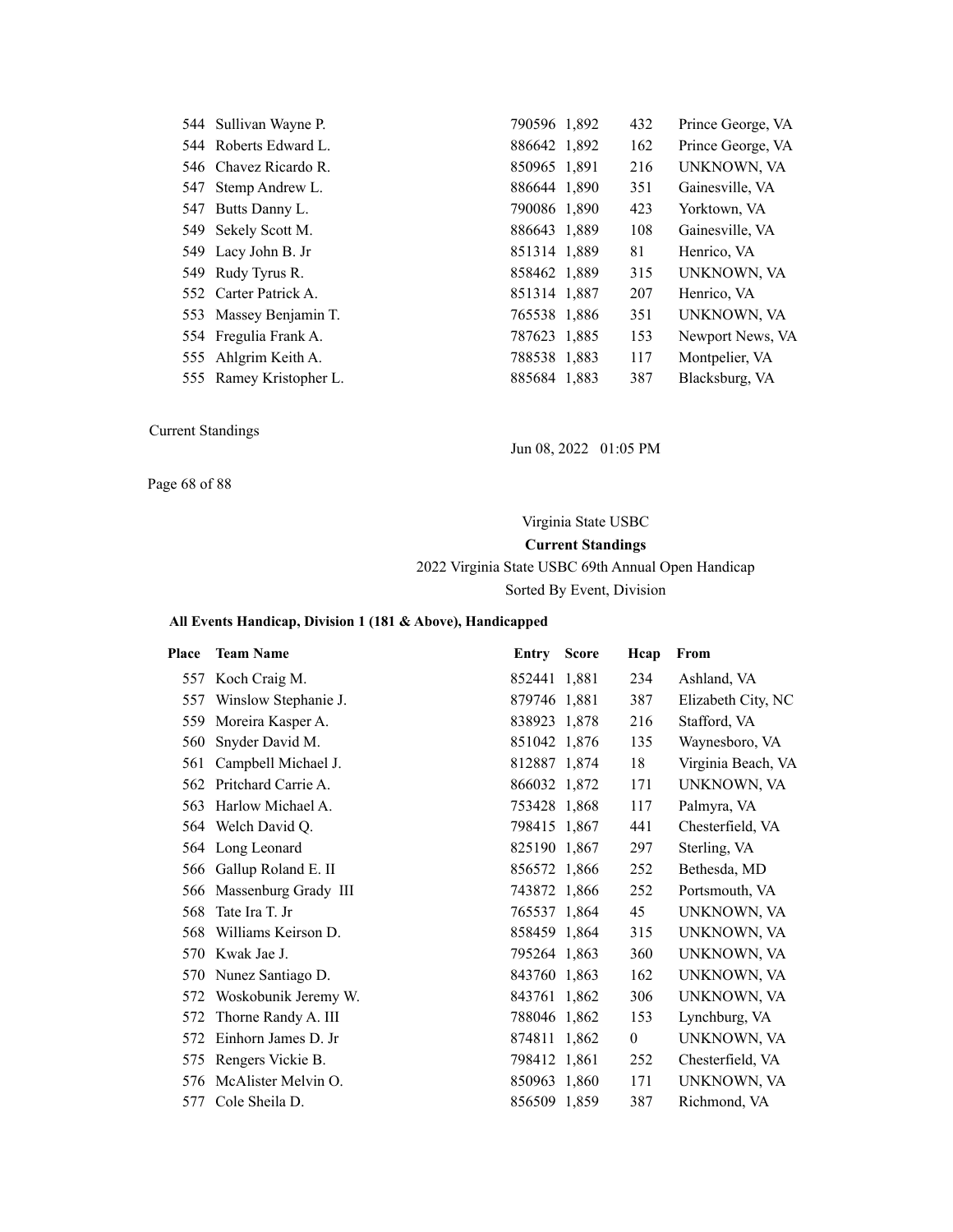| Place | Team Name | Entry | Score | Hcap | From |
|---|---|---|---|---|---|
| 544 | Sullivan Wayne P. | 790596 | 1,892 | 432 | Prince George, VA |
| 544 | Roberts Edward L. | 886642 | 1,892 | 162 | Prince George, VA |
| 546 | Chavez Ricardo R. | 850965 | 1,891 | 216 | UNKNOWN, VA |
| 547 | Stemp Andrew L. | 886644 | 1,890 | 351 | Gainesville, VA |
| 547 | Butts Danny L. | 790086 | 1,890 | 423 | Yorktown, VA |
| 549 | Sekely Scott M. | 886643 | 1,889 | 108 | Gainesville, VA |
| 549 | Lacy John B. Jr | 851314 | 1,889 | 81 | Henrico, VA |
| 549 | Rudy Tyrus R. | 858462 | 1,889 | 315 | UNKNOWN, VA |
| 552 | Carter Patrick A. | 851314 | 1,887 | 207 | Henrico, VA |
| 553 | Massey Benjamin T. | 765538 | 1,886 | 351 | UNKNOWN, VA |
| 554 | Fregulia Frank A. | 787623 | 1,885 | 153 | Newport News, VA |
| 555 | Ahlgrim Keith A. | 788538 | 1,883 | 117 | Montpelier, VA |
| 555 | Ramey Kristopher L. | 885684 | 1,883 | 387 | Blacksburg, VA |

Current Standings

Jun 08, 2022 01:05 PM

Virginia State USBC

**Current Standings**

2022 Virginia State USBC 69th Annual Open Handicap

Sorted By Event, Division

**All Events Handicap, Division 1 (181 & Above), Handicapped**

| Place | Team Name | Entry | Score | Hcap | From |
|---|---|---|---|---|---|
| 557 | Koch Craig M. | 852441 | 1,881 | 234 | Ashland, VA |
| 557 | Winslow Stephanie J. | 879746 | 1,881 | 387 | Elizabeth City, NC |
| 559 | Moreira Kasper A. | 838923 | 1,878 | 216 | Stafford, VA |
| 560 | Snyder David M. | 851042 | 1,876 | 135 | Waynesboro, VA |
| 561 | Campbell Michael J. | 812887 | 1,874 | 18 | Virginia Beach, VA |
| 562 | Pritchard Carrie A. | 866032 | 1,872 | 171 | UNKNOWN, VA |
| 563 | Harlow Michael A. | 753428 | 1,868 | 117 | Palmyra, VA |
| 564 | Welch David Q. | 798415 | 1,867 | 441 | Chesterfield, VA |
| 564 | Long Leonard | 825190 | 1,867 | 297 | Sterling, VA |
| 566 | Gallup Roland E. II | 856572 | 1,866 | 252 | Bethesda, MD |
| 566 | Massenburg Grady III | 743872 | 1,866 | 252 | Portsmouth, VA |
| 568 | Tate Ira T. Jr | 765537 | 1,864 | 45 | UNKNOWN, VA |
| 568 | Williams Keirson D. | 858459 | 1,864 | 315 | UNKNOWN, VA |
| 570 | Kwak Jae J. | 795264 | 1,863 | 360 | UNKNOWN, VA |
| 570 | Nunez Santiago D. | 843760 | 1,863 | 162 | UNKNOWN, VA |
| 572 | Woskobunik Jeremy W. | 843761 | 1,862 | 306 | UNKNOWN, VA |
| 572 | Thorne Randy A. III | 788046 | 1,862 | 153 | Lynchburg, VA |
| 572 | Einhorn James D. Jr | 874811 | 1,862 | 0 | UNKNOWN, VA |
| 575 | Rengers Vickie B. | 798412 | 1,861 | 252 | Chesterfield, VA |
| 576 | McAlister Melvin O. | 850963 | 1,860 | 171 | UNKNOWN, VA |
| 577 | Cole Sheila D. | 856509 | 1,859 | 387 | Richmond, VA |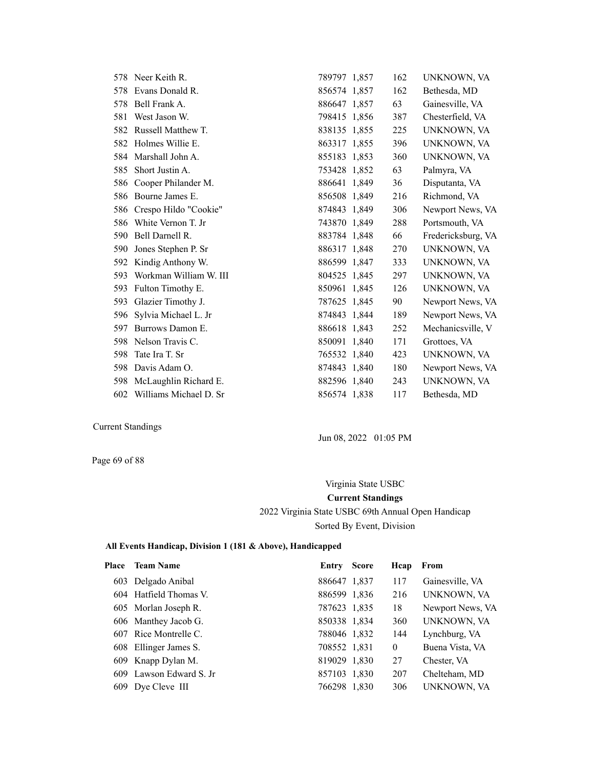| Place | Team Name | Entry | Score | Hcap | From |
|---|---|---|---|---|---|
| 578 | Neer Keith R. | 789797 | 1,857 | 162 | UNKNOWN, VA |
| 578 | Evans Donald R. | 856574 | 1,857 | 162 | Bethesda, MD |
| 578 | Bell Frank A. | 886647 | 1,857 | 63 | Gainesville, VA |
| 581 | West Jason W. | 798415 | 1,856 | 387 | Chesterfield, VA |
| 582 | Russell Matthew T. | 838135 | 1,855 | 225 | UNKNOWN, VA |
| 582 | Holmes Willie E. | 863317 | 1,855 | 396 | UNKNOWN, VA |
| 584 | Marshall John A. | 855183 | 1,853 | 360 | UNKNOWN, VA |
| 585 | Short Justin A. | 753428 | 1,852 | 63 | Palmyra, VA |
| 586 | Cooper Philander M. | 886641 | 1,849 | 36 | Disputanta, VA |
| 586 | Bourne James E. | 856508 | 1,849 | 216 | Richmond, VA |
| 586 | Crespo Hildo "Cookie" | 874843 | 1,849 | 306 | Newport News, VA |
| 586 | White Vernon T. Jr | 743870 | 1,849 | 288 | Portsmouth, VA |
| 590 | Bell Darnell R. | 883784 | 1,848 | 66 | Fredericksburg, VA |
| 590 | Jones Stephen P. Sr | 886317 | 1,848 | 270 | UNKNOWN, VA |
| 592 | Kindig Anthony W. | 886599 | 1,847 | 333 | UNKNOWN, VA |
| 593 | Workman William W. III | 804525 | 1,845 | 297 | UNKNOWN, VA |
| 593 | Fulton Timothy E. | 850961 | 1,845 | 126 | UNKNOWN, VA |
| 593 | Glazier Timothy J. | 787625 | 1,845 | 90 | Newport News, VA |
| 596 | Sylvia Michael L. Jr | 874843 | 1,844 | 189 | Newport News, VA |
| 597 | Burrows Damon E. | 886618 | 1,843 | 252 | Mechanicsville, V |
| 598 | Nelson Travis C. | 850091 | 1,840 | 171 | Grottoes, VA |
| 598 | Tate Ira T. Sr | 765532 | 1,840 | 423 | UNKNOWN, VA |
| 598 | Davis Adam O. | 874843 | 1,840 | 180 | Newport News, VA |
| 598 | McLaughlin Richard E. | 882596 | 1,840 | 243 | UNKNOWN, VA |
| 602 | Williams Michael D. Sr | 856574 | 1,838 | 117 | Bethesda, MD |

Current Standings

Jun 08, 2022 01:05 PM

Virginia State USBC

**Current Standings**

2022 Virginia State USBC 69th Annual Open Handicap

Sorted By Event, Division

**All Events Handicap, Division 1 (181 & Above), Handicapped**

| Place | Team Name | Entry | Score | Hcap | From |
|---|---|---|---|---|---|
| 603 | Delgado Anibal | 886647 | 1,837 | 117 | Gainesville, VA |
| 604 | Hatfield Thomas V. | 886599 | 1,836 | 216 | UNKNOWN, VA |
| 605 | Morlan Joseph R. | 787623 | 1,835 | 18 | Newport News, VA |
| 606 | Manthey Jacob G. | 850338 | 1,834 | 360 | UNKNOWN, VA |
| 607 | Rice Montrelle C. | 788046 | 1,832 | 144 | Lynchburg, VA |
| 608 | Ellinger James S. | 708552 | 1,831 | 0 | Buena Vista, VA |
| 609 | Knapp Dylan M. | 819029 | 1,830 | 27 | Chester, VA |
| 609 | Lawson Edward S. Jr | 857103 | 1,830 | 207 | Chelteham, MD |
| 609 | Dye Cleve III | 766298 | 1,830 | 306 | UNKNOWN, VA |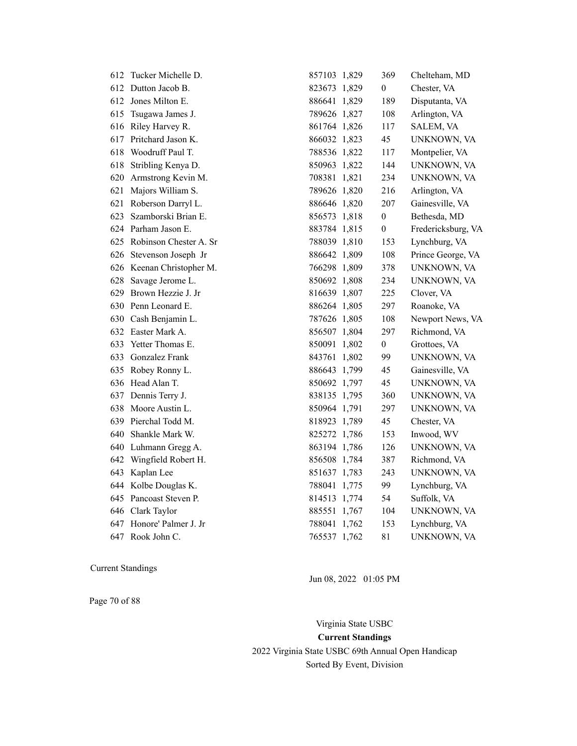| | | | | | |
|---|---|---|---|---|---|
| 612 | Tucker Michelle D. | 857103 | 1,829 | 369 | Chelteham, MD |
| 612 | Dutton Jacob B. | 823673 | 1,829 | 0 | Chester, VA |
| 612 | Jones Milton E. | 886641 | 1,829 | 189 | Disputanta, VA |
| 615 | Tsugawa James J. | 789626 | 1,827 | 108 | Arlington, VA |
| 616 | Riley Harvey R. | 861764 | 1,826 | 117 | SALEM, VA |
| 617 | Pritchard Jason K. | 866032 | 1,823 | 45 | UNKNOWN, VA |
| 618 | Woodruff Paul T. | 788536 | 1,822 | 117 | Montpelier, VA |
| 618 | Stribling Kenya D. | 850963 | 1,822 | 144 | UNKNOWN, VA |
| 620 | Armstrong Kevin M. | 708381 | 1,821 | 234 | UNKNOWN, VA |
| 621 | Majors William S. | 789626 | 1,820 | 216 | Arlington, VA |
| 621 | Roberson Darryl L. | 886646 | 1,820 | 207 | Gainesville, VA |
| 623 | Szamborski Brian E. | 856573 | 1,818 | 0 | Bethesda, MD |
| 624 | Parham Jason E. | 883784 | 1,815 | 0 | Fredericksburg, VA |
| 625 | Robinson Chester A. Sr | 788039 | 1,810 | 153 | Lynchburg, VA |
| 626 | Stevenson Joseph Jr | 886642 | 1,809 | 108 | Prince George, VA |
| 626 | Keenan Christopher M. | 766298 | 1,809 | 378 | UNKNOWN, VA |
| 628 | Savage Jerome L. | 850692 | 1,808 | 234 | UNKNOWN, VA |
| 629 | Brown Hezzie J. Jr | 816639 | 1,807 | 225 | Clover, VA |
| 630 | Penn Leonard E. | 886264 | 1,805 | 297 | Roanoke, VA |
| 630 | Cash Benjamin L. | 787626 | 1,805 | 108 | Newport News, VA |
| 632 | Easter Mark A. | 856507 | 1,804 | 297 | Richmond, VA |
| 633 | Yetter Thomas E. | 850091 | 1,802 | 0 | Grottoes, VA |
| 633 | Gonzalez Frank | 843761 | 1,802 | 99 | UNKNOWN, VA |
| 635 | Robey Ronny L. | 886643 | 1,799 | 45 | Gainesville, VA |
| 636 | Head Alan T. | 850692 | 1,797 | 45 | UNKNOWN, VA |
| 637 | Dennis Terry J. | 838135 | 1,795 | 360 | UNKNOWN, VA |
| 638 | Moore Austin L. | 850964 | 1,791 | 297 | UNKNOWN, VA |
| 639 | Pierchal Todd M. | 818923 | 1,789 | 45 | Chester, VA |
| 640 | Shankle Mark W. | 825272 | 1,786 | 153 | Inwood, WV |
| 640 | Luhmann Gregg A. | 863194 | 1,786 | 126 | UNKNOWN, VA |
| 642 | Wingfield Robert H. | 856508 | 1,784 | 387 | Richmond, VA |
| 643 | Kaplan Lee | 851637 | 1,783 | 243 | UNKNOWN, VA |
| 644 | Kolbe Douglas K. | 788041 | 1,775 | 99 | Lynchburg, VA |
| 645 | Pancoast Steven P. | 814513 | 1,774 | 54 | Suffolk, VA |
| 646 | Clark Taylor | 885551 | 1,767 | 104 | UNKNOWN, VA |
| 647 | Honore' Palmer J. Jr | 788041 | 1,762 | 153 | Lynchburg, VA |
| 647 | Rook John C. | 765537 | 1,762 | 81 | UNKNOWN, VA |

Current Standings

Jun 08, 2022 01:05 PM

Virginia State USBC

**Current Standings**

2022 Virginia State USBC 69th Annual Open Handicap

Sorted By Event, Division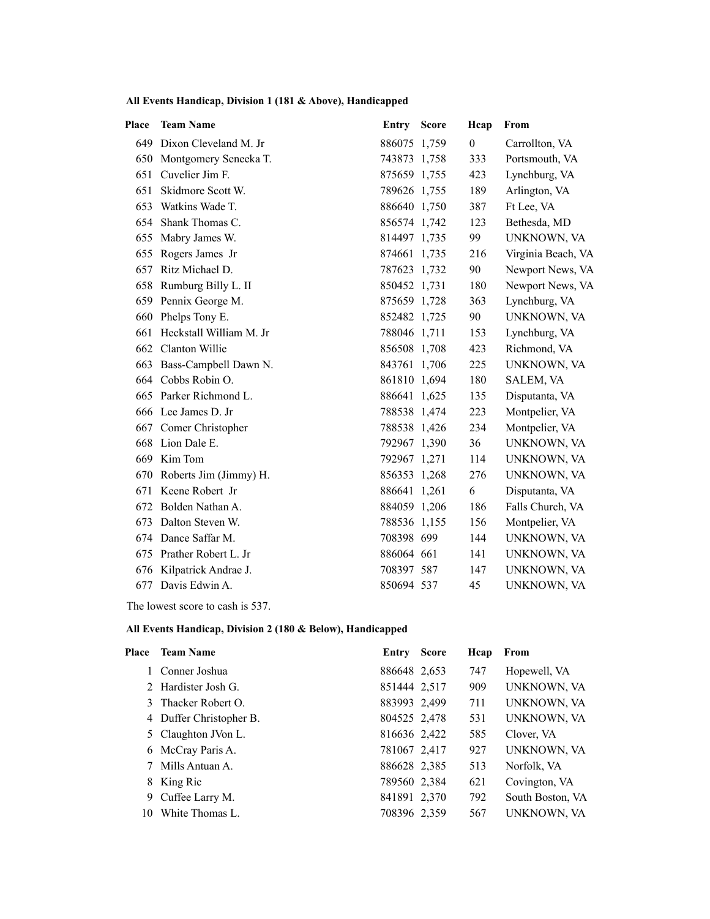**All Events Handicap, Division 1 (181 & Above), Handicapped**

| Place | Team Name | Entry | Score | Hcap | From |
|---|---|---|---|---|---|
| 649 | Dixon Cleveland M. Jr | 886075 | 1,759 | 0 | Carrollton, VA |
| 650 | Montgomery Seneeka T. | 743873 | 1,758 | 333 | Portsmouth, VA |
| 651 | Cuvelier Jim F. | 875659 | 1,755 | 423 | Lynchburg, VA |
| 651 | Skidmore Scott W. | 789626 | 1,755 | 189 | Arlington, VA |
| 653 | Watkins Wade T. | 886640 | 1,750 | 387 | Ft Lee, VA |
| 654 | Shank Thomas C. | 856574 | 1,742 | 123 | Bethesda, MD |
| 655 | Mabry James W. | 814497 | 1,735 | 99 | UNKNOWN, VA |
| 655 | Rogers James Jr | 874661 | 1,735 | 216 | Virginia Beach, VA |
| 657 | Ritz Michael D. | 787623 | 1,732 | 90 | Newport News, VA |
| 658 | Rumburg Billy L. II | 850452 | 1,731 | 180 | Newport News, VA |
| 659 | Pennix George M. | 875659 | 1,728 | 363 | Lynchburg, VA |
| 660 | Phelps Tony E. | 852482 | 1,725 | 90 | UNKNOWN, VA |
| 661 | Heckstall William M. Jr | 788046 | 1,711 | 153 | Lynchburg, VA |
| 662 | Clanton Willie | 856508 | 1,708 | 423 | Richmond, VA |
| 663 | Bass-Campbell Dawn N. | 843761 | 1,706 | 225 | UNKNOWN, VA |
| 664 | Cobbs Robin O. | 861810 | 1,694 | 180 | SALEM, VA |
| 665 | Parker Richmond L. | 886641 | 1,625 | 135 | Disputanta, VA |
| 666 | Lee James D. Jr | 788538 | 1,474 | 223 | Montpelier, VA |
| 667 | Comer Christopher | 788538 | 1,426 | 234 | Montpelier, VA |
| 668 | Lion Dale E. | 792967 | 1,390 | 36 | UNKNOWN, VA |
| 669 | Kim Tom | 792967 | 1,271 | 114 | UNKNOWN, VA |
| 670 | Roberts Jim (Jimmy) H. | 856353 | 1,268 | 276 | UNKNOWN, VA |
| 671 | Keene Robert Jr | 886641 | 1,261 | 6 | Disputanta, VA |
| 672 | Bolden Nathan A. | 884059 | 1,206 | 186 | Falls Church, VA |
| 673 | Dalton Steven W. | 788536 | 1,155 | 156 | Montpelier, VA |
| 674 | Dance Saffar M. | 708398 | 699 | 144 | UNKNOWN, VA |
| 675 | Prather Robert L. Jr | 886064 | 661 | 141 | UNKNOWN, VA |
| 676 | Kilpatrick Andrae J. | 708397 | 587 | 147 | UNKNOWN, VA |
| 677 | Davis Edwin A. | 850694 | 537 | 45 | UNKNOWN, VA |

The lowest score to cash is 537.

**All Events Handicap, Division 2 (180 & Below), Handicapped**

| Place | Team Name | Entry | Score | Hcap | From |
|---|---|---|---|---|---|
| 1 | Conner Joshua | 886648 | 2,653 | 747 | Hopewell, VA |
| 2 | Hardister Josh G. | 851444 | 2,517 | 909 | UNKNOWN, VA |
| 3 | Thacker Robert O. | 883993 | 2,499 | 711 | UNKNOWN, VA |
| 4 | Duffer Christopher B. | 804525 | 2,478 | 531 | UNKNOWN, VA |
| 5 | Claughton JVon L. | 816636 | 2,422 | 585 | Clover, VA |
| 6 | McCray Paris A. | 781067 | 2,417 | 927 | UNKNOWN, VA |
| 7 | Mills Antuan A. | 886628 | 2,385 | 513 | Norfolk, VA |
| 8 | King Ric | 789560 | 2,384 | 621 | Covington, VA |
| 9 | Cuffee Larry M. | 841891 | 2,370 | 792 | South Boston, VA |
| 10 | White Thomas L. | 708396 | 2,359 | 567 | UNKNOWN, VA |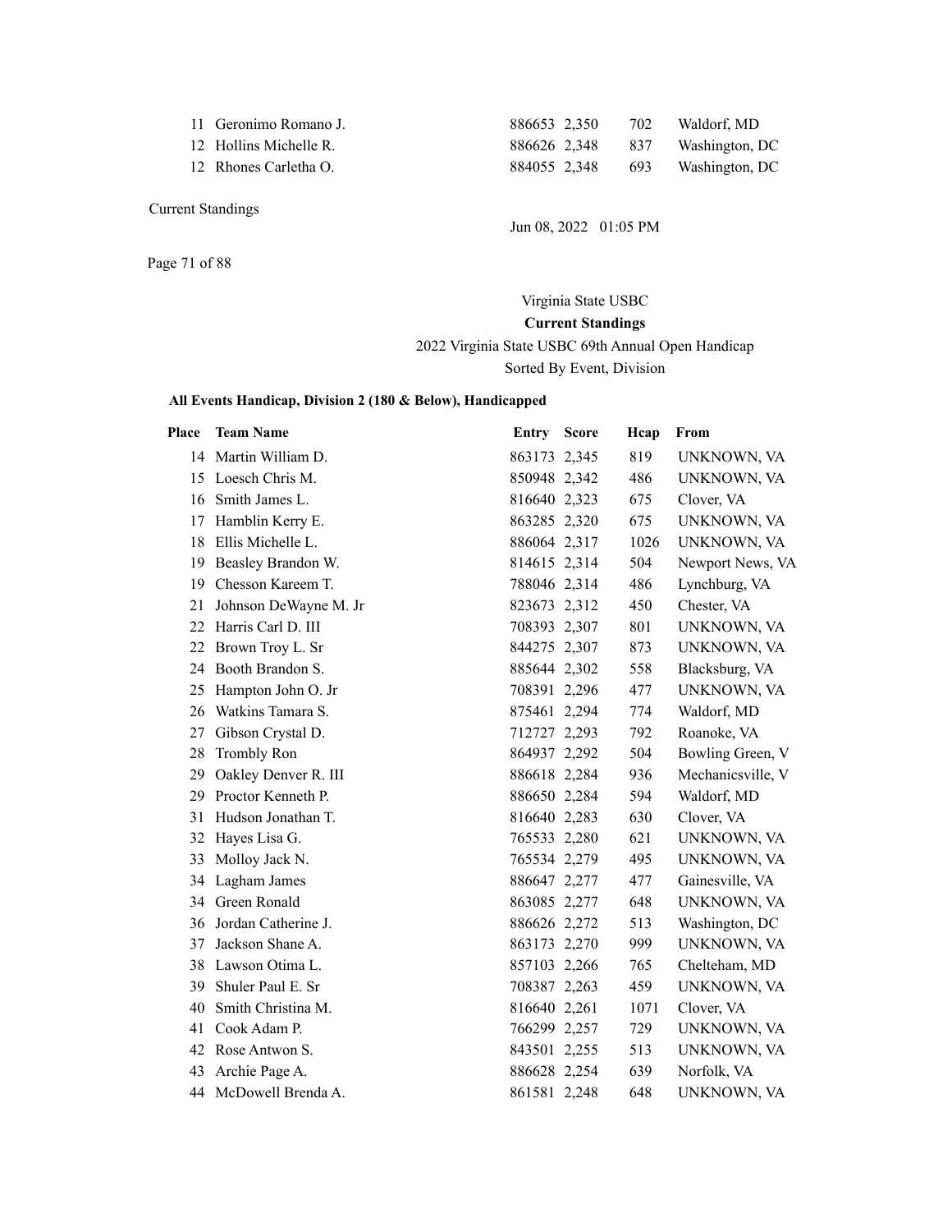| Place | Team Name | Entry | Score | Hcap | From |
|---|---|---|---|---|---|
| 11 | Geronimo Romano J. | 886653 | 2,350 | 702 | Waldorf, MD |
| 12 | Hollins Michelle R. | 886626 | 2,348 | 837 | Washington, DC |
| 12 | Rhones Carletha O. | 884055 | 2,348 | 693 | Washington, DC |

Current Standings

Jun 08, 2022 01:05 PM

Virginia State USBC

**Current Standings**

2022 Virginia State USBC 69th Annual Open Handicap

Sorted By Event, Division

**All Events Handicap, Division 2 (180 & Below), Handicapped**

| Place | Team Name | Entry | Score | Hcap | From |
|---|---|---|---|---|---|
| 14 | Martin William D. | 863173 | 2,345 | 819 | UNKNOWN, VA |
| 15 | Loesch Chris M. | 850948 | 2,342 | 486 | UNKNOWN, VA |
| 16 | Smith James L. | 816640 | 2,323 | 675 | Clover, VA |
| 17 | Hamblin Kerry E. | 863285 | 2,320 | 675 | UNKNOWN, VA |
| 18 | Ellis Michelle L. | 886064 | 2,317 | 1026 | UNKNOWN, VA |
| 19 | Beasley Brandon W. | 814615 | 2,314 | 504 | Newport News, VA |
| 19 | Chesson Kareem T. | 788046 | 2,314 | 486 | Lynchburg, VA |
| 21 | Johnson DeWayne M. Jr | 823673 | 2,312 | 450 | Chester, VA |
| 22 | Harris Carl D. III | 708393 | 2,307 | 801 | UNKNOWN, VA |
| 22 | Brown Troy L. Sr | 844275 | 2,307 | 873 | UNKNOWN, VA |
| 24 | Booth Brandon S. | 885644 | 2,302 | 558 | Blacksburg, VA |
| 25 | Hampton John O. Jr | 708391 | 2,296 | 477 | UNKNOWN, VA |
| 26 | Watkins Tamara S. | 875461 | 2,294 | 774 | Waldorf, MD |
| 27 | Gibson Crystal D. | 712727 | 2,293 | 792 | Roanoke, VA |
| 28 | Trombly Ron | 864937 | 2,292 | 504 | Bowling Green, V |
| 29 | Oakley Denver R. III | 886618 | 2,284 | 936 | Mechanicsville, V |
| 29 | Proctor Kenneth P. | 886650 | 2,284 | 594 | Waldorf, MD |
| 31 | Hudson Jonathan T. | 816640 | 2,283 | 630 | Clover, VA |
| 32 | Hayes Lisa G. | 765533 | 2,280 | 621 | UNKNOWN, VA |
| 33 | Molloy Jack N. | 765534 | 2,279 | 495 | UNKNOWN, VA |
| 34 | Lagham James | 886647 | 2,277 | 477 | Gainesville, VA |
| 34 | Green Ronald | 863085 | 2,277 | 648 | UNKNOWN, VA |
| 36 | Jordan Catherine J. | 886626 | 2,272 | 513 | Washington, DC |
| 37 | Jackson Shane A. | 863173 | 2,270 | 999 | UNKNOWN, VA |
| 38 | Lawson Otima L. | 857103 | 2,266 | 765 | Chelteham, MD |
| 39 | Shuler Paul E. Sr | 708387 | 2,263 | 459 | UNKNOWN, VA |
| 40 | Smith Christina M. | 816640 | 2,261 | 1071 | Clover, VA |
| 41 | Cook Adam P. | 766299 | 2,257 | 729 | UNKNOWN, VA |
| 42 | Rose Antwon S. | 843501 | 2,255 | 513 | UNKNOWN, VA |
| 43 | Archie Page A. | 886628 | 2,254 | 639 | Norfolk, VA |
| 44 | McDowell Brenda A. | 861581 | 2,248 | 648 | UNKNOWN, VA |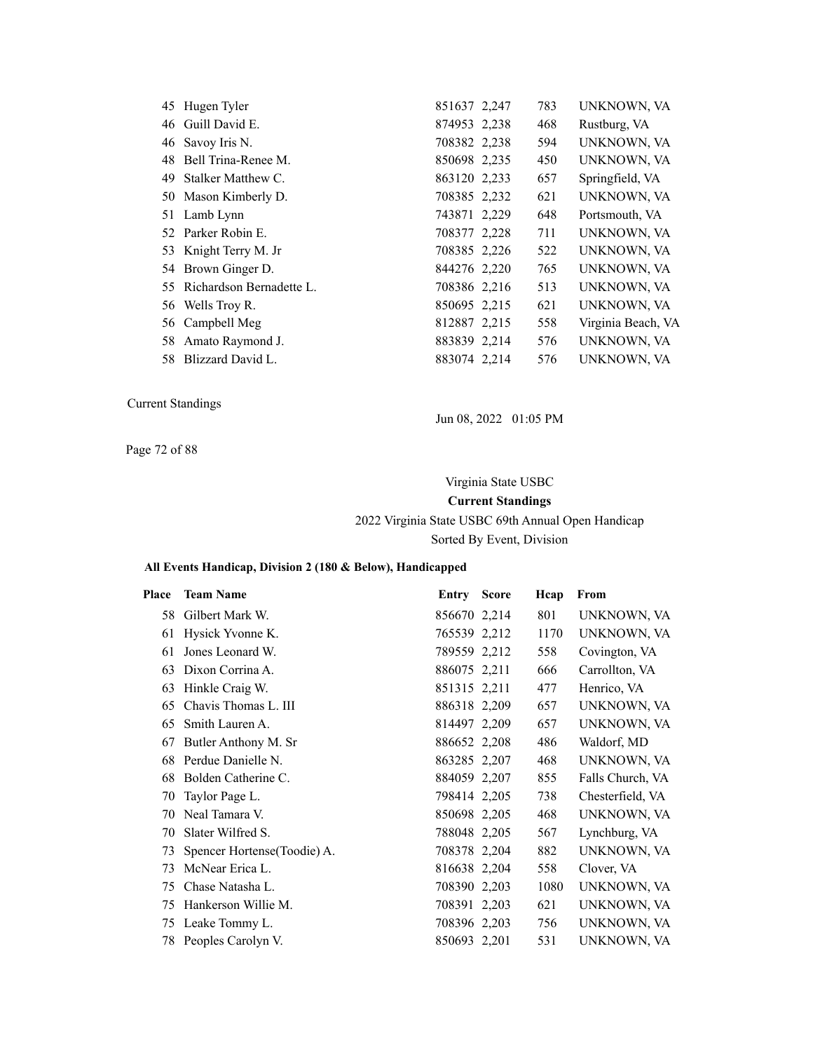| Place | Team Name | Entry | Score | Hcap | From |
|---|---|---|---|---|---|
| 45 | Hugen Tyler | 851637 | 2,247 | 783 | UNKNOWN, VA |
| 46 | Guill David E. | 874953 | 2,238 | 468 | Rustburg, VA |
| 46 | Savoy Iris N. | 708382 | 2,238 | 594 | UNKNOWN, VA |
| 48 | Bell Trina-Renee M. | 850698 | 2,235 | 450 | UNKNOWN, VA |
| 49 | Stalker Matthew C. | 863120 | 2,233 | 657 | Springfield, VA |
| 50 | Mason Kimberly D. | 708385 | 2,232 | 621 | UNKNOWN, VA |
| 51 | Lamb Lynn | 743871 | 2,229 | 648 | Portsmouth, VA |
| 52 | Parker Robin E. | 708377 | 2,228 | 711 | UNKNOWN, VA |
| 53 | Knight Terry M. Jr | 708385 | 2,226 | 522 | UNKNOWN, VA |
| 54 | Brown Ginger D. | 844276 | 2,220 | 765 | UNKNOWN, VA |
| 55 | Richardson Bernadette L. | 708386 | 2,216 | 513 | UNKNOWN, VA |
| 56 | Wells Troy R. | 850695 | 2,215 | 621 | UNKNOWN, VA |
| 56 | Campbell Meg | 812887 | 2,215 | 558 | Virginia Beach, VA |
| 58 | Amato Raymond J. | 883839 | 2,214 | 576 | UNKNOWN, VA |
| 58 | Blizzard David L. | 883074 | 2,214 | 576 | UNKNOWN, VA |

Current Standings

Jun 08, 2022 01:05 PM

Virginia State USBC

**Current Standings**

2022 Virginia State USBC 69th Annual Open Handicap

Sorted By Event, Division

**All Events Handicap, Division 2 (180 & Below), Handicapped**

| Place | Team Name | Entry | Score | Hcap | From |
|---|---|---|---|---|---|
| 58 | Gilbert Mark W. | 856670 | 2,214 | 801 | UNKNOWN, VA |
| 61 | Hysick Yvonne K. | 765539 | 2,212 | 1170 | UNKNOWN, VA |
| 61 | Jones Leonard W. | 789559 | 2,212 | 558 | Covington, VA |
| 63 | Dixon Corrina A. | 886075 | 2,211 | 666 | Carrollton, VA |
| 63 | Hinkle Craig W. | 851315 | 2,211 | 477 | Henrico, VA |
| 65 | Chavis Thomas L. III | 886318 | 2,209 | 657 | UNKNOWN, VA |
| 65 | Smith Lauren A. | 814497 | 2,209 | 657 | UNKNOWN, VA |
| 67 | Butler Anthony M. Sr | 886652 | 2,208 | 486 | Waldorf, MD |
| 68 | Perdue Danielle N. | 863285 | 2,207 | 468 | UNKNOWN, VA |
| 68 | Bolden Catherine C. | 884059 | 2,207 | 855 | Falls Church, VA |
| 70 | Taylor Page L. | 798414 | 2,205 | 738 | Chesterfield, VA |
| 70 | Neal Tamara V. | 850698 | 2,205 | 468 | UNKNOWN, VA |
| 70 | Slater Wilfred S. | 788048 | 2,205 | 567 | Lynchburg, VA |
| 73 | Spencer Hortense(Toodie) A. | 708378 | 2,204 | 882 | UNKNOWN, VA |
| 73 | McNear Erica L. | 816638 | 2,204 | 558 | Clover, VA |
| 75 | Chase Natasha L. | 708390 | 2,203 | 1080 | UNKNOWN, VA |
| 75 | Hankerson Willie M. | 708391 | 2,203 | 621 | UNKNOWN, VA |
| 75 | Leake Tommy L. | 708396 | 2,203 | 756 | UNKNOWN, VA |
| 78 | Peoples Carolyn V. | 850693 | 2,201 | 531 | UNKNOWN, VA |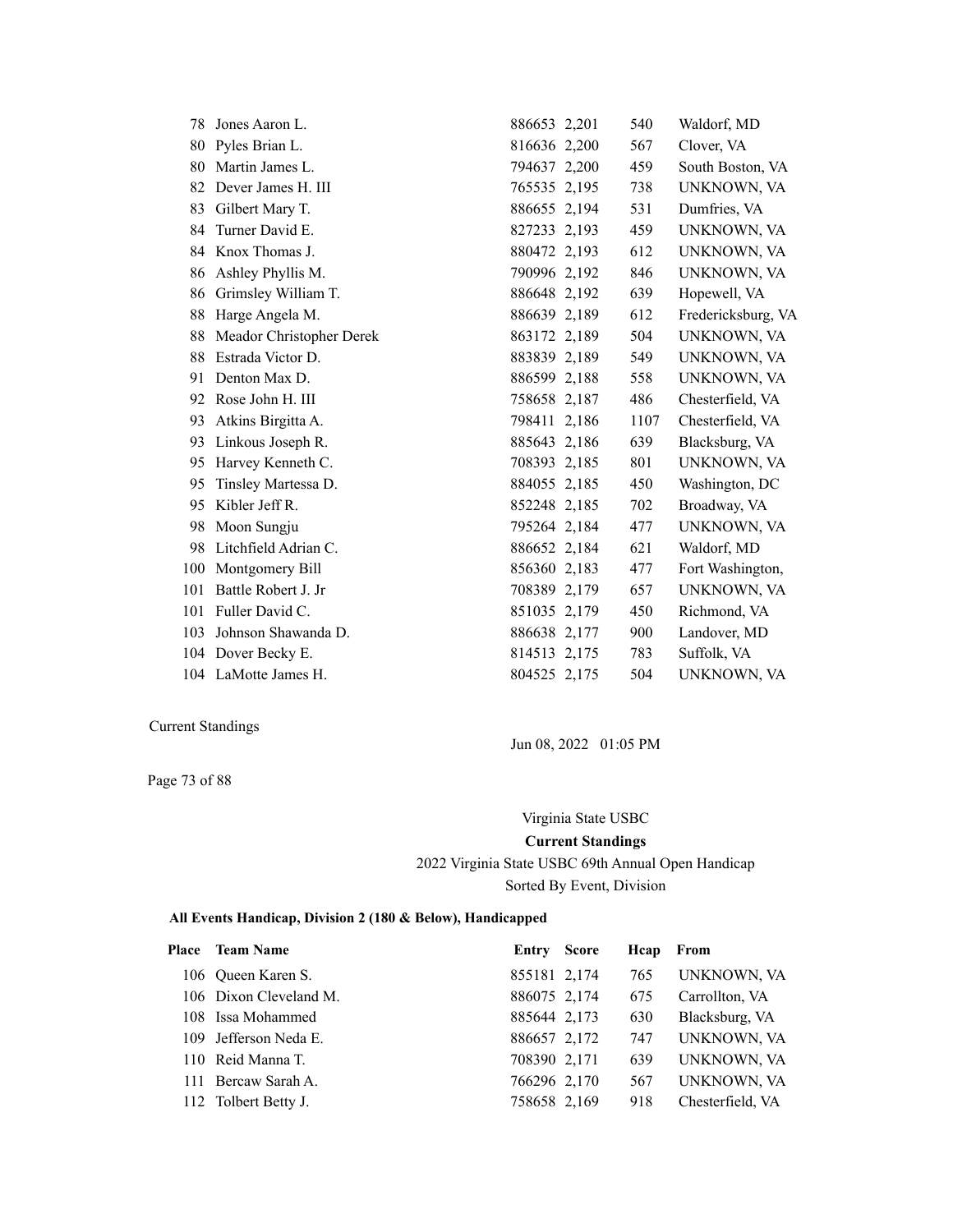| Place | Team Name | Entry | Score | Hcap | From |
|---|---|---|---|---|---|
| 78 | Jones Aaron L. | 886653 | 2,201 | 540 | Waldorf, MD |
| 80 | Pyles Brian L. | 816636 | 2,200 | 567 | Clover, VA |
| 80 | Martin James L. | 794637 | 2,200 | 459 | South Boston, VA |
| 82 | Dever James H. III | 765535 | 2,195 | 738 | UNKNOWN, VA |
| 83 | Gilbert Mary T. | 886655 | 2,194 | 531 | Dumfries, VA |
| 84 | Turner David E. | 827233 | 2,193 | 459 | UNKNOWN, VA |
| 84 | Knox Thomas J. | 880472 | 2,193 | 612 | UNKNOWN, VA |
| 86 | Ashley Phyllis M. | 790996 | 2,192 | 846 | UNKNOWN, VA |
| 86 | Grimsley William T. | 886648 | 2,192 | 639 | Hopewell, VA |
| 88 | Harge Angela M. | 886639 | 2,189 | 612 | Fredericksburg, VA |
| 88 | Meador Christopher Derek | 863172 | 2,189 | 504 | UNKNOWN, VA |
| 88 | Estrada Victor D. | 883839 | 2,189 | 549 | UNKNOWN, VA |
| 91 | Denton Max D. | 886599 | 2,188 | 558 | UNKNOWN, VA |
| 92 | Rose John H. III | 758658 | 2,187 | 486 | Chesterfield, VA |
| 93 | Atkins Birgitta A. | 798411 | 2,186 | 1107 | Chesterfield, VA |
| 93 | Linkous Joseph R. | 885643 | 2,186 | 639 | Blacksburg, VA |
| 95 | Harvey Kenneth C. | 708393 | 2,185 | 801 | UNKNOWN, VA |
| 95 | Tinsley Martessa D. | 884055 | 2,185 | 450 | Washington, DC |
| 95 | Kibler Jeff R. | 852248 | 2,185 | 702 | Broadway, VA |
| 98 | Moon Sungju | 795264 | 2,184 | 477 | UNKNOWN, VA |
| 98 | Litchfield Adrian C. | 886652 | 2,184 | 621 | Waldorf, MD |
| 100 | Montgomery Bill | 856360 | 2,183 | 477 | Fort Washington, |
| 101 | Battle Robert J. Jr | 708389 | 2,179 | 657 | UNKNOWN, VA |
| 101 | Fuller David C. | 851035 | 2,179 | 450 | Richmond, VA |
| 103 | Johnson Shawanda D. | 886638 | 2,177 | 900 | Landover, MD |
| 104 | Dover Becky E. | 814513 | 2,175 | 783 | Suffolk, VA |
| 104 | LaMotte James H. | 804525 | 2,175 | 504 | UNKNOWN, VA |

Current Standings

Jun 08, 2022 01:05 PM

Virginia State USBC

**Current Standings**

2022 Virginia State USBC 69th Annual Open Handicap

Sorted By Event, Division

**All Events Handicap, Division 2 (180 & Below), Handicapped**

| Place | Team Name | Entry | Score | Hcap | From |
|---|---|---|---|---|---|
| 106 | Queen Karen S. | 855181 | 2,174 | 765 | UNKNOWN, VA |
| 106 | Dixon Cleveland M. | 886075 | 2,174 | 675 | Carrollton, VA |
| 108 | Issa Mohammed | 885644 | 2,173 | 630 | Blacksburg, VA |
| 109 | Jefferson Neda E. | 886657 | 2,172 | 747 | UNKNOWN, VA |
| 110 | Reid Manna T. | 708390 | 2,171 | 639 | UNKNOWN, VA |
| 111 | Bercaw Sarah A. | 766296 | 2,170 | 567 | UNKNOWN, VA |
| 112 | Tolbert Betty J. | 758658 | 2,169 | 918 | Chesterfield, VA |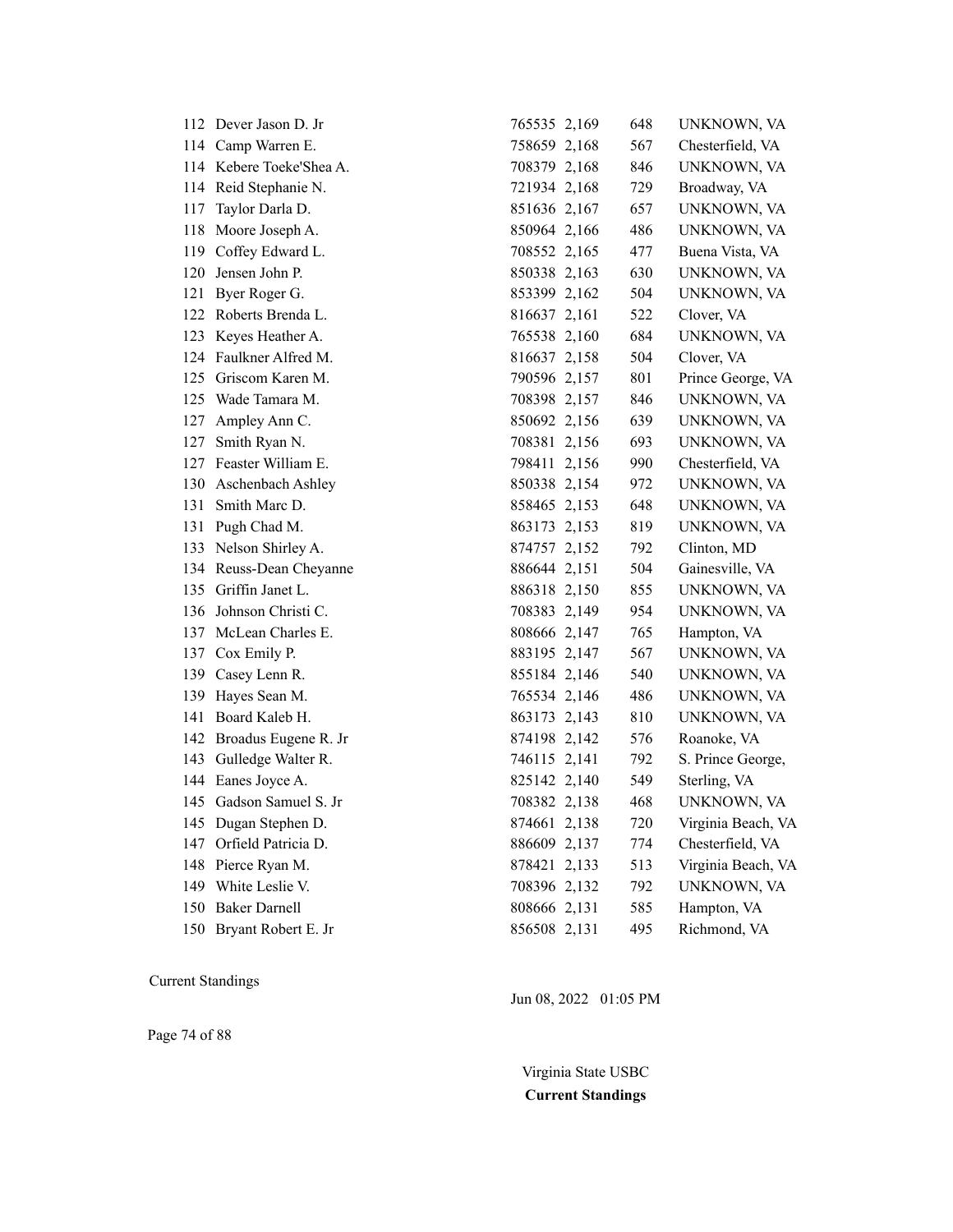| | | | | | |
|---|---|---|---|---|---|
| 112 | Dever Jason D. Jr | 765535 | 2,169 | 648 | UNKNOWN, VA |
| 114 | Camp Warren E. | 758659 | 2,168 | 567 | Chesterfield, VA |
| 114 | Kebere Toeke'Shea A. | 708379 | 2,168 | 846 | UNKNOWN, VA |
| 114 | Reid Stephanie N. | 721934 | 2,168 | 729 | Broadway, VA |
| 117 | Taylor Darla D. | 851636 | 2,167 | 657 | UNKNOWN, VA |
| 118 | Moore Joseph A. | 850964 | 2,166 | 486 | UNKNOWN, VA |
| 119 | Coffey Edward L. | 708552 | 2,165 | 477 | Buena Vista, VA |
| 120 | Jensen John P. | 850338 | 2,163 | 630 | UNKNOWN, VA |
| 121 | Byer Roger G. | 853399 | 2,162 | 504 | UNKNOWN, VA |
| 122 | Roberts Brenda L. | 816637 | 2,161 | 522 | Clover, VA |
| 123 | Keyes Heather A. | 765538 | 2,160 | 684 | UNKNOWN, VA |
| 124 | Faulkner Alfred M. | 816637 | 2,158 | 504 | Clover, VA |
| 125 | Griscom Karen M. | 790596 | 2,157 | 801 | Prince George, VA |
| 125 | Wade Tamara M. | 708398 | 2,157 | 846 | UNKNOWN, VA |
| 127 | Ampley Ann C. | 850692 | 2,156 | 639 | UNKNOWN, VA |
| 127 | Smith Ryan N. | 708381 | 2,156 | 693 | UNKNOWN, VA |
| 127 | Feaster William E. | 798411 | 2,156 | 990 | Chesterfield, VA |
| 130 | Aschenbach Ashley | 850338 | 2,154 | 972 | UNKNOWN, VA |
| 131 | Smith Marc D. | 858465 | 2,153 | 648 | UNKNOWN, VA |
| 131 | Pugh Chad M. | 863173 | 2,153 | 819 | UNKNOWN, VA |
| 133 | Nelson Shirley A. | 874757 | 2,152 | 792 | Clinton, MD |
| 134 | Reuss-Dean Cheyanne | 886644 | 2,151 | 504 | Gainesville, VA |
| 135 | Griffin Janet L. | 886318 | 2,150 | 855 | UNKNOWN, VA |
| 136 | Johnson Christi C. | 708383 | 2,149 | 954 | UNKNOWN, VA |
| 137 | McLean Charles E. | 808666 | 2,147 | 765 | Hampton, VA |
| 137 | Cox Emily P. | 883195 | 2,147 | 567 | UNKNOWN, VA |
| 139 | Casey Lenn R. | 855184 | 2,146 | 540 | UNKNOWN, VA |
| 139 | Hayes Sean M. | 765534 | 2,146 | 486 | UNKNOWN, VA |
| 141 | Board Kaleb H. | 863173 | 2,143 | 810 | UNKNOWN, VA |
| 142 | Broadus Eugene R. Jr | 874198 | 2,142 | 576 | Roanoke, VA |
| 143 | Gulledge Walter R. | 746115 | 2,141 | 792 | S. Prince George, |
| 144 | Eanes Joyce A. | 825142 | 2,140 | 549 | Sterling, VA |
| 145 | Gadson Samuel S. Jr | 708382 | 2,138 | 468 | UNKNOWN, VA |
| 145 | Dugan Stephen D. | 874661 | 2,138 | 720 | Virginia Beach, VA |
| 147 | Orfield Patricia D. | 886609 | 2,137 | 774 | Chesterfield, VA |
| 148 | Pierce Ryan M. | 878421 | 2,133 | 513 | Virginia Beach, VA |
| 149 | White Leslie V. | 708396 | 2,132 | 792 | UNKNOWN, VA |
| 150 | Baker Darnell | 808666 | 2,131 | 585 | Hampton, VA |
| 150 | Bryant Robert E. Jr | 856508 | 2,131 | 495 | Richmond, VA |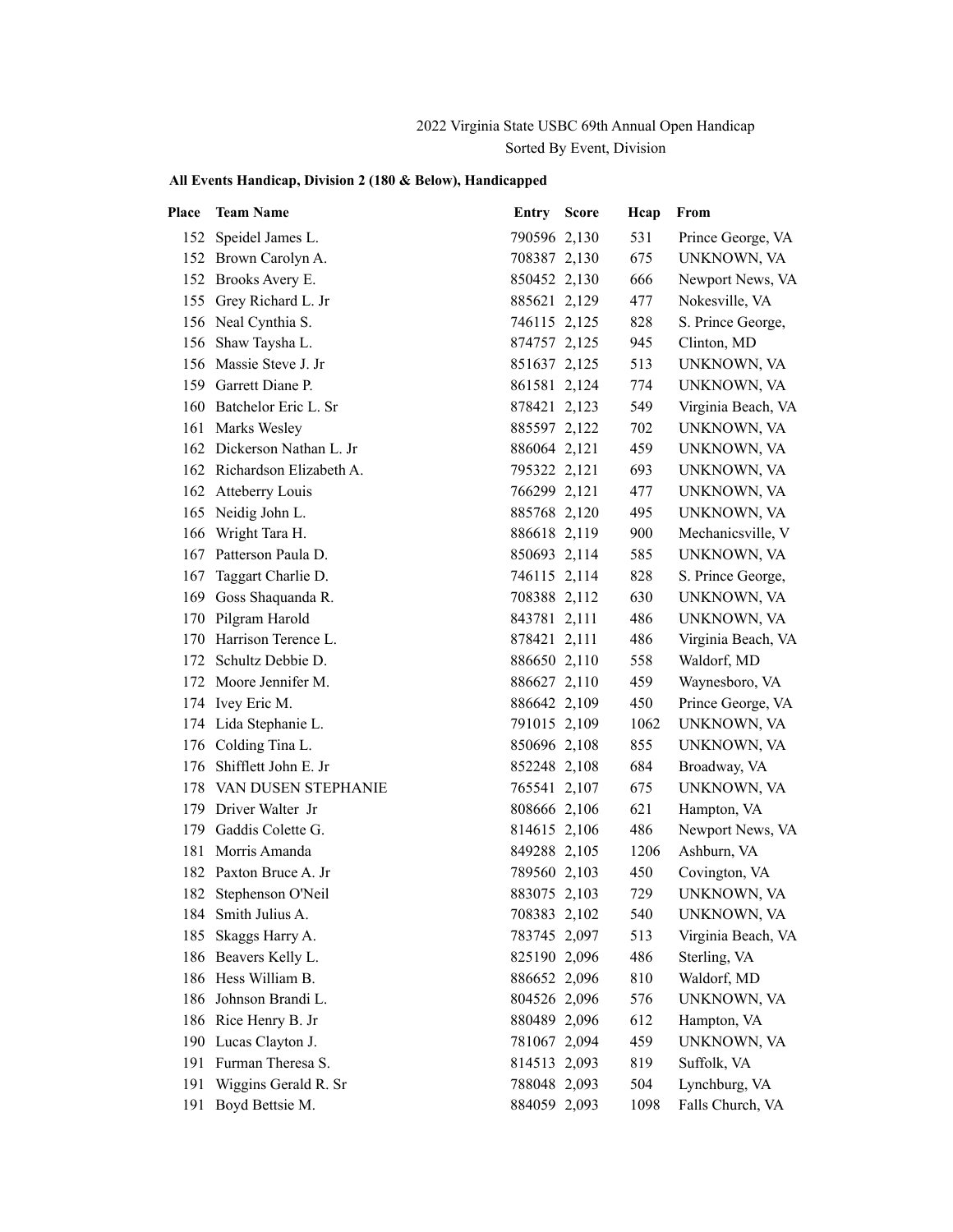2022 Virginia State USBC 69th Annual Open Handicap
Sorted By Event, Division

**All Events Handicap, Division 2 (180 & Below), Handicapped**

| Place | Team Name | Entry | Score | Hcap | From |
|---|---|---|---|---|---|
| 152 | Speidel James L. | 790596 | 2,130 | 531 | Prince George, VA |
| 152 | Brown Carolyn A. | 708387 | 2,130 | 675 | UNKNOWN, VA |
| 152 | Brooks Avery E. | 850452 | 2,130 | 666 | Newport News, VA |
| 155 | Grey Richard L. Jr | 885621 | 2,129 | 477 | Nokesville, VA |
| 156 | Neal Cynthia S. | 746115 | 2,125 | 828 | S. Prince George, |
| 156 | Shaw Taysha L. | 874757 | 2,125 | 945 | Clinton, MD |
| 156 | Massie Steve J. Jr | 851637 | 2,125 | 513 | UNKNOWN, VA |
| 159 | Garrett Diane P. | 861581 | 2,124 | 774 | UNKNOWN, VA |
| 160 | Batchelor Eric L. Sr | 878421 | 2,123 | 549 | Virginia Beach, VA |
| 161 | Marks Wesley | 885597 | 2,122 | 702 | UNKNOWN, VA |
| 162 | Dickerson Nathan L. Jr | 886064 | 2,121 | 459 | UNKNOWN, VA |
| 162 | Richardson Elizabeth A. | 795322 | 2,121 | 693 | UNKNOWN, VA |
| 162 | Atteberry Louis | 766299 | 2,121 | 477 | UNKNOWN, VA |
| 165 | Neidig John L. | 885768 | 2,120 | 495 | UNKNOWN, VA |
| 166 | Wright Tara H. | 886618 | 2,119 | 900 | Mechanicsville, V |
| 167 | Patterson Paula D. | 850693 | 2,114 | 585 | UNKNOWN, VA |
| 167 | Taggart Charlie D. | 746115 | 2,114 | 828 | S. Prince George, |
| 169 | Goss Shaquanda R. | 708388 | 2,112 | 630 | UNKNOWN, VA |
| 170 | Pilgram Harold | 843781 | 2,111 | 486 | UNKNOWN, VA |
| 170 | Harrison Terence L. | 878421 | 2,111 | 486 | Virginia Beach, VA |
| 172 | Schultz Debbie D. | 886650 | 2,110 | 558 | Waldorf, MD |
| 172 | Moore Jennifer M. | 886627 | 2,110 | 459 | Waynesboro, VA |
| 174 | Ivey Eric M. | 886642 | 2,109 | 450 | Prince George, VA |
| 174 | Lida Stephanie L. | 791015 | 2,109 | 1062 | UNKNOWN, VA |
| 176 | Colding Tina L. | 850696 | 2,108 | 855 | UNKNOWN, VA |
| 176 | Shifflett John E. Jr | 852248 | 2,108 | 684 | Broadway, VA |
| 178 | VAN DUSEN STEPHANIE | 765541 | 2,107 | 675 | UNKNOWN, VA |
| 179 | Driver Walter Jr | 808666 | 2,106 | 621 | Hampton, VA |
| 179 | Gaddis Colette G. | 814615 | 2,106 | 486 | Newport News, VA |
| 181 | Morris Amanda | 849288 | 2,105 | 1206 | Ashburn, VA |
| 182 | Paxton Bruce A. Jr | 789560 | 2,103 | 450 | Covington, VA |
| 182 | Stephenson O'Neil | 883075 | 2,103 | 729 | UNKNOWN, VA |
| 184 | Smith Julius A. | 708383 | 2,102 | 540 | UNKNOWN, VA |
| 185 | Skaggs Harry A. | 783745 | 2,097 | 513 | Virginia Beach, VA |
| 186 | Beavers Kelly L. | 825190 | 2,096 | 486 | Sterling, VA |
| 186 | Hess William B. | 886652 | 2,096 | 810 | Waldorf, MD |
| 186 | Johnson Brandi L. | 804526 | 2,096 | 576 | UNKNOWN, VA |
| 186 | Rice Henry B. Jr | 880489 | 2,096 | 612 | Hampton, VA |
| 190 | Lucas Clayton J. | 781067 | 2,094 | 459 | UNKNOWN, VA |
| 191 | Furman Theresa S. | 814513 | 2,093 | 819 | Suffolk, VA |
| 191 | Wiggins Gerald R. Sr | 788048 | 2,093 | 504 | Lynchburg, VA |
| 191 | Boyd Bettsie M. | 884059 | 2,093 | 1098 | Falls Church, VA |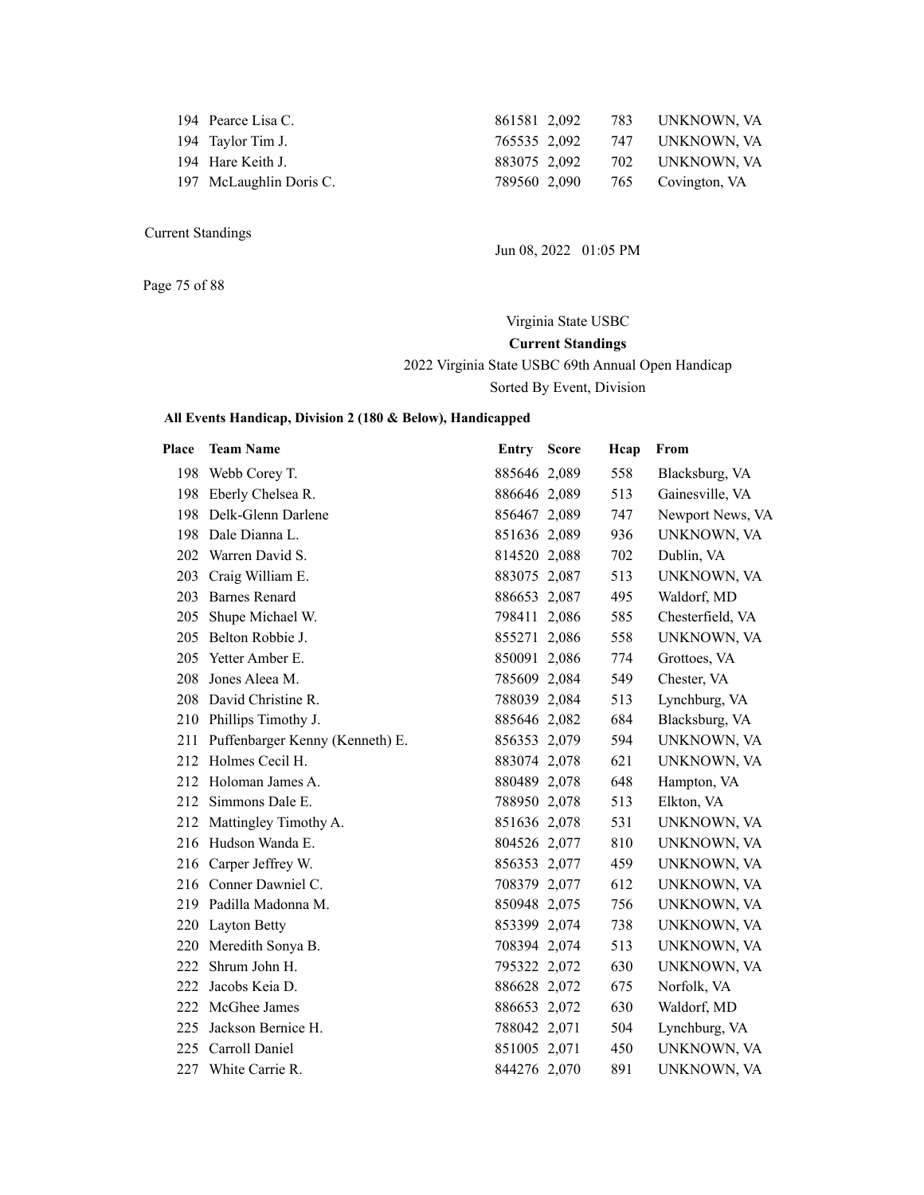| Place | Team Name | Entry | Score | Hcap | From |
|---|---|---|---|---|---|
| 194 | Pearce Lisa C. | 861581 | 2,092 | 783 | UNKNOWN, VA |
| 194 | Taylor Tim J. | 765535 | 2,092 | 747 | UNKNOWN, VA |
| 194 | Hare Keith J. | 883075 | 2,092 | 702 | UNKNOWN, VA |
| 197 | McLaughlin Doris C. | 789560 | 2,090 | 765 | Covington, VA |

Current Standings

Jun 08, 2022 01:05 PM

Virginia State USBC

**Current Standings**

2022 Virginia State USBC 69th Annual Open Handicap

Sorted By Event, Division

### All Events Handicap, Division 2 (180 & Below), Handicapped

| Place | Team Name | Entry | Score | Hcap | From |
|---|---|---|---|---|---|
| 198 | Webb Corey T. | 885646 | 2,089 | 558 | Blacksburg, VA |
| 198 | Eberly Chelsea R. | 886646 | 2,089 | 513 | Gainesville, VA |
| 198 | Delk-Glenn Darlene | 856467 | 2,089 | 747 | Newport News, VA |
| 198 | Dale Dianna L. | 851636 | 2,089 | 936 | UNKNOWN, VA |
| 202 | Warren David S. | 814520 | 2,088 | 702 | Dublin, VA |
| 203 | Craig William E. | 883075 | 2,087 | 513 | UNKNOWN, VA |
| 203 | Barnes Renard | 886653 | 2,087 | 495 | Waldorf, MD |
| 205 | Shupe Michael W. | 798411 | 2,086 | 585 | Chesterfield, VA |
| 205 | Belton Robbie J. | 855271 | 2,086 | 558 | UNKNOWN, VA |
| 205 | Yetter Amber E. | 850091 | 2,086 | 774 | Grottoes, VA |
| 208 | Jones Aleea M. | 785609 | 2,084 | 549 | Chester, VA |
| 208 | David Christine R. | 788039 | 2,084 | 513 | Lynchburg, VA |
| 210 | Phillips Timothy J. | 885646 | 2,082 | 684 | Blacksburg, VA |
| 211 | Puffenbarger Kenny (Kenneth) E. | 856353 | 2,079 | 594 | UNKNOWN, VA |
| 212 | Holmes Cecil H. | 883074 | 2,078 | 621 | UNKNOWN, VA |
| 212 | Holoman James A. | 880489 | 2,078 | 648 | Hampton, VA |
| 212 | Simmons Dale E. | 788950 | 2,078 | 513 | Elkton, VA |
| 212 | Mattingley Timothy A. | 851636 | 2,078 | 531 | UNKNOWN, VA |
| 216 | Hudson Wanda E. | 804526 | 2,077 | 810 | UNKNOWN, VA |
| 216 | Carper Jeffrey W. | 856353 | 2,077 | 459 | UNKNOWN, VA |
| 216 | Conner Dawniel C. | 708379 | 2,077 | 612 | UNKNOWN, VA |
| 219 | Padilla Madonna M. | 850948 | 2,075 | 756 | UNKNOWN, VA |
| 220 | Layton Betty | 853399 | 2,074 | 738 | UNKNOWN, VA |
| 220 | Meredith Sonya B. | 708394 | 2,074 | 513 | UNKNOWN, VA |
| 222 | Shrum John H. | 795322 | 2,072 | 630 | UNKNOWN, VA |
| 222 | Jacobs Keia D. | 886628 | 2,072 | 675 | Norfolk, VA |
| 222 | McGhee James | 886653 | 2,072 | 630 | Waldorf, MD |
| 225 | Jackson Bernice H. | 788042 | 2,071 | 504 | Lynchburg, VA |
| 225 | Carroll Daniel | 851005 | 2,071 | 450 | UNKNOWN, VA |
| 227 | White Carrie R. | 844276 | 2,070 | 891 | UNKNOWN, VA |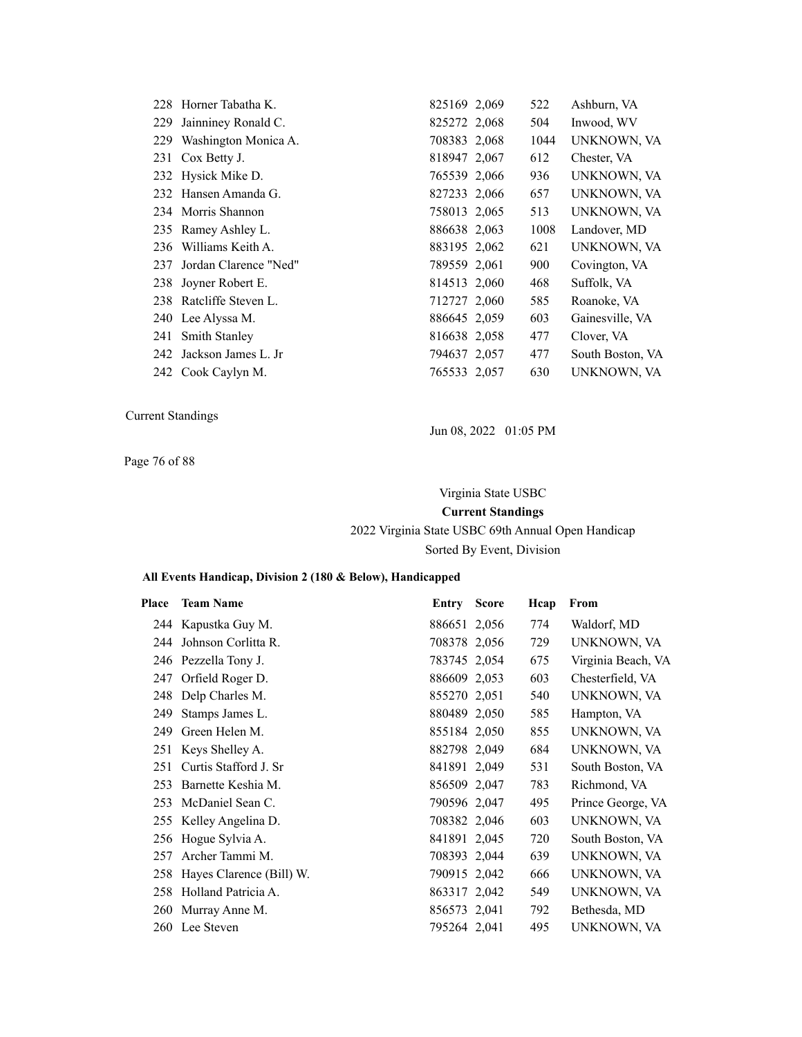| Place | Team Name | Entry | Score | Hcap | From |
|---|---|---|---|---|---|
| 228 | Horner Tabatha K. | 825169 | 2,069 | 522 | Ashburn, VA |
| 229 | Jainniney Ronald C. | 825272 | 2,068 | 504 | Inwood, WV |
| 229 | Washington Monica A. | 708383 | 2,068 | 1044 | UNKNOWN, VA |
| 231 | Cox Betty J. | 818947 | 2,067 | 612 | Chester, VA |
| 232 | Hysick Mike D. | 765539 | 2,066 | 936 | UNKNOWN, VA |
| 232 | Hansen Amanda G. | 827233 | 2,066 | 657 | UNKNOWN, VA |
| 234 | Morris Shannon | 758013 | 2,065 | 513 | UNKNOWN, VA |
| 235 | Ramey Ashley L. | 886638 | 2,063 | 1008 | Landover, MD |
| 236 | Williams Keith A. | 883195 | 2,062 | 621 | UNKNOWN, VA |
| 237 | Jordan Clarence "Ned" | 789559 | 2,061 | 900 | Covington, VA |
| 238 | Joyner Robert E. | 814513 | 2,060 | 468 | Suffolk, VA |
| 238 | Ratcliffe Steven L. | 712727 | 2,060 | 585 | Roanoke, VA |
| 240 | Lee Alyssa M. | 886645 | 2,059 | 603 | Gainesville, VA |
| 241 | Smith Stanley | 816638 | 2,058 | 477 | Clover, VA |
| 242 | Jackson James L. Jr | 794637 | 2,057 | 477 | South Boston, VA |
| 242 | Cook Caylyn M. | 765533 | 2,057 | 630 | UNKNOWN, VA |

Current Standings

Jun 08, 2022 01:05 PM

Virginia State USBC

**Current Standings**

2022 Virginia State USBC 69th Annual Open Handicap

Sorted By Event, Division

**All Events Handicap, Division 2 (180 & Below), Handicapped**

| Place | Team Name | Entry | Score | Hcap | From |
|---|---|---|---|---|---|
| 244 | Kapustka Guy M. | 886651 | 2,056 | 774 | Waldorf, MD |
| 244 | Johnson Corlitta R. | 708378 | 2,056 | 729 | UNKNOWN, VA |
| 246 | Pezzella Tony J. | 783745 | 2,054 | 675 | Virginia Beach, VA |
| 247 | Orfield Roger D. | 886609 | 2,053 | 603 | Chesterfield, VA |
| 248 | Delp Charles M. | 855270 | 2,051 | 540 | UNKNOWN, VA |
| 249 | Stamps James L. | 880489 | 2,050 | 585 | Hampton, VA |
| 249 | Green Helen M. | 855184 | 2,050 | 855 | UNKNOWN, VA |
| 251 | Keys Shelley A. | 882798 | 2,049 | 684 | UNKNOWN, VA |
| 251 | Curtis Stafford J. Sr | 841891 | 2,049 | 531 | South Boston, VA |
| 253 | Barnette Keshia M. | 856509 | 2,047 | 783 | Richmond, VA |
| 253 | McDaniel Sean C. | 790596 | 2,047 | 495 | Prince George, VA |
| 255 | Kelley Angelina D. | 708382 | 2,046 | 603 | UNKNOWN, VA |
| 256 | Hogue Sylvia A. | 841891 | 2,045 | 720 | South Boston, VA |
| 257 | Archer Tammi M. | 708393 | 2,044 | 639 | UNKNOWN, VA |
| 258 | Hayes Clarence (Bill) W. | 790915 | 2,042 | 666 | UNKNOWN, VA |
| 258 | Holland Patricia A. | 863317 | 2,042 | 549 | UNKNOWN, VA |
| 260 | Murray Anne M. | 856573 | 2,041 | 792 | Bethesda, MD |
| 260 | Lee Steven | 795264 | 2,041 | 495 | UNKNOWN, VA |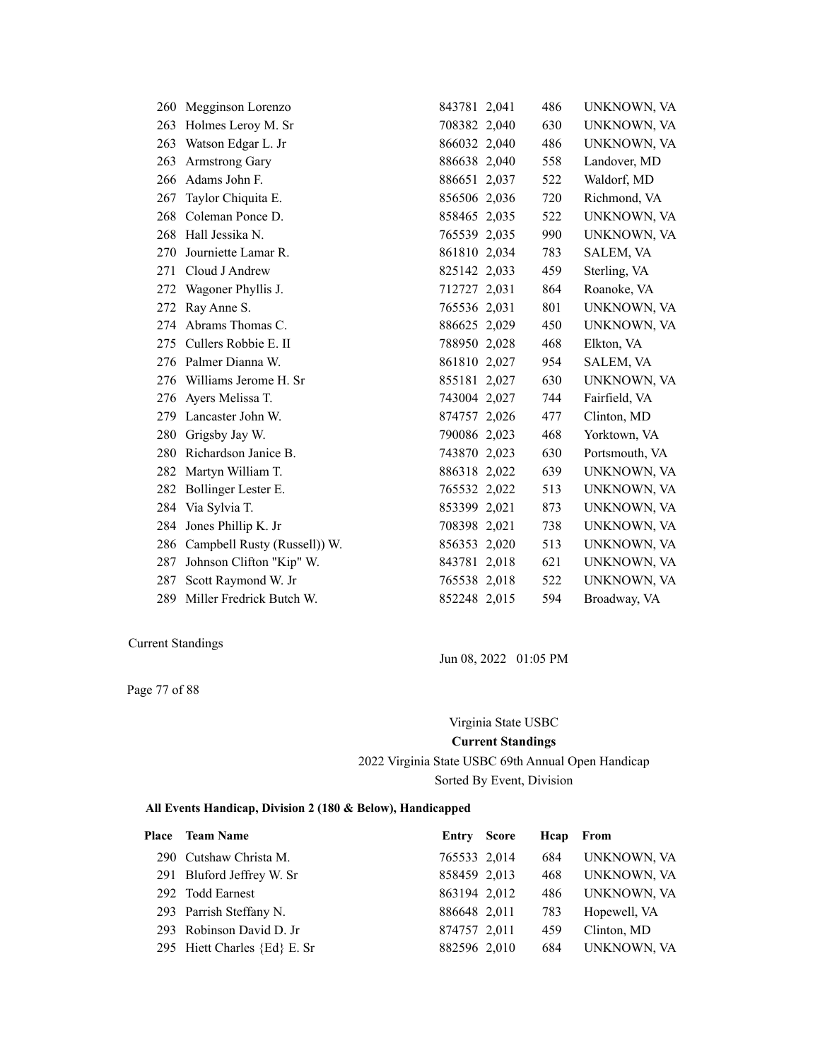| Place | Team Name | Entry | Score | Hcap | From |
|---|---|---|---|---|---|
| 260 | Megginson Lorenzo | 843781 | 2,041 | 486 | UNKNOWN, VA |
| 263 | Holmes Leroy M. Sr | 708382 | 2,040 | 630 | UNKNOWN, VA |
| 263 | Watson Edgar L. Jr | 866032 | 2,040 | 486 | UNKNOWN, VA |
| 263 | Armstrong Gary | 886638 | 2,040 | 558 | Landover, MD |
| 266 | Adams John F. | 886651 | 2,037 | 522 | Waldorf, MD |
| 267 | Taylor Chiquita E. | 856506 | 2,036 | 720 | Richmond, VA |
| 268 | Coleman Ponce D. | 858465 | 2,035 | 522 | UNKNOWN, VA |
| 268 | Hall Jessika N. | 765539 | 2,035 | 990 | UNKNOWN, VA |
| 270 | Journiette Lamar R. | 861810 | 2,034 | 783 | SALEM, VA |
| 271 | Cloud J Andrew | 825142 | 2,033 | 459 | Sterling, VA |
| 272 | Wagoner Phyllis J. | 712727 | 2,031 | 864 | Roanoke, VA |
| 272 | Ray Anne S. | 765536 | 2,031 | 801 | UNKNOWN, VA |
| 274 | Abrams Thomas C. | 886625 | 2,029 | 450 | UNKNOWN, VA |
| 275 | Cullers Robbie E. II | 788950 | 2,028 | 468 | Elkton, VA |
| 276 | Palmer Dianna W. | 861810 | 2,027 | 954 | SALEM, VA |
| 276 | Williams Jerome H. Sr | 855181 | 2,027 | 630 | UNKNOWN, VA |
| 276 | Ayers Melissa T. | 743004 | 2,027 | 744 | Fairfield, VA |
| 279 | Lancaster John W. | 874757 | 2,026 | 477 | Clinton, MD |
| 280 | Grigsby Jay W. | 790086 | 2,023 | 468 | Yorktown, VA |
| 280 | Richardson Janice B. | 743870 | 2,023 | 630 | Portsmouth, VA |
| 282 | Martyn William T. | 886318 | 2,022 | 639 | UNKNOWN, VA |
| 282 | Bollinger Lester E. | 765532 | 2,022 | 513 | UNKNOWN, VA |
| 284 | Via Sylvia T. | 853399 | 2,021 | 873 | UNKNOWN, VA |
| 284 | Jones Phillip K. Jr | 708398 | 2,021 | 738 | UNKNOWN, VA |
| 286 | Campbell Rusty (Russell)) W. | 856353 | 2,020 | 513 | UNKNOWN, VA |
| 287 | Johnson Clifton "Kip" W. | 843781 | 2,018 | 621 | UNKNOWN, VA |
| 287 | Scott Raymond W. Jr | 765538 | 2,018 | 522 | UNKNOWN, VA |
| 289 | Miller Fredrick Butch W. | 852248 | 2,015 | 594 | Broadway, VA |

Current Standings

Jun 08, 2022 01:05 PM

Virginia State USBC

**Current Standings**

2022 Virginia State USBC 69th Annual Open Handicap

Sorted By Event, Division

**All Events Handicap, Division 2 (180 & Below), Handicapped**

| Place | Team Name | Entry | Score | Hcap | From |
|---|---|---|---|---|---|
| 290 | Cutshaw Christa M. | 765533 | 2,014 | 684 | UNKNOWN, VA |
| 291 | Bluford Jeffrey W. Sr | 858459 | 2,013 | 468 | UNKNOWN, VA |
| 292 | Todd Earnest | 863194 | 2,012 | 486 | UNKNOWN, VA |
| 293 | Parrish Steffany N. | 886648 | 2,011 | 783 | Hopewell, VA |
| 293 | Robinson David D. Jr | 874757 | 2,011 | 459 | Clinton, MD |
| 295 | Hiett Charles {Ed} E. Sr | 882596 | 2,010 | 684 | UNKNOWN, VA |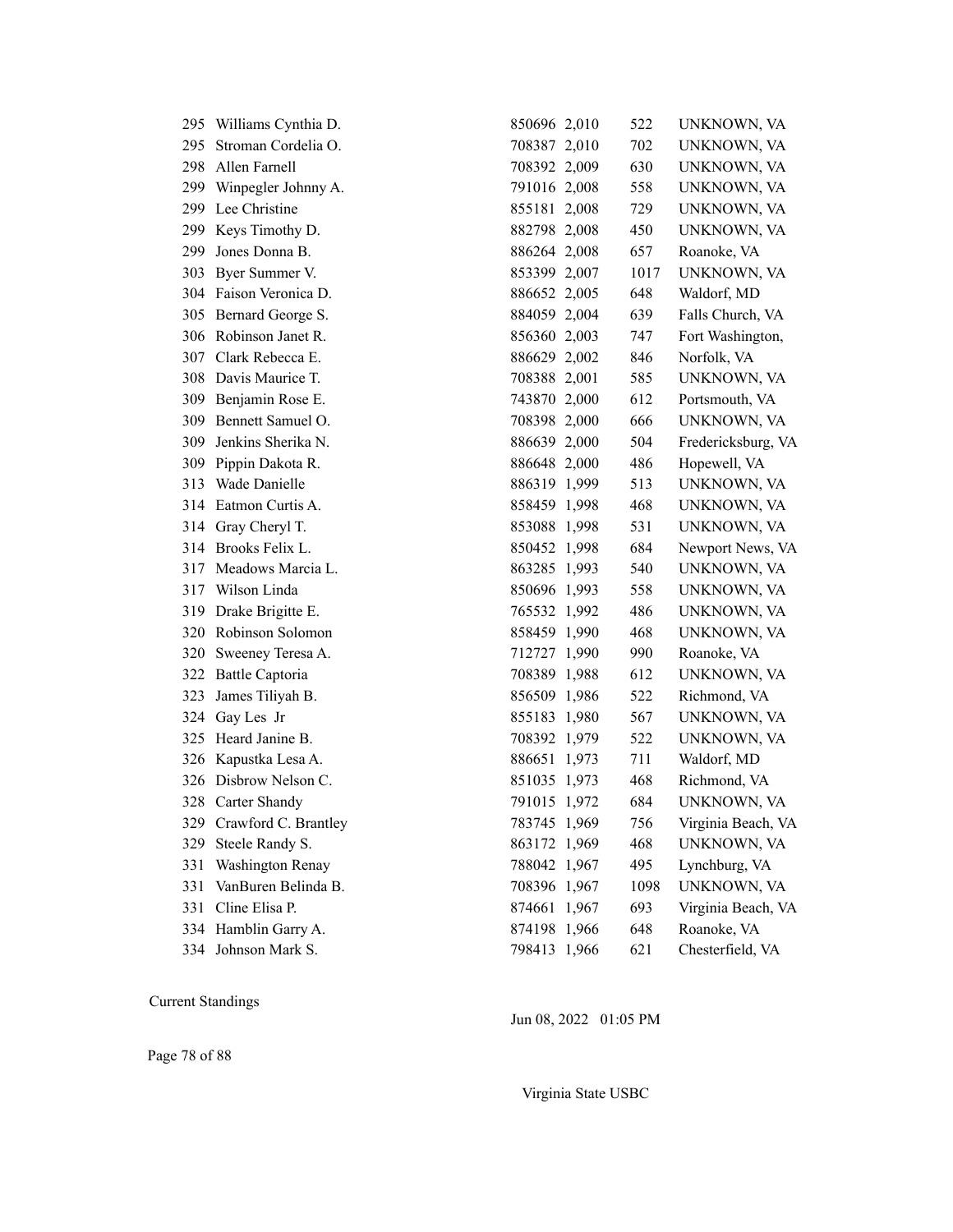| | | | | | |
|---|---|---|---|---|---|
| 295 | Williams Cynthia D. | 850696 | 2,010 | 522 | UNKNOWN, VA |
| 295 | Stroman Cordelia O. | 708387 | 2,010 | 702 | UNKNOWN, VA |
| 298 | Allen Farnell | 708392 | 2,009 | 630 | UNKNOWN, VA |
| 299 | Winpegler Johnny A. | 791016 | 2,008 | 558 | UNKNOWN, VA |
| 299 | Lee Christine | 855181 | 2,008 | 729 | UNKNOWN, VA |
| 299 | Keys Timothy D. | 882798 | 2,008 | 450 | UNKNOWN, VA |
| 299 | Jones Donna B. | 886264 | 2,008 | 657 | Roanoke, VA |
| 303 | Byer Summer V. | 853399 | 2,007 | 1017 | UNKNOWN, VA |
| 304 | Faison Veronica D. | 886652 | 2,005 | 648 | Waldorf, MD |
| 305 | Bernard George S. | 884059 | 2,004 | 639 | Falls Church, VA |
| 306 | Robinson Janet R. | 856360 | 2,003 | 747 | Fort Washington, |
| 307 | Clark Rebecca E. | 886629 | 2,002 | 846 | Norfolk, VA |
| 308 | Davis Maurice T. | 708388 | 2,001 | 585 | UNKNOWN, VA |
| 309 | Benjamin Rose E. | 743870 | 2,000 | 612 | Portsmouth, VA |
| 309 | Bennett Samuel O. | 708398 | 2,000 | 666 | UNKNOWN, VA |
| 309 | Jenkins Sherika N. | 886639 | 2,000 | 504 | Fredericksburg, VA |
| 309 | Pippin Dakota R. | 886648 | 2,000 | 486 | Hopewell, VA |
| 313 | Wade Danielle | 886319 | 1,999 | 513 | UNKNOWN, VA |
| 314 | Eatmon Curtis A. | 858459 | 1,998 | 468 | UNKNOWN, VA |
| 314 | Gray Cheryl T. | 853088 | 1,998 | 531 | UNKNOWN, VA |
| 314 | Brooks Felix L. | 850452 | 1,998 | 684 | Newport News, VA |
| 317 | Meadows Marcia L. | 863285 | 1,993 | 540 | UNKNOWN, VA |
| 317 | Wilson Linda | 850696 | 1,993 | 558 | UNKNOWN, VA |
| 319 | Drake Brigitte E. | 765532 | 1,992 | 486 | UNKNOWN, VA |
| 320 | Robinson Solomon | 858459 | 1,990 | 468 | UNKNOWN, VA |
| 320 | Sweeney Teresa A. | 712727 | 1,990 | 990 | Roanoke, VA |
| 322 | Battle Captoria | 708389 | 1,988 | 612 | UNKNOWN, VA |
| 323 | James Tiliyah B. | 856509 | 1,986 | 522 | Richmond, VA |
| 324 | Gay Les Jr | 855183 | 1,980 | 567 | UNKNOWN, VA |
| 325 | Heard Janine B. | 708392 | 1,979 | 522 | UNKNOWN, VA |
| 326 | Kapustka Lesa A. | 886651 | 1,973 | 711 | Waldorf, MD |
| 326 | Disbrow Nelson C. | 851035 | 1,973 | 468 | Richmond, VA |
| 328 | Carter Shandy | 791015 | 1,972 | 684 | UNKNOWN, VA |
| 329 | Crawford C. Brantley | 783745 | 1,969 | 756 | Virginia Beach, VA |
| 329 | Steele Randy S. | 863172 | 1,969 | 468 | UNKNOWN, VA |
| 331 | Washington Renay | 788042 | 1,967 | 495 | Lynchburg, VA |
| 331 | VanBuren Belinda B. | 708396 | 1,967 | 1098 | UNKNOWN, VA |
| 331 | Cline Elisa P. | 874661 | 1,967 | 693 | Virginia Beach, VA |
| 334 | Hamblin Garry A. | 874198 | 1,966 | 648 | Roanoke, VA |
| 334 | Johnson Mark S. | 798413 | 1,966 | 621 | Chesterfield, VA |

Current Standings

Jun 08, 2022 01:05 PM

Virginia State USBC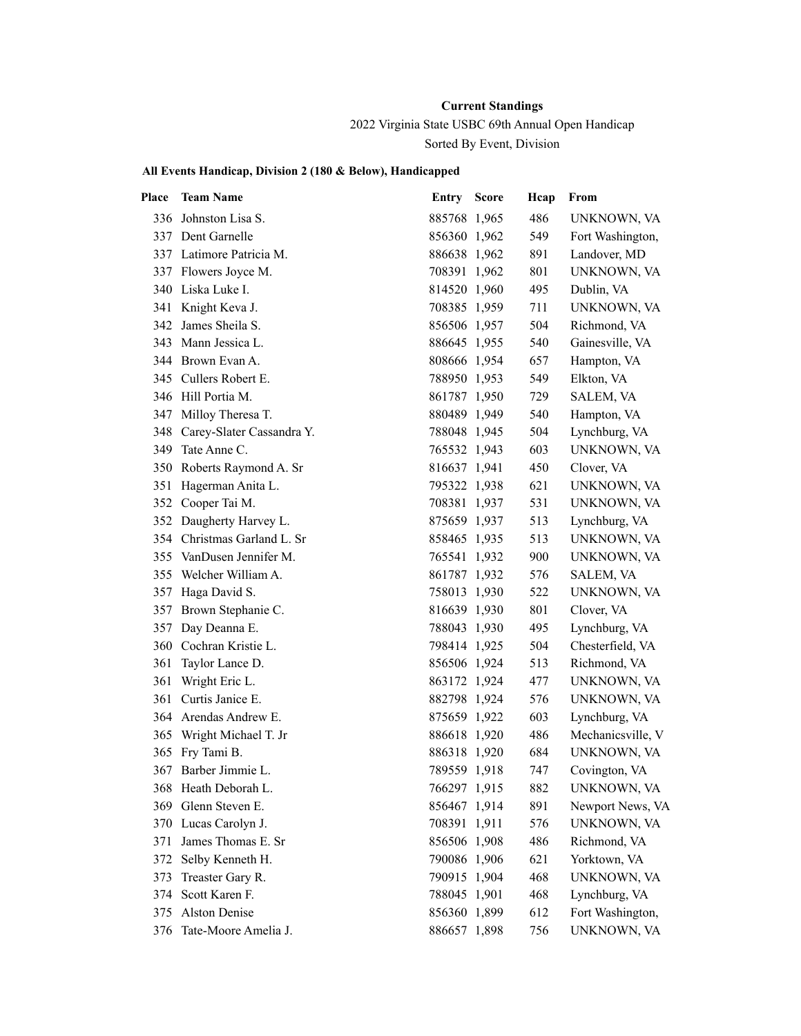**Current Standings**

2022 Virginia State USBC 69th Annual Open Handicap

Sorted By Event, Division

**All Events Handicap, Division 2 (180 & Below), Handicapped**

| Place | Team Name | Entry | Score | Hcap | From |
|---|---|---|---|---|---|
| 336 | Johnston Lisa S. | 885768 | 1,965 | 486 | UNKNOWN, VA |
| 337 | Dent Garnelle | 856360 | 1,962 | 549 | Fort Washington, |
| 337 | Latimore Patricia M. | 886638 | 1,962 | 891 | Landover, MD |
| 337 | Flowers Joyce M. | 708391 | 1,962 | 801 | UNKNOWN, VA |
| 340 | Liska Luke I. | 814520 | 1,960 | 495 | Dublin, VA |
| 341 | Knight Keva J. | 708385 | 1,959 | 711 | UNKNOWN, VA |
| 342 | James Sheila S. | 856506 | 1,957 | 504 | Richmond, VA |
| 343 | Mann Jessica L. | 886645 | 1,955 | 540 | Gainesville, VA |
| 344 | Brown Evan A. | 808666 | 1,954 | 657 | Hampton, VA |
| 345 | Cullers Robert E. | 788950 | 1,953 | 549 | Elkton, VA |
| 346 | Hill Portia M. | 861787 | 1,950 | 729 | SALEM, VA |
| 347 | Milloy Theresa T. | 880489 | 1,949 | 540 | Hampton, VA |
| 348 | Carey-Slater Cassandra Y. | 788048 | 1,945 | 504 | Lynchburg, VA |
| 349 | Tate Anne C. | 765532 | 1,943 | 603 | UNKNOWN, VA |
| 350 | Roberts Raymond A. Sr | 816637 | 1,941 | 450 | Clover, VA |
| 351 | Hagerman Anita L. | 795322 | 1,938 | 621 | UNKNOWN, VA |
| 352 | Cooper Tai M. | 708381 | 1,937 | 531 | UNKNOWN, VA |
| 352 | Daugherty Harvey L. | 875659 | 1,937 | 513 | Lynchburg, VA |
| 354 | Christmas Garland L. Sr | 858465 | 1,935 | 513 | UNKNOWN, VA |
| 355 | VanDusen Jennifer M. | 765541 | 1,932 | 900 | UNKNOWN, VA |
| 355 | Welcher William A. | 861787 | 1,932 | 576 | SALEM, VA |
| 357 | Haga David S. | 758013 | 1,930 | 522 | UNKNOWN, VA |
| 357 | Brown Stephanie C. | 816639 | 1,930 | 801 | Clover, VA |
| 357 | Day Deanna E. | 788043 | 1,930 | 495 | Lynchburg, VA |
| 360 | Cochran Kristie L. | 798414 | 1,925 | 504 | Chesterfield, VA |
| 361 | Taylor Lance D. | 856506 | 1,924 | 513 | Richmond, VA |
| 361 | Wright Eric L. | 863172 | 1,924 | 477 | UNKNOWN, VA |
| 361 | Curtis Janice E. | 882798 | 1,924 | 576 | UNKNOWN, VA |
| 364 | Arendas Andrew E. | 875659 | 1,922 | 603 | Lynchburg, VA |
| 365 | Wright Michael T. Jr | 886618 | 1,920 | 486 | Mechanicsville, V |
| 365 | Fry Tami B. | 886318 | 1,920 | 684 | UNKNOWN, VA |
| 367 | Barber Jimmie L. | 789559 | 1,918 | 747 | Covington, VA |
| 368 | Heath Deborah L. | 766297 | 1,915 | 882 | UNKNOWN, VA |
| 369 | Glenn Steven E. | 856467 | 1,914 | 891 | Newport News, VA |
| 370 | Lucas Carolyn J. | 708391 | 1,911 | 576 | UNKNOWN, VA |
| 371 | James Thomas E. Sr | 856506 | 1,908 | 486 | Richmond, VA |
| 372 | Selby Kenneth H. | 790086 | 1,906 | 621 | Yorktown, VA |
| 373 | Treaster Gary R. | 790915 | 1,904 | 468 | UNKNOWN, VA |
| 374 | Scott Karen F. | 788045 | 1,901 | 468 | Lynchburg, VA |
| 375 | Alston Denise | 856360 | 1,899 | 612 | Fort Washington, |
| 376 | Tate-Moore Amelia J. | 886657 | 1,898 | 756 | UNKNOWN, VA |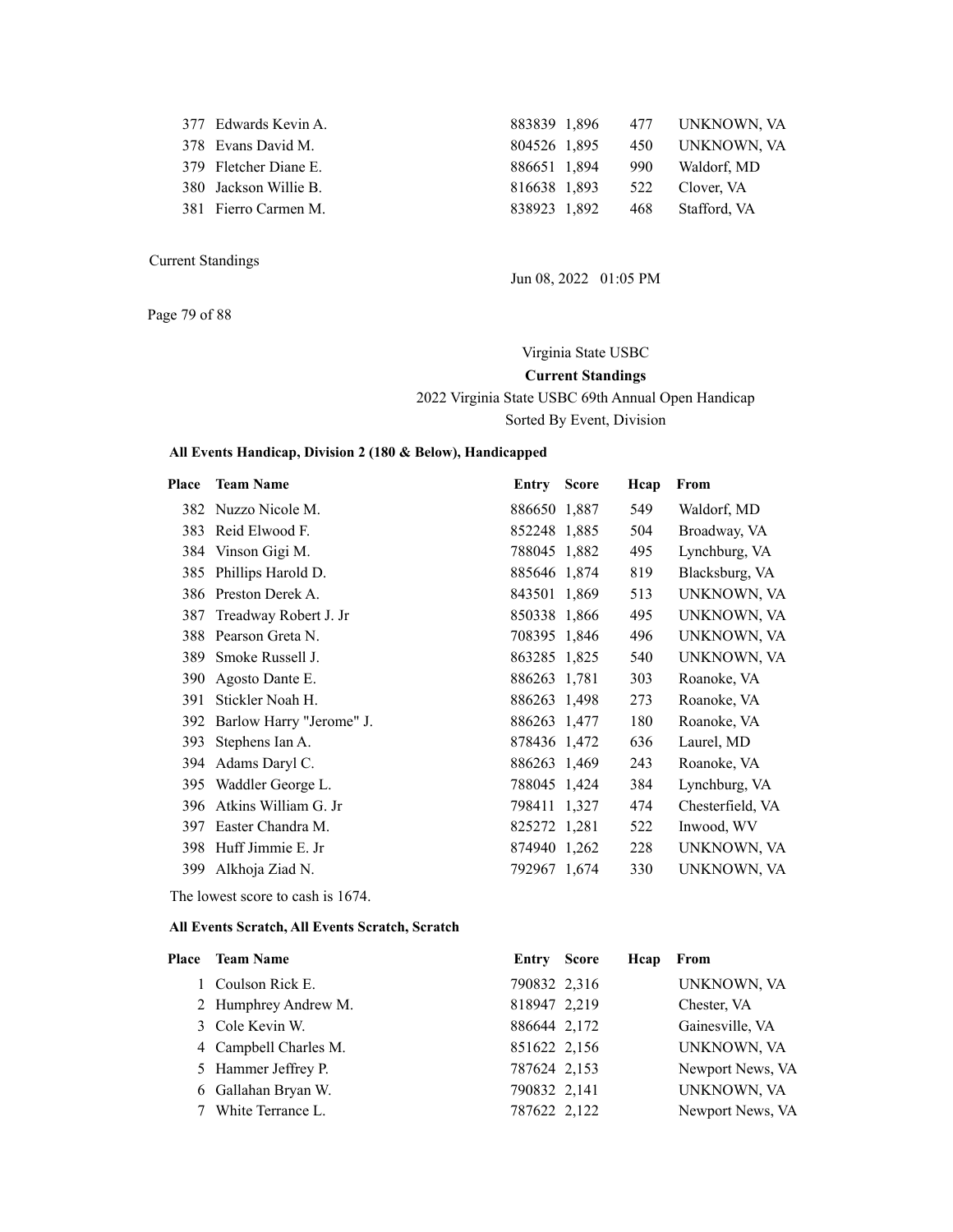| Place | Team Name | Entry | Score | Hcap | From |
|---|---|---|---|---|---|
| 377 | Edwards Kevin A. | 883839 | 1,896 | 477 | UNKNOWN, VA |
| 378 | Evans David M. | 804526 | 1,895 | 450 | UNKNOWN, VA |
| 379 | Fletcher Diane E. | 886651 | 1,894 | 990 | Waldorf, MD |
| 380 | Jackson Willie B. | 816638 | 1,893 | 522 | Clover, VA |
| 381 | Fierro Carmen M. | 838923 | 1,892 | 468 | Stafford, VA |

Current Standings

Jun 08, 2022 01:05 PM

Virginia State USBC

**Current Standings**

2022 Virginia State USBC 69th Annual Open Handicap

Sorted By Event, Division

### All Events Handicap, Division 2 (180 & Below), Handicapped

| Place | Team Name | Entry | Score | Hcap | From |
|---|---|---|---|---|---|
| 382 | Nuzzo Nicole M. | 886650 | 1,887 | 549 | Waldorf, MD |
| 383 | Reid Elwood F. | 852248 | 1,885 | 504 | Broadway, VA |
| 384 | Vinson Gigi M. | 788045 | 1,882 | 495 | Lynchburg, VA |
| 385 | Phillips Harold D. | 885646 | 1,874 | 819 | Blacksburg, VA |
| 386 | Preston Derek A. | 843501 | 1,869 | 513 | UNKNOWN, VA |
| 387 | Treadway Robert J. Jr | 850338 | 1,866 | 495 | UNKNOWN, VA |
| 388 | Pearson Greta N. | 708395 | 1,846 | 496 | UNKNOWN, VA |
| 389 | Smoke Russell J. | 863285 | 1,825 | 540 | UNKNOWN, VA |
| 390 | Agosto Dante E. | 886263 | 1,781 | 303 | Roanoke, VA |
| 391 | Stickler Noah H. | 886263 | 1,498 | 273 | Roanoke, VA |
| 392 | Barlow Harry "Jerome" J. | 886263 | 1,477 | 180 | Roanoke, VA |
| 393 | Stephens Ian A. | 878436 | 1,472 | 636 | Laurel, MD |
| 394 | Adams Daryl C. | 886263 | 1,469 | 243 | Roanoke, VA |
| 395 | Waddler George L. | 788045 | 1,424 | 384 | Lynchburg, VA |
| 396 | Atkins William G. Jr | 798411 | 1,327 | 474 | Chesterfield, VA |
| 397 | Easter Chandra M. | 825272 | 1,281 | 522 | Inwood, WV |
| 398 | Huff Jimmie E. Jr | 874940 | 1,262 | 228 | UNKNOWN, VA |
| 399 | Alkhoja Ziad N. | 792967 | 1,674 | 330 | UNKNOWN, VA |

The lowest score to cash is 1674.

### All Events Scratch, All Events Scratch, Scratch

| Place | Team Name | Entry | Score | Hcap | From |
|---|---|---|---|---|---|
| 1 | Coulson Rick E. | 790832 | 2,316 | | UNKNOWN, VA |
| 2 | Humphrey Andrew M. | 818947 | 2,219 | | Chester, VA |
| 3 | Cole Kevin W. | 886644 | 2,172 | | Gainesville, VA |
| 4 | Campbell Charles M. | 851622 | 2,156 | | UNKNOWN, VA |
| 5 | Hammer Jeffrey P. | 787624 | 2,153 | | Newport News, VA |
| 6 | Gallahan Bryan W. | 790832 | 2,141 | | UNKNOWN, VA |
| 7 | White Terrance L. | 787622 | 2,122 | | Newport News, VA |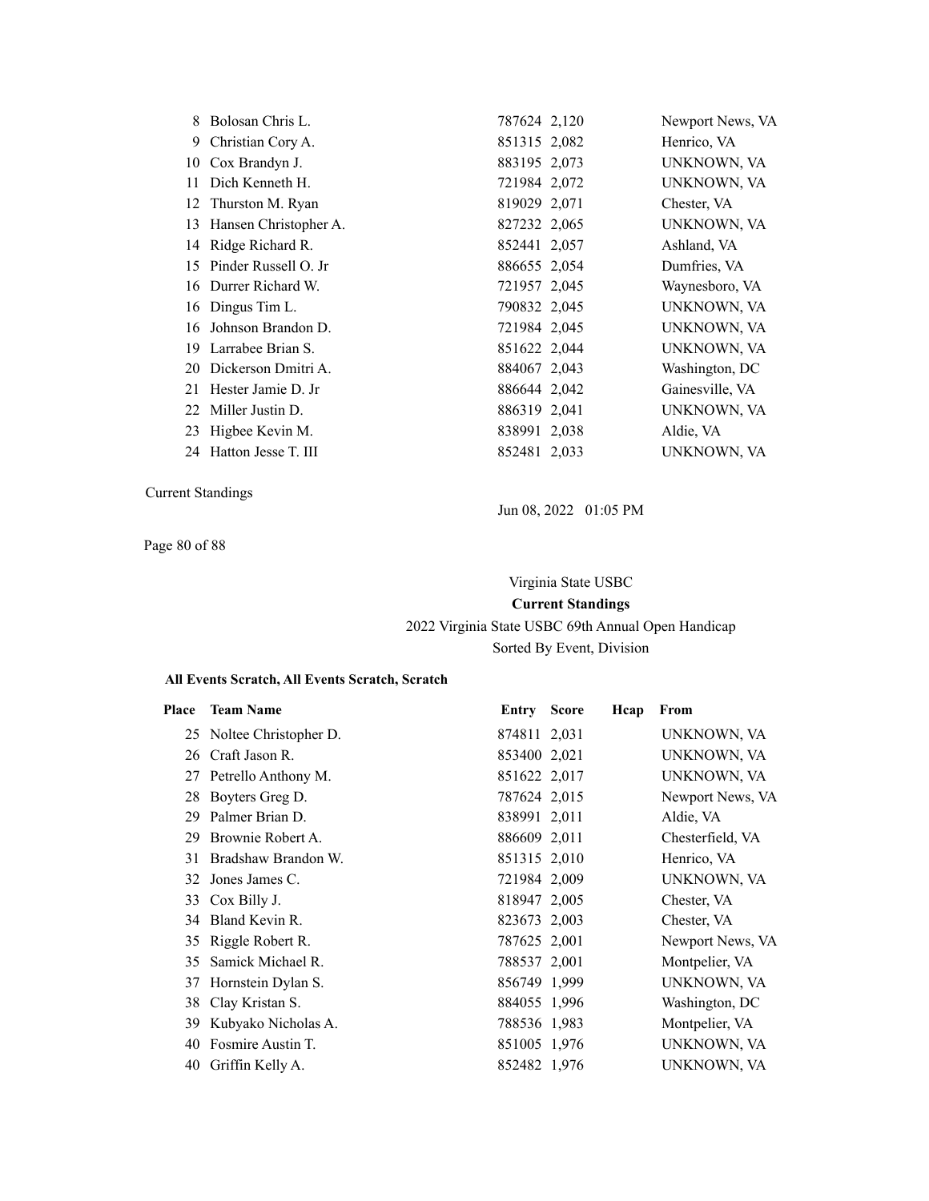| Place | Team Name | Entry | Score | Hcap | From |
|---|---|---|---|---|---|
| 8 | Bolosan Chris L. | 787624 | 2,120 | | Newport News, VA |
| 9 | Christian Cory A. | 851315 | 2,082 | | Henrico, VA |
| 10 | Cox Brandyn J. | 883195 | 2,073 | | UNKNOWN, VA |
| 11 | Dich Kenneth H. | 721984 | 2,072 | | UNKNOWN, VA |
| 12 | Thurston M. Ryan | 819029 | 2,071 | | Chester, VA |
| 13 | Hansen Christopher A. | 827232 | 2,065 | | UNKNOWN, VA |
| 14 | Ridge Richard R. | 852441 | 2,057 | | Ashland, VA |
| 15 | Pinder Russell O. Jr | 886655 | 2,054 | | Dumfries, VA |
| 16 | Durrer Richard W. | 721957 | 2,045 | | Waynesboro, VA |
| 16 | Dingus Tim L. | 790832 | 2,045 | | UNKNOWN, VA |
| 16 | Johnson Brandon D. | 721984 | 2,045 | | UNKNOWN, VA |
| 19 | Larrabee Brian S. | 851622 | 2,044 | | UNKNOWN, VA |
| 20 | Dickerson Dmitri A. | 884067 | 2,043 | | Washington, DC |
| 21 | Hester Jamie D. Jr | 886644 | 2,042 | | Gainesville, VA |
| 22 | Miller Justin D. | 886319 | 2,041 | | UNKNOWN, VA |
| 23 | Higbee Kevin M. | 838991 | 2,038 | | Aldie, VA |
| 24 | Hatton Jesse T. III | 852481 | 2,033 | | UNKNOWN, VA |

Current Standings

Jun 08, 2022 01:05 PM

Virginia State USBC

**Current Standings**

2022 Virginia State USBC 69th Annual Open Handicap

Sorted By Event, Division

**All Events Scratch, All Events Scratch, Scratch**

| Place | Team Name | Entry | Score | Hcap | From |
|---|---|---|---|---|---|
| 25 | Noltee Christopher D. | 874811 | 2,031 | | UNKNOWN, VA |
| 26 | Craft Jason R. | 853400 | 2,021 | | UNKNOWN, VA |
| 27 | Petrello Anthony M. | 851622 | 2,017 | | UNKNOWN, VA |
| 28 | Boyters Greg D. | 787624 | 2,015 | | Newport News, VA |
| 29 | Palmer Brian D. | 838991 | 2,011 | | Aldie, VA |
| 29 | Brownie Robert A. | 886609 | 2,011 | | Chesterfield, VA |
| 31 | Bradshaw Brandon W. | 851315 | 2,010 | | Henrico, VA |
| 32 | Jones James C. | 721984 | 2,009 | | UNKNOWN, VA |
| 33 | Cox Billy J. | 818947 | 2,005 | | Chester, VA |
| 34 | Bland Kevin R. | 823673 | 2,003 | | Chester, VA |
| 35 | Riggle Robert R. | 787625 | 2,001 | | Newport News, VA |
| 35 | Samick Michael R. | 788537 | 2,001 | | Montpelier, VA |
| 37 | Hornstein Dylan S. | 856749 | 1,999 | | UNKNOWN, VA |
| 38 | Clay Kristan S. | 884055 | 1,996 | | Washington, DC |
| 39 | Kubyako Nicholas A. | 788536 | 1,983 | | Montpelier, VA |
| 40 | Fosmire Austin T. | 851005 | 1,976 | | UNKNOWN, VA |
| 40 | Griffin Kelly A. | 852482 | 1,976 | | UNKNOWN, VA |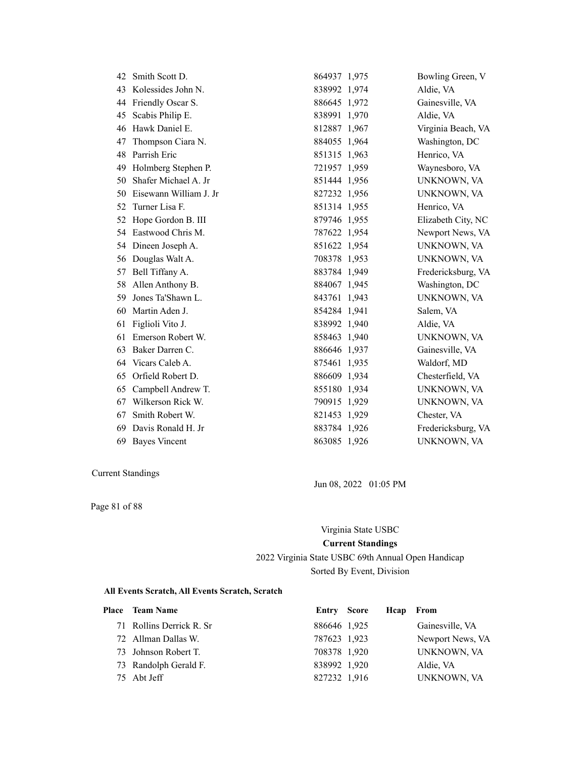| Place | Team Name | Entry | Score | Hcap | From |
|---|---|---|---|---|---|
| 42 | Smith Scott D. | 864937 | 1,975 | | Bowling Green, V |
| 43 | Kolessides John N. | 838992 | 1,974 | | Aldie, VA |
| 44 | Friendly Oscar S. | 886645 | 1,972 | | Gainesville, VA |
| 45 | Scabis Philip E. | 838991 | 1,970 | | Aldie, VA |
| 46 | Hawk Daniel E. | 812887 | 1,967 | | Virginia Beach, VA |
| 47 | Thompson Ciara N. | 884055 | 1,964 | | Washington, DC |
| 48 | Parrish Eric | 851315 | 1,963 | | Henrico, VA |
| 49 | Holmberg Stephen P. | 721957 | 1,959 | | Waynesboro, VA |
| 50 | Shafer Michael A. Jr | 851444 | 1,956 | | UNKNOWN, VA |
| 50 | Eisewann William J. Jr | 827232 | 1,956 | | UNKNOWN, VA |
| 52 | Turner Lisa F. | 851314 | 1,955 | | Henrico, VA |
| 52 | Hope Gordon B. III | 879746 | 1,955 | | Elizabeth City, NC |
| 54 | Eastwood Chris M. | 787622 | 1,954 | | Newport News, VA |
| 54 | Dineen Joseph A. | 851622 | 1,954 | | UNKNOWN, VA |
| 56 | Douglas Walt A. | 708378 | 1,953 | | UNKNOWN, VA |
| 57 | Bell Tiffany A. | 883784 | 1,949 | | Fredericksburg, VA |
| 58 | Allen Anthony B. | 884067 | 1,945 | | Washington, DC |
| 59 | Jones Ta'Shawn L. | 843761 | 1,943 | | UNKNOWN, VA |
| 60 | Martin Aden J. | 854284 | 1,941 | | Salem, VA |
| 61 | Figlioli Vito J. | 838992 | 1,940 | | Aldie, VA |
| 61 | Emerson Robert W. | 858463 | 1,940 | | UNKNOWN, VA |
| 63 | Baker Darren C. | 886646 | 1,937 | | Gainesville, VA |
| 64 | Vicars Caleb A. | 875461 | 1,935 | | Waldorf, MD |
| 65 | Orfield Robert D. | 886609 | 1,934 | | Chesterfield, VA |
| 65 | Campbell Andrew T. | 855180 | 1,934 | | UNKNOWN, VA |
| 67 | Wilkerson Rick W. | 790915 | 1,929 | | UNKNOWN, VA |
| 67 | Smith Robert W. | 821453 | 1,929 | | Chester, VA |
| 69 | Davis Ronald H. Jr | 883784 | 1,926 | | Fredericksburg, VA |
| 69 | Bayes Vincent | 863085 | 1,926 | | UNKNOWN, VA |

Current Standings

Jun 08, 2022 01:05 PM

Virginia State USBC

**Current Standings**

2022 Virginia State USBC 69th Annual Open Handicap

Sorted By Event, Division

**All Events Scratch, All Events Scratch, Scratch**

| Place | Team Name | Entry | Score | Hcap | From |
|---|---|---|---|---|---|
| 71 | Rollins Derrick R. Sr | 886646 | 1,925 | | Gainesville, VA |
| 72 | Allman Dallas W. | 787623 | 1,923 | | Newport News, VA |
| 73 | Johnson Robert T. | 708378 | 1,920 | | UNKNOWN, VA |
| 73 | Randolph Gerald F. | 838992 | 1,920 | | Aldie, VA |
| 75 | Abt Jeff | 827232 | 1,916 | | UNKNOWN, VA |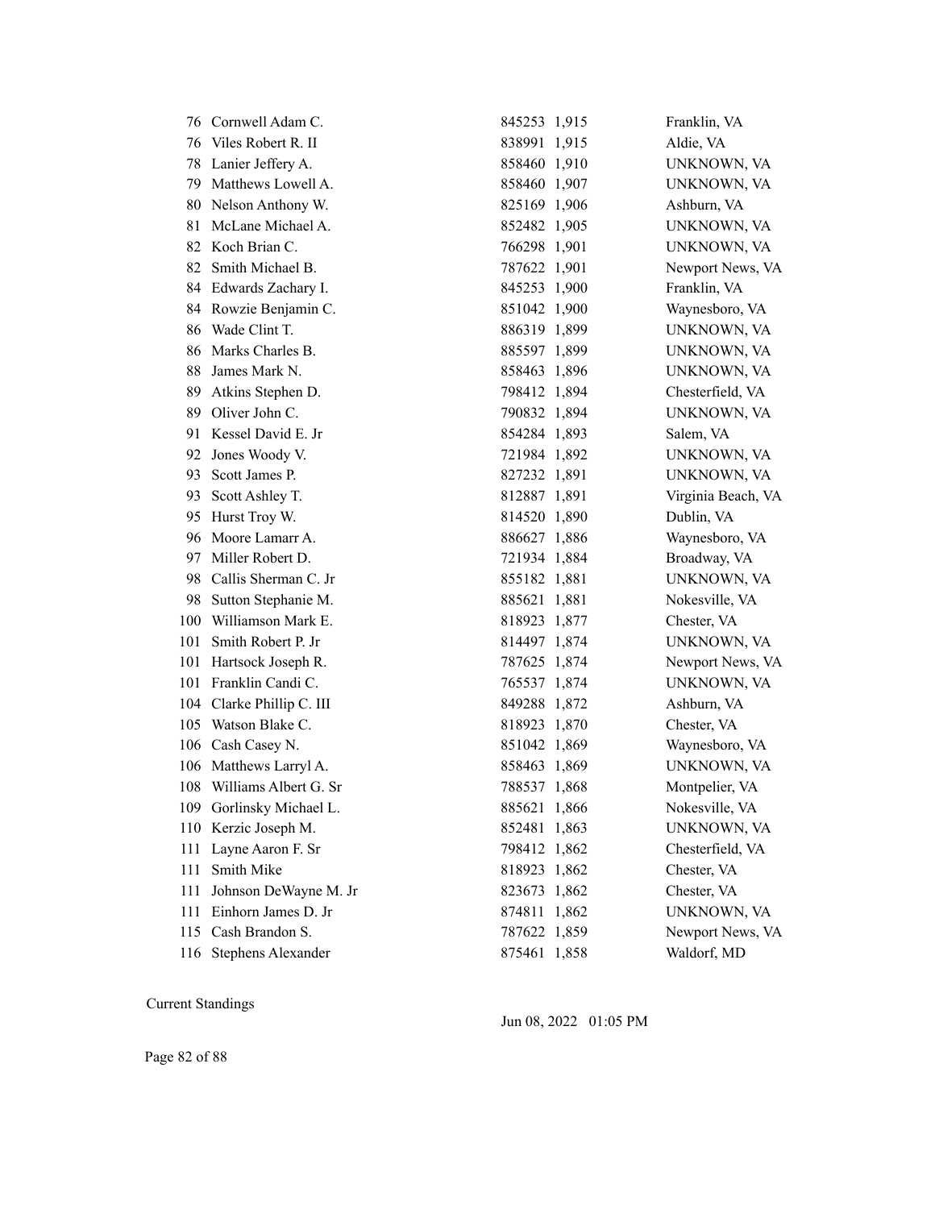| | | | | |
|---|---|---|---|---|
| 76 | Cornwell Adam C. | 845253 | 1,915 | Franklin, VA |
| 76 | Viles Robert R. II | 838991 | 1,915 | Aldie, VA |
| 78 | Lanier Jeffery A. | 858460 | 1,910 | UNKNOWN, VA |
| 79 | Matthews Lowell A. | 858460 | 1,907 | UNKNOWN, VA |
| 80 | Nelson Anthony W. | 825169 | 1,906 | Ashburn, VA |
| 81 | McLane Michael A. | 852482 | 1,905 | UNKNOWN, VA |
| 82 | Koch Brian C. | 766298 | 1,901 | UNKNOWN, VA |
| 82 | Smith Michael B. | 787622 | 1,901 | Newport News, VA |
| 84 | Edwards Zachary I. | 845253 | 1,900 | Franklin, VA |
| 84 | Rowzie Benjamin C. | 851042 | 1,900 | Waynesboro, VA |
| 86 | Wade Clint T. | 886319 | 1,899 | UNKNOWN, VA |
| 86 | Marks Charles B. | 885597 | 1,899 | UNKNOWN, VA |
| 88 | James Mark N. | 858463 | 1,896 | UNKNOWN, VA |
| 89 | Atkins Stephen D. | 798412 | 1,894 | Chesterfield, VA |
| 89 | Oliver John C. | 790832 | 1,894 | UNKNOWN, VA |
| 91 | Kessel David E. Jr | 854284 | 1,893 | Salem, VA |
| 92 | Jones Woody V. | 721984 | 1,892 | UNKNOWN, VA |
| 93 | Scott James P. | 827232 | 1,891 | UNKNOWN, VA |
| 93 | Scott Ashley T. | 812887 | 1,891 | Virginia Beach, VA |
| 95 | Hurst Troy W. | 814520 | 1,890 | Dublin, VA |
| 96 | Moore Lamarr A. | 886627 | 1,886 | Waynesboro, VA |
| 97 | Miller Robert D. | 721934 | 1,884 | Broadway, VA |
| 98 | Callis Sherman C. Jr | 855182 | 1,881 | UNKNOWN, VA |
| 98 | Sutton Stephanie M. | 885621 | 1,881 | Nokesville, VA |
| 100 | Williamson Mark E. | 818923 | 1,877 | Chester, VA |
| 101 | Smith Robert P. Jr | 814497 | 1,874 | UNKNOWN, VA |
| 101 | Hartsock Joseph R. | 787625 | 1,874 | Newport News, VA |
| 101 | Franklin Candi C. | 765537 | 1,874 | UNKNOWN, VA |
| 104 | Clarke Phillip C. III | 849288 | 1,872 | Ashburn, VA |
| 105 | Watson Blake C. | 818923 | 1,870 | Chester, VA |
| 106 | Cash Casey N. | 851042 | 1,869 | Waynesboro, VA |
| 106 | Matthews Larryl A. | 858463 | 1,869 | UNKNOWN, VA |
| 108 | Williams Albert G. Sr | 788537 | 1,868 | Montpelier, VA |
| 109 | Gorlinsky Michael L. | 885621 | 1,866 | Nokesville, VA |
| 110 | Kerzic Joseph M. | 852481 | 1,863 | UNKNOWN, VA |
| 111 | Layne Aaron F. Sr | 798412 | 1,862 | Chesterfield, VA |
| 111 | Smith Mike | 818923 | 1,862 | Chester, VA |
| 111 | Johnson DeWayne M. Jr | 823673 | 1,862 | Chester, VA |
| 111 | Einhorn James D. Jr | 874811 | 1,862 | UNKNOWN, VA |
| 115 | Cash Brandon S. | 787622 | 1,859 | Newport News, VA |
| 116 | Stephens Alexander | 875461 | 1,858 | Waldorf, MD |

Current Standings

Jun 08, 2022 01:05 PM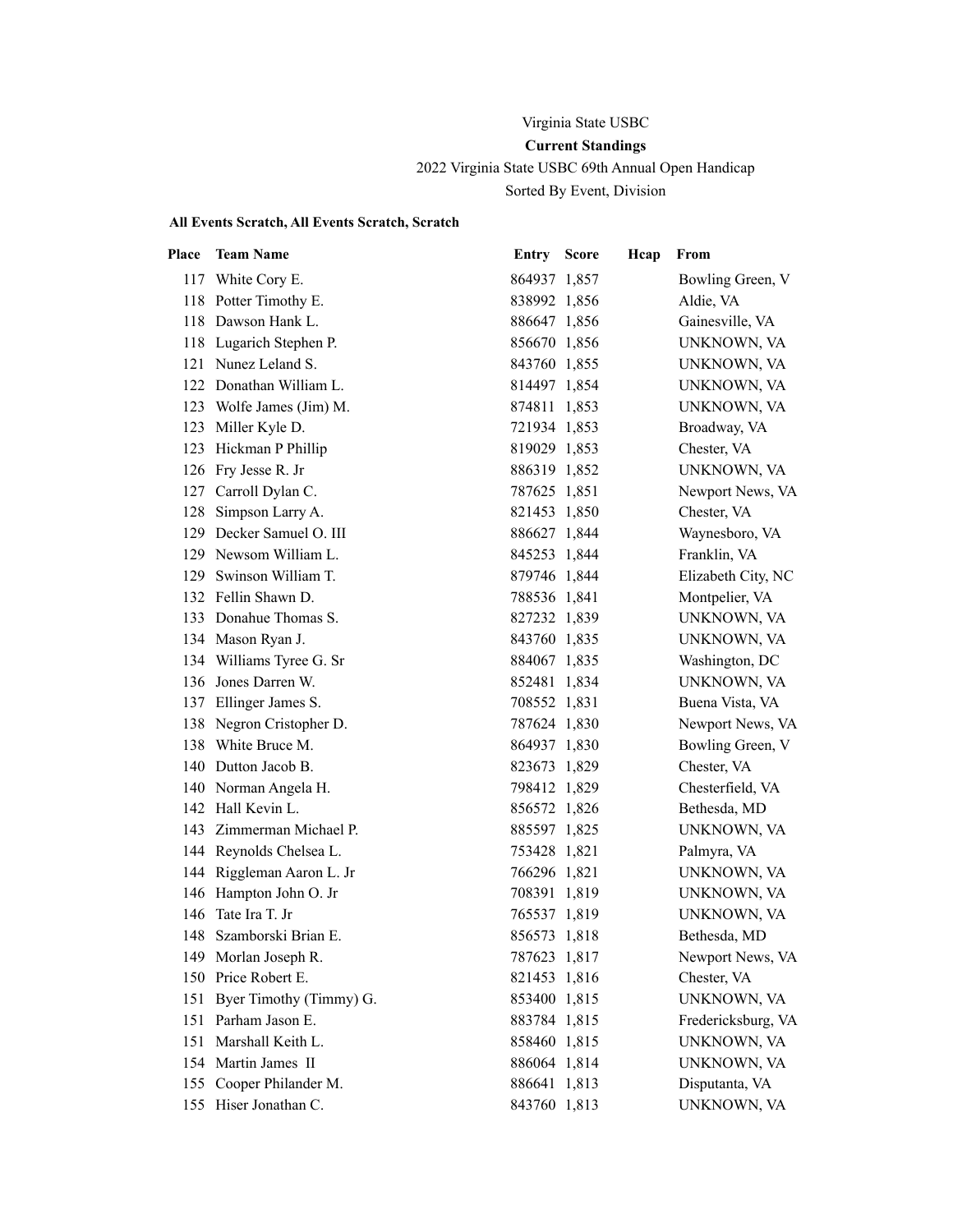Virginia State USBC

**Current Standings**

2022 Virginia State USBC 69th Annual Open Handicap

Sorted By Event, Division

**All Events Scratch, All Events Scratch, Scratch**

| Place | Team Name | Entry | Score | Hcap | From |
|---|---|---|---|---|---|
| 117 | White Cory E. | 864937 | 1,857 | | Bowling Green, V |
| 118 | Potter Timothy E. | 838992 | 1,856 | | Aldie, VA |
| 118 | Dawson Hank L. | 886647 | 1,856 | | Gainesville, VA |
| 118 | Lugarich Stephen P. | 856670 | 1,856 | | UNKNOWN, VA |
| 121 | Nunez Leland S. | 843760 | 1,855 | | UNKNOWN, VA |
| 122 | Donathan William L. | 814497 | 1,854 | | UNKNOWN, VA |
| 123 | Wolfe James (Jim) M. | 874811 | 1,853 | | UNKNOWN, VA |
| 123 | Miller Kyle D. | 721934 | 1,853 | | Broadway, VA |
| 123 | Hickman P Phillip | 819029 | 1,853 | | Chester, VA |
| 126 | Fry Jesse R. Jr | 886319 | 1,852 | | UNKNOWN, VA |
| 127 | Carroll Dylan C. | 787625 | 1,851 | | Newport News, VA |
| 128 | Simpson Larry A. | 821453 | 1,850 | | Chester, VA |
| 129 | Decker Samuel O. III | 886627 | 1,844 | | Waynesboro, VA |
| 129 | Newsom William L. | 845253 | 1,844 | | Franklin, VA |
| 129 | Swinson William T. | 879746 | 1,844 | | Elizabeth City, NC |
| 132 | Fellin Shawn D. | 788536 | 1,841 | | Montpelier, VA |
| 133 | Donahue Thomas S. | 827232 | 1,839 | | UNKNOWN, VA |
| 134 | Mason Ryan J. | 843760 | 1,835 | | UNKNOWN, VA |
| 134 | Williams Tyree G. Sr | 884067 | 1,835 | | Washington, DC |
| 136 | Jones Darren W. | 852481 | 1,834 | | UNKNOWN, VA |
| 137 | Ellinger James S. | 708552 | 1,831 | | Buena Vista, VA |
| 138 | Negron Cristopher D. | 787624 | 1,830 | | Newport News, VA |
| 138 | White Bruce M. | 864937 | 1,830 | | Bowling Green, V |
| 140 | Dutton Jacob B. | 823673 | 1,829 | | Chester, VA |
| 140 | Norman Angela H. | 798412 | 1,829 | | Chesterfield, VA |
| 142 | Hall Kevin L. | 856572 | 1,826 | | Bethesda, MD |
| 143 | Zimmerman Michael P. | 885597 | 1,825 | | UNKNOWN, VA |
| 144 | Reynolds Chelsea L. | 753428 | 1,821 | | Palmyra, VA |
| 144 | Riggleman Aaron L. Jr | 766296 | 1,821 | | UNKNOWN, VA |
| 146 | Hampton John O. Jr | 708391 | 1,819 | | UNKNOWN, VA |
| 146 | Tate Ira T. Jr | 765537 | 1,819 | | UNKNOWN, VA |
| 148 | Szamborski Brian E. | 856573 | 1,818 | | Bethesda, MD |
| 149 | Morlan Joseph R. | 787623 | 1,817 | | Newport News, VA |
| 150 | Price Robert E. | 821453 | 1,816 | | Chester, VA |
| 151 | Byer Timothy (Timmy) G. | 853400 | 1,815 | | UNKNOWN, VA |
| 151 | Parham Jason E. | 883784 | 1,815 | | Fredericksburg, VA |
| 151 | Marshall Keith L. | 858460 | 1,815 | | UNKNOWN, VA |
| 154 | Martin James II | 886064 | 1,814 | | UNKNOWN, VA |
| 155 | Cooper Philander M. | 886641 | 1,813 | | Disputanta, VA |
| 155 | Hiser Jonathan C. | 843760 | 1,813 | | UNKNOWN, VA |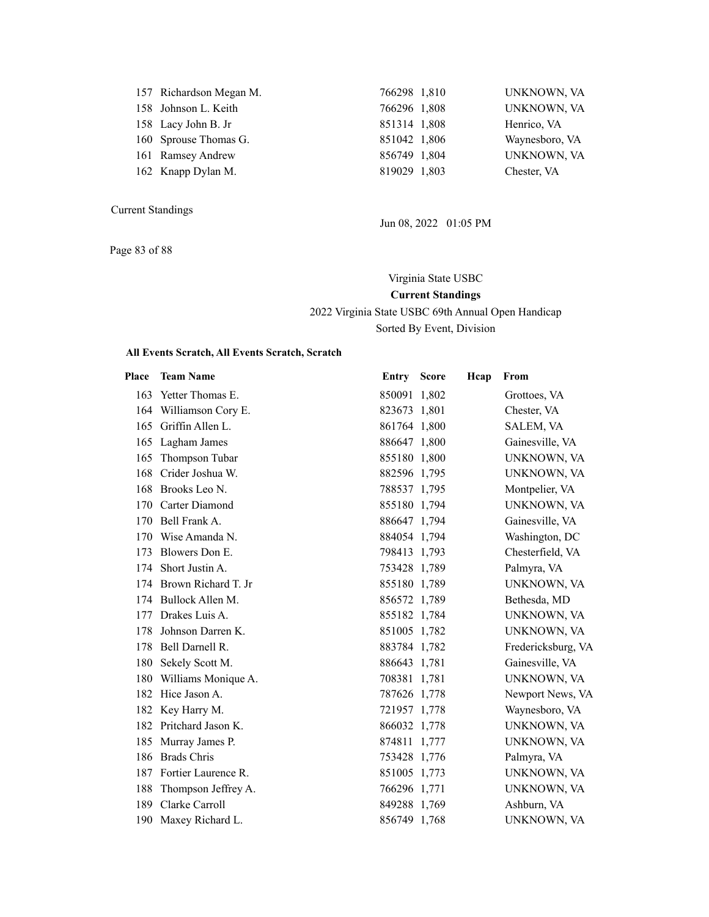| Place | Team Name | Entry | Score | Hcap | From |
|---|---|---|---|---|---|
| 157 | Richardson Megan M. | 766298 | 1,810 | | UNKNOWN, VA |
| 158 | Johnson L. Keith | 766296 | 1,808 | | UNKNOWN, VA |
| 158 | Lacy John B. Jr | 851314 | 1,808 | | Henrico, VA |
| 160 | Sprouse Thomas G. | 851042 | 1,806 | | Waynesboro, VA |
| 161 | Ramsey Andrew | 856749 | 1,804 | | UNKNOWN, VA |
| 162 | Knapp Dylan M. | 819029 | 1,803 | | Chester, VA |

Current Standings

Jun 08, 2022 01:05 PM

Virginia State USBC

**Current Standings**

2022 Virginia State USBC 69th Annual Open Handicap

Sorted By Event, Division

**All Events Scratch, All Events Scratch, Scratch**

| Place | Team Name | Entry | Score | Hcap | From |
|---|---|---|---|---|---|
| 163 | Yetter Thomas E. | 850091 | 1,802 | | Grottoes, VA |
| 164 | Williamson Cory E. | 823673 | 1,801 | | Chester, VA |
| 165 | Griffin Allen L. | 861764 | 1,800 | | SALEM, VA |
| 165 | Lagham James | 886647 | 1,800 | | Gainesville, VA |
| 165 | Thompson Tubar | 855180 | 1,800 | | UNKNOWN, VA |
| 168 | Crider Joshua W. | 882596 | 1,795 | | UNKNOWN, VA |
| 168 | Brooks Leo N. | 788537 | 1,795 | | Montpelier, VA |
| 170 | Carter Diamond | 855180 | 1,794 | | UNKNOWN, VA |
| 170 | Bell Frank A. | 886647 | 1,794 | | Gainesville, VA |
| 170 | Wise Amanda N. | 884054 | 1,794 | | Washington, DC |
| 173 | Blowers Don E. | 798413 | 1,793 | | Chesterfield, VA |
| 174 | Short Justin A. | 753428 | 1,789 | | Palmyra, VA |
| 174 | Brown Richard T. Jr | 855180 | 1,789 | | UNKNOWN, VA |
| 174 | Bullock Allen M. | 856572 | 1,789 | | Bethesda, MD |
| 177 | Drakes Luis A. | 855182 | 1,784 | | UNKNOWN, VA |
| 178 | Johnson Darren K. | 851005 | 1,782 | | UNKNOWN, VA |
| 178 | Bell Darnell R. | 883784 | 1,782 | | Fredericksburg, VA |
| 180 | Sekely Scott M. | 886643 | 1,781 | | Gainesville, VA |
| 180 | Williams Monique A. | 708381 | 1,781 | | UNKNOWN, VA |
| 182 | Hice Jason A. | 787626 | 1,778 | | Newport News, VA |
| 182 | Key Harry M. | 721957 | 1,778 | | Waynesboro, VA |
| 182 | Pritchard Jason K. | 866032 | 1,778 | | UNKNOWN, VA |
| 185 | Murray James P. | 874811 | 1,777 | | UNKNOWN, VA |
| 186 | Brads Chris | 753428 | 1,776 | | Palmyra, VA |
| 187 | Fortier Laurence R. | 851005 | 1,773 | | UNKNOWN, VA |
| 188 | Thompson Jeffrey A. | 766296 | 1,771 | | UNKNOWN, VA |
| 189 | Clarke Carroll | 849288 | 1,769 | | Ashburn, VA |
| 190 | Maxey Richard L. | 856749 | 1,768 | | UNKNOWN, VA |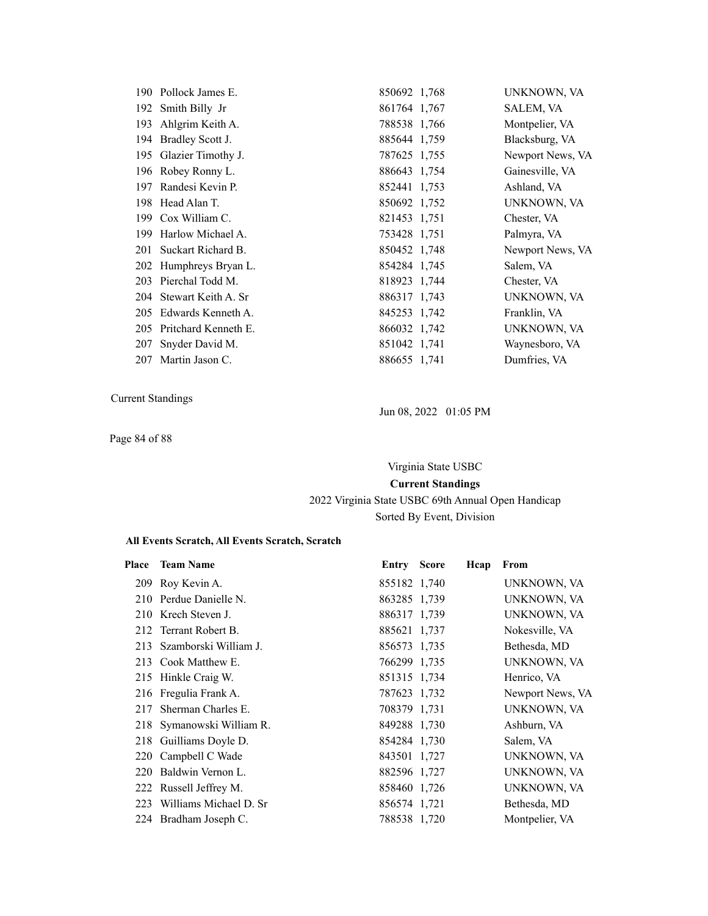| Place | Team Name | Entry | Score | Hcap | From |
|---|---|---|---|---|---|
| 190 | Pollock James E. | 850692 | 1,768 | | UNKNOWN, VA |
| 192 | Smith Billy Jr | 861764 | 1,767 | | SALEM, VA |
| 193 | Ahlgrim Keith A. | 788538 | 1,766 | | Montpelier, VA |
| 194 | Bradley Scott J. | 885644 | 1,759 | | Blacksburg, VA |
| 195 | Glazier Timothy J. | 787625 | 1,755 | | Newport News, VA |
| 196 | Robey Ronny L. | 886643 | 1,754 | | Gainesville, VA |
| 197 | Randesi Kevin P. | 852441 | 1,753 | | Ashland, VA |
| 198 | Head Alan T. | 850692 | 1,752 | | UNKNOWN, VA |
| 199 | Cox William C. | 821453 | 1,751 | | Chester, VA |
| 199 | Harlow Michael A. | 753428 | 1,751 | | Palmyra, VA |
| 201 | Suckart Richard B. | 850452 | 1,748 | | Newport News, VA |
| 202 | Humphreys Bryan L. | 854284 | 1,745 | | Salem, VA |
| 203 | Pierchal Todd M. | 818923 | 1,744 | | Chester, VA |
| 204 | Stewart Keith A. Sr | 886317 | 1,743 | | UNKNOWN, VA |
| 205 | Edwards Kenneth A. | 845253 | 1,742 | | Franklin, VA |
| 205 | Pritchard Kenneth E. | 866032 | 1,742 | | UNKNOWN, VA |
| 207 | Snyder David M. | 851042 | 1,741 | | Waynesboro, VA |
| 207 | Martin Jason C. | 886655 | 1,741 | | Dumfries, VA |

Current Standings

Jun 08, 2022 01:05 PM

Virginia State USBC

**Current Standings**

2022 Virginia State USBC 69th Annual Open Handicap

Sorted By Event, Division

**All Events Scratch, All Events Scratch, Scratch**

| Place | Team Name | Entry | Score | Hcap | From |
|---|---|---|---|---|---|
| 209 | Roy Kevin A. | 855182 | 1,740 | | UNKNOWN, VA |
| 210 | Perdue Danielle N. | 863285 | 1,739 | | UNKNOWN, VA |
| 210 | Krech Steven J. | 886317 | 1,739 | | UNKNOWN, VA |
| 212 | Terrant Robert B. | 885621 | 1,737 | | Nokesville, VA |
| 213 | Szamborski William J. | 856573 | 1,735 | | Bethesda, MD |
| 213 | Cook Matthew E. | 766299 | 1,735 | | UNKNOWN, VA |
| 215 | Hinkle Craig W. | 851315 | 1,734 | | Henrico, VA |
| 216 | Fregulia Frank A. | 787623 | 1,732 | | Newport News, VA |
| 217 | Sherman Charles E. | 708379 | 1,731 | | UNKNOWN, VA |
| 218 | Symanowski William R. | 849288 | 1,730 | | Ashburn, VA |
| 218 | Guilliams Doyle D. | 854284 | 1,730 | | Salem, VA |
| 220 | Campbell C Wade | 843501 | 1,727 | | UNKNOWN, VA |
| 220 | Baldwin Vernon L. | 882596 | 1,727 | | UNKNOWN, VA |
| 222 | Russell Jeffrey M. | 858460 | 1,726 | | UNKNOWN, VA |
| 223 | Williams Michael D. Sr | 856574 | 1,721 | | Bethesda, MD |
| 224 | Bradham Joseph C. | 788538 | 1,720 | | Montpelier, VA |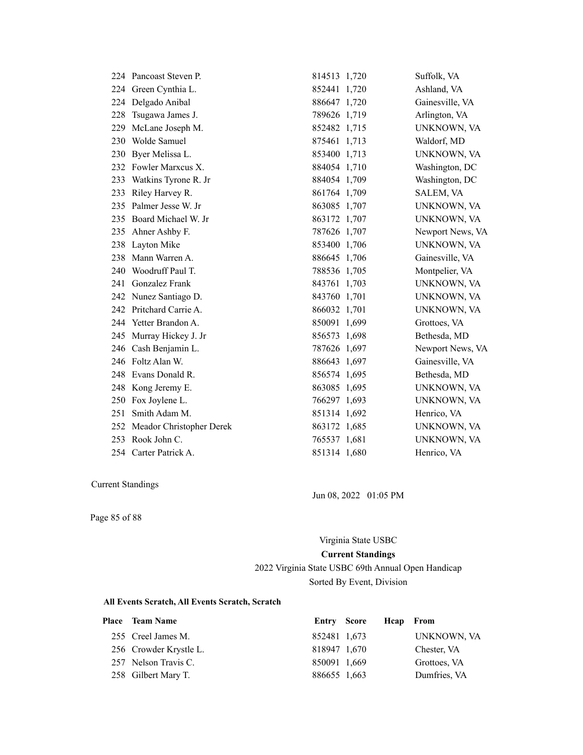| Place | Team Name | Entry | Score | Hcap | From |
|---|---|---|---|---|---|
| 224 | Pancoast Steven P. | 814513 | 1,720 | | Suffolk, VA |
| 224 | Green Cynthia L. | 852441 | 1,720 | | Ashland, VA |
| 224 | Delgado Anibal | 886647 | 1,720 | | Gainesville, VA |
| 228 | Tsugawa James J. | 789626 | 1,719 | | Arlington, VA |
| 229 | McLane Joseph M. | 852482 | 1,715 | | UNKNOWN, VA |
| 230 | Wolde Samuel | 875461 | 1,713 | | Waldorf, MD |
| 230 | Byer Melissa L. | 853400 | 1,713 | | UNKNOWN, VA |
| 232 | Fowler Marxcus X. | 884054 | 1,710 | | Washington, DC |
| 233 | Watkins Tyrone R. Jr | 884054 | 1,709 | | Washington, DC |
| 233 | Riley Harvey R. | 861764 | 1,709 | | SALEM, VA |
| 235 | Palmer Jesse W. Jr | 863085 | 1,707 | | UNKNOWN, VA |
| 235 | Board Michael W. Jr | 863172 | 1,707 | | UNKNOWN, VA |
| 235 | Ahner Ashby F. | 787626 | 1,707 | | Newport News, VA |
| 238 | Layton Mike | 853400 | 1,706 | | UNKNOWN, VA |
| 238 | Mann Warren A. | 886645 | 1,706 | | Gainesville, VA |
| 240 | Woodruff Paul T. | 788536 | 1,705 | | Montpelier, VA |
| 241 | Gonzalez Frank | 843761 | 1,703 | | UNKNOWN, VA |
| 242 | Nunez Santiago D. | 843760 | 1,701 | | UNKNOWN, VA |
| 242 | Pritchard Carrie A. | 866032 | 1,701 | | UNKNOWN, VA |
| 244 | Yetter Brandon A. | 850091 | 1,699 | | Grottoes, VA |
| 245 | Murray Hickey J. Jr | 856573 | 1,698 | | Bethesda, MD |
| 246 | Cash Benjamin L. | 787626 | 1,697 | | Newport News, VA |
| 246 | Foltz Alan W. | 886643 | 1,697 | | Gainesville, VA |
| 248 | Evans Donald R. | 856574 | 1,695 | | Bethesda, MD |
| 248 | Kong Jeremy E. | 863085 | 1,695 | | UNKNOWN, VA |
| 250 | Fox Joylene L. | 766297 | 1,693 | | UNKNOWN, VA |
| 251 | Smith Adam M. | 851314 | 1,692 | | Henrico, VA |
| 252 | Meador Christopher Derek | 863172 | 1,685 | | UNKNOWN, VA |
| 253 | Rook John C. | 765537 | 1,681 | | UNKNOWN, VA |
| 254 | Carter Patrick A. | 851314 | 1,680 | | Henrico, VA |

Current Standings

Jun 08, 2022 01:05 PM

Virginia State USBC

**Current Standings**

2022 Virginia State USBC 69th Annual Open Handicap

Sorted By Event, Division

**All Events Scratch, All Events Scratch, Scratch**

| Place | Team Name | Entry | Score | Hcap | From |
|---|---|---|---|---|---|
| 255 | Creel James M. | 852481 | 1,673 | | UNKNOWN, VA |
| 256 | Crowder Krystle L. | 818947 | 1,670 | | Chester, VA |
| 257 | Nelson Travis C. | 850091 | 1,669 | | Grottoes, VA |
| 258 | Gilbert Mary T. | 886655 | 1,663 | | Dumfries, VA |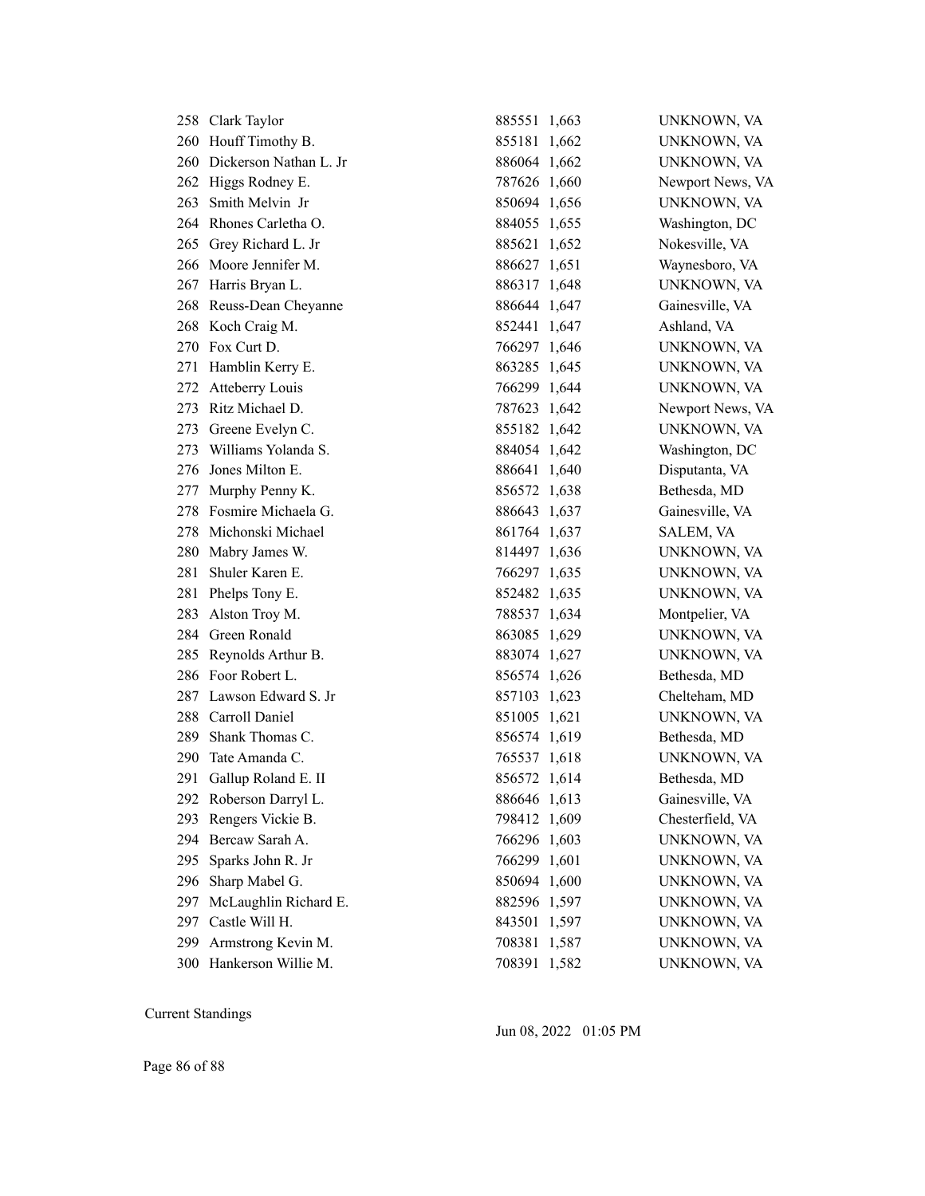| | | | | |
|---|---|---|---|---|
| 258 | Clark Taylor | 885551 | 1,663 | UNKNOWN, VA |
| 260 | Houff Timothy B. | 855181 | 1,662 | UNKNOWN, VA |
| 260 | Dickerson Nathan L. Jr | 886064 | 1,662 | UNKNOWN, VA |
| 262 | Higgs Rodney E. | 787626 | 1,660 | Newport News, VA |
| 263 | Smith Melvin Jr | 850694 | 1,656 | UNKNOWN, VA |
| 264 | Rhones Carletha O. | 884055 | 1,655 | Washington, DC |
| 265 | Grey Richard L. Jr | 885621 | 1,652 | Nokesville, VA |
| 266 | Moore Jennifer M. | 886627 | 1,651 | Waynesboro, VA |
| 267 | Harris Bryan L. | 886317 | 1,648 | UNKNOWN, VA |
| 268 | Reuss-Dean Cheyanne | 886644 | 1,647 | Gainesville, VA |
| 268 | Koch Craig M. | 852441 | 1,647 | Ashland, VA |
| 270 | Fox Curt D. | 766297 | 1,646 | UNKNOWN, VA |
| 271 | Hamblin Kerry E. | 863285 | 1,645 | UNKNOWN, VA |
| 272 | Atteberry Louis | 766299 | 1,644 | UNKNOWN, VA |
| 273 | Ritz Michael D. | 787623 | 1,642 | Newport News, VA |
| 273 | Greene Evelyn C. | 855182 | 1,642 | UNKNOWN, VA |
| 273 | Williams Yolanda S. | 884054 | 1,642 | Washington, DC |
| 276 | Jones Milton E. | 886641 | 1,640 | Disputanta, VA |
| 277 | Murphy Penny K. | 856572 | 1,638 | Bethesda, MD |
| 278 | Fosmire Michaela G. | 886643 | 1,637 | Gainesville, VA |
| 278 | Michonski Michael | 861764 | 1,637 | SALEM, VA |
| 280 | Mabry James W. | 814497 | 1,636 | UNKNOWN, VA |
| 281 | Shuler Karen E. | 766297 | 1,635 | UNKNOWN, VA |
| 281 | Phelps Tony E. | 852482 | 1,635 | UNKNOWN, VA |
| 283 | Alston Troy M. | 788537 | 1,634 | Montpelier, VA |
| 284 | Green Ronald | 863085 | 1,629 | UNKNOWN, VA |
| 285 | Reynolds Arthur B. | 883074 | 1,627 | UNKNOWN, VA |
| 286 | Foor Robert L. | 856574 | 1,626 | Bethesda, MD |
| 287 | Lawson Edward S. Jr | 857103 | 1,623 | Chelteham, MD |
| 288 | Carroll Daniel | 851005 | 1,621 | UNKNOWN, VA |
| 289 | Shank Thomas C. | 856574 | 1,619 | Bethesda, MD |
| 290 | Tate Amanda C. | 765537 | 1,618 | UNKNOWN, VA |
| 291 | Gallup Roland E. II | 856572 | 1,614 | Bethesda, MD |
| 292 | Roberson Darryl L. | 886646 | 1,613 | Gainesville, VA |
| 293 | Rengers Vickie B. | 798412 | 1,609 | Chesterfield, VA |
| 294 | Bercaw Sarah A. | 766296 | 1,603 | UNKNOWN, VA |
| 295 | Sparks John R. Jr | 766299 | 1,601 | UNKNOWN, VA |
| 296 | Sharp Mabel G. | 850694 | 1,600 | UNKNOWN, VA |
| 297 | McLaughlin Richard E. | 882596 | 1,597 | UNKNOWN, VA |
| 297 | Castle Will H. | 843501 | 1,597 | UNKNOWN, VA |
| 299 | Armstrong Kevin M. | 708381 | 1,587 | UNKNOWN, VA |
| 300 | Hankerson Willie M. | 708391 | 1,582 | UNKNOWN, VA |

Current Standings

Jun 08, 2022 01:05 PM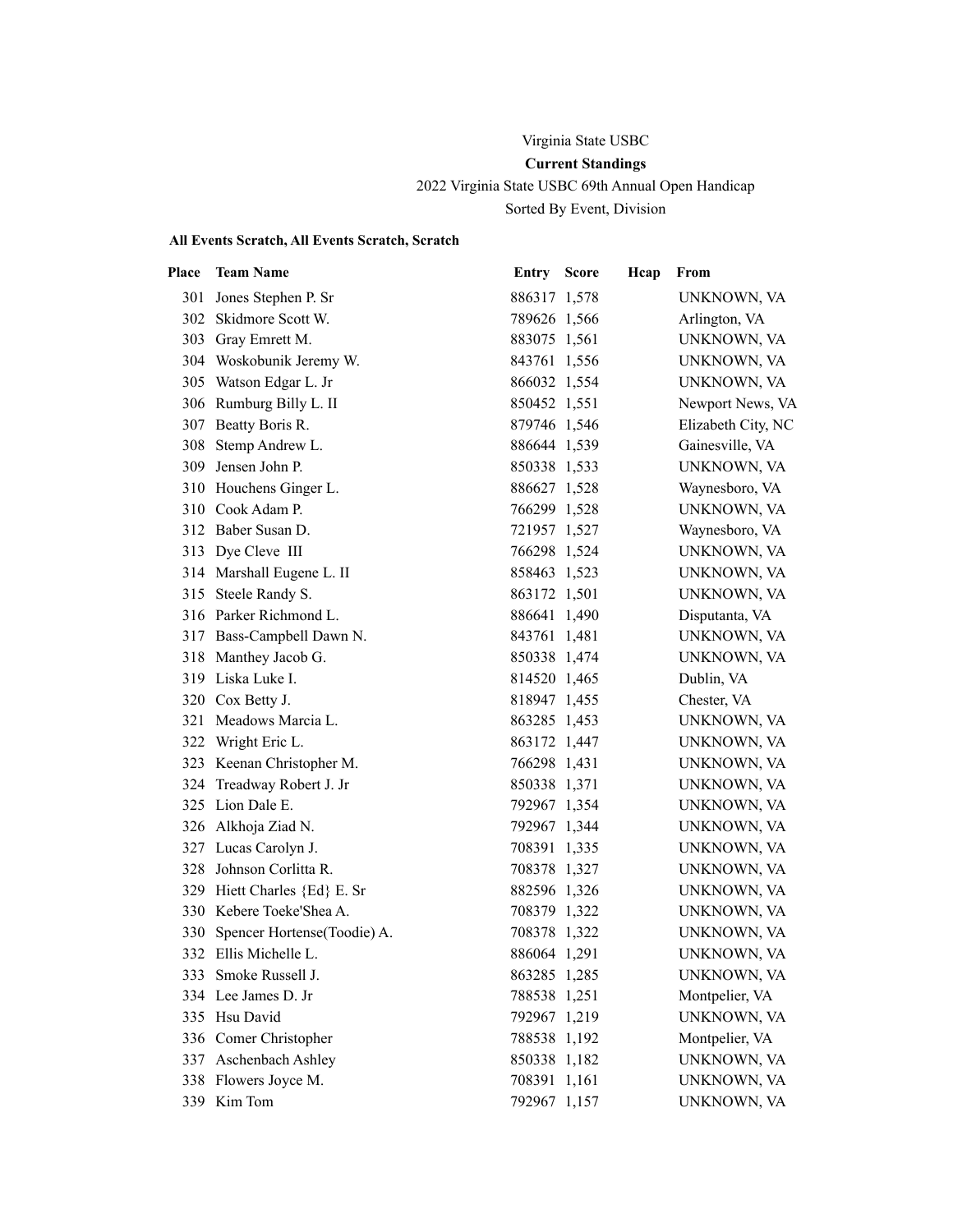Virginia State USBC

**Current Standings**

2022 Virginia State USBC 69th Annual Open Handicap

Sorted By Event, Division

**All Events Scratch, All Events Scratch, Scratch**

| Place | Team Name | Entry | Score | Hcap | From |
|---|---|---|---|---|---|
| 301 | Jones Stephen P. Sr | 886317 | 1,578 | | UNKNOWN, VA |
| 302 | Skidmore Scott W. | 789626 | 1,566 | | Arlington, VA |
| 303 | Gray Emrett M. | 883075 | 1,561 | | UNKNOWN, VA |
| 304 | Woskobunik Jeremy W. | 843761 | 1,556 | | UNKNOWN, VA |
| 305 | Watson Edgar L. Jr | 866032 | 1,554 | | UNKNOWN, VA |
| 306 | Rumburg Billy L. II | 850452 | 1,551 | | Newport News, VA |
| 307 | Beatty Boris R. | 879746 | 1,546 | | Elizabeth City, NC |
| 308 | Stemp Andrew L. | 886644 | 1,539 | | Gainesville, VA |
| 309 | Jensen John P. | 850338 | 1,533 | | UNKNOWN, VA |
| 310 | Houchens Ginger L. | 886627 | 1,528 | | Waynesboro, VA |
| 310 | Cook Adam P. | 766299 | 1,528 | | UNKNOWN, VA |
| 312 | Baber Susan D. | 721957 | 1,527 | | Waynesboro, VA |
| 313 | Dye Cleve III | 766298 | 1,524 | | UNKNOWN, VA |
| 314 | Marshall Eugene L. II | 858463 | 1,523 | | UNKNOWN, VA |
| 315 | Steele Randy S. | 863172 | 1,501 | | UNKNOWN, VA |
| 316 | Parker Richmond L. | 886641 | 1,490 | | Disputanta, VA |
| 317 | Bass-Campbell Dawn N. | 843761 | 1,481 | | UNKNOWN, VA |
| 318 | Manthey Jacob G. | 850338 | 1,474 | | UNKNOWN, VA |
| 319 | Liska Luke I. | 814520 | 1,465 | | Dublin, VA |
| 320 | Cox Betty J. | 818947 | 1,455 | | Chester, VA |
| 321 | Meadows Marcia L. | 863285 | 1,453 | | UNKNOWN, VA |
| 322 | Wright Eric L. | 863172 | 1,447 | | UNKNOWN, VA |
| 323 | Keenan Christopher M. | 766298 | 1,431 | | UNKNOWN, VA |
| 324 | Treadway Robert J. Jr | 850338 | 1,371 | | UNKNOWN, VA |
| 325 | Lion Dale E. | 792967 | 1,354 | | UNKNOWN, VA |
| 326 | Alkhoja Ziad N. | 792967 | 1,344 | | UNKNOWN, VA |
| 327 | Lucas Carolyn J. | 708391 | 1,335 | | UNKNOWN, VA |
| 328 | Johnson Corlitta R. | 708378 | 1,327 | | UNKNOWN, VA |
| 329 | Hiett Charles {Ed} E. Sr | 882596 | 1,326 | | UNKNOWN, VA |
| 330 | Kebere Toeke'Shea A. | 708379 | 1,322 | | UNKNOWN, VA |
| 330 | Spencer Hortense(Toodie) A. | 708378 | 1,322 | | UNKNOWN, VA |
| 332 | Ellis Michelle L. | 886064 | 1,291 | | UNKNOWN, VA |
| 333 | Smoke Russell J. | 863285 | 1,285 | | UNKNOWN, VA |
| 334 | Lee James D. Jr | 788538 | 1,251 | | Montpelier, VA |
| 335 | Hsu David | 792967 | 1,219 | | UNKNOWN, VA |
| 336 | Comer Christopher | 788538 | 1,192 | | Montpelier, VA |
| 337 | Aschenbach Ashley | 850338 | 1,182 | | UNKNOWN, VA |
| 338 | Flowers Joyce M. | 708391 | 1,161 | | UNKNOWN, VA |
| 339 | Kim Tom | 792967 | 1,157 | | UNKNOWN, VA |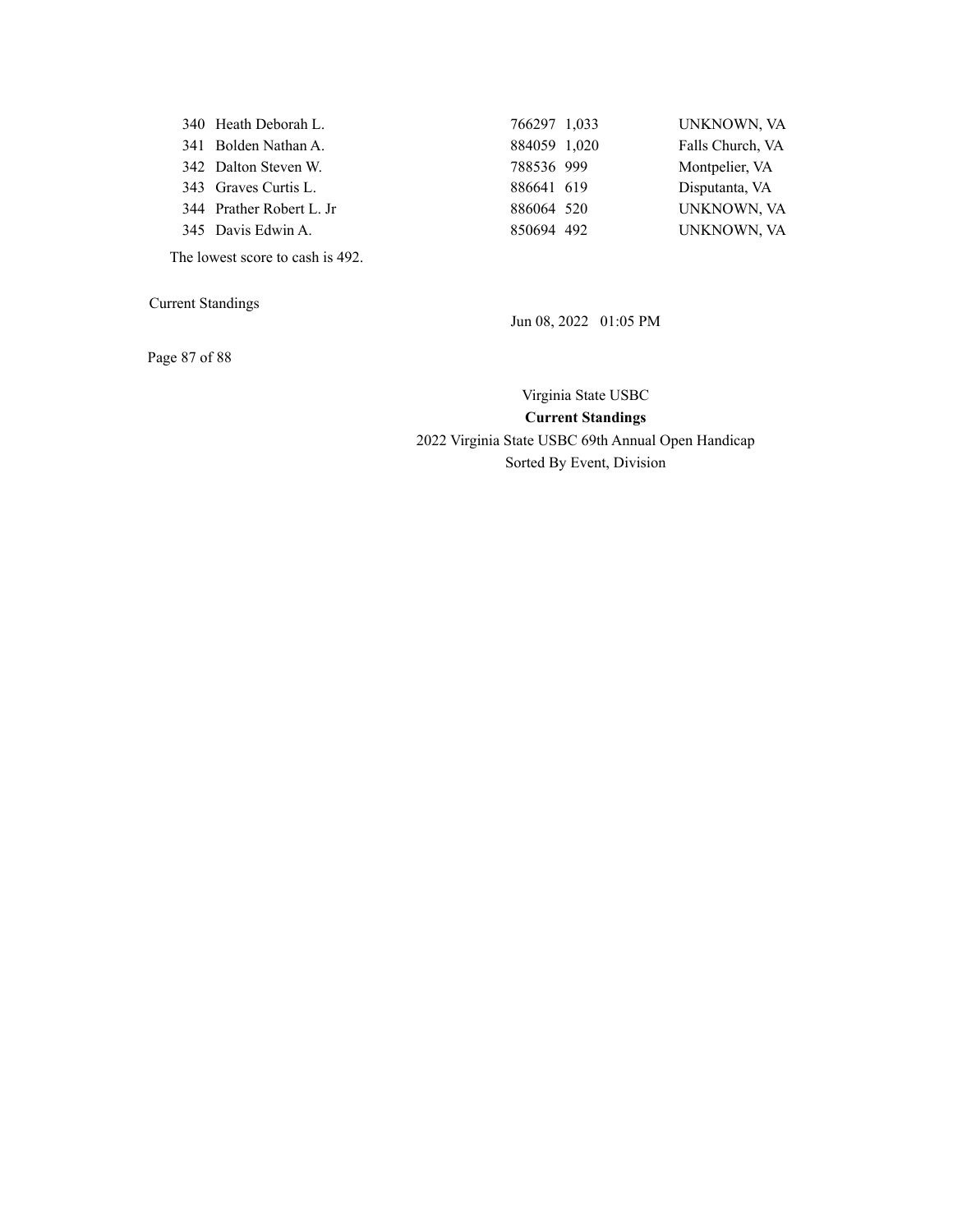| | | | | |
|---|---|---|---|---|
| 340 | Heath Deborah L. | 766297 | 1,033 | UNKNOWN, VA |
| 341 | Bolden Nathan A. | 884059 | 1,020 | Falls Church, VA |
| 342 | Dalton Steven W. | 788536 | 999 | Montpelier, VA |
| 343 | Graves Curtis L. | 886641 | 619 | Disputanta, VA |
| 344 | Prather Robert L. Jr | 886064 | 520 | UNKNOWN, VA |
| 345 | Davis Edwin A. | 850694 | 492 | UNKNOWN, VA |

The lowest score to cash is 492.